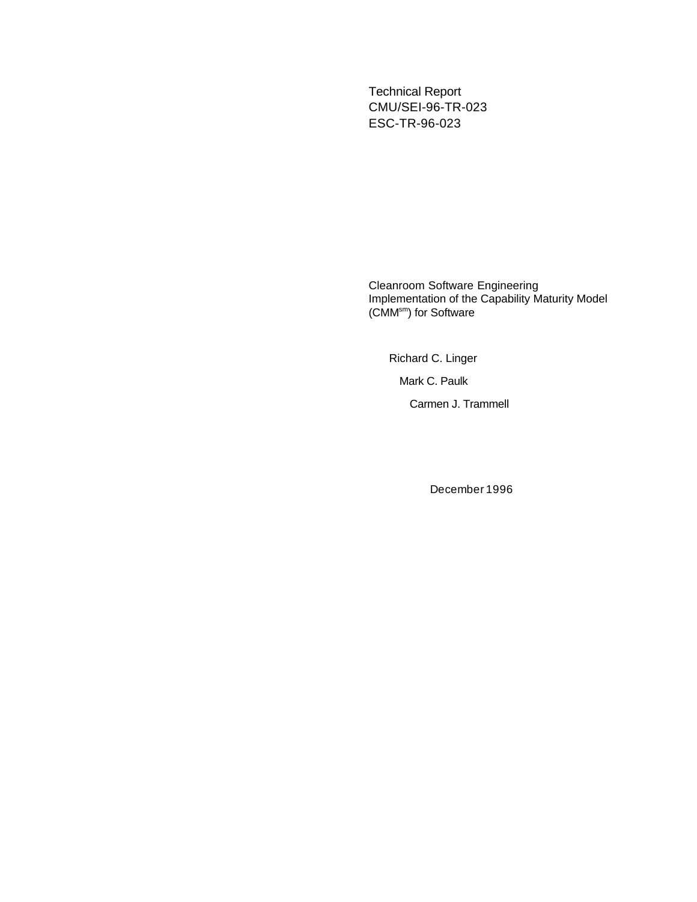Technical Report
CMU/SEI-96-TR-023
ESC-TR-96-023

# Cleanroom Software Engineering Implementation of the Capability Maturity Model (CMM[sm]) for Software

Richard C. Linger

Mark C. Paulk

Carmen J. Trammell

December 1996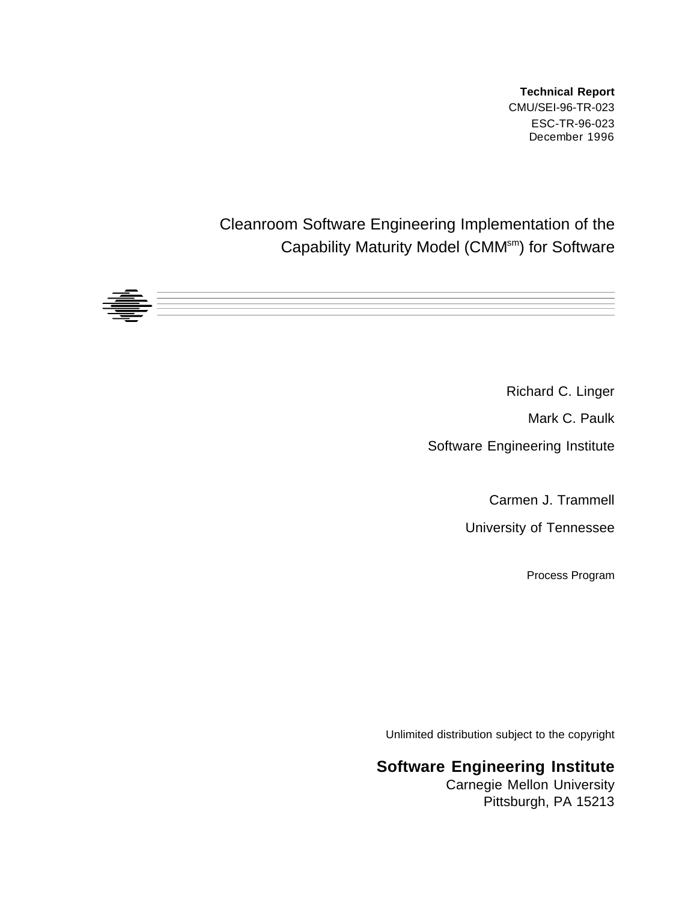**Technical Report**
CMU/SEI-96-TR-023
ESC-TR-96-023
December 1996

# Cleanroom Software Engineering Implementation of the Capability Maturity Model (CMM[sm]) for Software

Richard C. Linger

Mark C. Paulk

Software Engineering Institute

Carmen J. Trammell

University of Tennessee

Process Program

Unlimited distribution subject to the copyright

**Software Engineering Institute**
Carnegie Mellon University
Pittsburgh, PA 15213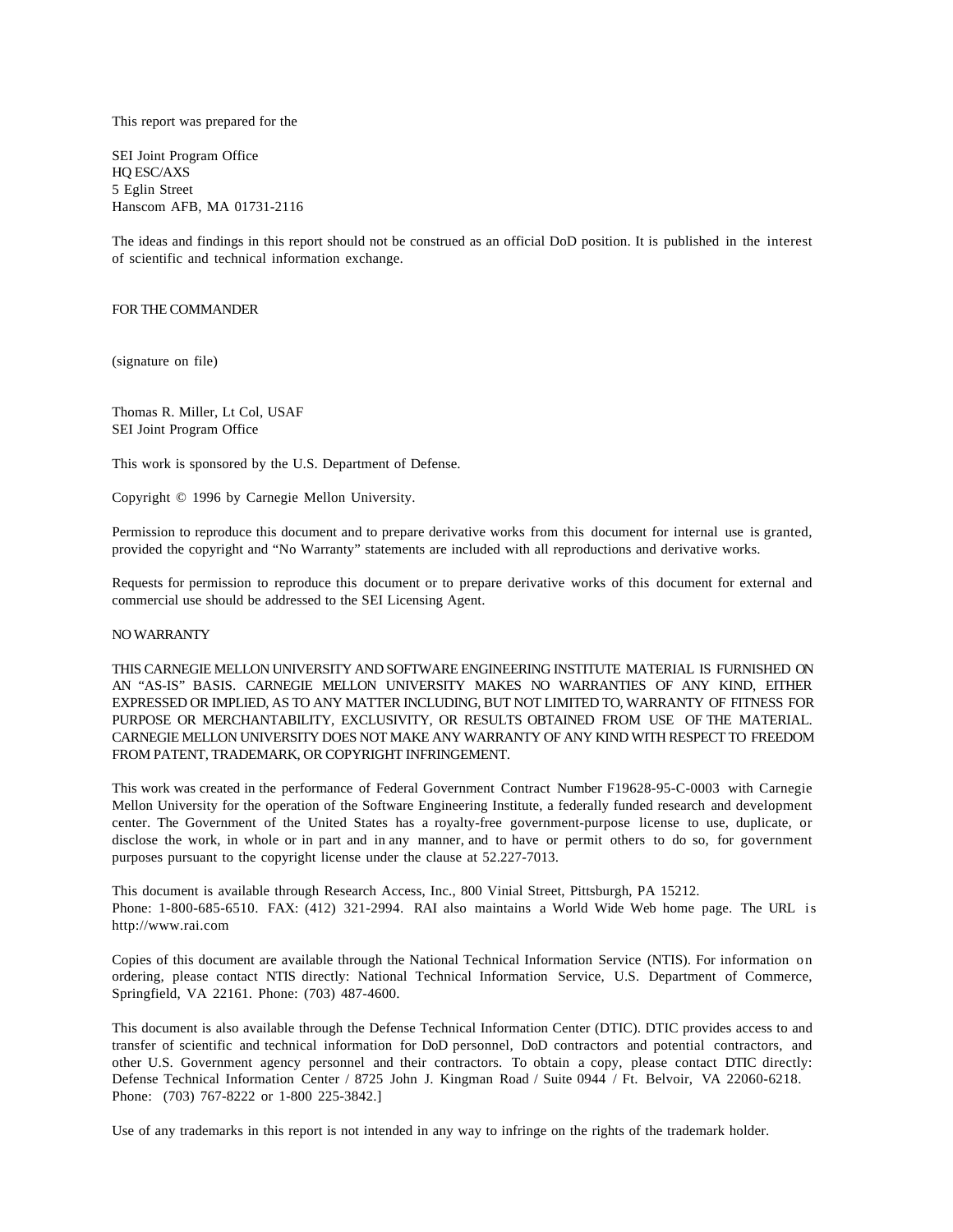This report was prepared for the

SEI Joint Program Office
HQ ESC/AXS
5 Eglin Street
Hanscom AFB, MA 01731-2116

The ideas and findings in this report should not be construed as an official DoD position. It is published in the interest of scientific and technical information exchange.

FOR THE COMMANDER

(signature on file)

Thomas R. Miller, Lt Col, USAF
SEI Joint Program Office

This work is sponsored by the U.S. Department of Defense.

Copyright © 1996 by Carnegie Mellon University.

Permission to reproduce this document and to prepare derivative works from this document for internal use is granted, provided the copyright and "No Warranty" statements are included with all reproductions and derivative works.

Requests for permission to reproduce this document or to prepare derivative works of this document for external and commercial use should be addressed to the SEI Licensing Agent.

NO WARRANTY

THIS CARNEGIE MELLON UNIVERSITY AND SOFTWARE ENGINEERING INSTITUTE MATERIAL IS FURNISHED ON AN "AS-IS" BASIS. CARNEGIE MELLON UNIVERSITY MAKES NO WARRANTIES OF ANY KIND, EITHER EXPRESSED OR IMPLIED, AS TO ANY MATTER INCLUDING, BUT NOT LIMITED TO, WARRANTY OF FITNESS FOR PURPOSE OR MERCHANTABILITY, EXCLUSIVITY, OR RESULTS OBTAINED FROM USE OF THE MATERIAL. CARNEGIE MELLON UNIVERSITY DOES NOT MAKE ANY WARRANTY OF ANY KIND WITH RESPECT TO FREEDOM FROM PATENT, TRADEMARK, OR COPYRIGHT INFRINGEMENT.

This work was created in the performance of Federal Government Contract Number F19628-95-C-0003 with Carnegie Mellon University for the operation of the Software Engineering Institute, a federally funded research and development center. The Government of the United States has a royalty-free government-purpose license to use, duplicate, or disclose the work, in whole or in part and in any manner, and to have or permit others to do so, for government purposes pursuant to the copyright license under the clause at 52.227-7013.

This document is available through Research Access, Inc., 800 Vinial Street, Pittsburgh, PA 15212.
Phone: 1-800-685-6510. FAX: (412) 321-2994. RAI also maintains a World Wide Web home page. The URL is http://www.rai.com

Copies of this document are available through the National Technical Information Service (NTIS). For information on ordering, please contact NTIS directly: National Technical Information Service, U.S. Department of Commerce, Springfield, VA 22161. Phone: (703) 487-4600.

This document is also available through the Defense Technical Information Center (DTIC). DTIC provides access to and transfer of scientific and technical information for DoD personnel, DoD contractors and potential contractors, and other U.S. Government agency personnel and their contractors. To obtain a copy, please contact DTIC directly: Defense Technical Information Center / 8725 John J. Kingman Road / Suite 0944 / Ft. Belvoir, VA 22060-6218. Phone: (703) 767-8222 or 1-800 225-3842.]

Use of any trademarks in this report is not intended in any way to infringe on the rights of the trademark holder.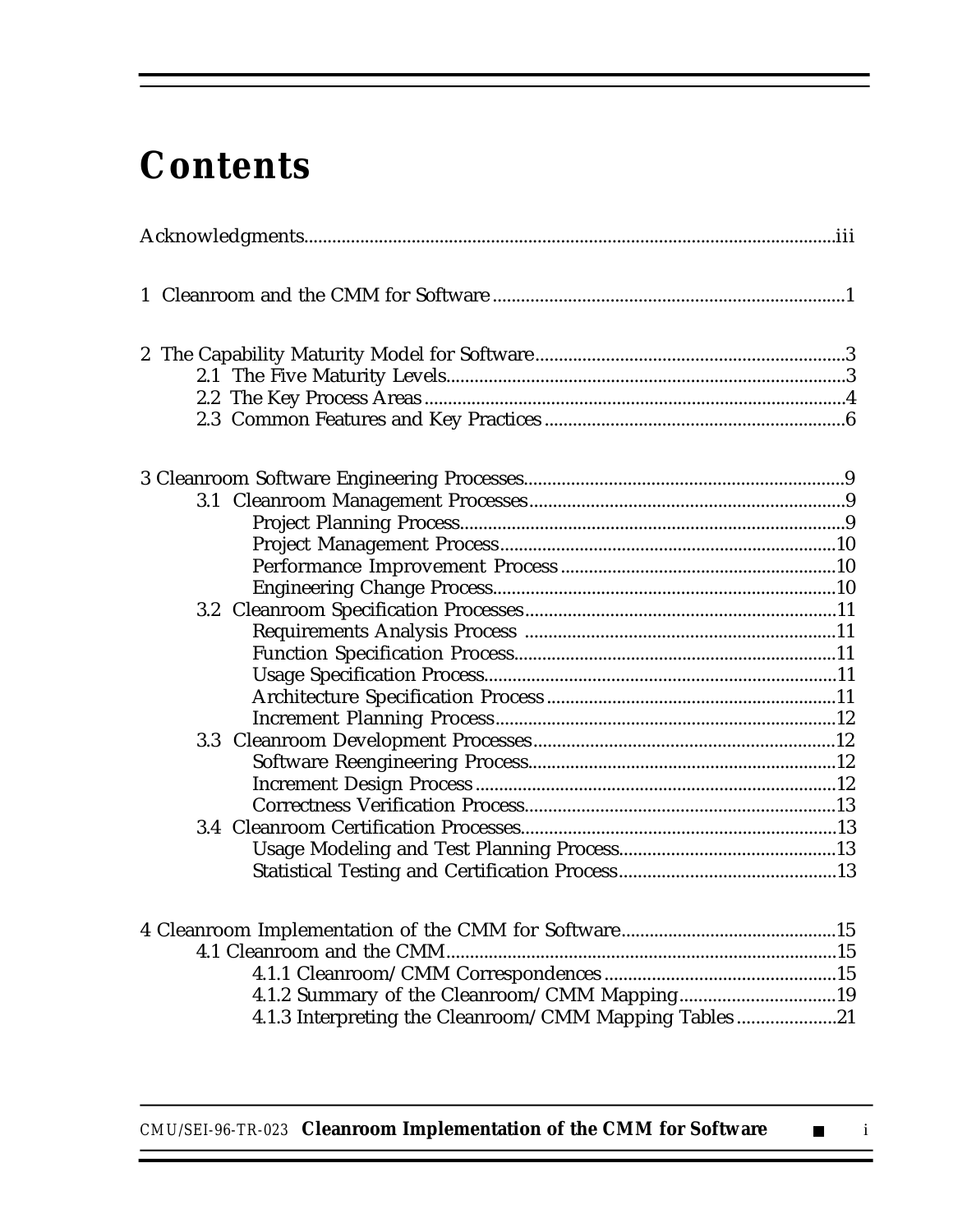# Contents

Acknowledgments....................................................................................................iii

1 Cleanroom and the CMM for Software ..........................................................................1

2 The Capability Maturity Model for Software.................................................................3
- 2.1 The Five Maturity Levels....................................................................................3
- 2.2 The Key Process Areas.........................................................................................4
- 2.3 Common Features and Key Practices................................................................6

3 Cleanroom Software Engineering Processes...................................................................9
- 3.1 Cleanroom Management Processes...................................................................9
  - Project Planning Process.................................................................................9
  - Project Management Process.......................................................................10
  - Performance Improvement Process..........................................................10
  - Engineering Change Process........................................................................10
- 3.2 Cleanroom Specification Processes..................................................................11
  - Requirements Analysis Process .................................................................11
  - Function Specification Process....................................................................11
  - Usage Specification Process..........................................................................11
  - Architecture Specification Process.............................................................11
  - Increment Planning Process........................................................................12
- 3.3 Cleanroom Development Processes................................................................12
  - Software Reengineering Process.................................................................12
  - Increment Design Process............................................................................12
  - Correctness Verification Process.................................................................13
- 3.4 Cleanroom Certification Processes..................................................................13
  - Usage Modeling and Test Planning Process..............................................13
  - Statistical Testing and Certification Process..............................................13

4 Cleanroom Implementation of the CMM for Software.............................................15
- 4.1 Cleanroom and the CMM..................................................................................15
  - 4.1.1 Cleanroom/CMM Correspondences.................................................15
  - 4.1.2 Summary of the Cleanroom/CMM Mapping.................................19
  - 4.1.3 Interpreting the Cleanroom/CMM Mapping Tables.....................21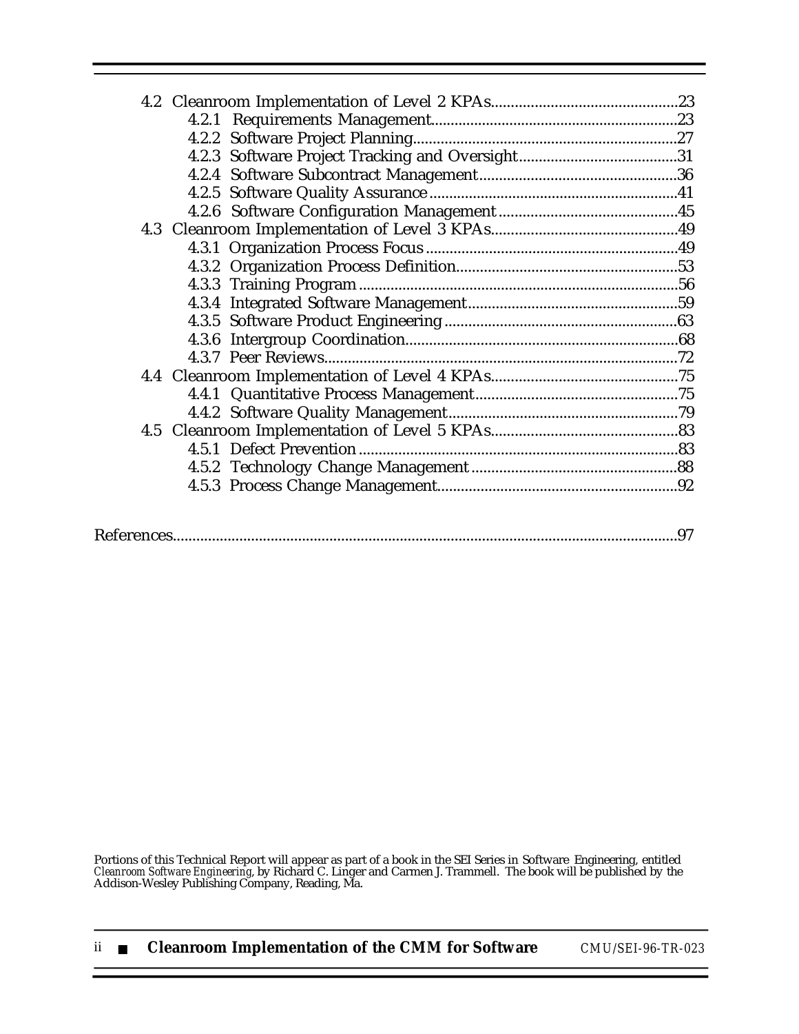4.2 Cleanroom Implementation of Level 2 KPAs..............................................23
  - 4.2.1 Requirements Management..............................................................23
  - 4.2.2 Software Project Planning..................................................................27
  - 4.2.3 Software Project Tracking and Oversight........................................31
  - 4.2.4 Software Subcontract Management..................................................36
  - 4.2.5 Software Quality Assurance..............................................................41
  - 4.2.6 Software Configuration Management.............................................45

4.3 Cleanroom Implementation of Level 3 KPAs..............................................49
  - 4.3.1 Organization Process Focus................................................................49
  - 4.3.2 Organization Process Definition........................................................53
  - 4.3.3 Training Program.................................................................................56
  - 4.3.4 Integrated Software Management.....................................................59
  - 4.3.5 Software Product Engineering...........................................................63
  - 4.3.6 Intergroup Coordination.....................................................................68
  - 4.3.7 Peer Reviews.........................................................................................72

4.4 Cleanroom Implementation of Level 4 KPAs..............................................75
  - 4.4.1 Quantitative Process Management...................................................75
  - 4.4.2 Software Quality Management..........................................................79

4.5 Cleanroom Implementation of Level 5 KPAs..............................................83
  - 4.5.1 Defect Prevention.................................................................................83
  - 4.5.2 Technology Change Management....................................................88
  - 4.5.3 Process Change Management.............................................................92

References.................................................................................................................97

Portions of this Technical Report will appear as part of a book in the SEI Series in Software Engineering, entitled *Cleanroom Software Engineering*, by Richard C. Linger and Carmen J. Trammell. The book will be published by the Addison-Wesley Publishing Company, Reading, Ma.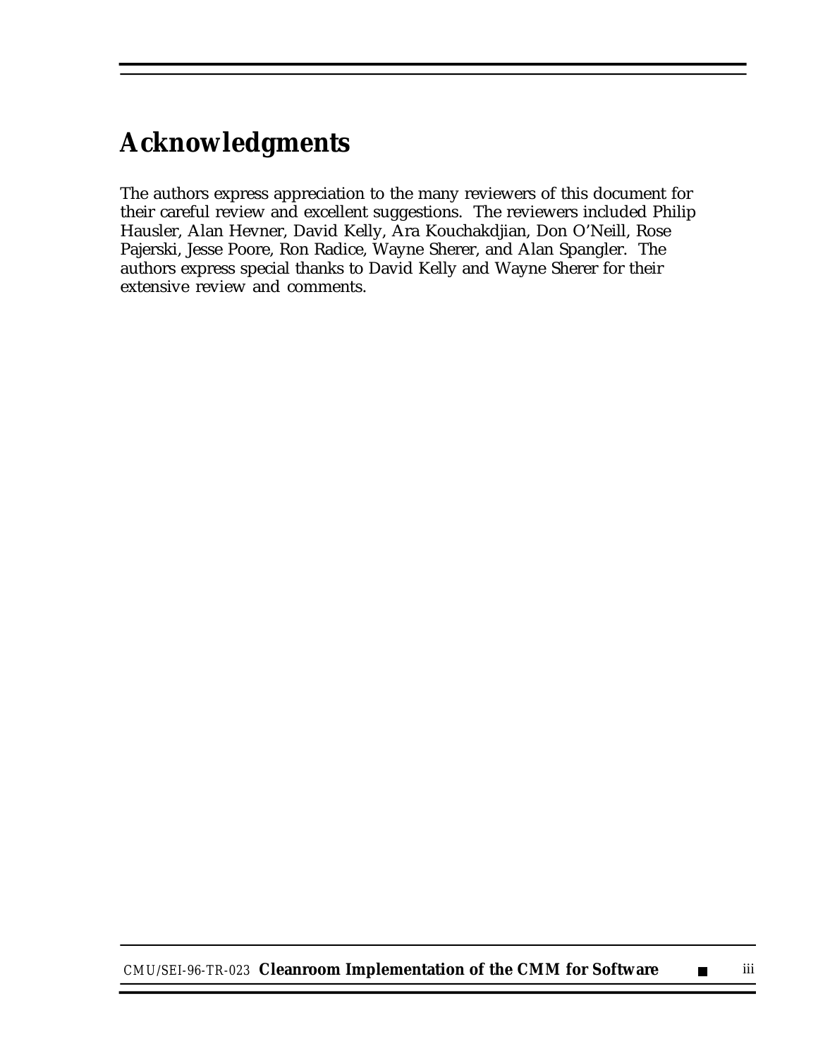# Acknowledgments

The authors express appreciation to the many reviewers of this document for their careful review and excellent suggestions. The reviewers included Philip Hausler, Alan Hevner, David Kelly, Ara Kouchakdjian, Don O'Neill, Rose Pajerski, Jesse Poore, Ron Radice, Wayne Sherer, and Alan Spangler. The authors express special thanks to David Kelly and Wayne Sherer for their extensive review and comments.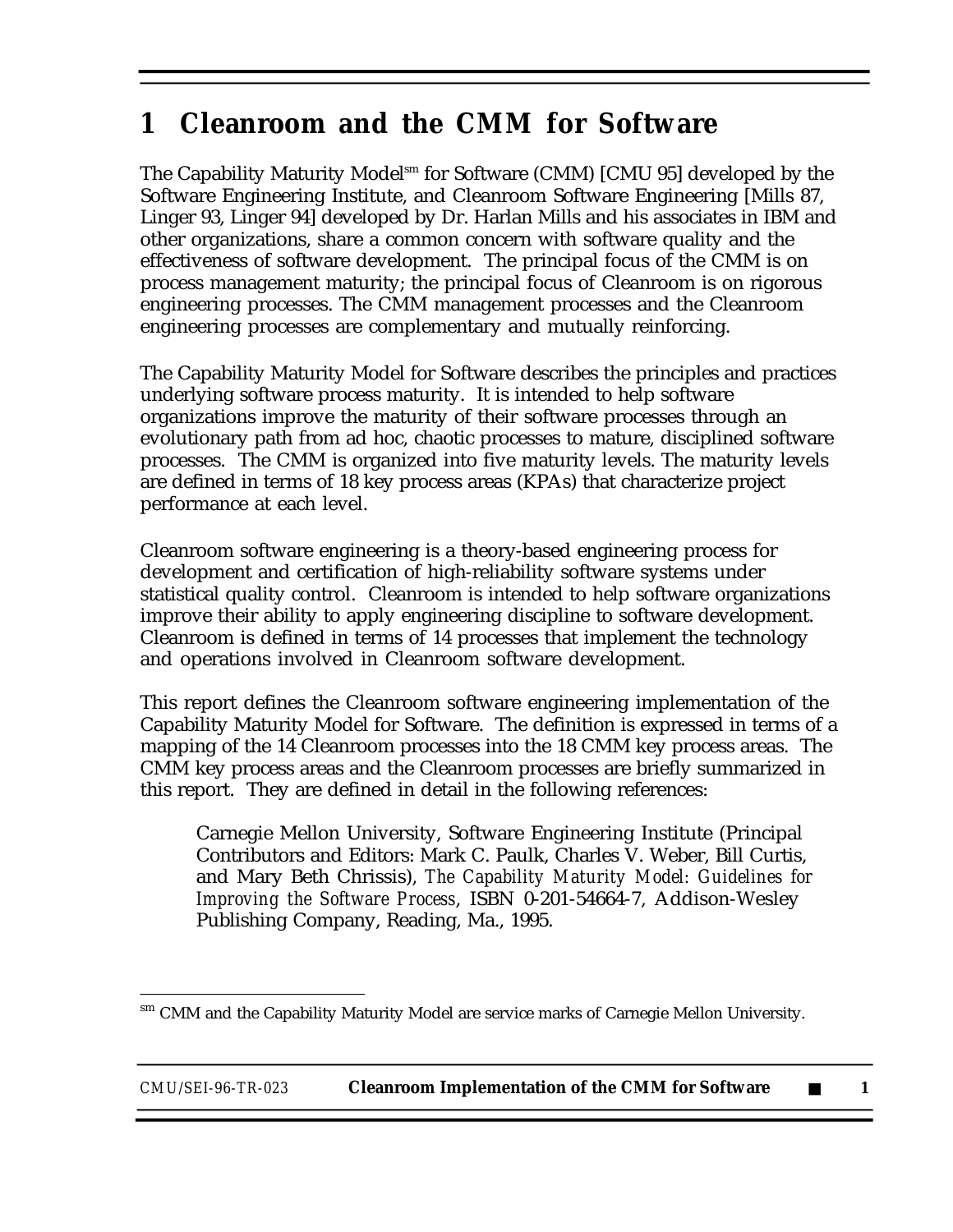# 1 Cleanroom and the CMM for Software

The Capability Maturity Model[sm] for Software (CMM) [CMU 95] developed by the Software Engineering Institute, and Cleanroom Software Engineering [Mills 87, Linger 93, Linger 94] developed by Dr. Harlan Mills and his associates in IBM and other organizations, share a common concern with software quality and the effectiveness of software development. The principal focus of the CMM is on process management maturity; the principal focus of Cleanroom is on rigorous engineering processes. The CMM management processes and the Cleanroom engineering processes are complementary and mutually reinforcing.

The Capability Maturity Model for Software describes the principles and practices underlying software process maturity. It is intended to help software organizations improve the maturity of their software processes through an evolutionary path from ad hoc, chaotic processes to mature, disciplined software processes. The CMM is organized into five maturity levels. The maturity levels are defined in terms of 18 key process areas (KPAs) that characterize project performance at each level.

Cleanroom software engineering is a theory-based engineering process for development and certification of high-reliability software systems under statistical quality control. Cleanroom is intended to help software organizations improve their ability to apply engineering discipline to software development. Cleanroom is defined in terms of 14 processes that implement the technology and operations involved in Cleanroom software development.

This report defines the Cleanroom software engineering implementation of the Capability Maturity Model for Software. The definition is expressed in terms of a mapping of the 14 Cleanroom processes into the 18 CMM key process areas. The CMM key process areas and the Cleanroom processes are briefly summarized in this report. They are defined in detail in the following references:

> Carnegie Mellon University, Software Engineering Institute (Principal Contributors and Editors: Mark C. Paulk, Charles V. Weber, Bill Curtis, and Mary Beth Chrissis), *The Capability Maturity Model: Guidelines for Improving the Software Process*, ISBN 0-201-54664-7, Addison-Wesley Publishing Company, Reading, Ma., 1995.

---

[sm] CMM and the Capability Maturity Model are service marks of Carnegie Mellon University.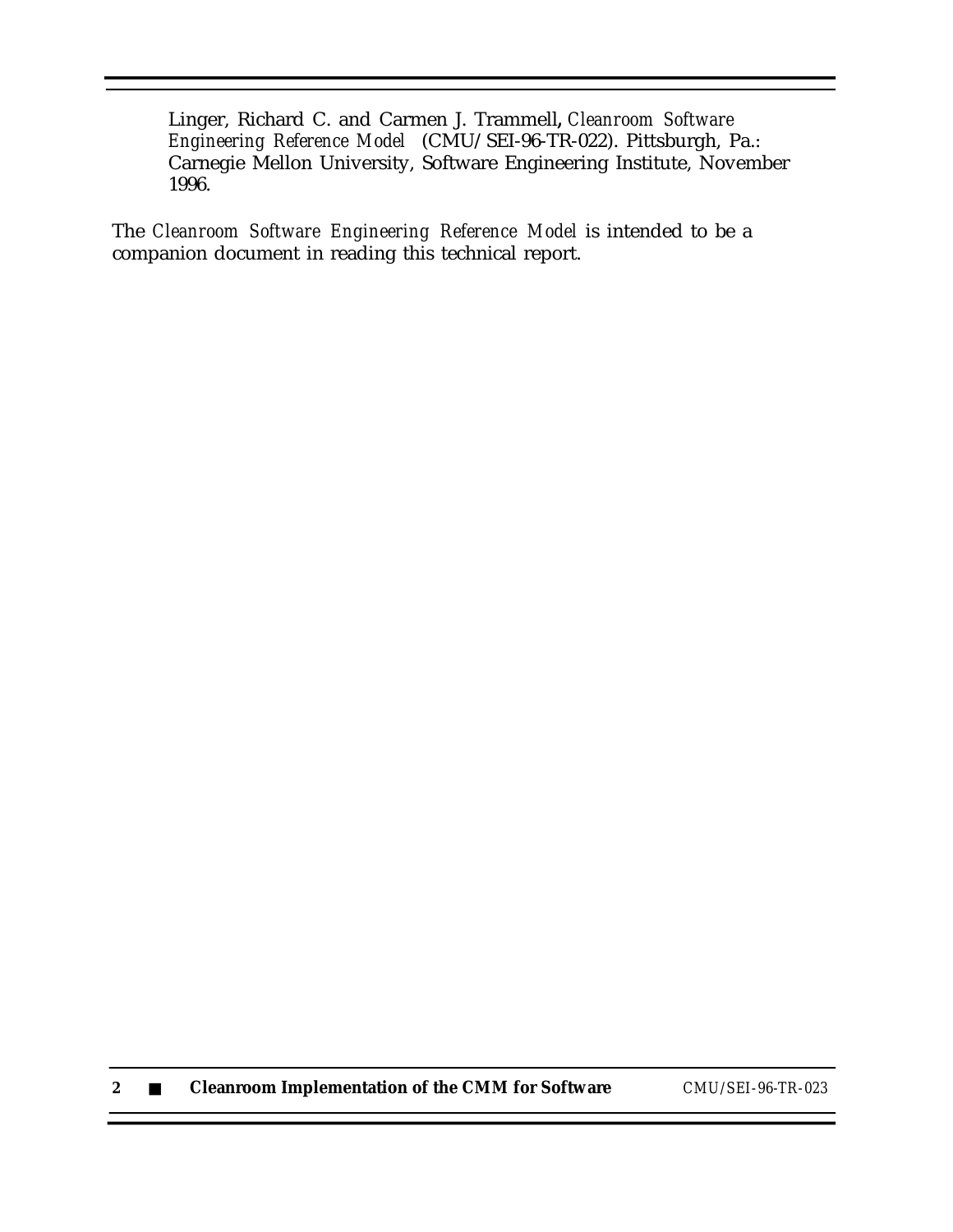Linger, Richard C. and Carmen J. Trammell, *Cleanroom Software Engineering Reference Model* (CMU/SEI-96-TR-022). Pittsburgh, Pa.: Carnegie Mellon University, Software Engineering Institute, November 1996.

The *Cleanroom Software Engineering Reference Model* is intended to be a companion document in reading this technical report.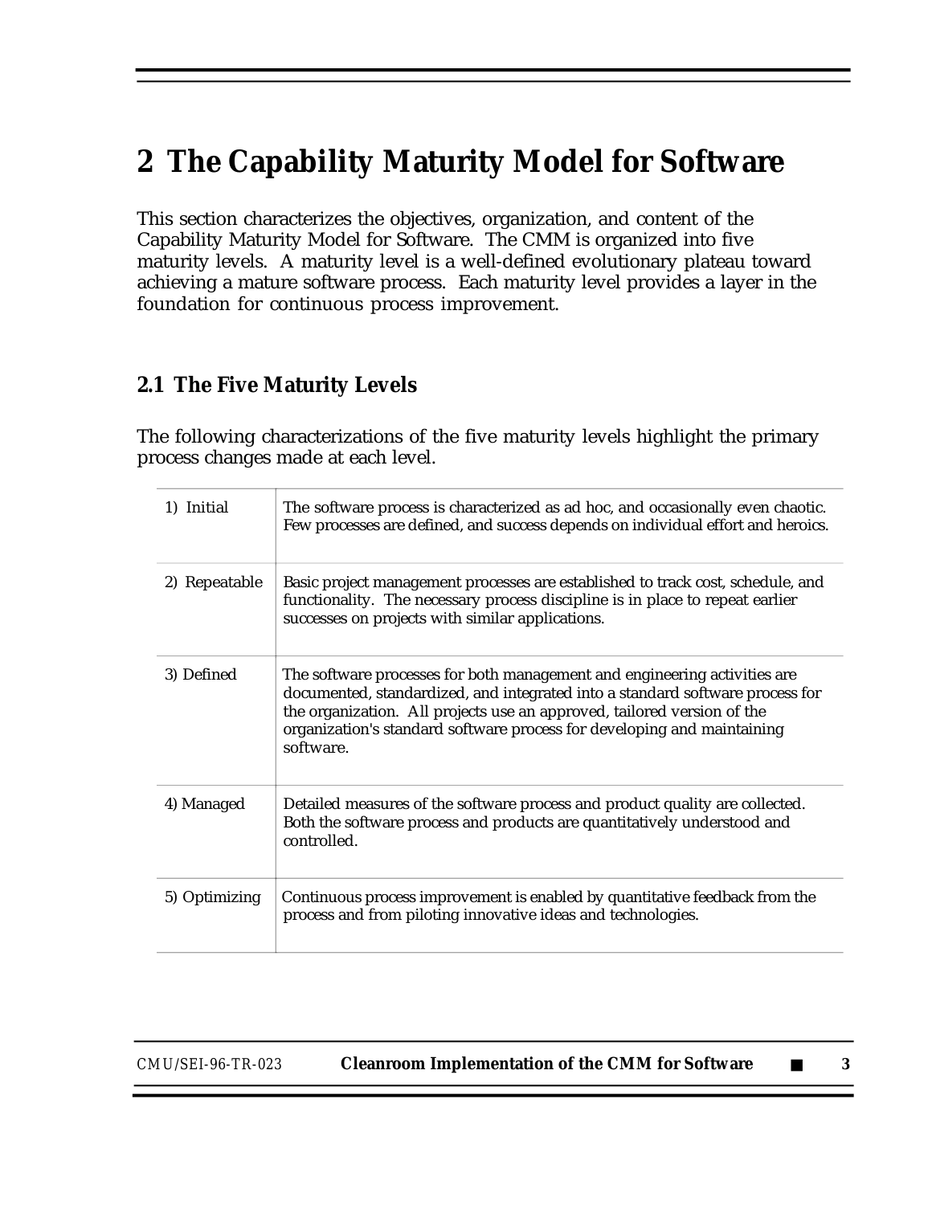# 2 The Capability Maturity Model for Software

This section characterizes the objectives, organization, and content of the Capability Maturity Model for Software. The CMM is organized into five maturity levels. A maturity level is a well-defined evolutionary plateau toward achieving a mature software process. Each maturity level provides a layer in the foundation for continuous process improvement.

## 2.1 The Five Maturity Levels

The following characterizations of the five maturity levels highlight the primary process changes made at each level.

| Level | Description |
|---|---|
| 1) Initial | The software process is characterized as ad hoc, and occasionally even chaotic. Few processes are defined, and success depends on individual effort and heroics. |
| 2) Repeatable | Basic project management processes are established to track cost, schedule, and functionality. The necessary process discipline is in place to repeat earlier successes on projects with similar applications. |
| 3) Defined | The software processes for both management and engineering activities are documented, standardized, and integrated into a standard software process for the organization. All projects use an approved, tailored version of the organization's standard software process for developing and maintaining software. |
| 4) Managed | Detailed measures of the software process and product quality are collected. Both the software process and products are quantitatively understood and controlled. |
| 5) Optimizing | Continuous process improvement is enabled by quantitative feedback from the process and from piloting innovative ideas and technologies. |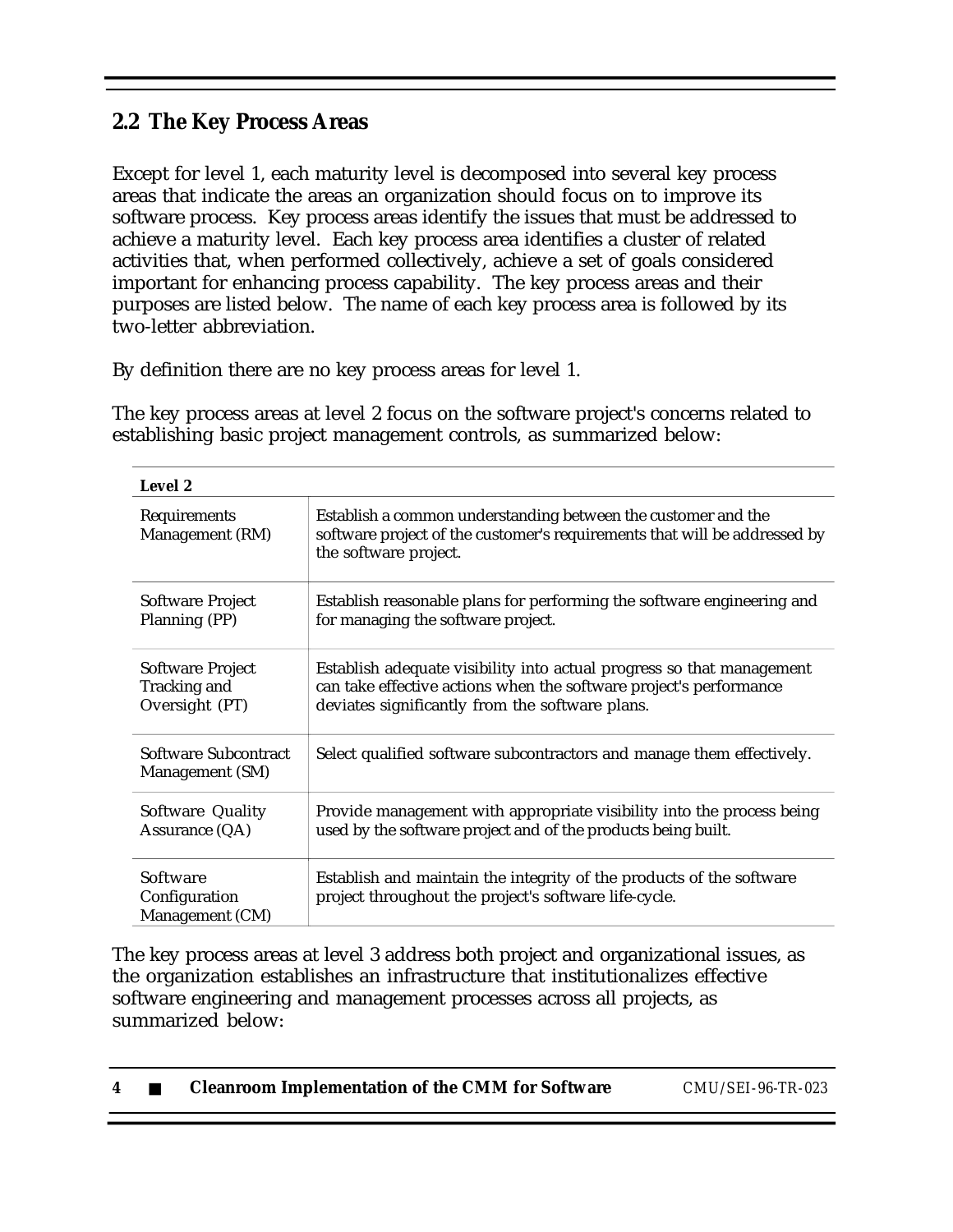## 2.2 The Key Process Areas

Except for level 1, each maturity level is decomposed into several key process areas that indicate the areas an organization should focus on to improve its software process. Key process areas identify the issues that must be addressed to achieve a maturity level. Each key process area identifies a cluster of related activities that, when performed collectively, achieve a set of goals considered important for enhancing process capability. The key process areas and their purposes are listed below. The name of each key process area is followed by its two-letter abbreviation.

By definition there are no key process areas for level 1.

The key process areas at level 2 focus on the software project's concerns related to establishing basic project management controls, as summarized below:

| **Level 2** | |
|---|---|
| Requirements Management (RM) | Establish a common understanding between the customer and the software project of the customer's requirements that will be addressed by the software project. |
| Software Project Planning (PP) | Establish reasonable plans for performing the software engineering and for managing the software project. |
| Software Project Tracking and Oversight (PT) | Establish adequate visibility into actual progress so that management can take effective actions when the software project's performance deviates significantly from the software plans. |
| Software Subcontract Management (SM) | Select qualified software subcontractors and manage them effectively. |
| Software Quality Assurance (QA) | Provide management with appropriate visibility into the process being used by the software project and of the products being built. |
| Software Configuration Management (CM) | Establish and maintain the integrity of the products of the software project throughout the project's software life-cycle. |

The key process areas at level 3 address both project and organizational issues, as the organization establishes an infrastructure that institutionalizes effective software engineering and management processes across all projects, as summarized below: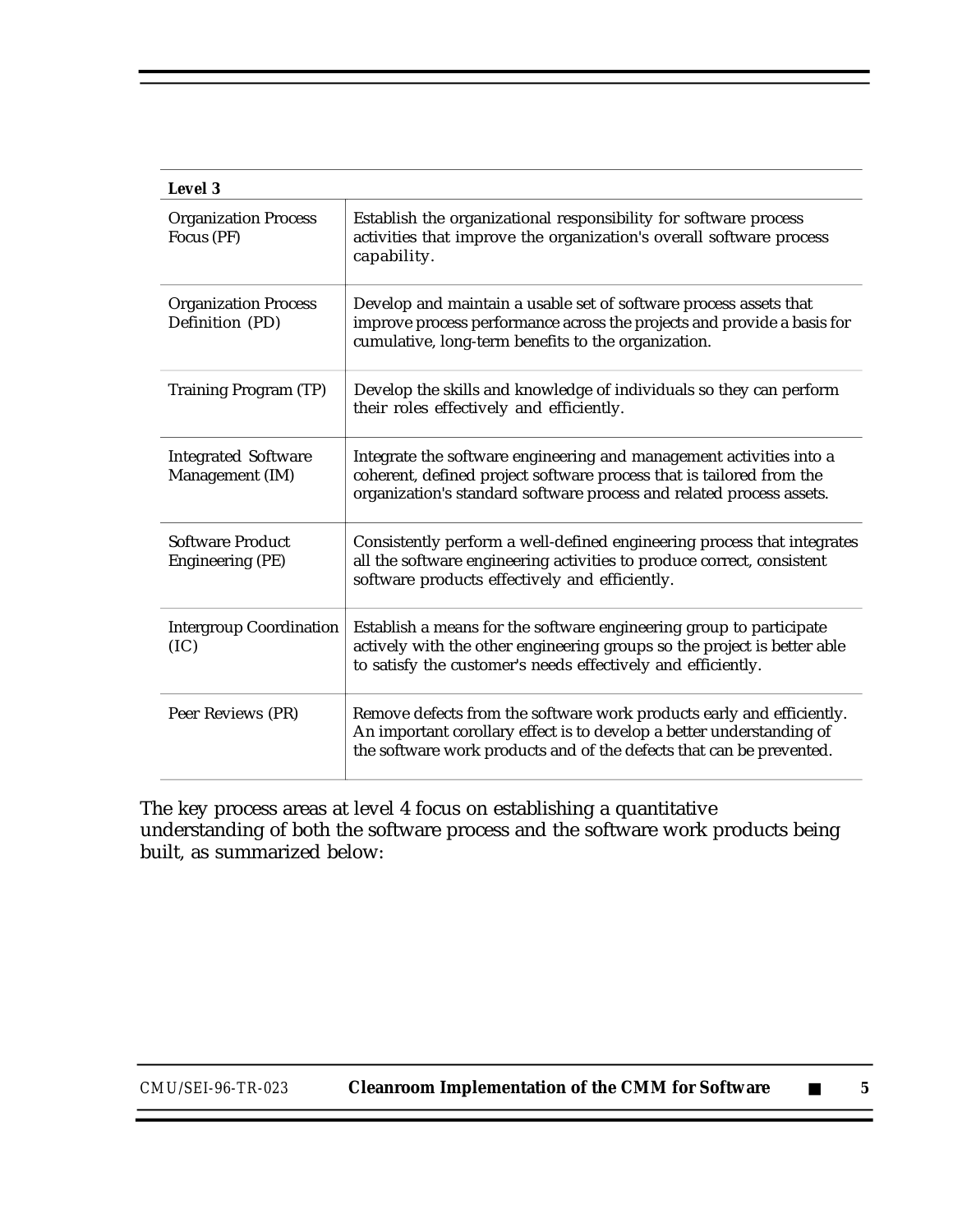| Level 3 | |
|---|---|
| Organization Process Focus (PF) | Establish the organizational responsibility for software process activities that improve the organization's overall software process capability. |
| Organization Process Definition (PD) | Develop and maintain a usable set of software process assets that improve process performance across the projects and provide a basis for cumulative, long-term benefits to the organization. |
| Training Program (TP) | Develop the skills and knowledge of individuals so they can perform their roles effectively and efficiently. |
| Integrated Software Management (IM) | Integrate the software engineering and management activities into a coherent, defined project software process that is tailored from the organization's standard software process and related process assets. |
| Software Product Engineering (PE) | Consistently perform a well-defined engineering process that integrates all the software engineering activities to produce correct, consistent software products effectively and efficiently. |
| Intergroup Coordination (IC) | Establish a means for the software engineering group to participate actively with the other engineering groups so the project is better able to satisfy the customer's needs effectively and efficiently. |
| Peer Reviews (PR) | Remove defects from the software work products early and efficiently. An important corollary effect is to develop a better understanding of the software work products and of the defects that can be prevented. |

The key process areas at level 4 focus on establishing a quantitative understanding of both the software process and the software work products being built, as summarized below: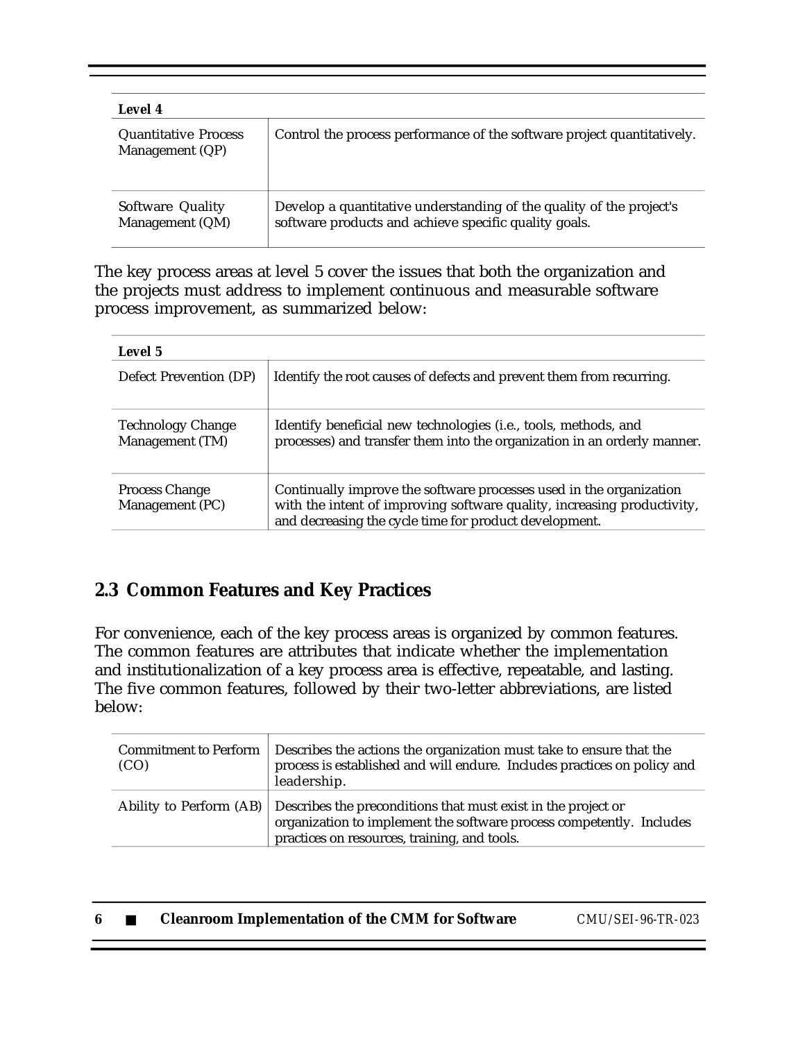| Level 4 | |
|---|---|
| Quantitative Process Management (QP) | Control the process performance of the software project quantitatively. |
| Software Quality Management (QM) | Develop a quantitative understanding of the quality of the project's software products and achieve specific quality goals. |

The key process areas at level 5 cover the issues that both the organization and the projects must address to implement continuous and measurable software process improvement, as summarized below:

| Level 5 | |
|---|---|
| Defect Prevention (DP) | Identify the root causes of defects and prevent them from recurring. |
| Technology Change Management (TM) | Identify beneficial new technologies (i.e., tools, methods, and processes) and transfer them into the organization in an orderly manner. |
| Process Change Management (PC) | Continually improve the software processes used in the organization with the intent of improving software quality, increasing productivity, and decreasing the cycle time for product development. |

## 2.3 Common Features and Key Practices

For convenience, each of the key process areas is organized by common features. The common features are attributes that indicate whether the implementation and institutionalization of a key process area is effective, repeatable, and lasting. The five common features, followed by their two-letter abbreviations, are listed below:

| | |
|---|---|
| Commitment to Perform (CO) | Describes the actions the organization must take to ensure that the process is established and will endure. Includes practices on policy and leadership. |
| Ability to Perform (AB) | Describes the preconditions that must exist in the project or organization to implement the software process competently. Includes practices on resources, training, and tools. |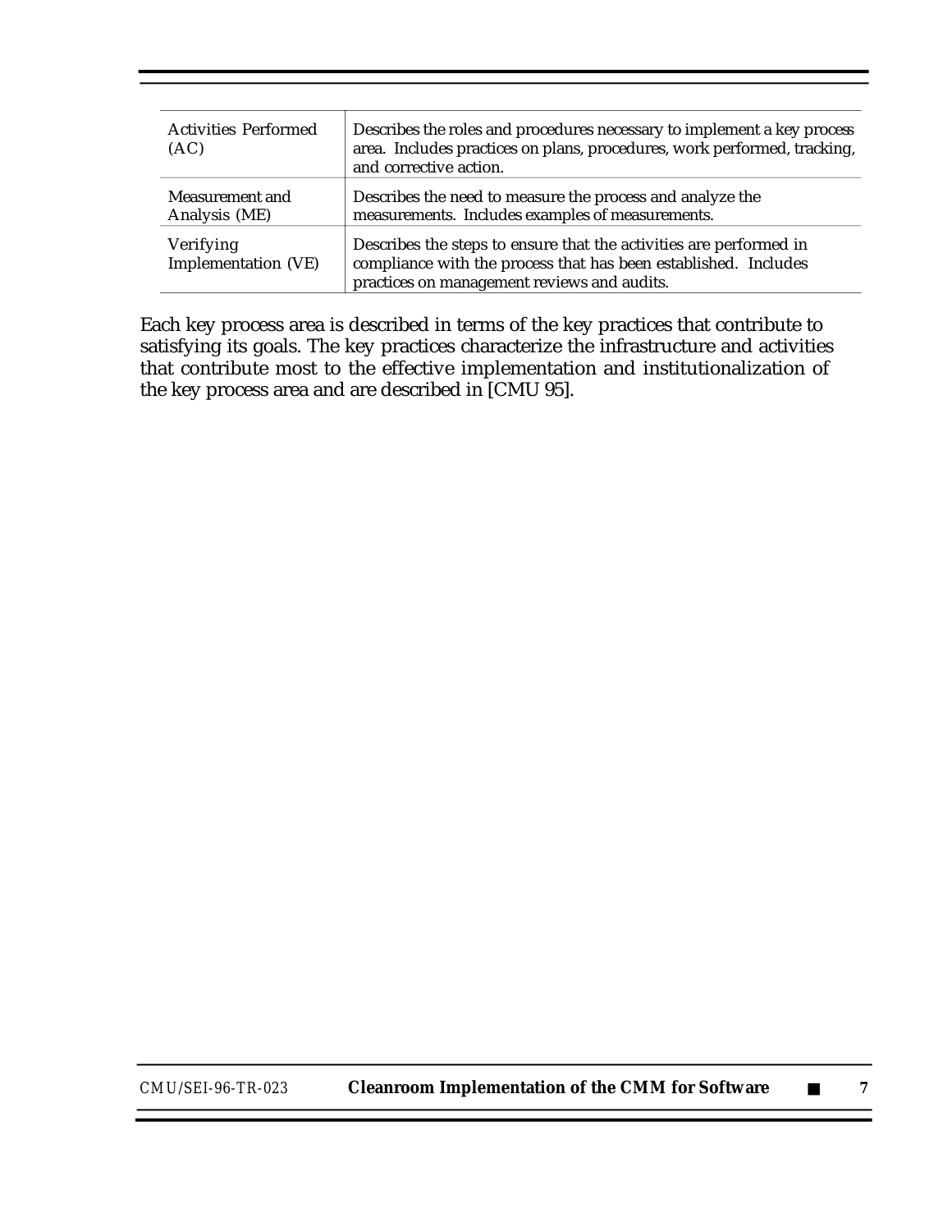| | |
|---|---|
| Activities Performed (AC) | Describes the roles and procedures necessary to implement a key process area. Includes practices on plans, procedures, work performed, tracking, and corrective action. |
| Measurement and Analysis (ME) | Describes the need to measure the process and analyze the measurements. Includes examples of measurements. |
| Verifying Implementation (VE) | Describes the steps to ensure that the activities are performed in compliance with the process that has been established. Includes practices on management reviews and audits. |

Each key process area is described in terms of the key practices that contribute to satisfying its goals. The key practices characterize the infrastructure and activities that contribute most to the effective implementation and institutionalization of the key process area and are described in [CMU 95].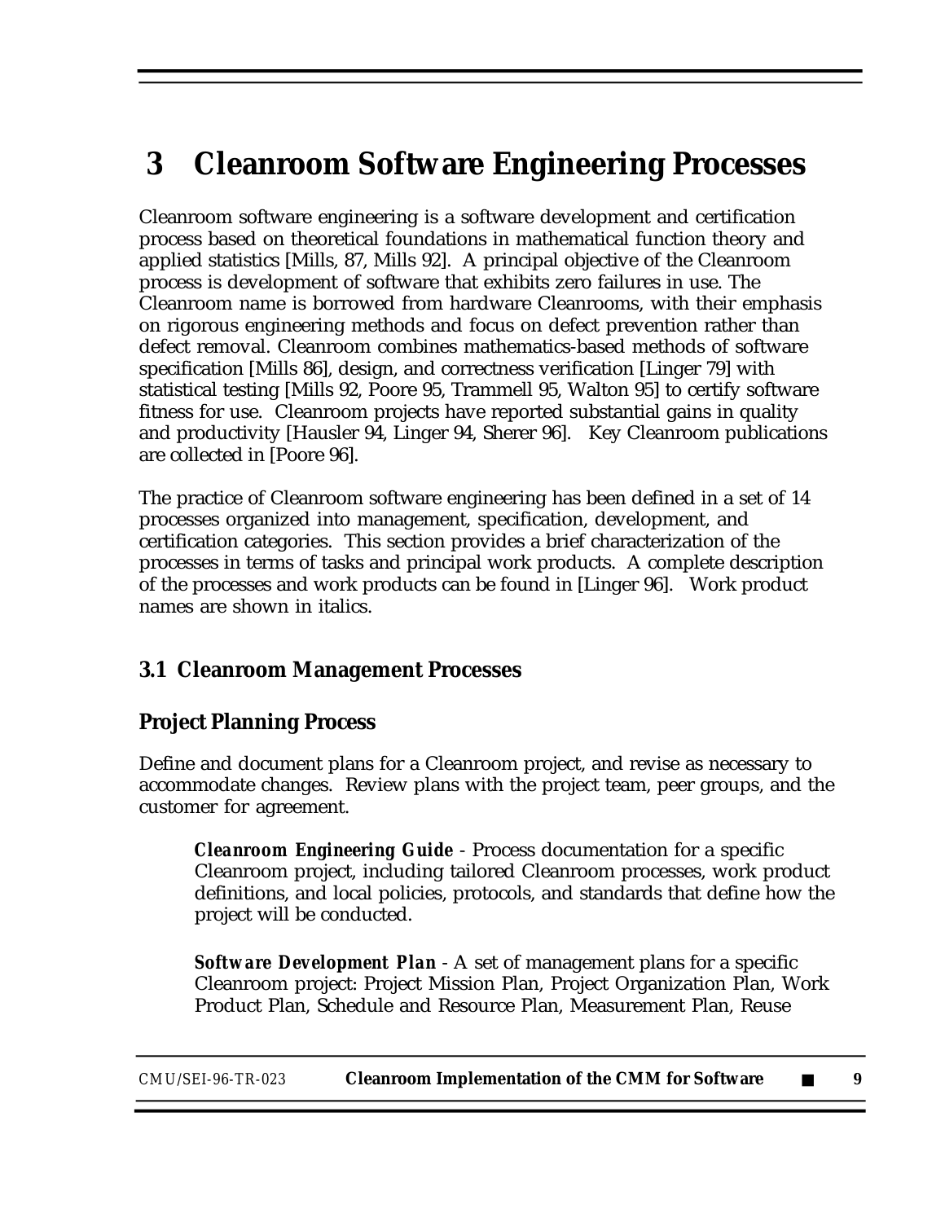# 3 Cleanroom Software Engineering Processes

Cleanroom software engineering is a software development and certification process based on theoretical foundations in mathematical function theory and applied statistics [Mills, 87, Mills 92]. A principal objective of the Cleanroom process is development of software that exhibits zero failures in use. The Cleanroom name is borrowed from hardware Cleanrooms, with their emphasis on rigorous engineering methods and focus on defect prevention rather than defect removal. Cleanroom combines mathematics-based methods of software specification [Mills 86], design, and correctness verification [Linger 79] with statistical testing [Mills 92, Poore 95, Trammell 95, Walton 95] to certify software fitness for use. Cleanroom projects have reported substantial gains in quality and productivity [Hausler 94, Linger 94, Sherer 96]. Key Cleanroom publications are collected in [Poore 96].

The practice of Cleanroom software engineering has been defined in a set of 14 processes organized into management, specification, development, and certification categories. This section provides a brief characterization of the processes in terms of tasks and principal work products. A complete description of the processes and work products can be found in [Linger 96]. Work product names are shown in italics.

## 3.1 Cleanroom Management Processes

### Project Planning Process

Define and document plans for a Cleanroom project, and revise as necessary to accommodate changes. Review plans with the project team, peer groups, and the customer for agreement.

> ***Cleanroom Engineering Guide*** - Process documentation for a specific Cleanroom project, including tailored Cleanroom processes, work product definitions, and local policies, protocols, and standards that define how the project will be conducted.
>
> ***Software Development Plan*** - A set of management plans for a specific Cleanroom project: Project Mission Plan, Project Organization Plan, Work Product Plan, Schedule and Resource Plan, Measurement Plan, Reuse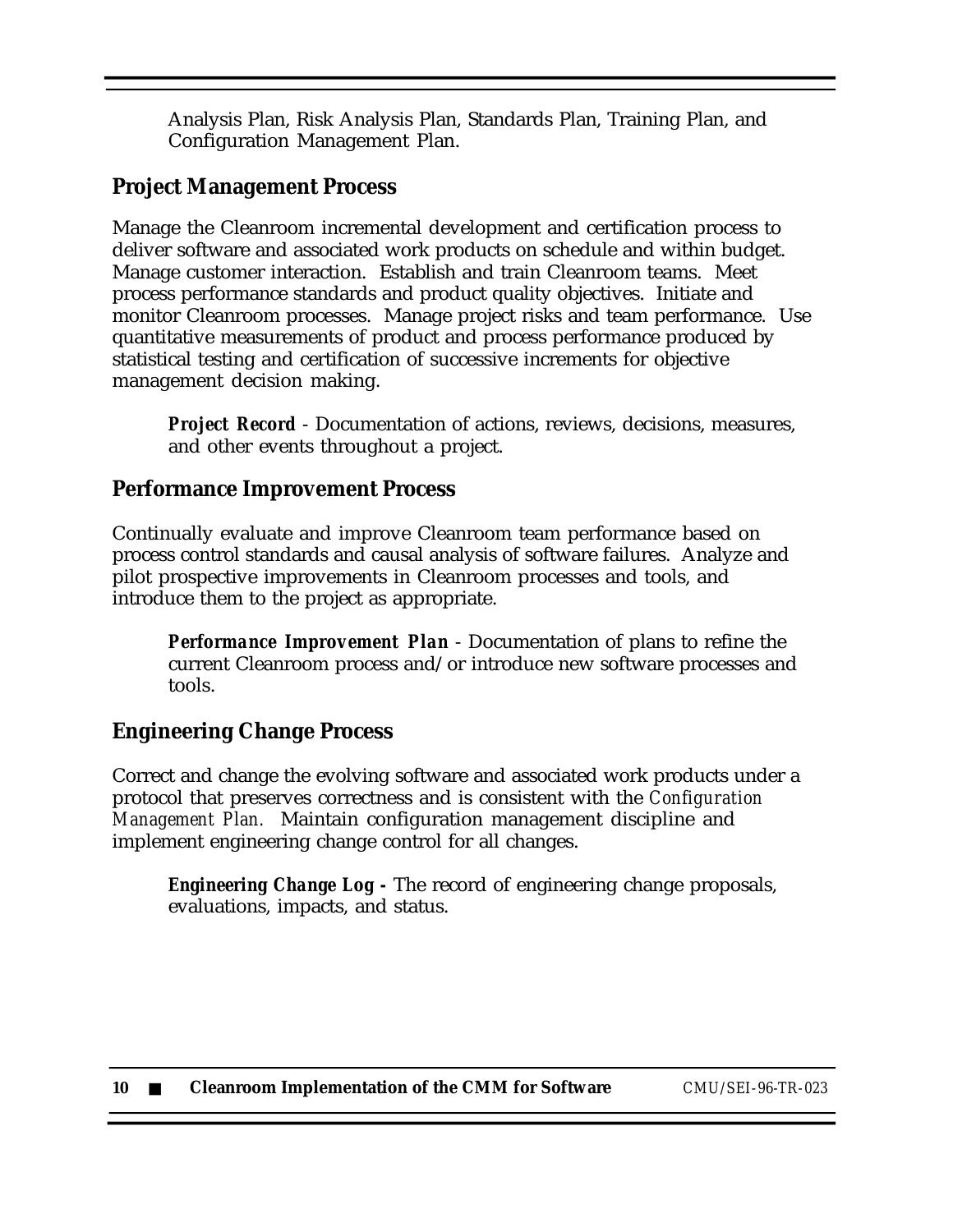Analysis Plan, Risk Analysis Plan, Standards Plan, Training Plan, and Configuration Management Plan.

## Project Management Process

Manage the Cleanroom incremental development and certification process to deliver software and associated work products on schedule and within budget. Manage customer interaction. Establish and train Cleanroom teams. Meet process performance standards and product quality objectives. Initiate and monitor Cleanroom processes. Manage project risks and team performance. Use quantitative measurements of product and process performance produced by statistical testing and certification of successive increments for objective management decision making.

> ***Project Record*** - Documentation of actions, reviews, decisions, measures, and other events throughout a project.

## Performance Improvement Process

Continually evaluate and improve Cleanroom team performance based on process control standards and causal analysis of software failures. Analyze and pilot prospective improvements in Cleanroom processes and tools, and introduce them to the project as appropriate.

> ***Performance Improvement Plan*** - Documentation of plans to refine the current Cleanroom process and/or introduce new software processes and tools.

## Engineering Change Process

Correct and change the evolving software and associated work products under a protocol that preserves correctness and is consistent with the *Configuration Management Plan.* Maintain configuration management discipline and implement engineering change control for all changes.

> ***Engineering Change Log -*** The record of engineering change proposals, evaluations, impacts, and status.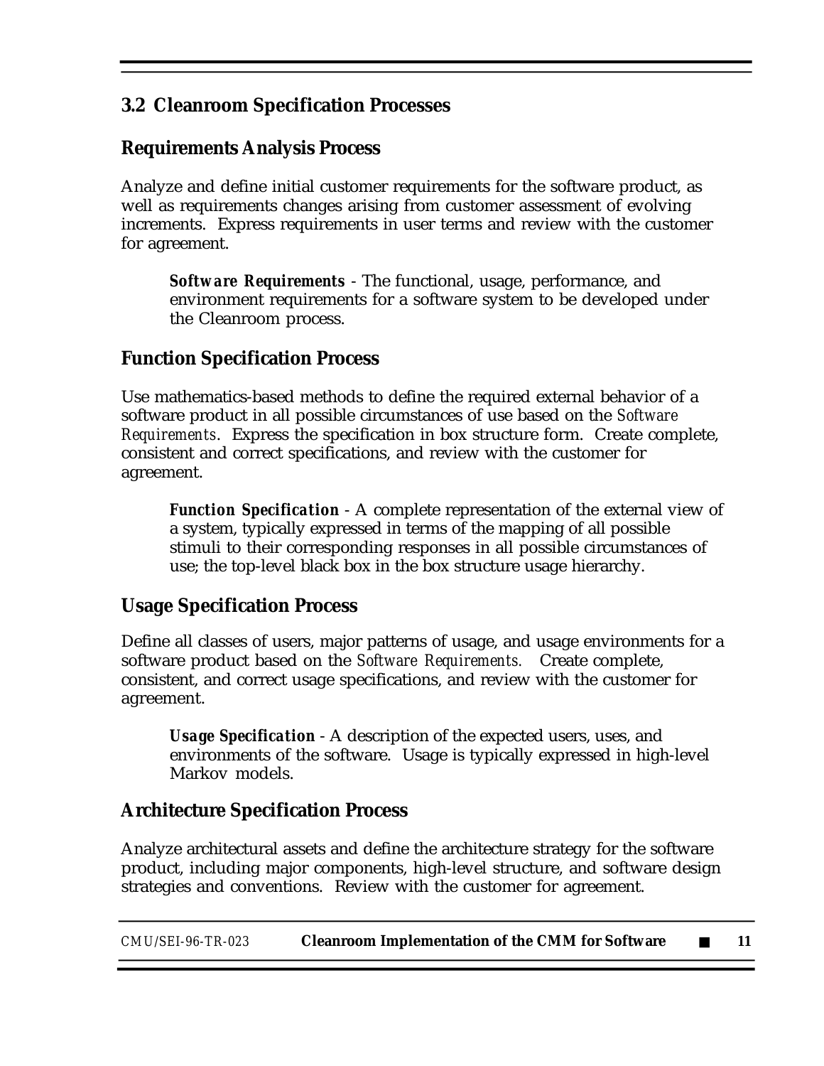## 3.2 Cleanroom Specification Processes

### Requirements Analysis Process

Analyze and define initial customer requirements for the software product, as well as requirements changes arising from customer assessment of evolving increments. Express requirements in user terms and review with the customer for agreement.

> ***Software Requirements*** - The functional, usage, performance, and environment requirements for a software system to be developed under the Cleanroom process.

### Function Specification Process

Use mathematics-based methods to define the required external behavior of a software product in all possible circumstances of use based on the *Software Requirements*. Express the specification in box structure form. Create complete, consistent and correct specifications, and review with the customer for agreement.

> ***Function Specification*** - A complete representation of the external view of a system, typically expressed in terms of the mapping of all possible stimuli to their corresponding responses in all possible circumstances of use; the top-level black box in the box structure usage hierarchy.

### Usage Specification Process

Define all classes of users, major patterns of usage, and usage environments for a software product based on the *Software Requirements.* Create complete, consistent, and correct usage specifications, and review with the customer for agreement.

> ***Usage Specification*** - A description of the expected users, uses, and environments of the software. Usage is typically expressed in high-level Markov models.

### Architecture Specification Process

Analyze architectural assets and define the architecture strategy for the software product, including major components, high-level structure, and software design strategies and conventions. Review with the customer for agreement.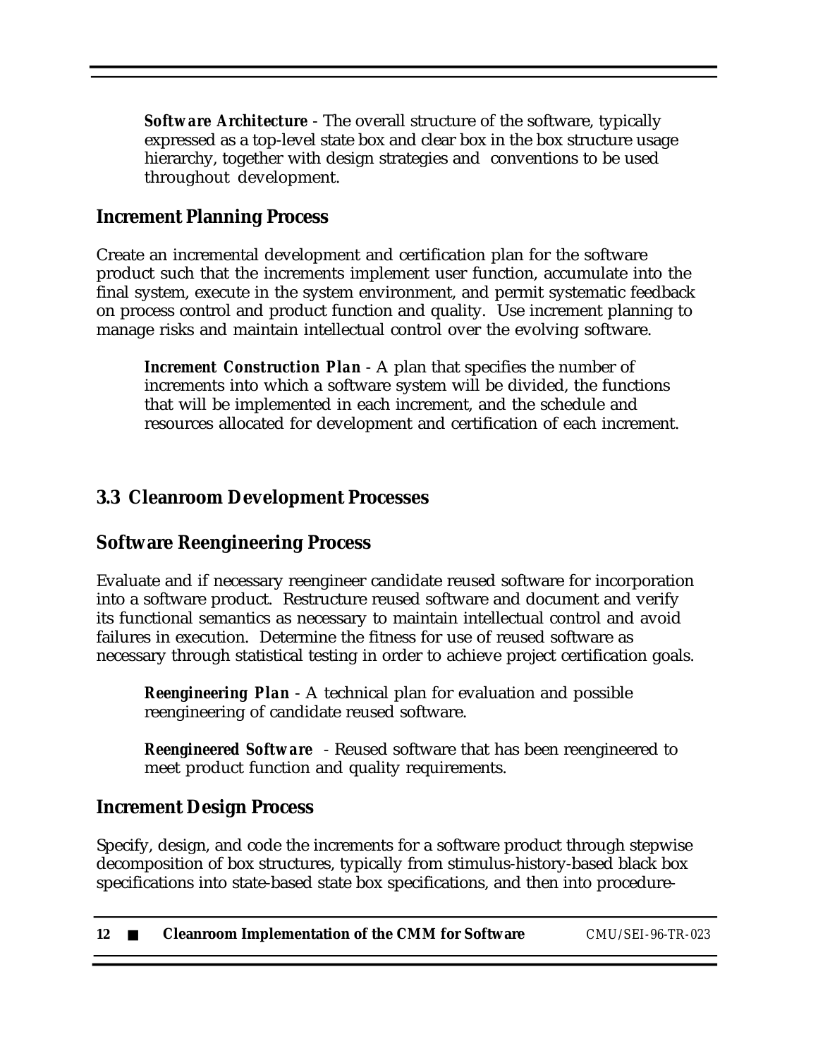***Software Architecture*** - The overall structure of the software, typically expressed as a top-level state box and clear box in the box structure usage hierarchy, together with design strategies and conventions to be used throughout development.

### Increment Planning Process

Create an incremental development and certification plan for the software product such that the increments implement user function, accumulate into the final system, execute in the system environment, and permit systematic feedback on process control and product function and quality. Use increment planning to manage risks and maintain intellectual control over the evolving software.

***Increment Construction Plan*** - A plan that specifies the number of increments into which a software system will be divided, the functions that will be implemented in each increment, and the schedule and resources allocated for development and certification of each increment.

## 3.3 Cleanroom Development Processes

### Software Reengineering Process

Evaluate and if necessary reengineer candidate reused software for incorporation into a software product. Restructure reused software and document and verify its functional semantics as necessary to maintain intellectual control and avoid failures in execution. Determine the fitness for use of reused software as necessary through statistical testing in order to achieve project certification goals.

***Reengineering Plan*** - A technical plan for evaluation and possible reengineering of candidate reused software.

***Reengineered Software*** - Reused software that has been reengineered to meet product function and quality requirements.

### Increment Design Process

Specify, design, and code the increments for a software product through stepwise decomposition of box structures, typically from stimulus-history-based black box specifications into state-based state box specifications, and then into procedure-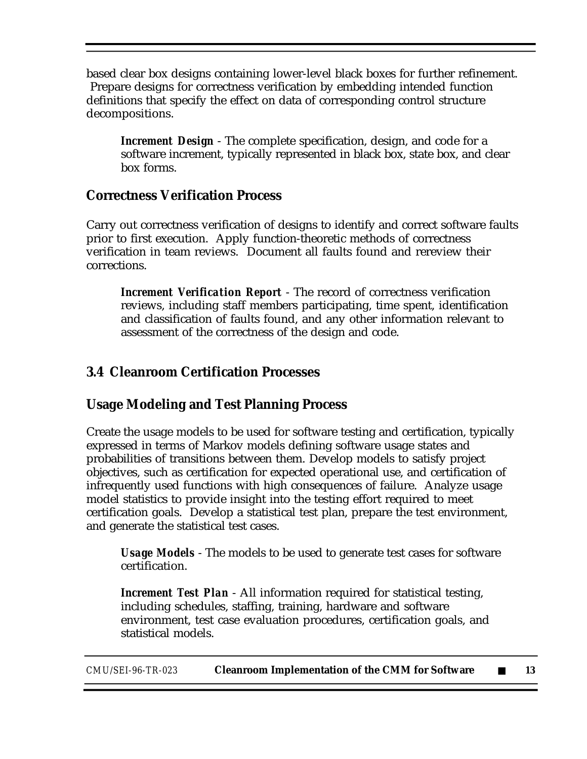based clear box designs containing lower-level black boxes for further refinement. Prepare designs for correctness verification by embedding intended function definitions that specify the effect on data of corresponding control structure decompositions.

> ***Increment Design*** - The complete specification, design, and code for a software increment, typically represented in black box, state box, and clear box forms.

### Correctness Verification Process

Carry out correctness verification of designs to identify and correct software faults prior to first execution. Apply function-theoretic methods of correctness verification in team reviews. Document all faults found and rereview their corrections.

> ***Increment Verification Report*** - The record of correctness verification reviews, including staff members participating, time spent, identification and classification of faults found, and any other information relevant to assessment of the correctness of the design and code.

## 3.4 Cleanroom Certification Processes

### Usage Modeling and Test Planning Process

Create the usage models to be used for software testing and certification, typically expressed in terms of Markov models defining software usage states and probabilities of transitions between them. Develop models to satisfy project objectives, such as certification for expected operational use, and certification of infrequently used functions with high consequences of failure. Analyze usage model statistics to provide insight into the testing effort required to meet certification goals. Develop a statistical test plan, prepare the test environment, and generate the statistical test cases.

> ***Usage Models*** - The models to be used to generate test cases for software certification.

> ***Increment Test Plan*** - All information required for statistical testing, including schedules, staffing, training, hardware and software environment, test case evaluation procedures, certification goals, and statistical models.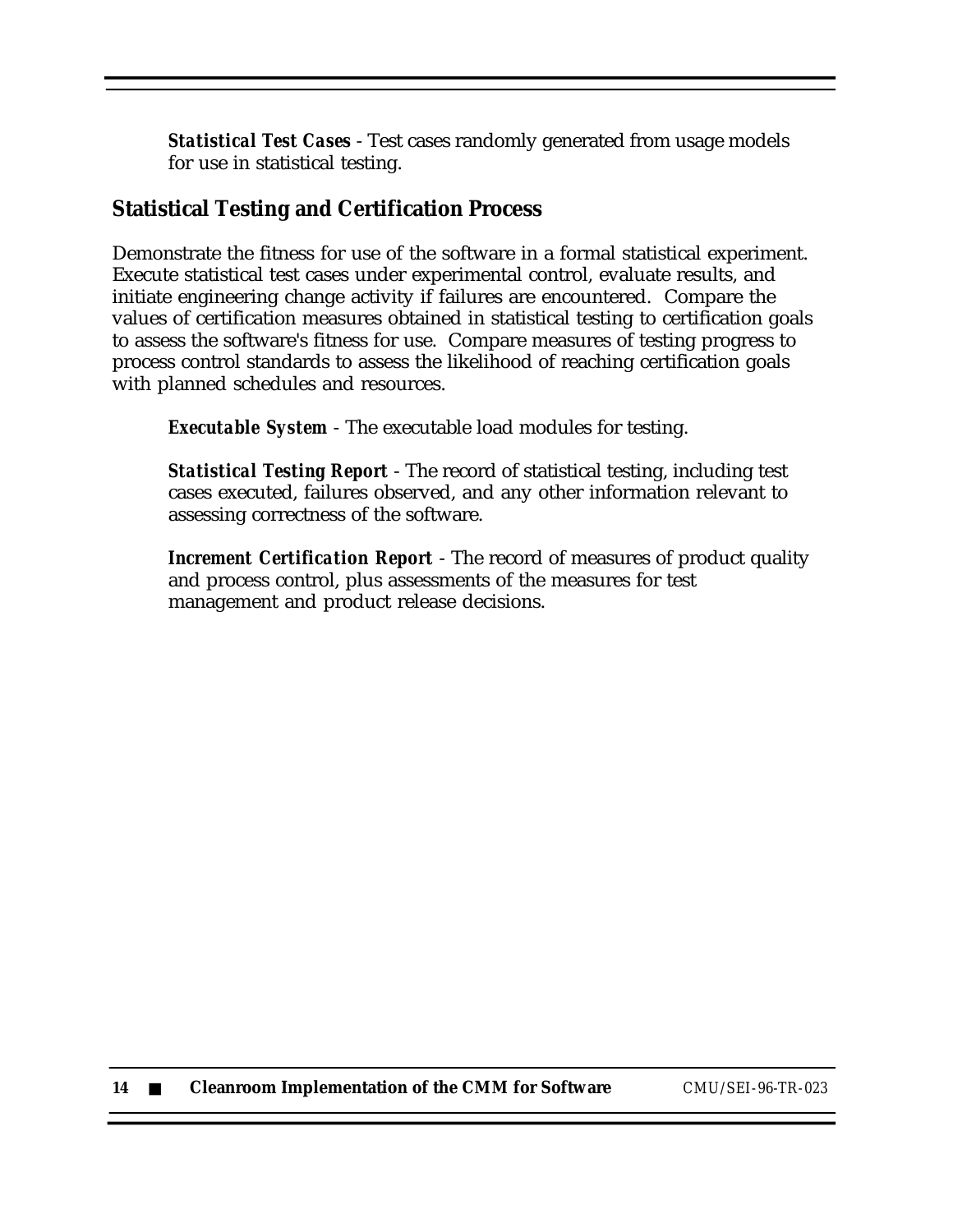***Statistical Test Cases*** - Test cases randomly generated from usage models for use in statistical testing.

## Statistical Testing and Certification Process

Demonstrate the fitness for use of the software in a formal statistical experiment. Execute statistical test cases under experimental control, evaluate results, and initiate engineering change activity if failures are encountered. Compare the values of certification measures obtained in statistical testing to certification goals to assess the software's fitness for use. Compare measures of testing progress to process control standards to assess the likelihood of reaching certification goals with planned schedules and resources.

***Executable System*** - The executable load modules for testing.

***Statistical Testing Report*** - The record of statistical testing, including test cases executed, failures observed, and any other information relevant to assessing correctness of the software.

***Increment Certification Report*** - The record of measures of product quality and process control, plus assessments of the measures for test management and product release decisions.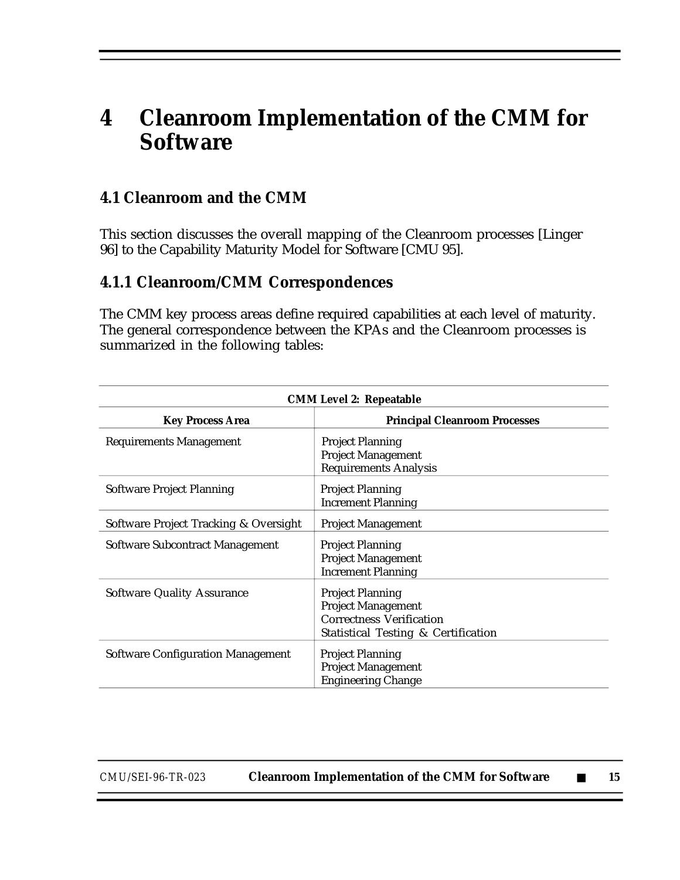# 4 Cleanroom Implementation of the CMM for Software

## 4.1 Cleanroom and the CMM

This section discusses the overall mapping of the Cleanroom processes [Linger 96] to the Capability Maturity Model for Software [CMU 95].

### 4.1.1 Cleanroom/CMM Correspondences

The CMM key process areas define required capabilities at each level of maturity. The general correspondence between the KPAs and the Cleanroom processes is summarized in the following tables:

| CMM Level 2: Repeatable | |
|---|---|
| **Key Process Area** | **Principal Cleanroom Processes** |
| Requirements Management | Project Planning<br>Project Management<br>Requirements Analysis |
| Software Project Planning | Project Planning<br>Increment Planning |
| Software Project Tracking & Oversight | Project Management |
| Software Subcontract Management | Project Planning<br>Project Management<br>Increment Planning |
| Software Quality Assurance | Project Planning<br>Project Management<br>Correctness Verification<br>Statistical Testing & Certification |
| Software Configuration Management | Project Planning<br>Project Management<br>Engineering Change |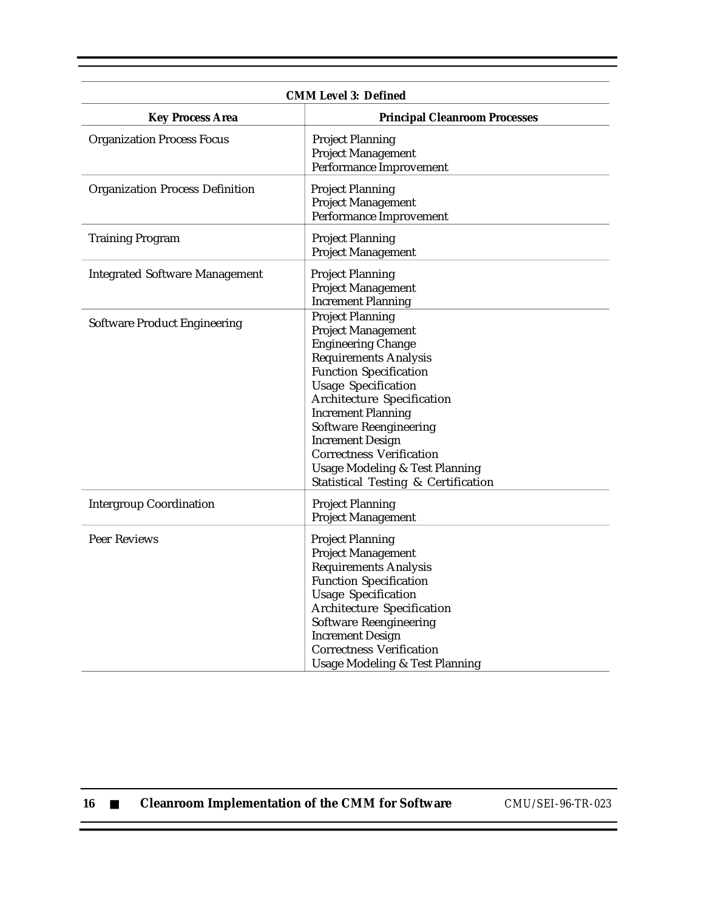| CMM Level 3: Defined | |
|---|---|
| **Key Process Area** | **Principal Cleanroom Processes** |
| Organization Process Focus | Project Planning<br>Project Management<br>Performance Improvement |
| Organization Process Definition | Project Planning<br>Project Management<br>Performance Improvement |
| Training Program | Project Planning<br>Project Management |
| Integrated Software Management | Project Planning<br>Project Management<br>Increment Planning |
| Software Product Engineering | Project Planning<br>Project Management<br>Engineering Change<br>Requirements Analysis<br>Function Specification<br>Usage Specification<br>Architecture Specification<br>Increment Planning<br>Software Reengineering<br>Increment Design<br>Correctness Verification<br>Usage Modeling & Test Planning<br>Statistical Testing & Certification |
| Intergroup Coordination | Project Planning<br>Project Management |
| Peer Reviews | Project Planning<br>Project Management<br>Requirements Analysis<br>Function Specification<br>Usage Specification<br>Architecture Specification<br>Software Reengineering<br>Increment Design<br>Correctness Verification<br>Usage Modeling & Test Planning |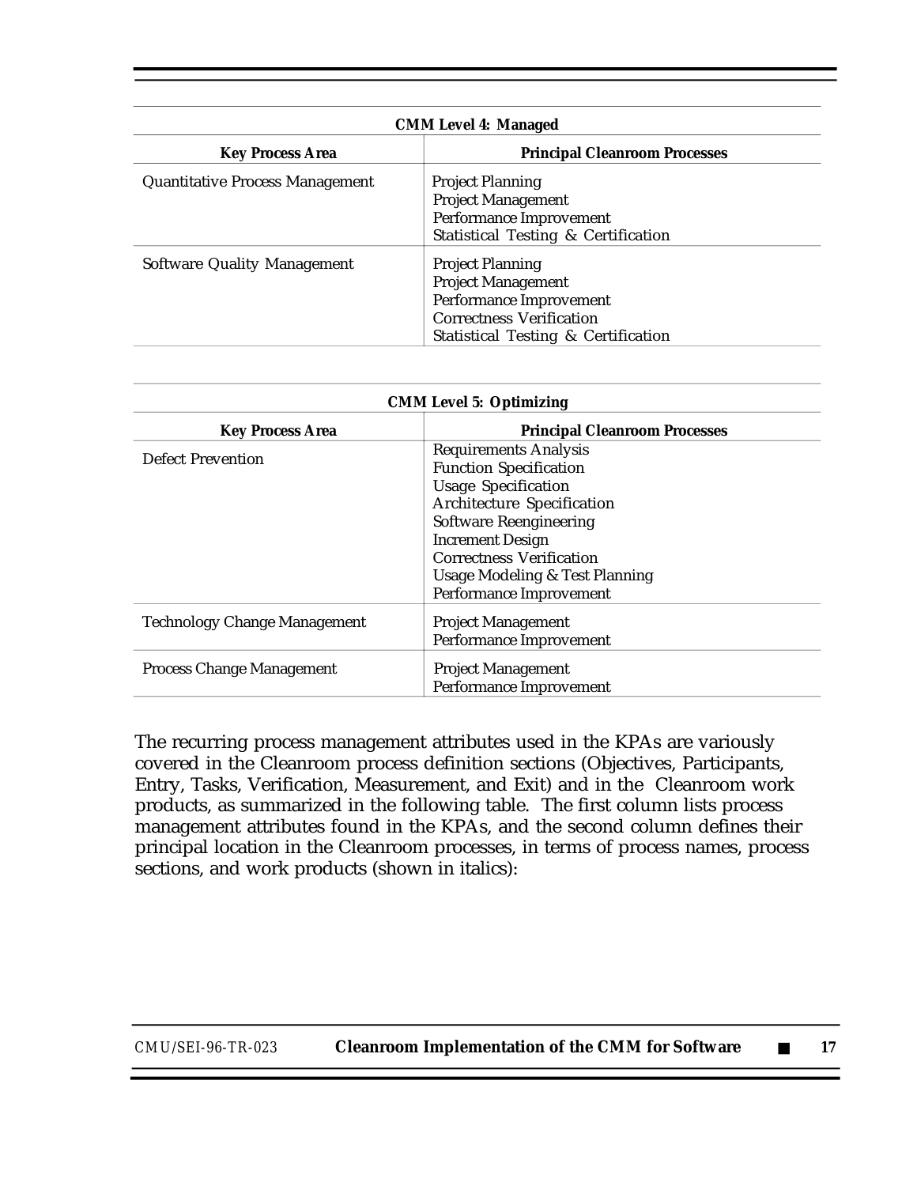| CMM Level 4: Managed | |
|---|---|
| **Key Process Area** | **Principal Cleanroom Processes** |
| Quantitative Process Management | Project Planning<br>Project Management<br>Performance Improvement<br>Statistical Testing & Certification |
| Software Quality Management | Project Planning<br>Project Management<br>Performance Improvement<br>Correctness Verification<br>Statistical Testing & Certification |

| CMM Level 5: Optimizing | |
|---|---|
| **Key Process Area** | **Principal Cleanroom Processes** |
| Defect Prevention | Requirements Analysis<br>Function Specification<br>Usage Specification<br>Architecture Specification<br>Software Reengineering<br>Increment Design<br>Correctness Verification<br>Usage Modeling & Test Planning<br>Performance Improvement |
| Technology Change Management | Project Management<br>Performance Improvement |
| Process Change Management | Project Management<br>Performance Improvement |

The recurring process management attributes used in the KPAs are variously covered in the Cleanroom process definition sections (Objectives, Participants, Entry, Tasks, Verification, Measurement, and Exit) and in the Cleanroom work products, as summarized in the following table. The first column lists process management attributes found in the KPAs, and the second column defines their principal location in the Cleanroom processes, in terms of process names, process sections, and work products (shown in italics):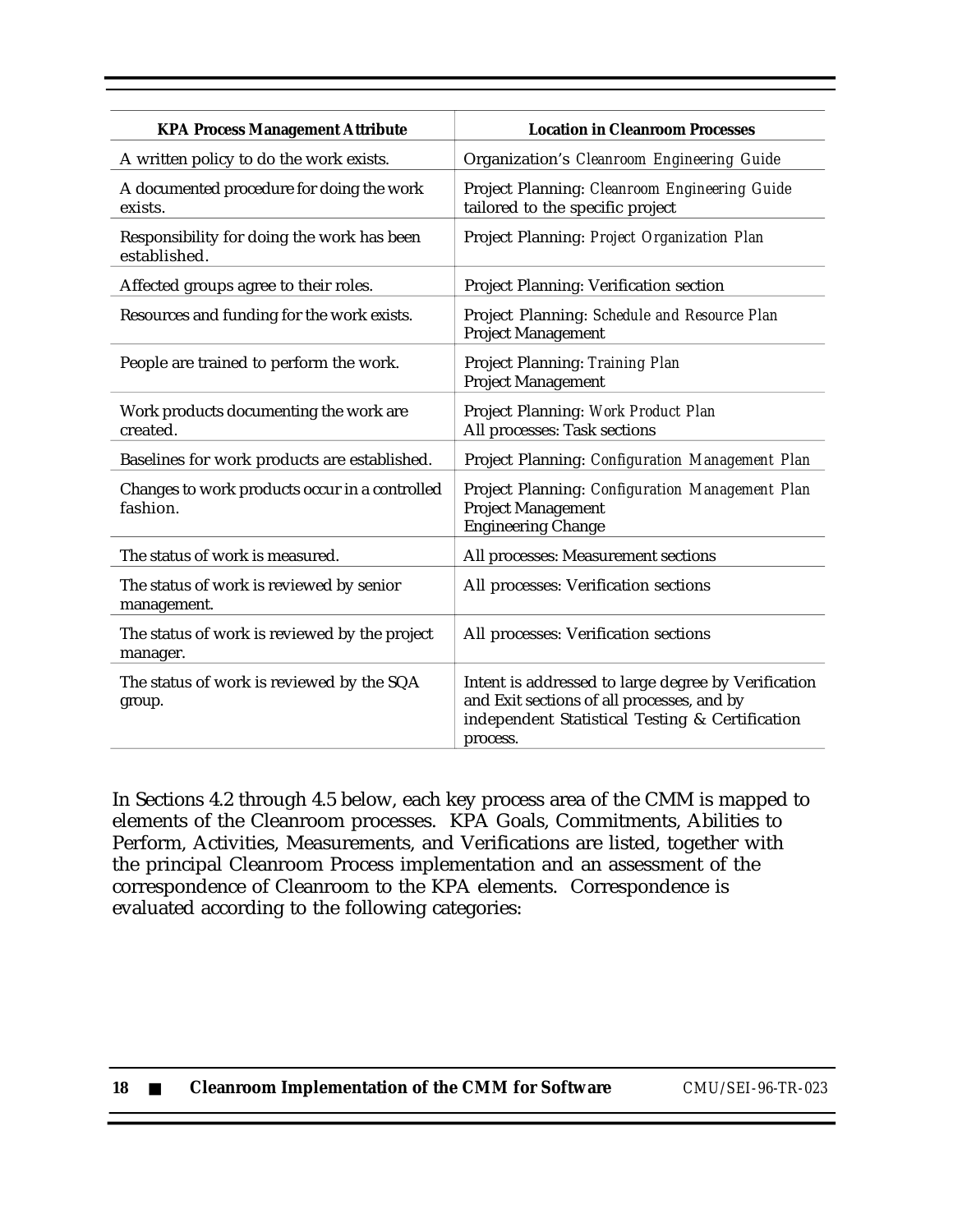| KPA Process Management Attribute | Location in Cleanroom Processes |
|---|---|
| A written policy to do the work exists. | Organization's *Cleanroom Engineering Guide* |
| A documented procedure for doing the work exists. | Project Planning: *Cleanroom Engineering Guide* tailored to the specific project |
| Responsibility for doing the work has been established. | Project Planning: *Project Organization Plan* |
| Affected groups agree to their roles. | Project Planning: Verification section |
| Resources and funding for the work exists. | Project Planning: *Schedule and Resource Plan*<br>Project Management |
| People are trained to perform the work. | Project Planning: *Training Plan*<br>Project Management |
| Work products documenting the work are created. | Project Planning: *Work Product Plan*<br>All processes: Task sections |
| Baselines for work products are established. | Project Planning: *Configuration Management Plan* |
| Changes to work products occur in a controlled fashion. | Project Planning: *Configuration Management Plan*<br>Project Management<br>Engineering Change |
| The status of work is measured. | All processes: Measurement sections |
| The status of work is reviewed by senior management. | All processes: Verification sections |
| The status of work is reviewed by the project manager. | All processes: Verification sections |
| The status of work is reviewed by the SQA group. | Intent is addressed to large degree by Verification and Exit sections of all processes, and by independent Statistical Testing & Certification process. |

In Sections 4.2 through 4.5 below, each key process area of the CMM is mapped to elements of the Cleanroom processes. KPA Goals, Commitments, Abilities to Perform, Activities, Measurements, and Verifications are listed, together with the principal Cleanroom Process implementation and an assessment of the correspondence of Cleanroom to the KPA elements. Correspondence is evaluated according to the following categories: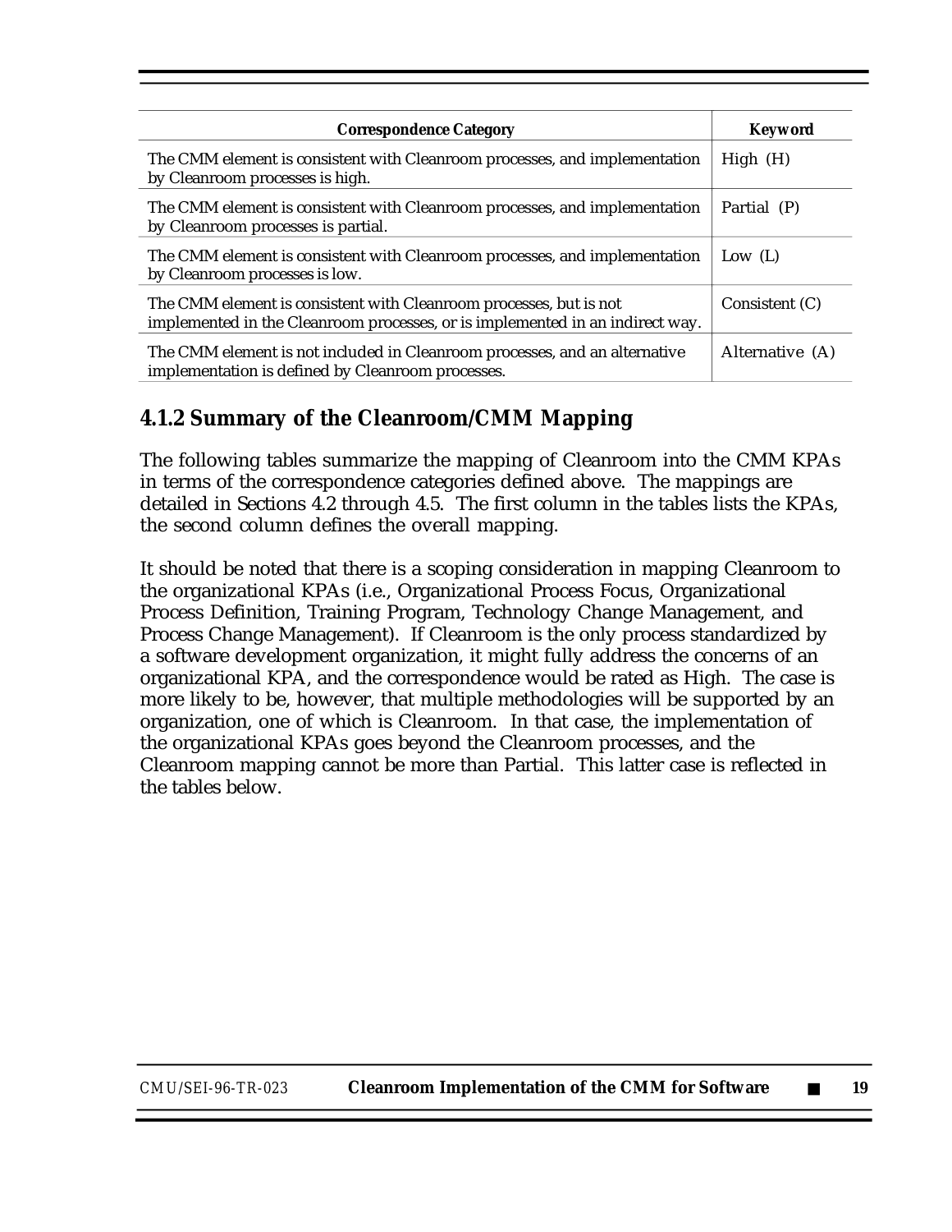| Correspondence Category | Keyword |
| --- | --- |
| The CMM element is consistent with Cleanroom processes, and implementation by Cleanroom processes is high. | High (H) |
| The CMM element is consistent with Cleanroom processes, and implementation by Cleanroom processes is partial. | Partial (P) |
| The CMM element is consistent with Cleanroom processes, and implementation by Cleanroom processes is low. | Low (L) |
| The CMM element is consistent with Cleanroom processes, but is not implemented in the Cleanroom processes, or is implemented in an indirect way. | Consistent (C) |
| The CMM element is not included in Cleanroom processes, and an alternative implementation is defined by Cleanroom processes. | Alternative (A) |

### 4.1.2 Summary of the Cleanroom/CMM Mapping

The following tables summarize the mapping of Cleanroom into the CMM KPAs in terms of the correspondence categories defined above. The mappings are detailed in Sections 4.2 through 4.5. The first column in the tables lists the KPAs, the second column defines the overall mapping.

It should be noted that there is a scoping consideration in mapping Cleanroom to the organizational KPAs (i.e., Organizational Process Focus, Organizational Process Definition, Training Program, Technology Change Management, and Process Change Management). If Cleanroom is the only process standardized by a software development organization, it might fully address the concerns of an organizational KPA, and the correspondence would be rated as High. The case is more likely to be, however, that multiple methodologies will be supported by an organization, one of which is Cleanroom. In that case, the implementation of the organizational KPAs goes beyond the Cleanroom processes, and the Cleanroom mapping cannot be more than Partial. This latter case is reflected in the tables below.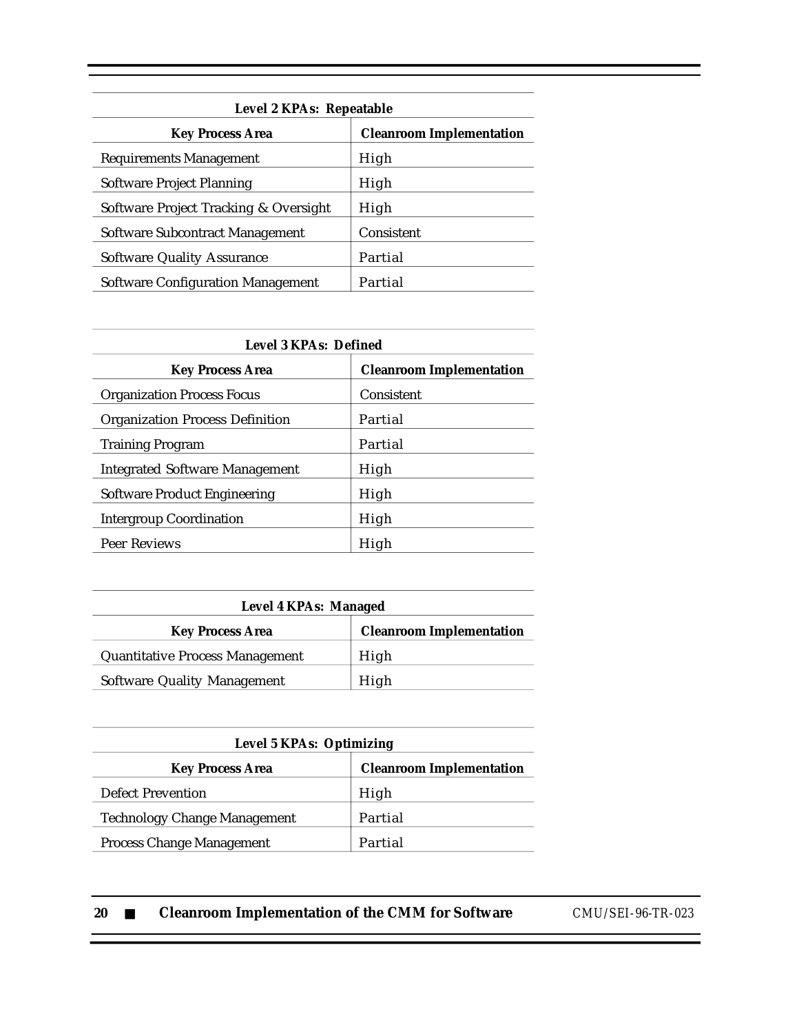| Level 2 KPAs: Repeatable | |
|---|---|
| **Key Process Area** | **Cleanroom Implementation** |
| Requirements Management | High |
| Software Project Planning | High |
| Software Project Tracking & Oversight | High |
| Software Subcontract Management | Consistent |
| Software Quality Assurance | Partial |
| Software Configuration Management | Partial |

| Level 3 KPAs: Defined | |
|---|---|
| **Key Process Area** | **Cleanroom Implementation** |
| Organization Process Focus | Consistent |
| Organization Process Definition | Partial |
| Training Program | Partial |
| Integrated Software Management | High |
| Software Product Engineering | High |
| Intergroup Coordination | High |
| Peer Reviews | High |

| Level 4 KPAs: Managed | |
|---|---|
| **Key Process Area** | **Cleanroom Implementation** |
| Quantitative Process Management | High |
| Software Quality Management | High |

| Level 5 KPAs: Optimizing | |
|---|---|
| **Key Process Area** | **Cleanroom Implementation** |
| Defect Prevention | High |
| Technology Change Management | Partial |
| Process Change Management | Partial |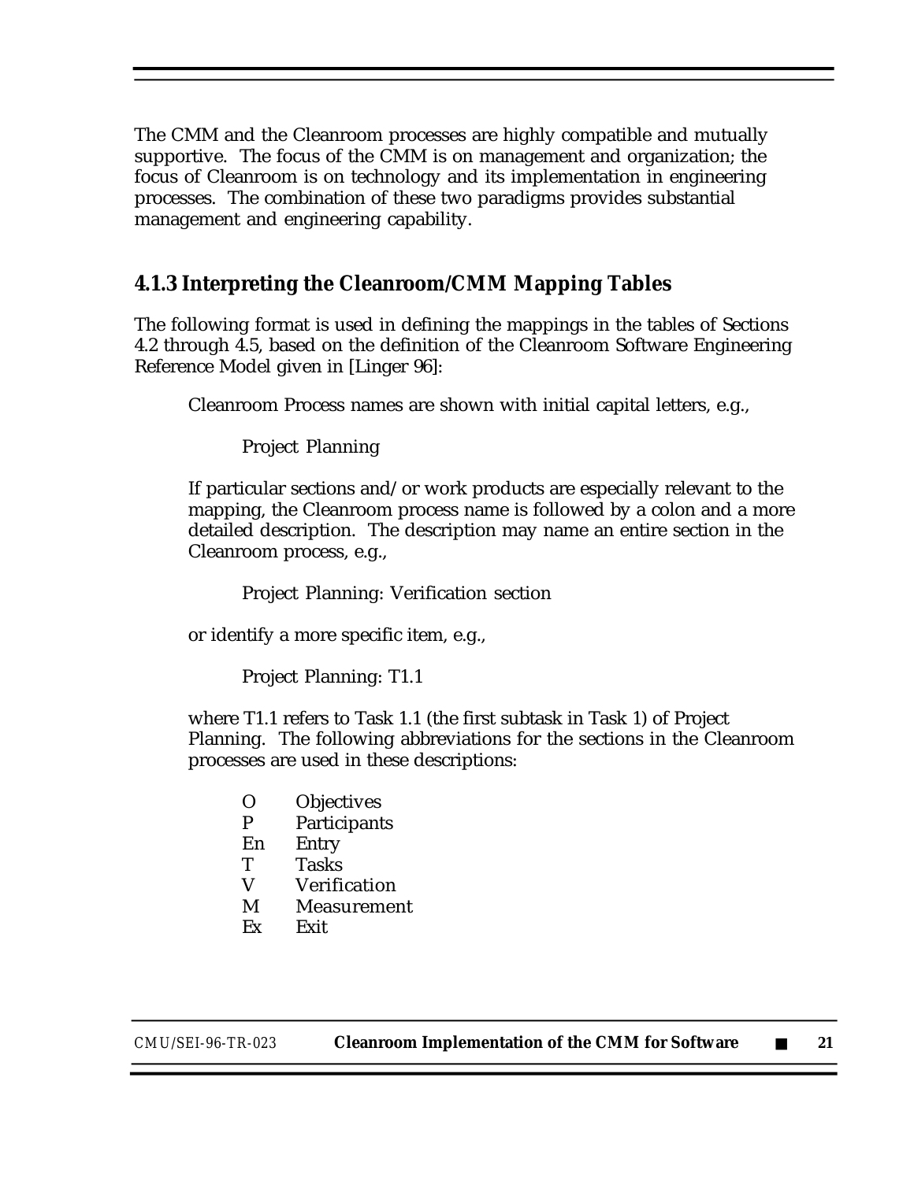The CMM and the Cleanroom processes are highly compatible and mutually supportive. The focus of the CMM is on management and organization; the focus of Cleanroom is on technology and its implementation in engineering processes. The combination of these two paradigms provides substantial management and engineering capability.

### 4.1.3 Interpreting the Cleanroom/CMM Mapping Tables

The following format is used in defining the mappings in the tables of Sections 4.2 through 4.5, based on the definition of the Cleanroom Software Engineering Reference Model given in [Linger 96]:

> Cleanroom Process names are shown with initial capital letters, e.g.,
>
> > Project Planning
>
> If particular sections and/or work products are especially relevant to the mapping, the Cleanroom process name is followed by a colon and a more detailed description. The description may name an entire section in the Cleanroom process, e.g.,
>
> > Project Planning: Verification section
>
> or identify a more specific item, e.g.,
>
> > Project Planning: T1.1
>
> where T1.1 refers to Task 1.1 (the first subtask in Task 1) of Project Planning. The following abbreviations for the sections in the Cleanroom processes are used in these descriptions:
>
> > O Objectives
> > P Participants
> > En Entry
> > T Tasks
> > V Verification
> > M Measurement
> > Ex Exit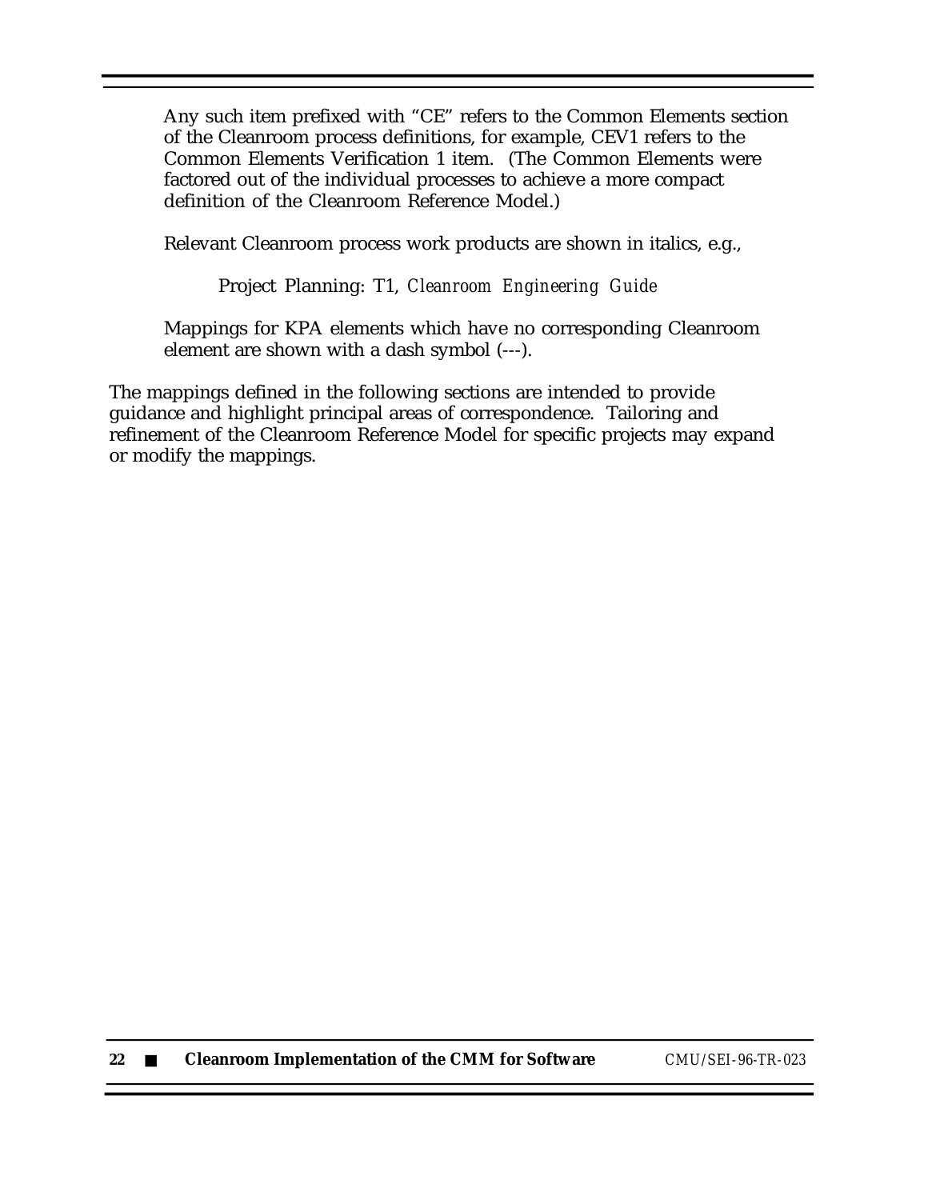Any such item prefixed with "CE" refers to the Common Elements section of the Cleanroom process definitions, for example, CEV1 refers to the Common Elements Verification 1 item. (The Common Elements were factored out of the individual processes to achieve a more compact definition of the Cleanroom Reference Model.)

Relevant Cleanroom process work products are shown in italics, e.g.,

Project Planning: T1, *Cleanroom Engineering Guide*

Mappings for KPA elements which have no corresponding Cleanroom element are shown with a dash symbol (---).

The mappings defined in the following sections are intended to provide guidance and highlight principal areas of correspondence. Tailoring and refinement of the Cleanroom Reference Model for specific projects may expand or modify the mappings.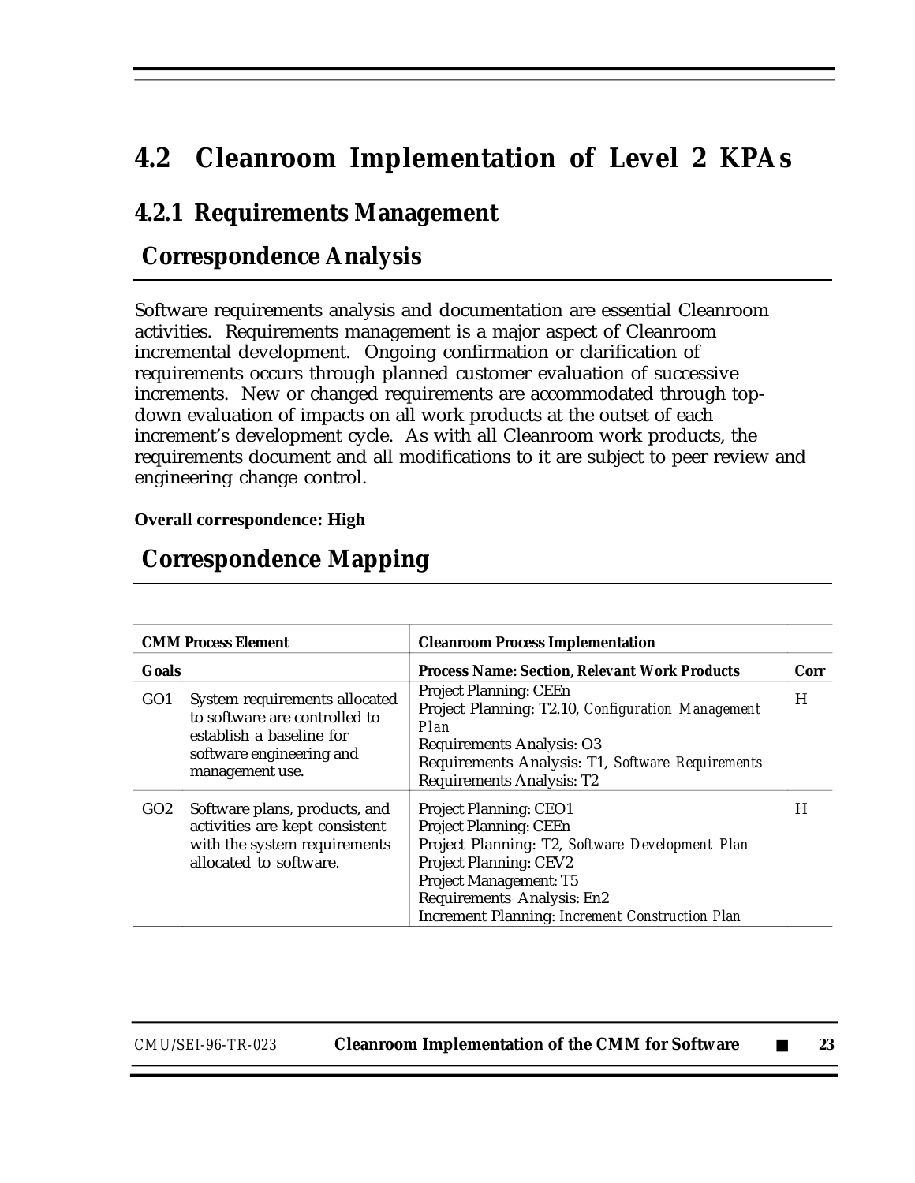## 4.2 Cleanroom Implementation of Level 2 KPAs

### 4.2.1 Requirements Management

### Correspondence Analysis

Software requirements analysis and documentation are essential Cleanroom activities. Requirements management is a major aspect of Cleanroom incremental development. Ongoing confirmation or clarification of requirements occurs through planned customer evaluation of successive increments. New or changed requirements are accommodated through top-down evaluation of impacts on all work products at the outset of each increment's development cycle. As with all Cleanroom work products, the requirements document and all modifications to it are subject to peer review and engineering change control.

**Overall correspondence: High**

### Correspondence Mapping

| CMM Process Element | | Cleanroom Process Implementation | |
|---|---|---|---|
| **Goals** | | **Process Name: Section, Relevant Work Products** | **Corr** |
| GO1 | System requirements allocated to software are controlled to establish a baseline for software engineering and management use. | Project Planning: CEEn<br>Project Planning: T2.10, *Configuration Management Plan*<br>Requirements Analysis: O3<br>Requirements Analysis: T1, *Software Requirements*<br>Requirements Analysis: T2 | H |
| GO2 | Software plans, products, and activities are kept consistent with the system requirements allocated to software. | Project Planning: CEO1<br>Project Planning: CEEn<br>Project Planning: T2, *Software Development Plan*<br>Project Planning: CEV2<br>Project Management: T5<br>Requirements Analysis: En2<br>Increment Planning: *Increment Construction Plan* | H |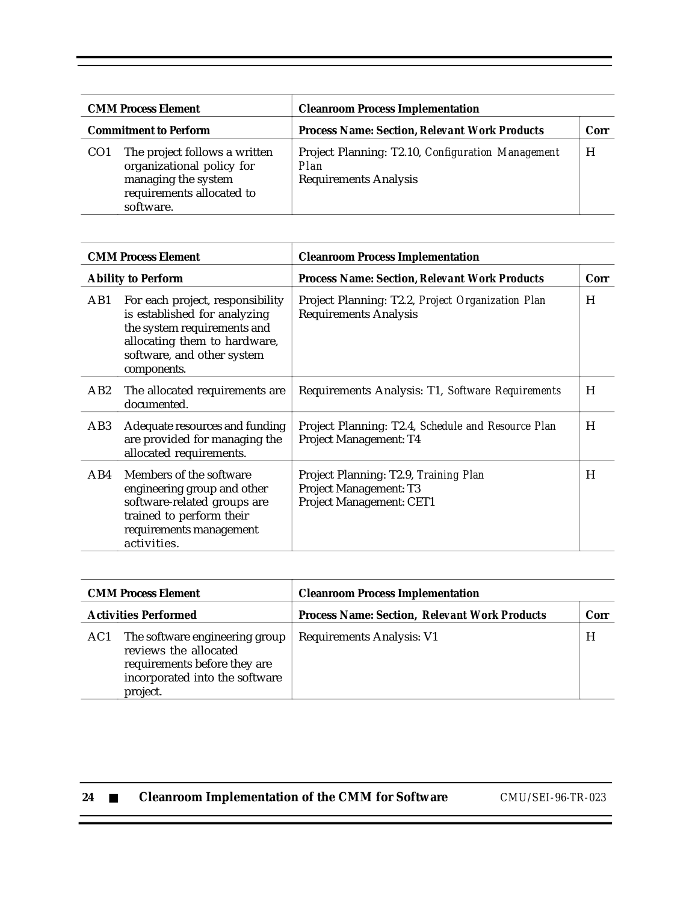| CMM Process Element | Cleanroom Process Implementation | |
|---|---|---|
| **Commitment to Perform** | **Process Name: Section, *Relevant Work Products*** | **Corr** |
| CO1 The project follows a written organizational policy for managing the system requirements allocated to software. | Project Planning: T2.10, *Configuration Management Plan*<br>Requirements Analysis | H |

| CMM Process Element | Cleanroom Process Implementation | |
|---|---|---|
| **Ability to Perform** | **Process Name: Section, *Relevant Work Products*** | **Corr** |
| AB1 For each project, responsibility is established for analyzing the system requirements and allocating them to hardware, software, and other system components. | Project Planning: T2.2, *Project Organization Plan*<br>Requirements Analysis | H |
| AB2 The allocated requirements are documented. | Requirements Analysis: T1, *Software Requirements* | H |
| AB3 Adequate resources and funding are provided for managing the allocated requirements. | Project Planning: T2.4, *Schedule and Resource Plan*<br>Project Management: T4 | H |
| AB4 Members of the software engineering group and other software-related groups are trained to perform their requirements management activities. | Project Planning: T2.9, *Training Plan*<br>Project Management: T3<br>Project Management: CET1 | H |

| CMM Process Element | Cleanroom Process Implementation | |
|---|---|---|
| **Activities Performed** | **Process Name: Section, *Relevant Work Products*** | **Corr** |
| AC1 The software engineering group reviews the allocated requirements before they are incorporated into the software project. | Requirements Analysis: V1 | H |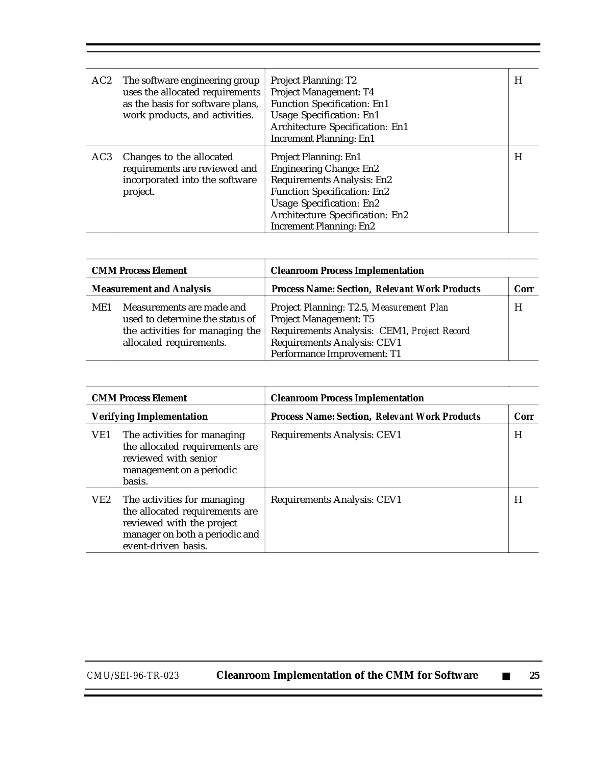| | | | |
|---|---|---|---|
| AC2 | The software engineering group uses the allocated requirements as the basis for software plans, work products, and activities. | Project Planning: T2<br>Project Management: T4<br>Function Specification: En1<br>Usage Specification: En1<br>Architecture Specification: En1<br>Increment Planning: En1 | H |
| AC3 | Changes to the allocated requirements are reviewed and incorporated into the software project. | Project Planning: En1<br>Engineering Change: En2<br>Requirements Analysis: En2<br>Function Specification: En2<br>Usage Specification: En2<br>Architecture Specification: En2<br>Increment Planning: En2 | H |

| **CMM Process Element** | | **Cleanroom Process Implementation** | |
|---|---|---|---|
| **Measurement and Analysis** | | **Process Name: Section,** ***Relevant Work Products*** | **Corr** |
| ME1 | Measurements are made and used to determine the status of the activities for managing the allocated requirements. | Project Planning: T2.5, *Measurement Plan*<br>Project Management: T5<br>Requirements Analysis: CEM1, *Project Record*<br>Requirements Analysis: CEV1<br>Performance Improvement: T1 | H |

| **CMM Process Element** | | **Cleanroom Process Implementation** | |
|---|---|---|---|
| **Verifying Implementation** | | **Process Name: Section,** ***Relevant Work Products*** | **Corr** |
| VE1 | The activities for managing the allocated requirements are reviewed with senior management on a periodic basis. | Requirements Analysis: CEV1 | H |
| VE2 | The activities for managing the allocated requirements are reviewed with the project manager on both a periodic and event-driven basis. | Requirements Analysis: CEV1 | H |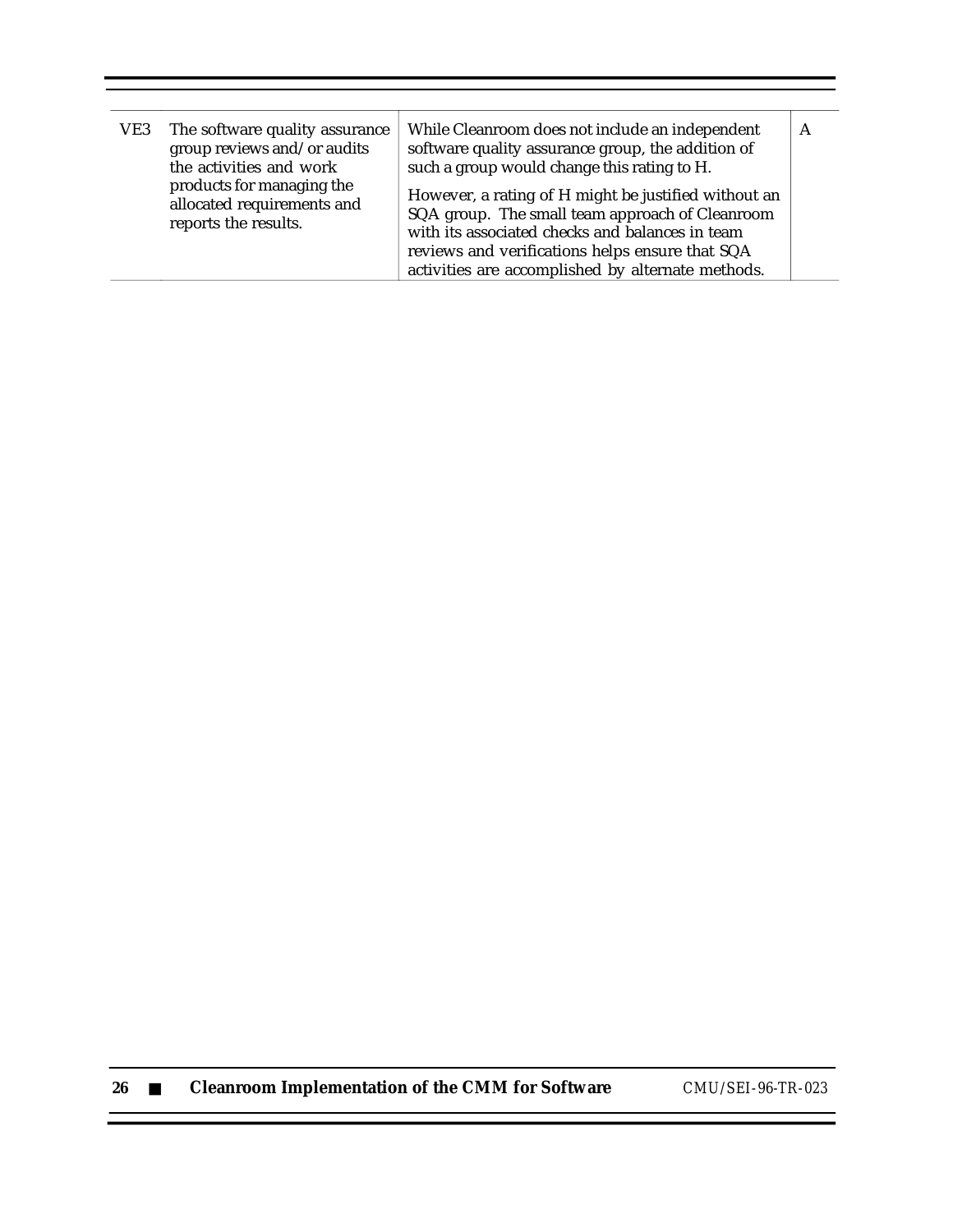| | | | |
|---|---|---|---|
| VE3 | The software quality assurance group reviews and/or audits the activities and work products for managing the allocated requirements and reports the results. | While Cleanroom does not include an independent software quality assurance group, the addition of such a group would change this rating to H.<br><br>However, a rating of H might be justified without an SQA group. The small team approach of Cleanroom with its associated checks and balances in team reviews and verifications helps ensure that SQA activities are accomplished by alternate methods. | A |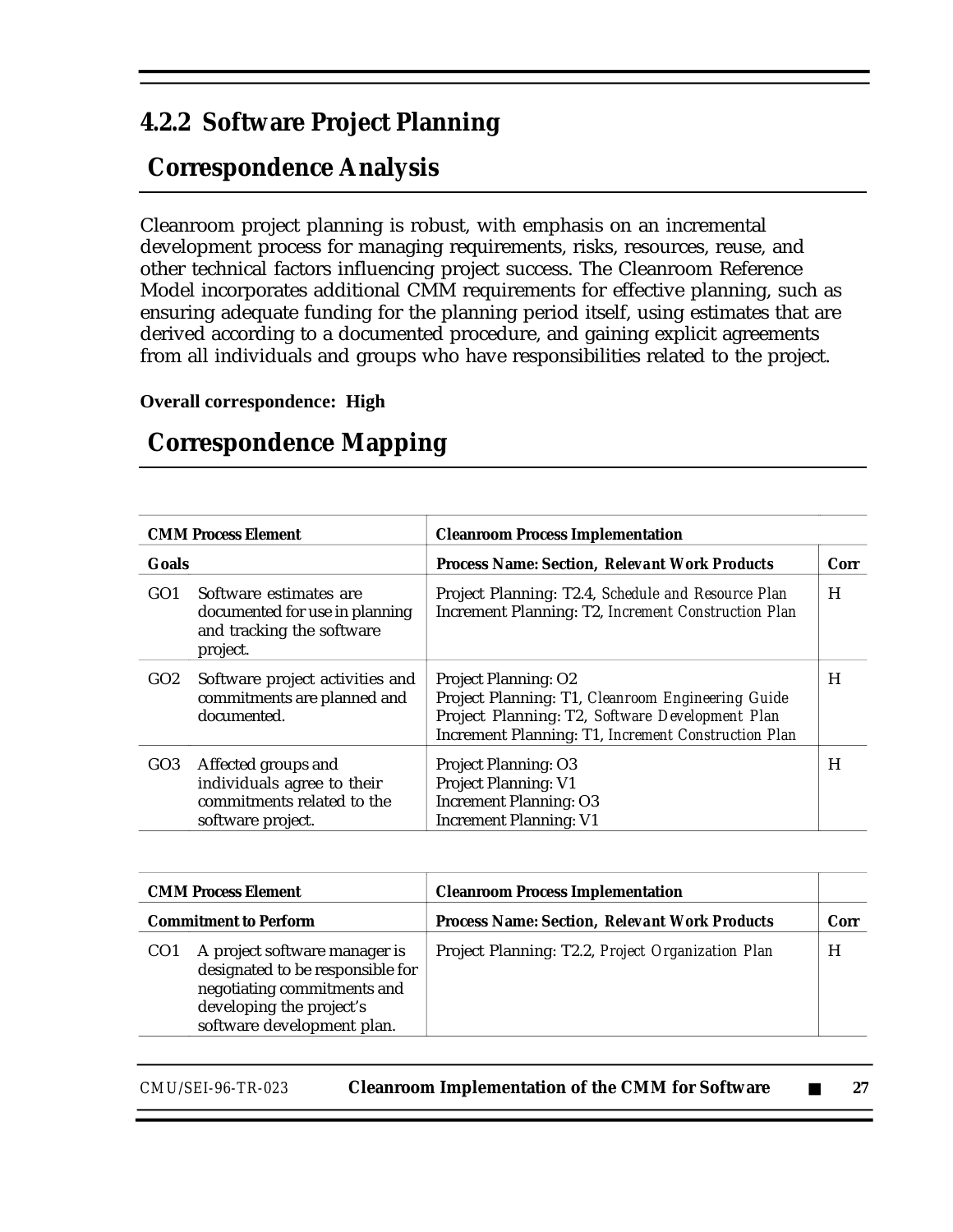## 4.2.2 Software Project Planning

### Correspondence Analysis

Cleanroom project planning is robust, with emphasis on an incremental development process for managing requirements, risks, resources, reuse, and other technical factors influencing project success. The Cleanroom Reference Model incorporates additional CMM requirements for effective planning, such as ensuring adequate funding for the planning period itself, using estimates that are derived according to a documented procedure, and gaining explicit agreements from all individuals and groups who have responsibilities related to the project.

**Overall correspondence: High**

### Correspondence Mapping

| CMM Process Element | | Cleanroom Process Implementation | |
|---|---|---|---|
| **Goals** | | **Process Name: Section,** ***Relevant Work Products*** | **Corr** |
| GO1 | Software estimates are documented for use in planning and tracking the software project. | Project Planning: T2.4, *Schedule and Resource Plan*<br>Increment Planning: T2, *Increment Construction Plan* | H |
| GO2 | Software project activities and commitments are planned and documented. | Project Planning: O2<br>Project Planning: T1, *Cleanroom Engineering Guide*<br>Project Planning: T2, *Software Development Plan*<br>Increment Planning: T1, *Increment Construction Plan* | H |
| GO3 | Affected groups and individuals agree to their commitments related to the software project. | Project Planning: O3<br>Project Planning: V1<br>Increment Planning: O3<br>Increment Planning: V1 | H |

| CMM Process Element | | Cleanroom Process Implementation | |
|---|---|---|---|
| **Commitment to Perform** | | **Process Name: Section,** ***Relevant Work Products*** | **Corr** |
| CO1 | A project software manager is designated to be responsible for negotiating commitments and developing the project's software development plan. | Project Planning: T2.2, *Project Organization Plan* | H |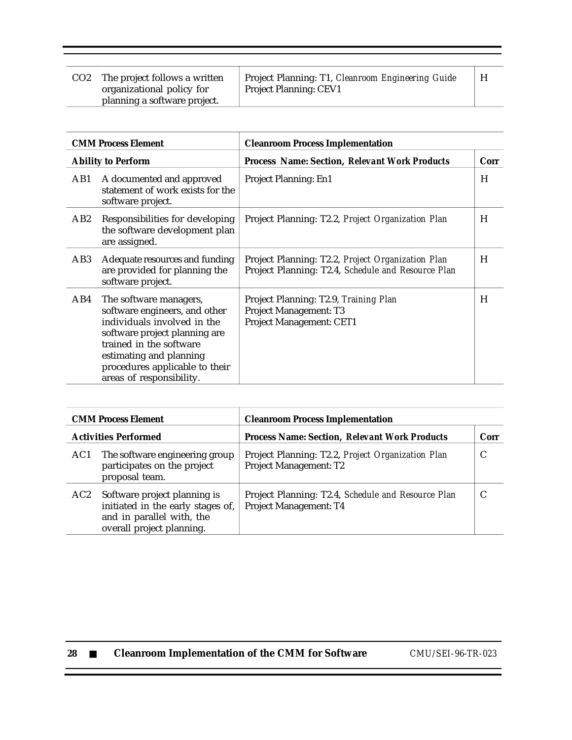| | | | |
|---|---|---|---|
| CO2 | The project follows a written organizational policy for planning a software project. | Project Planning: T1, *Cleanroom Engineering Guide*<br>Project Planning: CEV1 | H |

| CMM Process Element | | Cleanroom Process Implementation | |
|---|---|---|---|
| **Ability to Perform** | | **Process Name: Section, Relevant Work Products** | **Corr** |
| AB1 | A documented and approved statement of work exists for the software project. | Project Planning: En1 | H |
| AB2 | Responsibilities for developing the software development plan are assigned. | Project Planning: T2.2, *Project Organization Plan* | H |
| AB3 | Adequate resources and funding are provided for planning the software project. | Project Planning: T2.2, *Project Organization Plan*<br>Project Planning: T2.4, *Schedule and Resource Plan* | H |
| AB4 | The software managers, software engineers, and other individuals involved in the software project planning are trained in the software estimating and planning procedures applicable to their areas of responsibility. | Project Planning: T2.9, *Training Plan*<br>Project Management: T3<br>Project Management: CET1 | H |

| CMM Process Element | | Cleanroom Process Implementation | |
|---|---|---|---|
| **Activities Performed** | | **Process Name: Section, Relevant Work Products** | **Corr** |
| AC1 | The software engineering group participates on the project proposal team. | Project Planning: T2.2, *Project Organization Plan*<br>Project Management: T2 | C |
| AC2 | Software project planning is initiated in the early stages of, and in parallel with, the overall project planning. | Project Planning: T2.4, *Schedule and Resource Plan*<br>Project Management: T4 | C |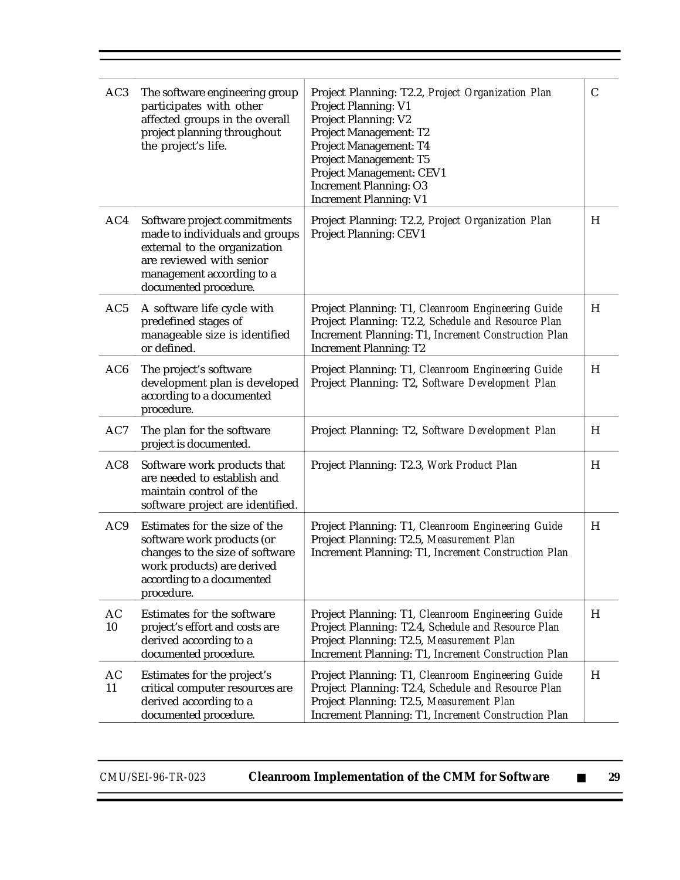| | | | |
|---|---|---|---|
| AC3 | The software engineering group participates with other affected groups in the overall project planning throughout the project's life. | Project Planning: T2.2, *Project Organization Plan*<br>Project Planning: V1<br>Project Planning: V2<br>Project Management: T2<br>Project Management: T4<br>Project Management: T5<br>Project Management: CEV1<br>Increment Planning: O3<br>Increment Planning: V1 | C |
| AC4 | Software project commitments made to individuals and groups external to the organization are reviewed with senior management according to a documented procedure. | Project Planning: T2.2, *Project Organization Plan*<br>Project Planning: CEV1 | H |
| AC5 | A software life cycle with predefined stages of manageable size is identified or defined. | Project Planning: T1, *Cleanroom Engineering Guide*<br>Project Planning: T2.2, *Schedule and Resource Plan*<br>Increment Planning: T1, *Increment Construction Plan*<br>Increment Planning: T2 | H |
| AC6 | The project's software development plan is developed according to a documented procedure. | Project Planning: T1, *Cleanroom Engineering Guide*<br>Project Planning: T2, *Software Development Plan* | H |
| AC7 | The plan for the software project is documented. | Project Planning: T2, *Software Development Plan* | H |
| AC8 | Software work products that are needed to establish and maintain control of the software project are identified. | Project Planning: T2.3, *Work Product Plan* | H |
| AC9 | Estimates for the size of the software work products (or changes to the size of software work products) are derived according to a documented procedure. | Project Planning: T1, *Cleanroom Engineering Guide*<br>Project Planning: T2.5, *Measurement Plan*<br>Increment Planning: T1, *Increment Construction Plan* | H |
| AC 10 | Estimates for the software project's effort and costs are derived according to a documented procedure. | Project Planning: T1, *Cleanroom Engineering Guide*<br>Project Planning: T2.4, *Schedule and Resource Plan*<br>Project Planning: T2.5, *Measurement Plan*<br>Increment Planning: T1, *Increment Construction Plan* | H |
| AC 11 | Estimates for the project's critical computer resources are derived according to a documented procedure. | Project Planning: T1, *Cleanroom Engineering Guide*<br>Project Planning: T2.4, *Schedule and Resource Plan*<br>Project Planning: T2.5, *Measurement Plan*<br>Increment Planning: T1, *Increment Construction Plan* | H |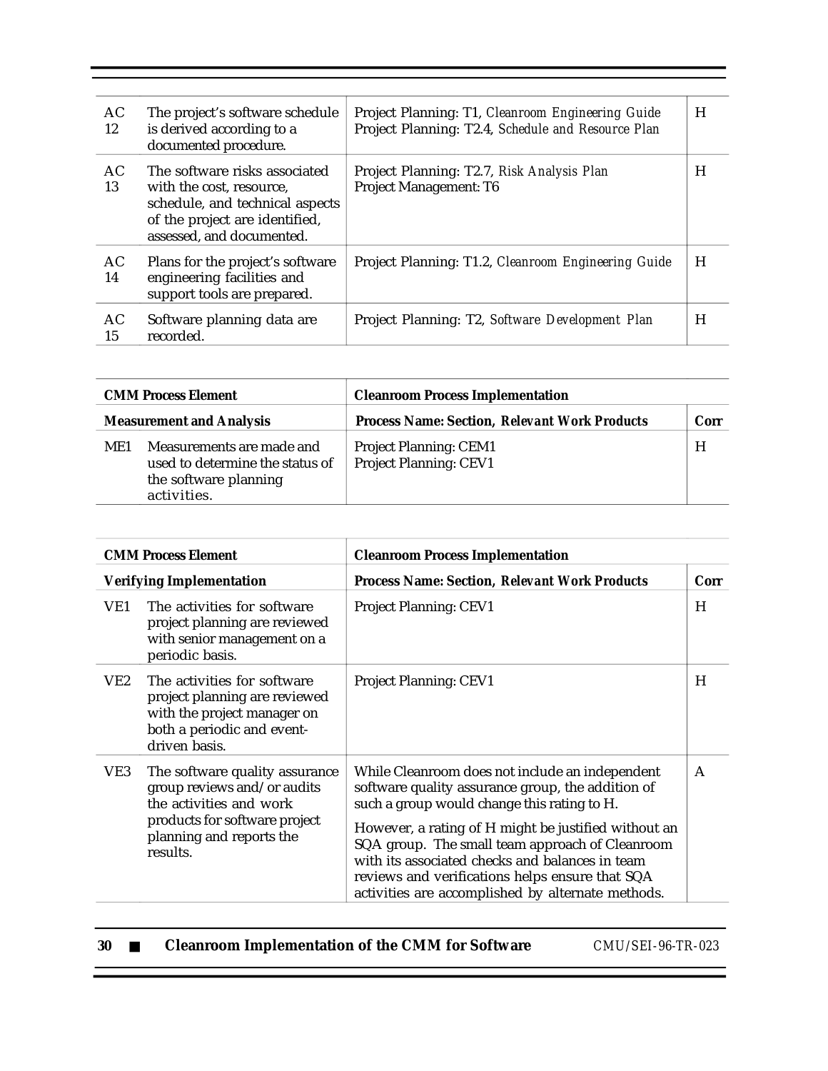| | | | |
|---|---|---|---|
| AC 12 | The project's software schedule is derived according to a documented procedure. | Project Planning: T1, *Cleanroom Engineering Guide*<br>Project Planning: T2.4, *Schedule and Resource Plan* | H |
| AC 13 | The software risks associated with the cost, resource, schedule, and technical aspects of the project are identified, assessed, and documented. | Project Planning: T2.7, *Risk Analysis Plan*<br>Project Management: T6 | H |
| AC 14 | Plans for the project's software engineering facilities and support tools are prepared. | Project Planning: T1.2, *Cleanroom Engineering Guide* | H |
| AC 15 | Software planning data are recorded. | Project Planning: T2, *Software Development Plan* | H |

| **CMM Process Element** | | **Cleanroom Process Implementation** | |
|---|---|---|---|
| **Measurement and Analysis** | | **Process Name: Section,** ***Relevant Work Products*** | **Corr** |
| ME1 | Measurements are made and used to determine the status of the software planning activities. | Project Planning: CEM1<br>Project Planning: CEV1 | H |

| **CMM Process Element** | | **Cleanroom Process Implementation** | |
|---|---|---|---|
| **Verifying Implementation** | | **Process Name: Section,** ***Relevant Work Products*** | **Corr** |
| VE1 | The activities for software project planning are reviewed with senior management on a periodic basis. | Project Planning: CEV1 | H |
| VE2 | The activities for software project planning are reviewed with the project manager on both a periodic and event-driven basis. | Project Planning: CEV1 | H |
| VE3 | The software quality assurance group reviews and/or audits the activities and work products for software project planning and reports the results. | While Cleanroom does not include an independent software quality assurance group, the addition of such a group would change this rating to H.<br><br>However, a rating of H might be justified without an SQA group. The small team approach of Cleanroom with its associated checks and balances in team reviews and verifications helps ensure that SQA activities are accomplished by alternate methods. | A |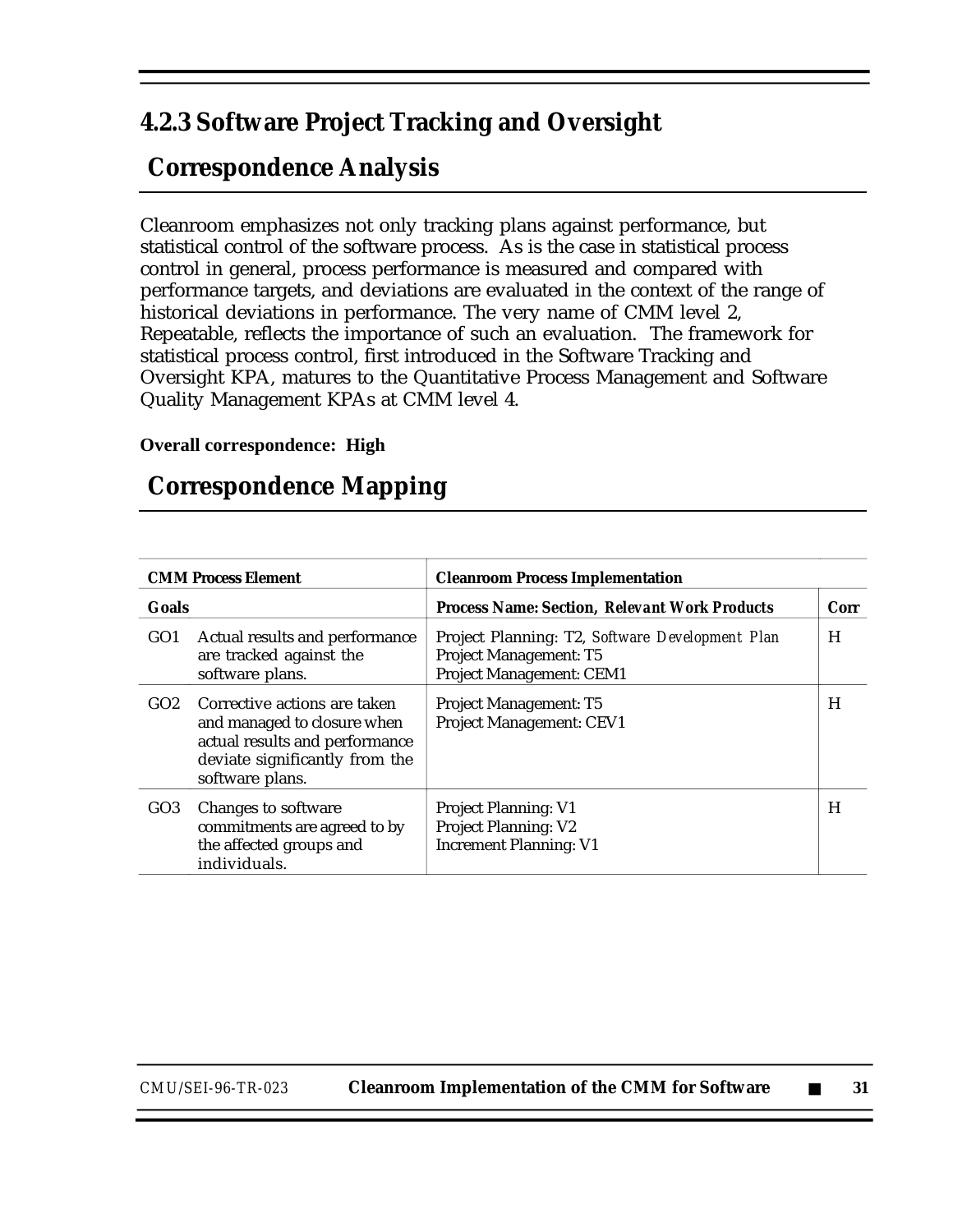### 4.2.3 Software Project Tracking and Oversight

## Correspondence Analysis

Cleanroom emphasizes not only tracking plans against performance, but statistical control of the software process. As is the case in statistical process control in general, process performance is measured and compared with performance targets, and deviations are evaluated in the context of the range of historical deviations in performance. The very name of CMM level 2, Repeatable, reflects the importance of such an evaluation. The framework for statistical process control, first introduced in the Software Tracking and Oversight KPA, matures to the Quantitative Process Management and Software Quality Management KPAs at CMM level 4.

**Overall correspondence: High**

## Correspondence Mapping

| CMM Process Element | | Cleanroom Process Implementation | |
|---|---|---|---|
| **Goals** | | **Process Name: Section, *Relevant Work Products*** | **Corr** |
| GO1 | Actual results and performance are tracked against the software plans. | Project Planning: T2, *Software Development Plan*<br>Project Management: T5<br>Project Management: CEM1 | H |
| GO2 | Corrective actions are taken and managed to closure when actual results and performance deviate significantly from the software plans. | Project Management: T5<br>Project Management: CEV1 | H |
| GO3 | Changes to software commitments are agreed to by the affected groups and individuals. | Project Planning: V1<br>Project Planning: V2<br>Increment Planning: V1 | H |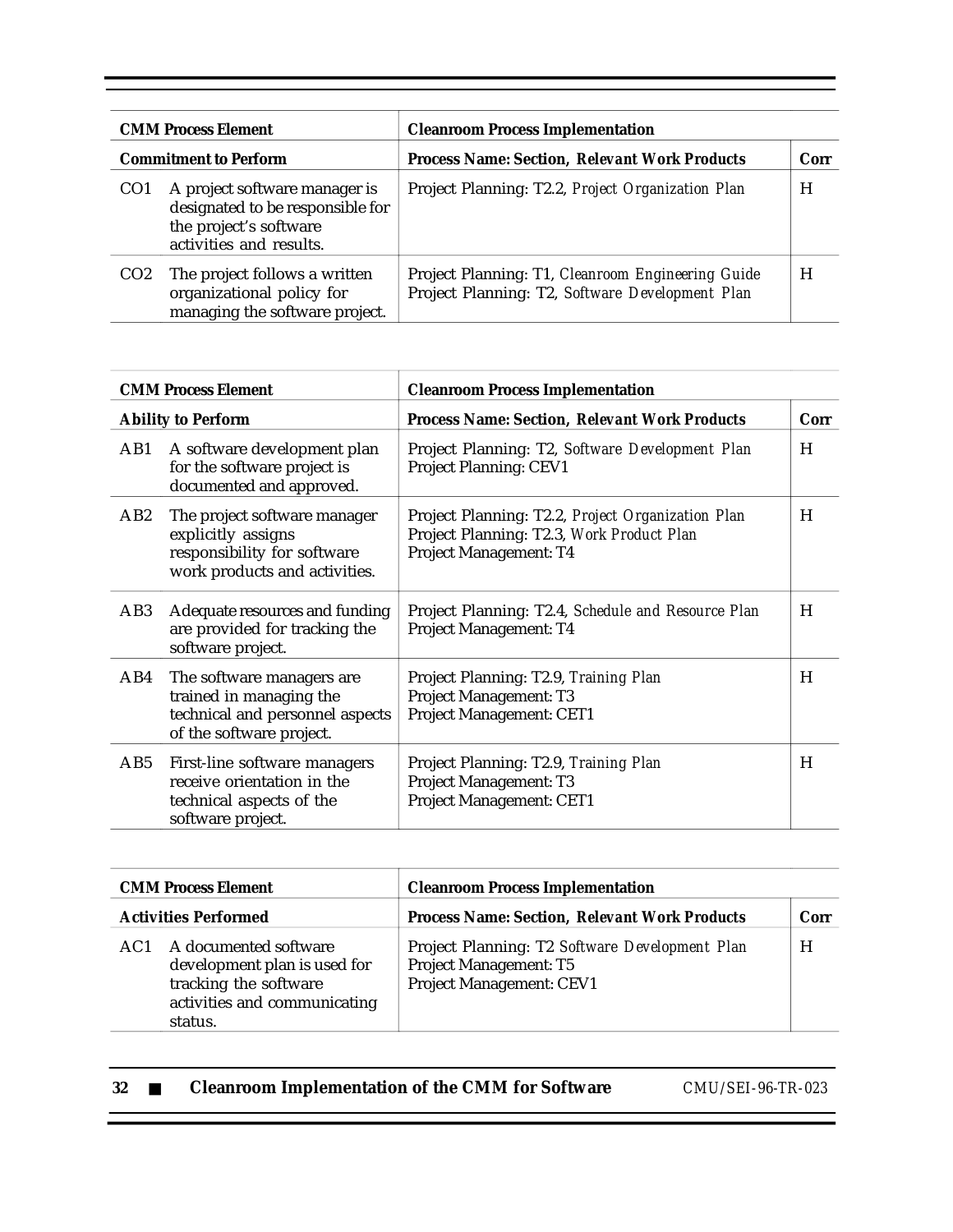| CMM Process Element | | Cleanroom Process Implementation | |
|---|---|---|---|
| **Commitment to Perform** | | **Process Name: Section, Relevant Work Products** | **Corr** |
| CO1 | A project software manager is designated to be responsible for the project's software activities and results. | Project Planning: T2.2, *Project Organization Plan* | H |
| CO2 | The project follows a written organizational policy for managing the software project. | Project Planning: T1, *Cleanroom Engineering Guide*<br>Project Planning: T2, *Software Development Plan* | H |

| CMM Process Element | | Cleanroom Process Implementation | |
|---|---|---|---|
| **Ability to Perform** | | **Process Name: Section, Relevant Work Products** | **Corr** |
| AB1 | A software development plan for the software project is documented and approved. | Project Planning: T2, *Software Development Plan*<br>Project Planning: CEV1 | H |
| AB2 | The project software manager explicitly assigns responsibility for software work products and activities. | Project Planning: T2.2, *Project Organization Plan*<br>Project Planning: T2.3, *Work Product Plan*<br>Project Management: T4 | H |
| AB3 | Adequate resources and funding are provided for tracking the software project. | Project Planning: T2.4, *Schedule and Resource Plan*<br>Project Management: T4 | H |
| AB4 | The software managers are trained in managing the technical and personnel aspects of the software project. | Project Planning: T2.9, *Training Plan*<br>Project Management: T3<br>Project Management: CET1 | H |
| AB5 | First-line software managers receive orientation in the technical aspects of the software project. | Project Planning: T2.9, *Training Plan*<br>Project Management: T3<br>Project Management: CET1 | H |

| CMM Process Element | | Cleanroom Process Implementation | |
|---|---|---|---|
| **Activities Performed** | | **Process Name: Section, Relevant Work Products** | **Corr** |
| AC1 | A documented software development plan is used for tracking the software activities and communicating status. | Project Planning: T2 *Software Development Plan*<br>Project Management: T5<br>Project Management: CEV1 | H |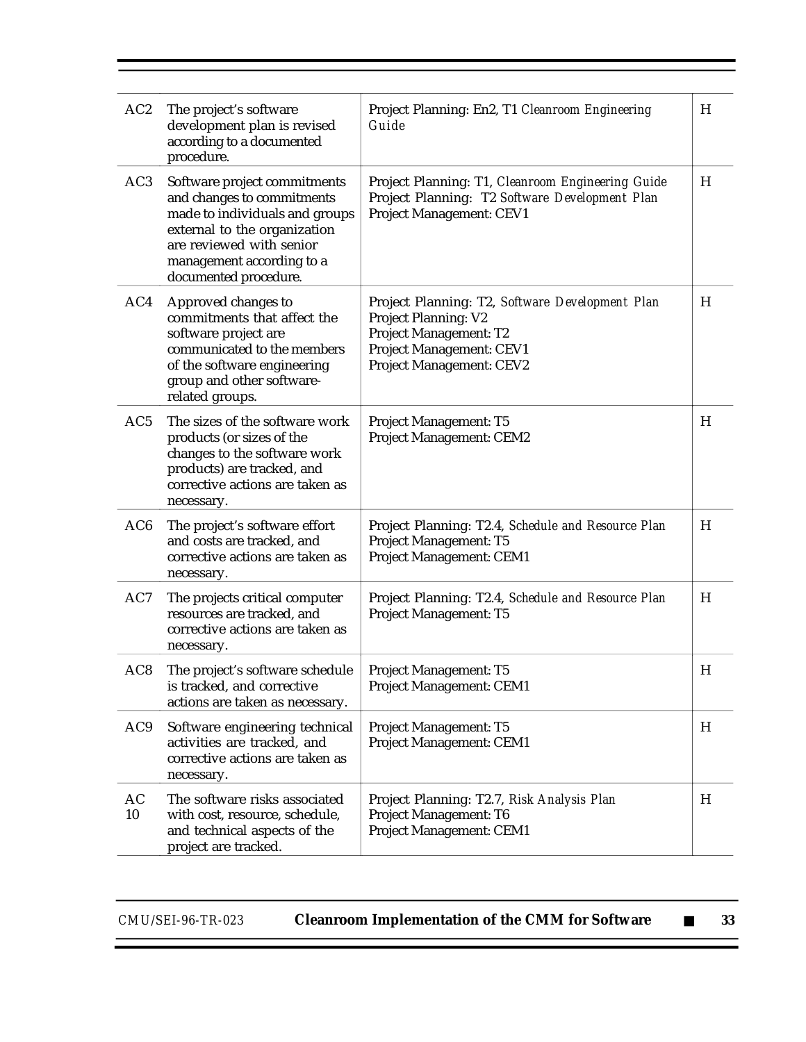| | | | |
|---|---|---|---|
| AC2 | The project's software development plan is revised according to a documented procedure. | Project Planning: En2, T1 *Cleanroom Engineering Guide* | H |
| AC3 | Software project commitments and changes to commitments made to individuals and groups external to the organization are reviewed with senior management according to a documented procedure. | Project Planning: T1, *Cleanroom Engineering Guide*<br>Project Planning: T2 *Software Development Plan*<br>Project Management: CEV1 | H |
| AC4 | Approved changes to commitments that affect the software project are communicated to the members of the software engineering group and other software-related groups. | Project Planning: T2, *Software Development Plan*<br>Project Planning: V2<br>Project Management: T2<br>Project Management: CEV1<br>Project Management: CEV2 | H |
| AC5 | The sizes of the software work products (or sizes of the changes to the software work products) are tracked, and corrective actions are taken as necessary. | Project Management: T5<br>Project Management: CEM2 | H |
| AC6 | The project's software effort and costs are tracked, and corrective actions are taken as necessary. | Project Planning: T2.4, *Schedule and Resource Plan*<br>Project Management: T5<br>Project Management: CEM1 | H |
| AC7 | The projects critical computer resources are tracked, and corrective actions are taken as necessary. | Project Planning: T2.4, *Schedule and Resource Plan*<br>Project Management: T5 | H |
| AC8 | The project's software schedule is tracked, and corrective actions are taken as necessary. | Project Management: T5<br>Project Management: CEM1 | H |
| AC9 | Software engineering technical activities are tracked, and corrective actions are taken as necessary. | Project Management: T5<br>Project Management: CEM1 | H |
| AC 10 | The software risks associated with cost, resource, schedule, and technical aspects of the project are tracked. | Project Planning: T2.7, *Risk Analysis Plan*<br>Project Management: T6<br>Project Management: CEM1 | H |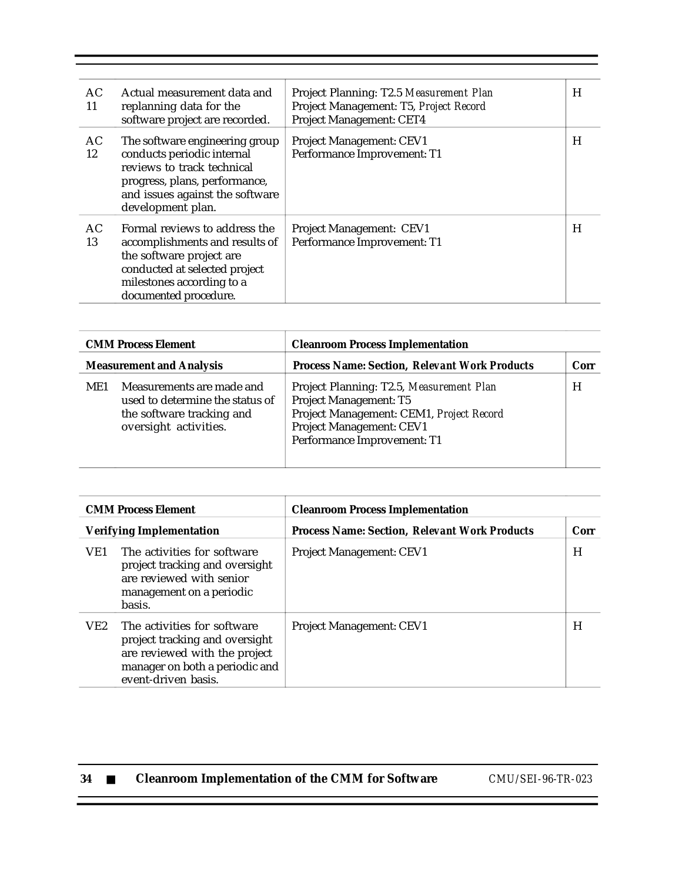| | | | |
|---|---|---|---|
| AC 11 | Actual measurement data and replanning data for the software project are recorded. | Project Planning: T2.5 *Measurement Plan*<br>Project Management: T5, *Project Record*<br>Project Management: CET4 | H |
| AC 12 | The software engineering group conducts periodic internal reviews to track technical progress, plans, performance, and issues against the software development plan. | Project Management: CEV1<br>Performance Improvement: T1 | H |
| AC 13 | Formal reviews to address the accomplishments and results of the software project are conducted at selected project milestones according to a documented procedure. | Project Management: CEV1<br>Performance Improvement: T1 | H |

| **CMM Process Element** | | **Cleanroom Process Implementation** | |
|---|---|---|---|
| **Measurement and Analysis** | | **Process Name: Section,** ***Relevant Work Products*** | **Corr** |
| ME1 | Measurements are made and used to determine the status of the software tracking and oversight activities. | Project Planning: T2.5, *Measurement Plan*<br>Project Management: T5<br>Project Management: CEM1, *Project Record*<br>Project Management: CEV1<br>Performance Improvement: T1 | H |

| **CMM Process Element** | | **Cleanroom Process Implementation** | |
|---|---|---|---|
| **Verifying Implementation** | | **Process Name: Section,** ***Relevant Work Products*** | **Corr** |
| VE1 | The activities for software project tracking and oversight are reviewed with senior management on a periodic basis. | Project Management: CEV1 | H |
| VE2 | The activities for software project tracking and oversight are reviewed with the project manager on both a periodic and event-driven basis. | Project Management: CEV1 | H |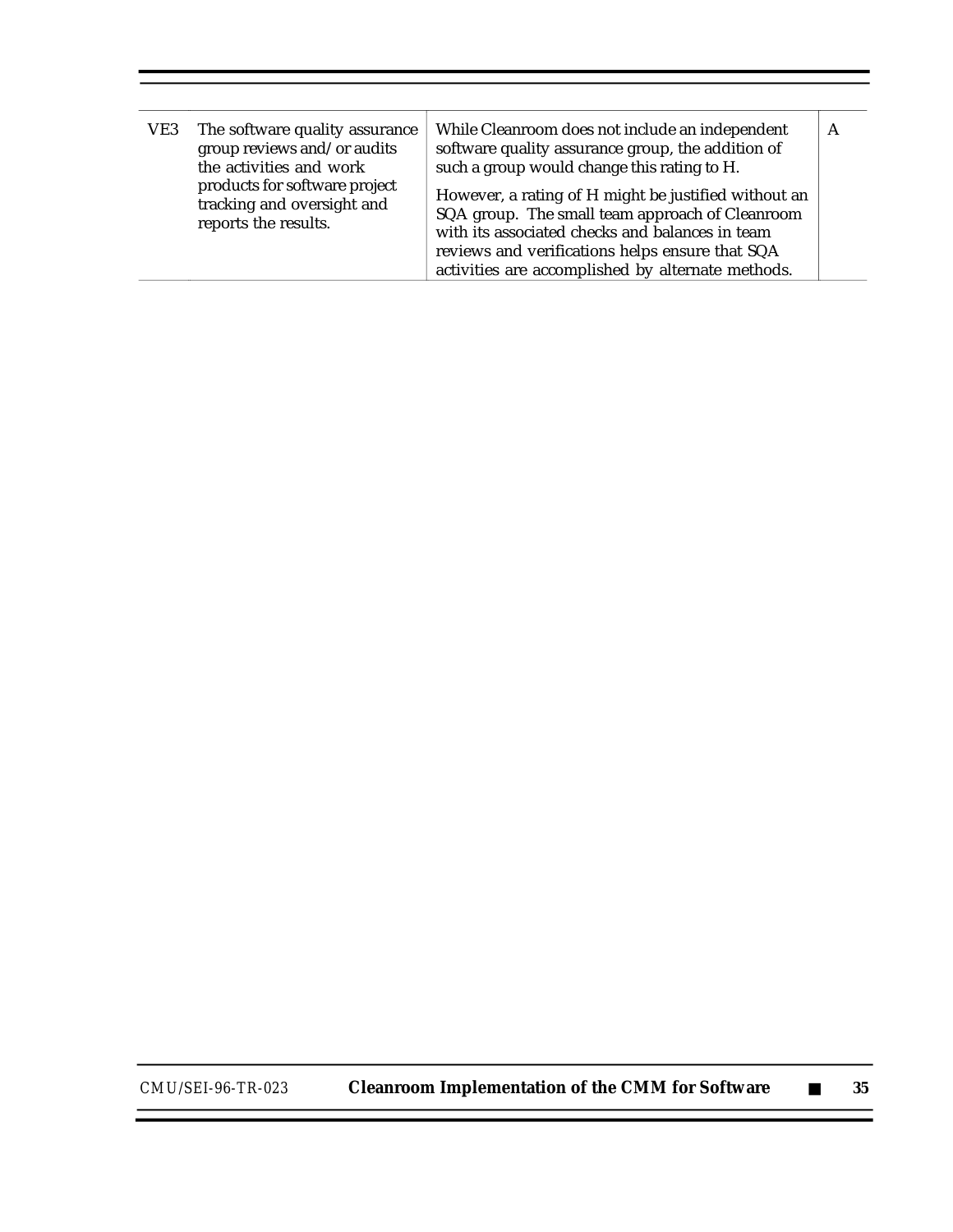| | | | |
|---|---|---|---|
| VE3 | The software quality assurance group reviews and/or audits the activities and work products for software project tracking and oversight and reports the results. | While Cleanroom does not include an independent software quality assurance group, the addition of such a group would change this rating to H.<br><br>However, a rating of H might be justified without an SQA group. The small team approach of Cleanroom with its associated checks and balances in team reviews and verifications helps ensure that SQA activities are accomplished by alternate methods. | A |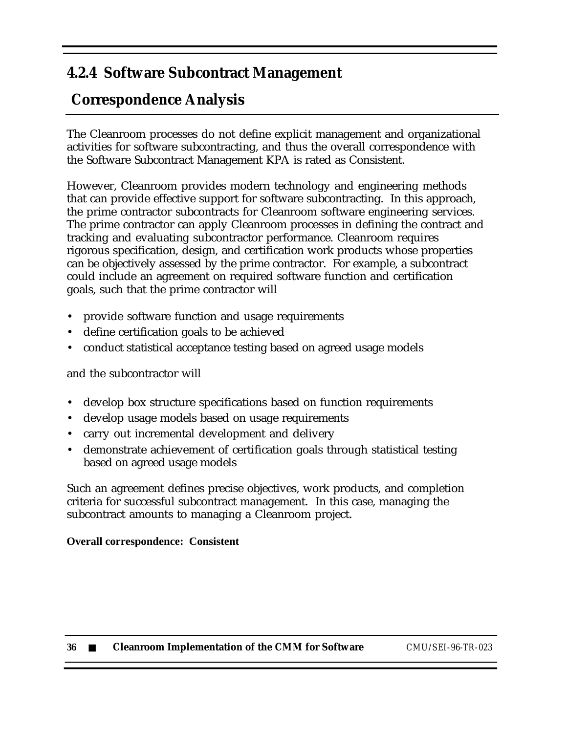## 4.2.4 Software Subcontract Management

## Correspondence Analysis

The Cleanroom processes do not define explicit management and organizational activities for software subcontracting, and thus the overall correspondence with the Software Subcontract Management KPA is rated as Consistent.

However, Cleanroom provides modern technology and engineering methods that can provide effective support for software subcontracting. In this approach, the prime contractor subcontracts for Cleanroom software engineering services. The prime contractor can apply Cleanroom processes in defining the contract and tracking and evaluating subcontractor performance. Cleanroom requires rigorous specification, design, and certification work products whose properties can be objectively assessed by the prime contractor. For example, a subcontract could include an agreement on required software function and certification goals, such that the prime contractor will

- provide software function and usage requirements
- define certification goals to be achieved
- conduct statistical acceptance testing based on agreed usage models

and the subcontractor will

- develop box structure specifications based on function requirements
- develop usage models based on usage requirements
- carry out incremental development and delivery
- demonstrate achievement of certification goals through statistical testing based on agreed usage models

Such an agreement defines precise objectives, work products, and completion criteria for successful subcontract management. In this case, managing the subcontract amounts to managing a Cleanroom project.

**Overall correspondence: Consistent**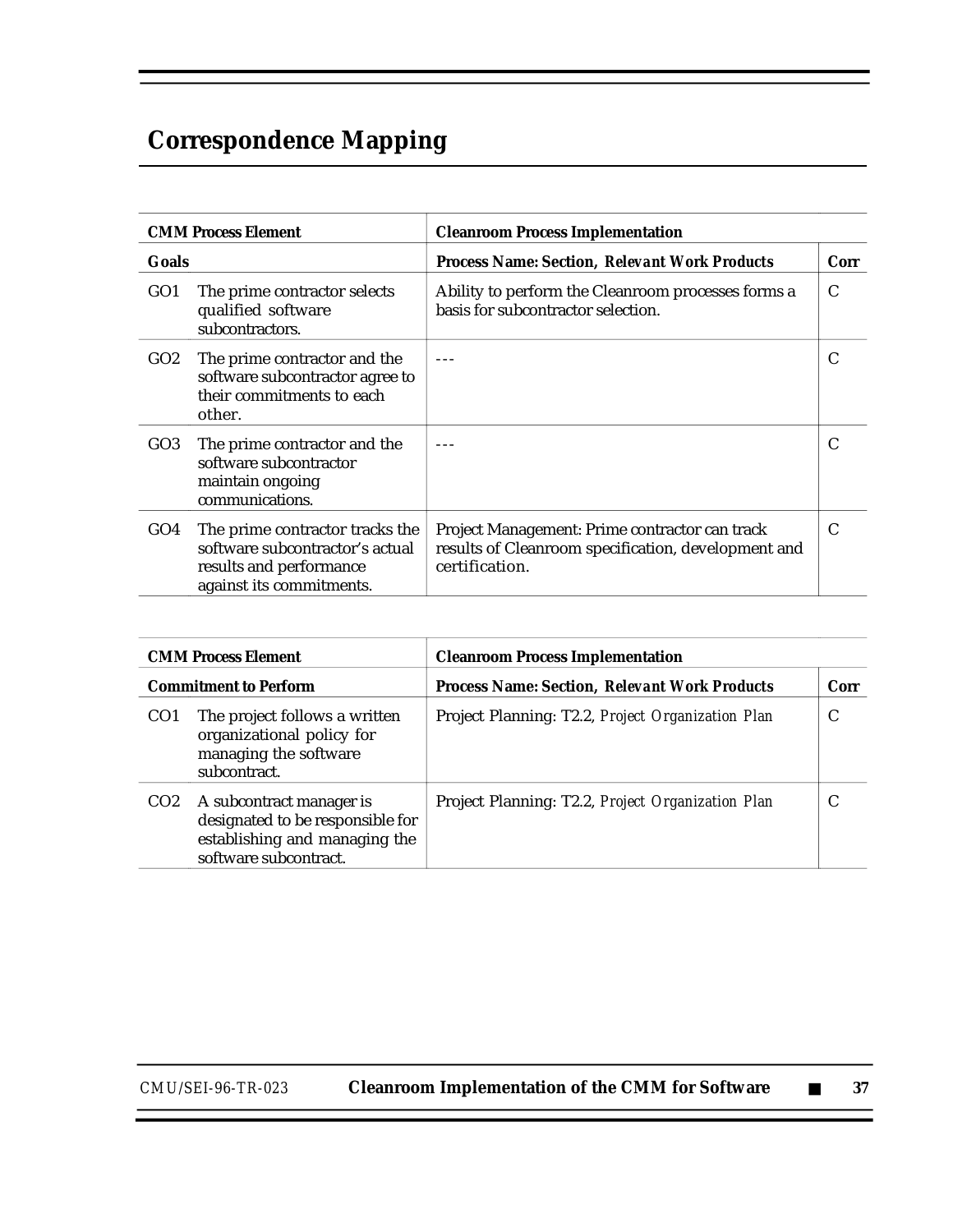# Correspondence Mapping

| CMM Process Element | | Cleanroom Process Implementation | |
|---|---|---|---|
| **Goals** | | ***Process Name: Section, Relevant Work Products*** | ***Corr*** |
| GO1 | The prime contractor selects qualified software subcontractors. | Ability to perform the Cleanroom processes forms a basis for subcontractor selection. | C |
| GO2 | The prime contractor and the software subcontractor agree to their commitments to each other. | --- | C |
| GO3 | The prime contractor and the software subcontractor maintain ongoing communications. | --- | C |
| GO4 | The prime contractor tracks the software subcontractor's actual results and performance against its commitments. | Project Management: Prime contractor can track results of Cleanroom specification, development and certification. | C |

| CMM Process Element | | Cleanroom Process Implementation | |
|---|---|---|---|
| **Commitment to Perform** | | ***Process Name: Section, Relevant Work Products*** | ***Corr*** |
| CO1 | The project follows a written organizational policy for managing the software subcontract. | Project Planning: T2.2, *Project Organization Plan* | C |
| CO2 | A subcontract manager is designated to be responsible for establishing and managing the software subcontract. | Project Planning: T2.2, *Project Organization Plan* | C |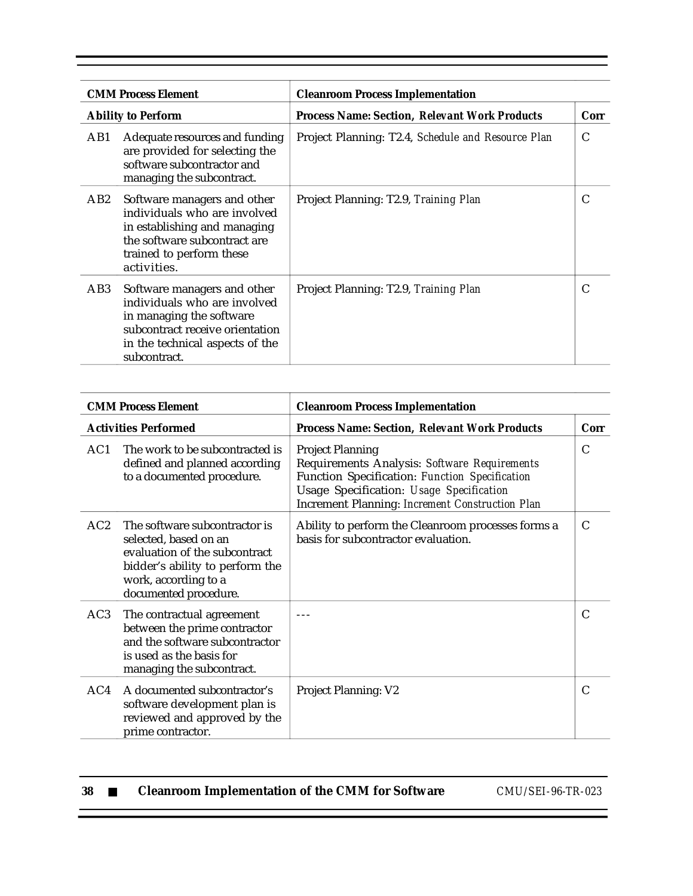| CMM Process Element | | Cleanroom Process Implementation | |
|---|---|---|---|
| **Ability to Perform** | | **Process Name: Section, *Relevant Work Products*** | **Corr** |
| AB1 | Adequate resources and funding are provided for selecting the software subcontractor and managing the subcontract. | Project Planning: T2.4, *Schedule and Resource Plan* | C |
| AB2 | Software managers and other individuals who are involved in establishing and managing the software subcontract are trained to perform these activities. | Project Planning: T2.9, *Training Plan* | C |
| AB3 | Software managers and other individuals who are involved in managing the software subcontract receive orientation in the technical aspects of the subcontract. | Project Planning: T2.9, *Training Plan* | C |

| CMM Process Element | | Cleanroom Process Implementation | |
|---|---|---|---|
| **Activities Performed** | | **Process Name: Section, *Relevant Work Products*** | **Corr** |
| AC1 | The work to be subcontracted is defined and planned according to a documented procedure. | Project Planning<br>Requirements Analysis: *Software Requirements*<br>Function Specification: *Function Specification*<br>Usage Specification: *Usage Specification*<br>Increment Planning: *Increment Construction Plan* | C |
| AC2 | The software subcontractor is selected, based on an evaluation of the subcontract bidder's ability to perform the work, according to a documented procedure. | Ability to perform the Cleanroom processes forms a basis for subcontractor evaluation. | C |
| AC3 | The contractual agreement between the prime contractor and the software subcontractor is used as the basis for managing the subcontract. | --- | C |
| AC4 | A documented subcontractor's software development plan is reviewed and approved by the prime contractor. | Project Planning: V2 | C |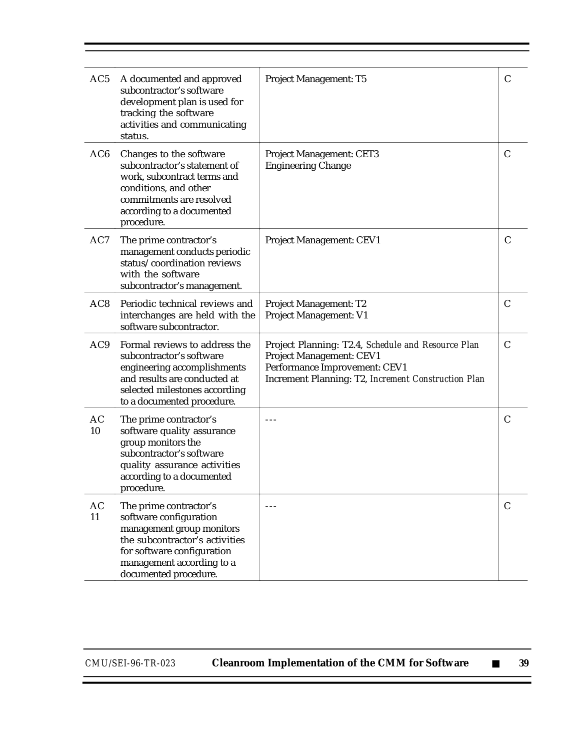| | | | |
|---|---|---|---|
| AC5 | A documented and approved subcontractor's software development plan is used for tracking the software activities and communicating status. | Project Management: T5 | C |
| AC6 | Changes to the software subcontractor's statement of work, subcontract terms and conditions, and other commitments are resolved according to a documented procedure. | Project Management: CET3<br>Engineering Change | C |
| AC7 | The prime contractor's management conducts periodic status/coordination reviews with the software subcontractor's management. | Project Management: CEV1 | C |
| AC8 | Periodic technical reviews and interchanges are held with the software subcontractor. | Project Management: T2<br>Project Management: V1 | C |
| AC9 | Formal reviews to address the subcontractor's software engineering accomplishments and results are conducted at selected milestones according to a documented procedure. | Project Planning: T2.4, *Schedule and Resource Plan*<br>Project Management: CEV1<br>Performance Improvement: CEV1<br>Increment Planning: T2, *Increment Construction Plan* | C |
| AC 10 | The prime contractor's software quality assurance group monitors the subcontractor's software quality assurance activities according to a documented procedure. | --- | C |
| AC 11 | The prime contractor's software configuration management group monitors the subcontractor's activities for software configuration management according to a documented procedure. | --- | C |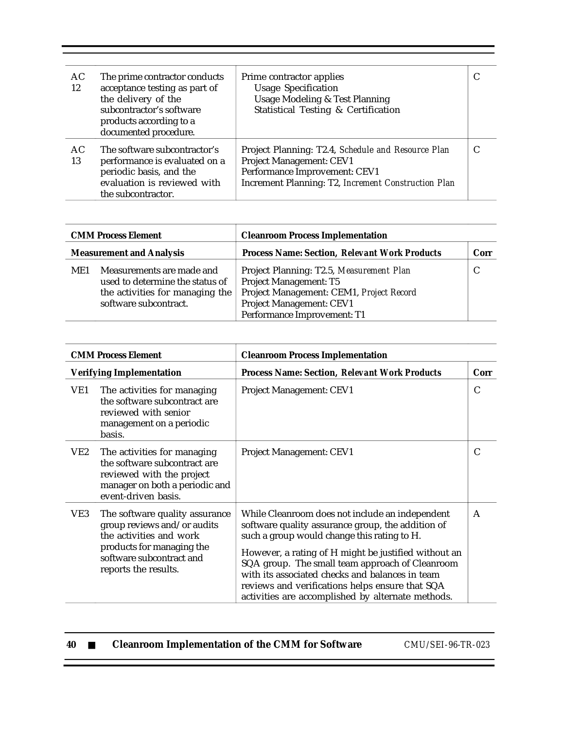| | | | |
|---|---|---|---|
| AC 12 | The prime contractor conducts acceptance testing as part of the delivery of the subcontractor's software products according to a documented procedure. | Prime contractor applies<br>Usage Specification<br>Usage Modeling & Test Planning<br>Statistical Testing & Certification | C |
| AC 13 | The software subcontractor's performance is evaluated on a periodic basis, and the evaluation is reviewed with the subcontractor. | Project Planning: T2.4, *Schedule and Resource Plan*<br>Project Management: CEV1<br>Performance Improvement: CEV1<br>Increment Planning: T2, *Increment Construction Plan* | C |

| **CMM Process Element** | | **Cleanroom Process Implementation** | |
|---|---|---|---|
| **Measurement and Analysis** | | **Process Name: Section, *Relevant Work Products*** | **Corr** |
| ME1 | Measurements are made and used to determine the status of the activities for managing the software subcontract. | Project Planning: T2.5, *Measurement Plan*<br>Project Management: T5<br>Project Management: CEM1, *Project Record*<br>Project Management: CEV1<br>Performance Improvement: T1 | C |

| **CMM Process Element** | | **Cleanroom Process Implementation** | |
|---|---|---|---|
| **Verifying Implementation** | | **Process Name: Section, *Relevant Work Products*** | **Corr** |
| VE1 | The activities for managing the software subcontract are reviewed with senior management on a periodic basis. | Project Management: CEV1 | C |
| VE2 | The activities for managing the software subcontract are reviewed with the project manager on both a periodic and event-driven basis. | Project Management: CEV1 | C |
| VE3 | The software quality assurance group reviews and/or audits the activities and work products for managing the software subcontract and reports the results. | While Cleanroom does not include an independent software quality assurance group, the addition of such a group would change this rating to H.<br><br>However, a rating of H might be justified without an SQA group. The small team approach of Cleanroom with its associated checks and balances in team reviews and verifications helps ensure that SQA activities are accomplished by alternate methods. | A |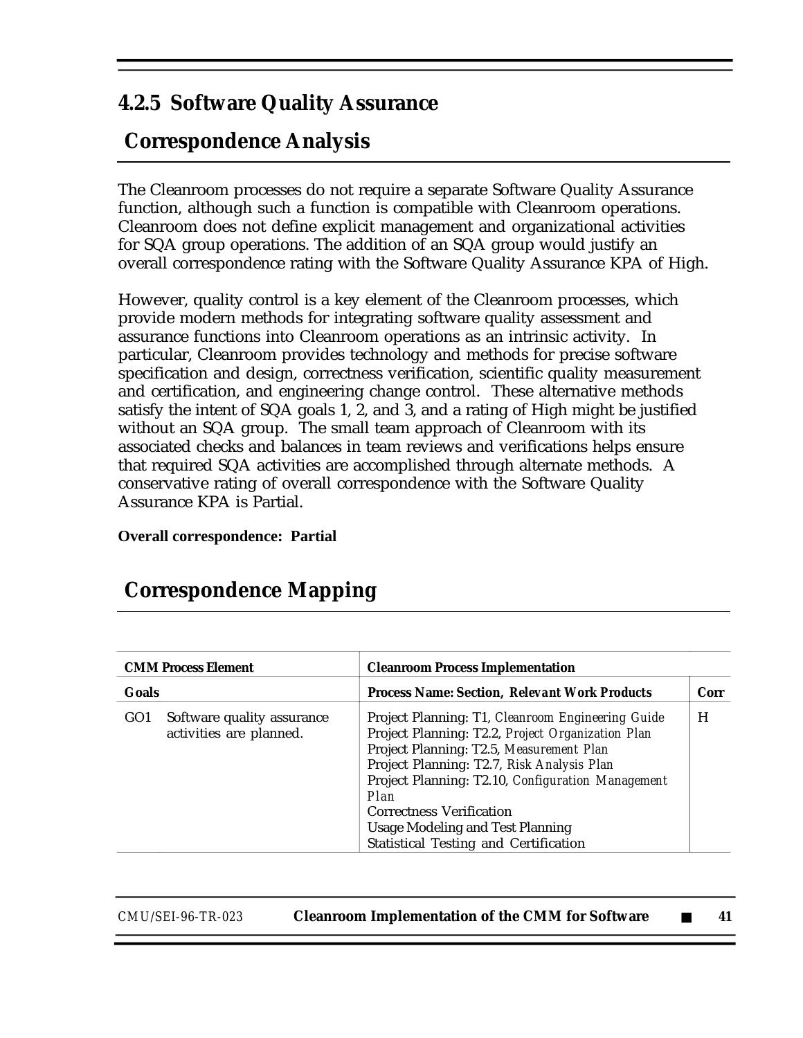### 4.2.5 Software Quality Assurance

#### Correspondence Analysis

The Cleanroom processes do not require a separate Software Quality Assurance function, although such a function is compatible with Cleanroom operations. Cleanroom does not define explicit management and organizational activities for SQA group operations. The addition of an SQA group would justify an overall correspondence rating with the Software Quality Assurance KPA of High.

However, quality control is a key element of the Cleanroom processes, which provide modern methods for integrating software quality assessment and assurance functions into Cleanroom operations as an intrinsic activity. In particular, Cleanroom provides technology and methods for precise software specification and design, correctness verification, scientific quality measurement and certification, and engineering change control. These alternative methods satisfy the intent of SQA goals 1, 2, and 3, and a rating of High might be justified without an SQA group. The small team approach of Cleanroom with its associated checks and balances in team reviews and verifications helps ensure that required SQA activities are accomplished through alternate methods. A conservative rating of overall correspondence with the Software Quality Assurance KPA is Partial.

**Overall correspondence: Partial**

#### Correspondence Mapping

| CMM Process Element | | Cleanroom Process Implementation | |
|---|---|---|---|
| **Goals** | | **Process Name: Section, *Relevant Work Products*** | **Corr** |
| GO1 | Software quality assurance activities are planned. | Project Planning: T1, *Cleanroom Engineering Guide*<br>Project Planning: T2.2, *Project Organization Plan*<br>Project Planning: T2.5, *Measurement Plan*<br>Project Planning: T2.7, *Risk Analysis Plan*<br>Project Planning: T2.10, *Configuration Management Plan*<br>Correctness Verification<br>Usage Modeling and Test Planning<br>Statistical Testing and Certification | H |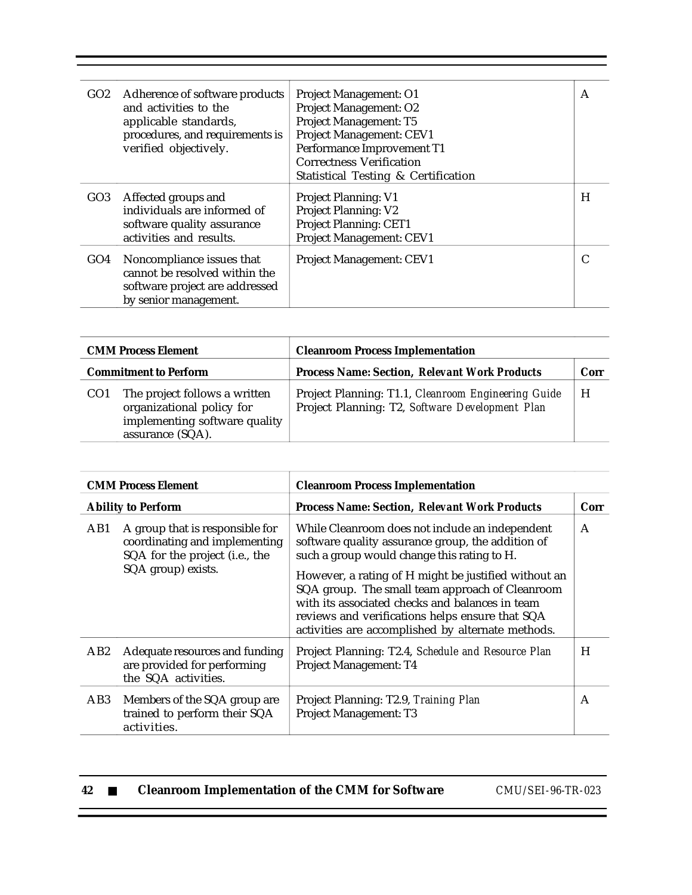| | | | |
|---|---|---|---|
| GO2 | Adherence of software products and activities to the applicable standards, procedures, and requirements is verified objectively. | Project Management: O1<br>Project Management: O2<br>Project Management: T5<br>Project Management: CEV1<br>Performance Improvement T1<br>Correctness Verification<br>Statistical Testing & Certification | A |
| GO3 | Affected groups and individuals are informed of software quality assurance activities and results. | Project Planning: V1<br>Project Planning: V2<br>Project Planning: CET1<br>Project Management: CEV1 | H |
| GO4 | Noncompliance issues that cannot be resolved within the software project are addressed by senior management. | Project Management: CEV1 | C |

| **CMM Process Element** | | **Cleanroom Process Implementation** | |
|---|---|---|---|
| **Commitment to Perform** | | **Process Name: Section, *Relevant Work Products*** | **Corr** |
| CO1 | The project follows a written organizational policy for implementing software quality assurance (SQA). | Project Planning: T1.1, *Cleanroom Engineering Guide*<br>Project Planning: T2, *Software Development Plan* | H |

| **CMM Process Element** | | **Cleanroom Process Implementation** | |
|---|---|---|---|
| **Ability to Perform** | | **Process Name: Section, *Relevant Work Products*** | **Corr** |
| AB1 | A group that is responsible for coordinating and implementing SQA for the project (i.e., the SQA group) exists. | While Cleanroom does not include an independent software quality assurance group, the addition of such a group would change this rating to H.<br><br>However, a rating of H might be justified without an SQA group. The small team approach of Cleanroom with its associated checks and balances in team reviews and verifications helps ensure that SQA activities are accomplished by alternate methods. | A |
| AB2 | Adequate resources and funding are provided for performing the SQA activities. | Project Planning: T2.4, *Schedule and Resource Plan*<br>Project Management: T4 | H |
| AB3 | Members of the SQA group are trained to perform their SQA activities. | Project Planning: T2.9, *Training Plan*<br>Project Management: T3 | A |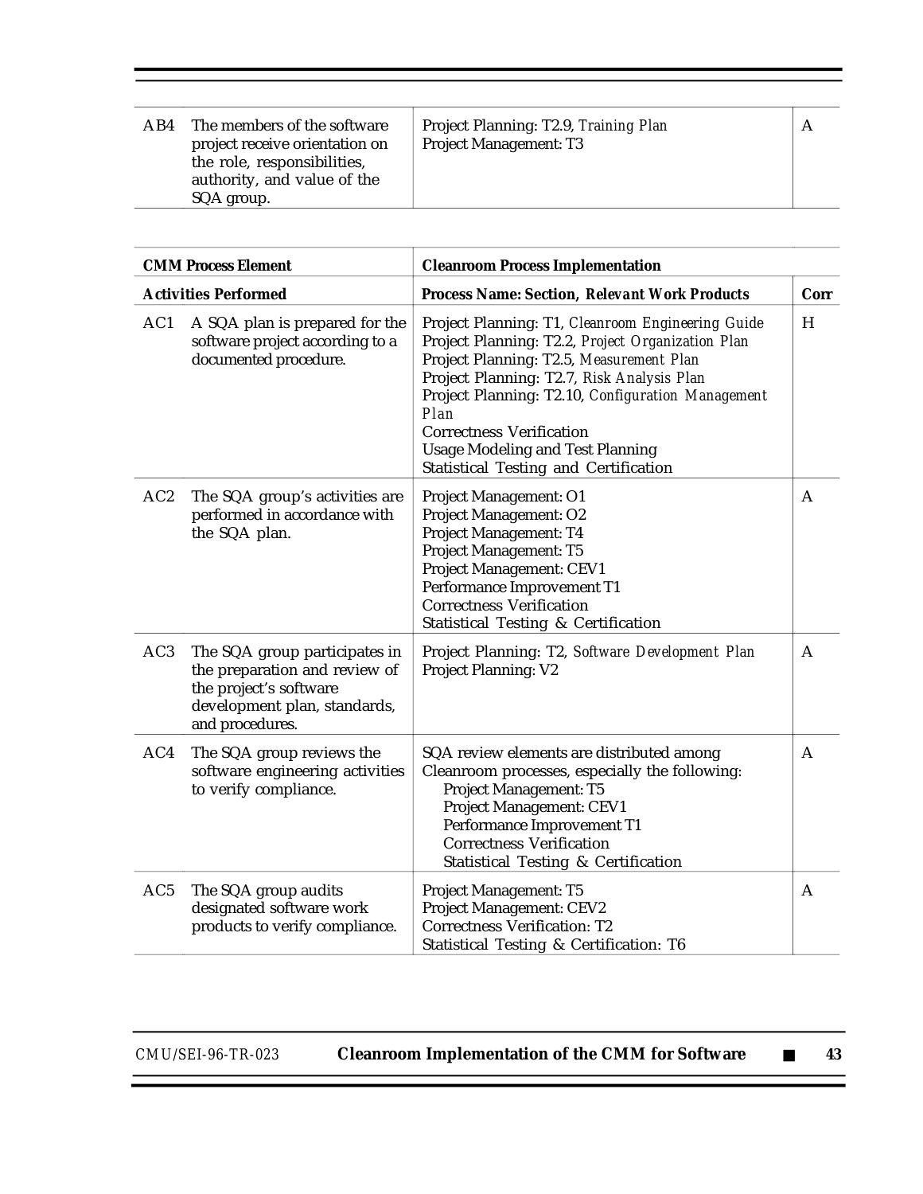| | | | |
|---|---|---|---|
| AB4 | The members of the software project receive orientation on the role, responsibilities, authority, and value of the SQA group. | Project Planning: T2.9, *Training Plan*<br>Project Management: T3 | A |

| **CMM Process Element** | | **Cleanroom Process Implementation** | |
|---|---|---|---|
| **Activities Performed** | | **Process Name: Section, *Relevant Work Products*** | **Corr** |
| AC1 | A SQA plan is prepared for the software project according to a documented procedure. | Project Planning: T1, *Cleanroom Engineering Guide*<br>Project Planning: T2.2, *Project Organization Plan*<br>Project Planning: T2.5, *Measurement Plan*<br>Project Planning: T2.7, *Risk Analysis Plan*<br>Project Planning: T2.10, *Configuration Management Plan*<br>Correctness Verification<br>Usage Modeling and Test Planning<br>Statistical Testing and Certification | H |
| AC2 | The SQA group's activities are performed in accordance with the SQA plan. | Project Management: O1<br>Project Management: O2<br>Project Management: T4<br>Project Management: T5<br>Project Management: CEV1<br>Performance Improvement T1<br>Correctness Verification<br>Statistical Testing & Certification | A |
| AC3 | The SQA group participates in the preparation and review of the project's software development plan, standards, and procedures. | Project Planning: T2, *Software Development Plan*<br>Project Planning: V2 | A |
| AC4 | The SQA group reviews the software engineering activities to verify compliance. | SQA review elements are distributed among Cleanroom processes, especially the following:<br>Project Management: T5<br>Project Management: CEV1<br>Performance Improvement T1<br>Correctness Verification<br>Statistical Testing & Certification | A |
| AC5 | The SQA group audits designated software work products to verify compliance. | Project Management: T5<br>Project Management: CEV2<br>Correctness Verification: T2<br>Statistical Testing & Certification: T6 | A |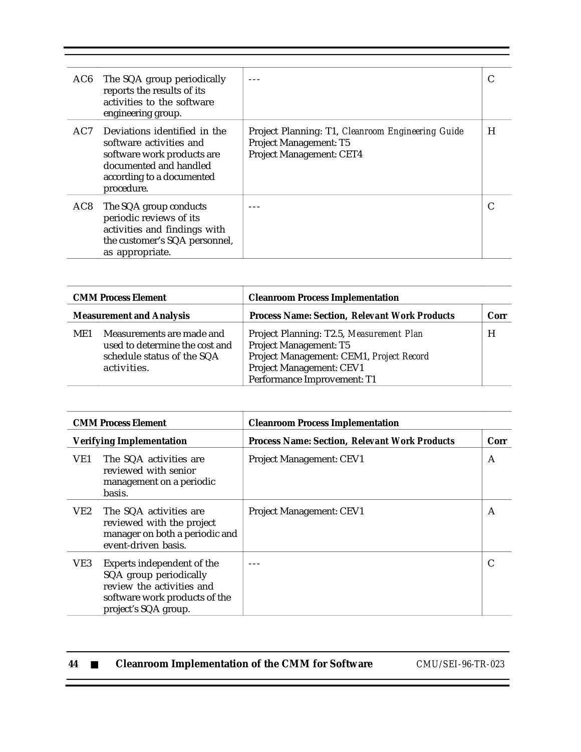| | | | |
|---|---|---|---|
| AC6 | The SQA group periodically reports the results of its activities to the software engineering group. | --- | C |
| AC7 | Deviations identified in the software activities and software work products are documented and handled according to a documented procedure. | Project Planning: T1, *Cleanroom Engineering Guide*<br>Project Management: T5<br>Project Management: CET4 | H |
| AC8 | The SQA group conducts periodic reviews of its activities and findings with the customer's SQA personnel, as appropriate. | --- | C |

| **CMM Process Element** | | **Cleanroom Process Implementation** | |
|---|---|---|---|
| **Measurement and Analysis** | | **Process Name: Section, *Relevant Work Products*** | **Corr** |
| ME1 | Measurements are made and used to determine the cost and schedule status of the SQA activities. | Project Planning: T2.5, *Measurement Plan*<br>Project Management: T5<br>Project Management: CEM1, *Project Record*<br>Project Management: CEV1<br>Performance Improvement: T1 | H |

| **CMM Process Element** | | **Cleanroom Process Implementation** | |
|---|---|---|---|
| **Verifying Implementation** | | **Process Name: Section, *Relevant Work Products*** | **Corr** |
| VE1 | The SQA activities are reviewed with senior management on a periodic basis. | Project Management: CEV1 | A |
| VE2 | The SQA activities are reviewed with the project manager on both a periodic and event-driven basis. | Project Management: CEV1 | A |
| VE3 | Experts independent of the SQA group periodically review the activities and software work products of the project's SQA group. | --- | C |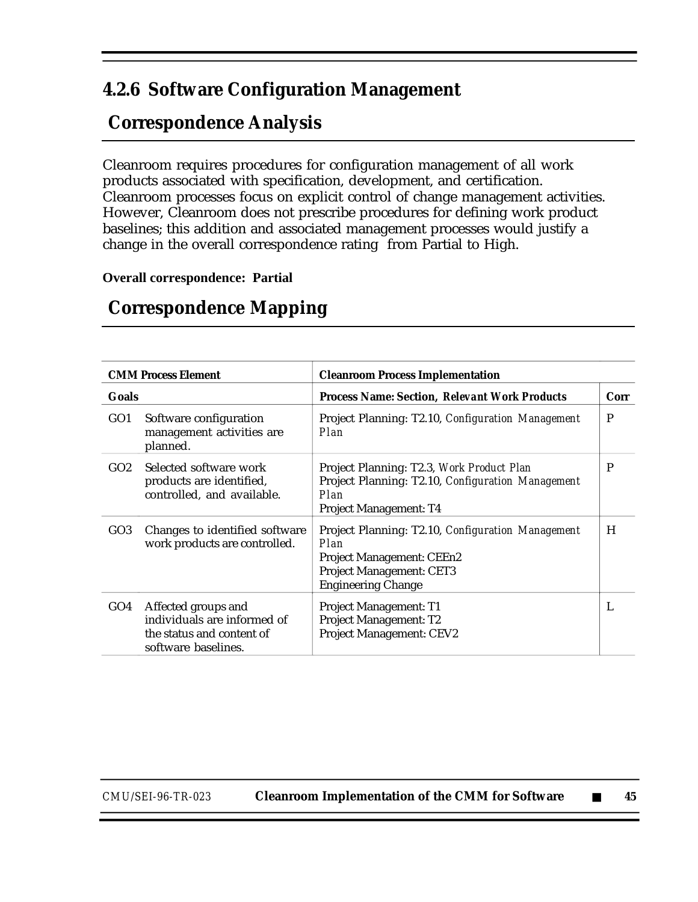### 4.2.6 Software Configuration Management

## Correspondence Analysis

Cleanroom requires procedures for configuration management of all work products associated with specification, development, and certification. Cleanroom processes focus on explicit control of change management activities. However, Cleanroom does not prescribe procedures for defining work product baselines; this addition and associated management processes would justify a change in the overall correspondence rating from Partial to High.

**Overall correspondence: Partial**

## Correspondence Mapping

| **CMM Process Element** | | **Cleanroom Process Implementation** | |
|---|---|---|---|
| **Goals** | | **Process Name: Section, *Relevant Work Products*** | **Corr** |
| GO1 | Software configuration management activities are planned. | Project Planning: T2.10, *Configuration Management Plan* | P |
| GO2 | Selected software work products are identified, controlled, and available. | Project Planning: T2.3, *Work Product Plan*<br>Project Planning: T2.10, *Configuration Management Plan*<br>Project Management: T4 | P |
| GO3 | Changes to identified software work products are controlled. | Project Planning: T2.10, *Configuration Management Plan*<br>Project Management: CEEn2<br>Project Management: CET3<br>Engineering Change | H |
| GO4 | Affected groups and individuals are informed of the status and content of software baselines. | Project Management: T1<br>Project Management: T2<br>Project Management: CEV2 | L |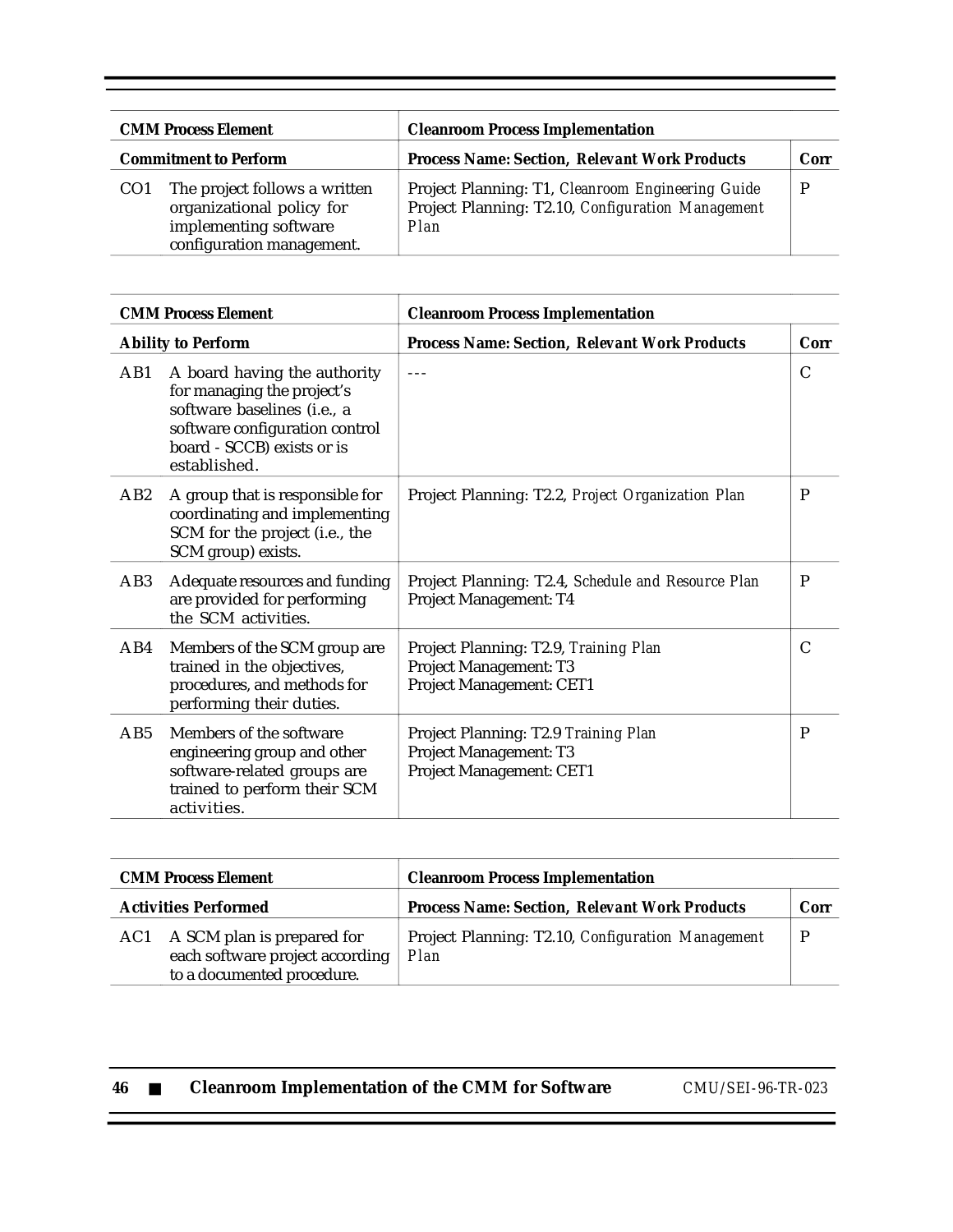| CMM Process Element | | Cleanroom Process Implementation | |
|---|---|---|---|
| **Commitment to Perform** | | **Process Name: Section, Relevant Work Products** | **Corr** |
| CO1 | The project follows a written organizational policy for implementing software configuration management. | Project Planning: T1, *Cleanroom Engineering Guide*<br>Project Planning: T2.10, *Configuration Management Plan* | P |

| CMM Process Element | | Cleanroom Process Implementation | |
|---|---|---|---|
| **Ability to Perform** | | **Process Name: Section, Relevant Work Products** | **Corr** |
| AB1 | A board having the authority for managing the project's software baselines (i.e., a software configuration control board - SCCB) exists or is established. | --- | C |
| AB2 | A group that is responsible for coordinating and implementing SCM for the project (i.e., the SCM group) exists. | Project Planning: T2.2, *Project Organization Plan* | P |
| AB3 | Adequate resources and funding are provided for performing the SCM activities. | Project Planning: T2.4, *Schedule and Resource Plan*<br>Project Management: T4 | P |
| AB4 | Members of the SCM group are trained in the objectives, procedures, and methods for performing their duties. | Project Planning: T2.9, *Training Plan*<br>Project Management: T3<br>Project Management: CET1 | C |
| AB5 | Members of the software engineering group and other software-related groups are trained to perform their SCM activities. | Project Planning: T2.9 *Training Plan*<br>Project Management: T3<br>Project Management: CET1 | P |

| CMM Process Element | | Cleanroom Process Implementation | |
|---|---|---|---|
| **Activities Performed** | | **Process Name: Section, Relevant Work Products** | **Corr** |
| AC1 | A SCM plan is prepared for each software project according to a documented procedure. | Project Planning: T2.10, *Configuration Management Plan* | P |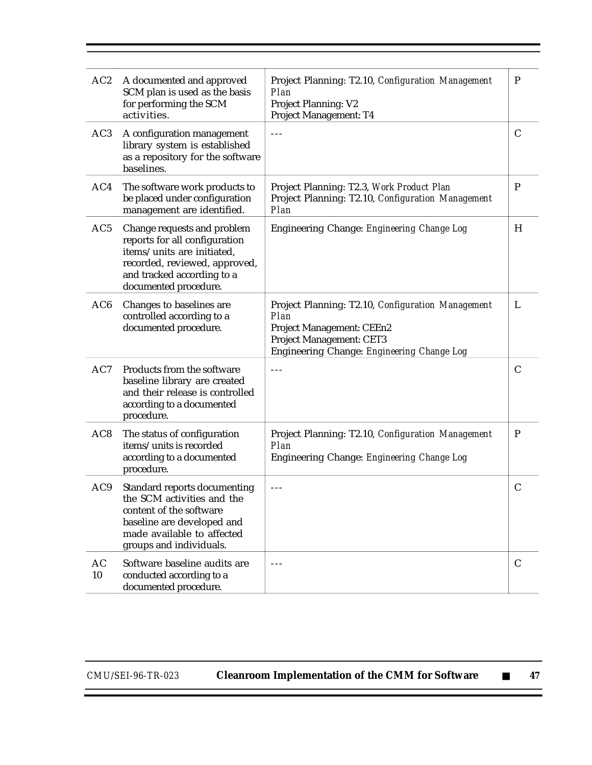| | | | |
|---|---|---|---|
| AC2 | A documented and approved SCM plan is used as the basis for performing the SCM activities. | Project Planning: T2.10, *Configuration Management Plan*<br>Project Planning: V2<br>Project Management: T4 | P |
| AC3 | A configuration management library system is established as a repository for the software baselines. | --- | C |
| AC4 | The software work products to be placed under configuration management are identified. | Project Planning: T2.3, *Work Product Plan*<br>Project Planning: T2.10, *Configuration Management Plan* | P |
| AC5 | Change requests and problem reports for all configuration items/units are initiated, recorded, reviewed, approved, and tracked according to a documented procedure. | Engineering Change: *Engineering Change Log* | H |
| AC6 | Changes to baselines are controlled according to a documented procedure. | Project Planning: T2.10, *Configuration Management Plan*<br>Project Management: CEEn2<br>Project Management: CET3<br>Engineering Change: *Engineering Change Log* | L |
| AC7 | Products from the software baseline library are created and their release is controlled according to a documented procedure. | --- | C |
| AC8 | The status of configuration items/units is recorded according to a documented procedure. | Project Planning: T2.10, *Configuration Management Plan*<br>Engineering Change: *Engineering Change Log* | P |
| AC9 | Standard reports documenting the SCM activities and the content of the software baseline are developed and made available to affected groups and individuals. | --- | C |
| AC 10 | Software baseline audits are conducted according to a documented procedure. | --- | C |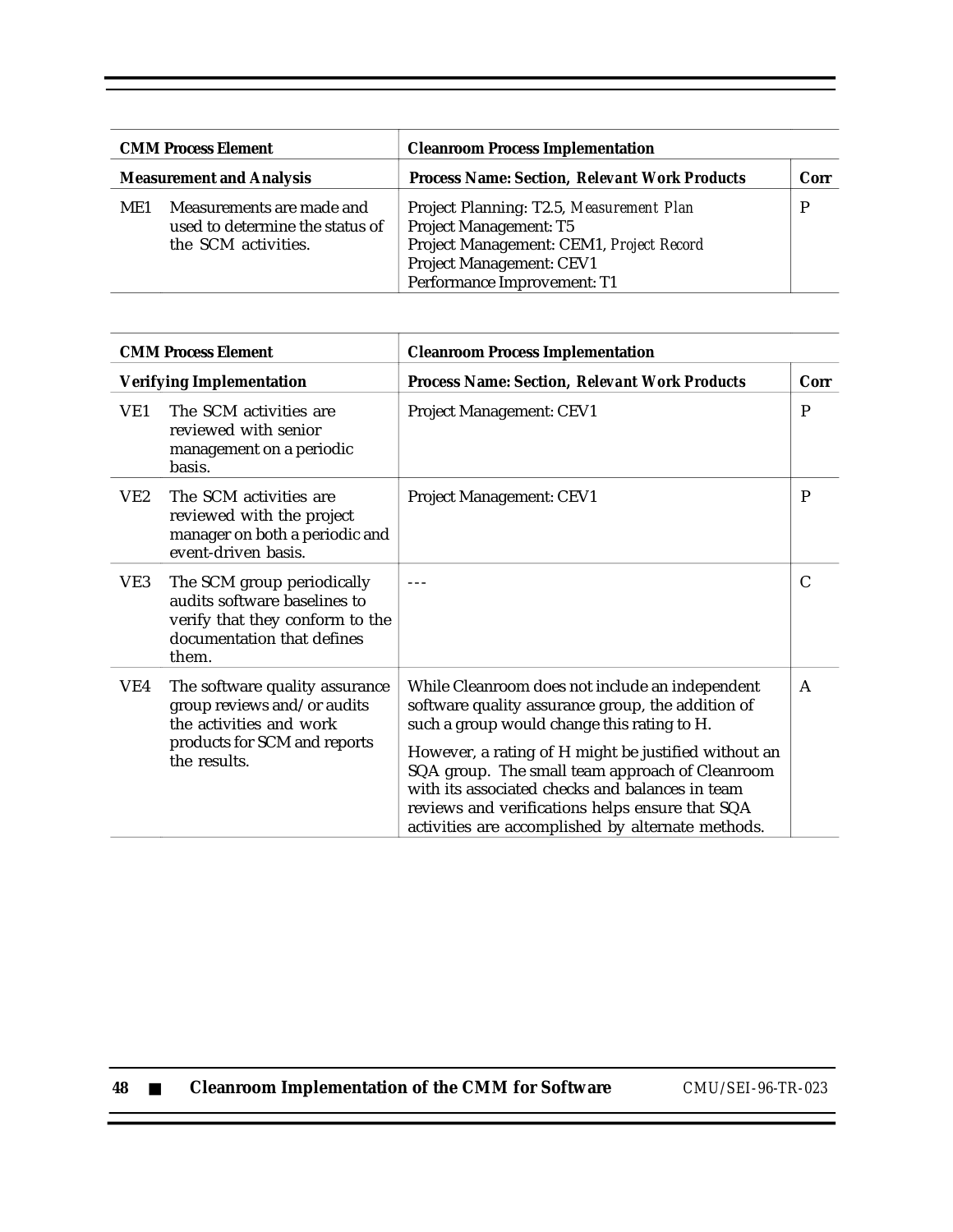| CMM Process Element | | Cleanroom Process Implementation | |
|---|---|---|---|
| **Measurement and Analysis** | | **Process Name: Section,** ***Relevant Work Products*** | **Corr** |
| ME1 | Measurements are made and used to determine the status of the SCM activities. | Project Planning: T2.5, *Measurement Plan*<br>Project Management: T5<br>Project Management: CEM1, *Project Record*<br>Project Management: CEV1<br>Performance Improvement: T1 | P |

| CMM Process Element | | Cleanroom Process Implementation | |
|---|---|---|---|
| **Verifying Implementation** | | **Process Name: Section,** ***Relevant Work Products*** | **Corr** |
| VE1 | The SCM activities are reviewed with senior management on a periodic basis. | Project Management: CEV1 | P |
| VE2 | The SCM activities are reviewed with the project manager on both a periodic and event-driven basis. | Project Management: CEV1 | P |
| VE3 | The SCM group periodically audits software baselines to verify that they conform to the documentation that defines them. | --- | C |
| VE4 | The software quality assurance group reviews and/or audits the activities and work products for SCM and reports the results. | While Cleanroom does not include an independent software quality assurance group, the addition of such a group would change this rating to H.<br><br>However, a rating of H might be justified without an SQA group. The small team approach of Cleanroom with its associated checks and balances in team reviews and verifications helps ensure that SQA activities are accomplished by alternate methods. | A |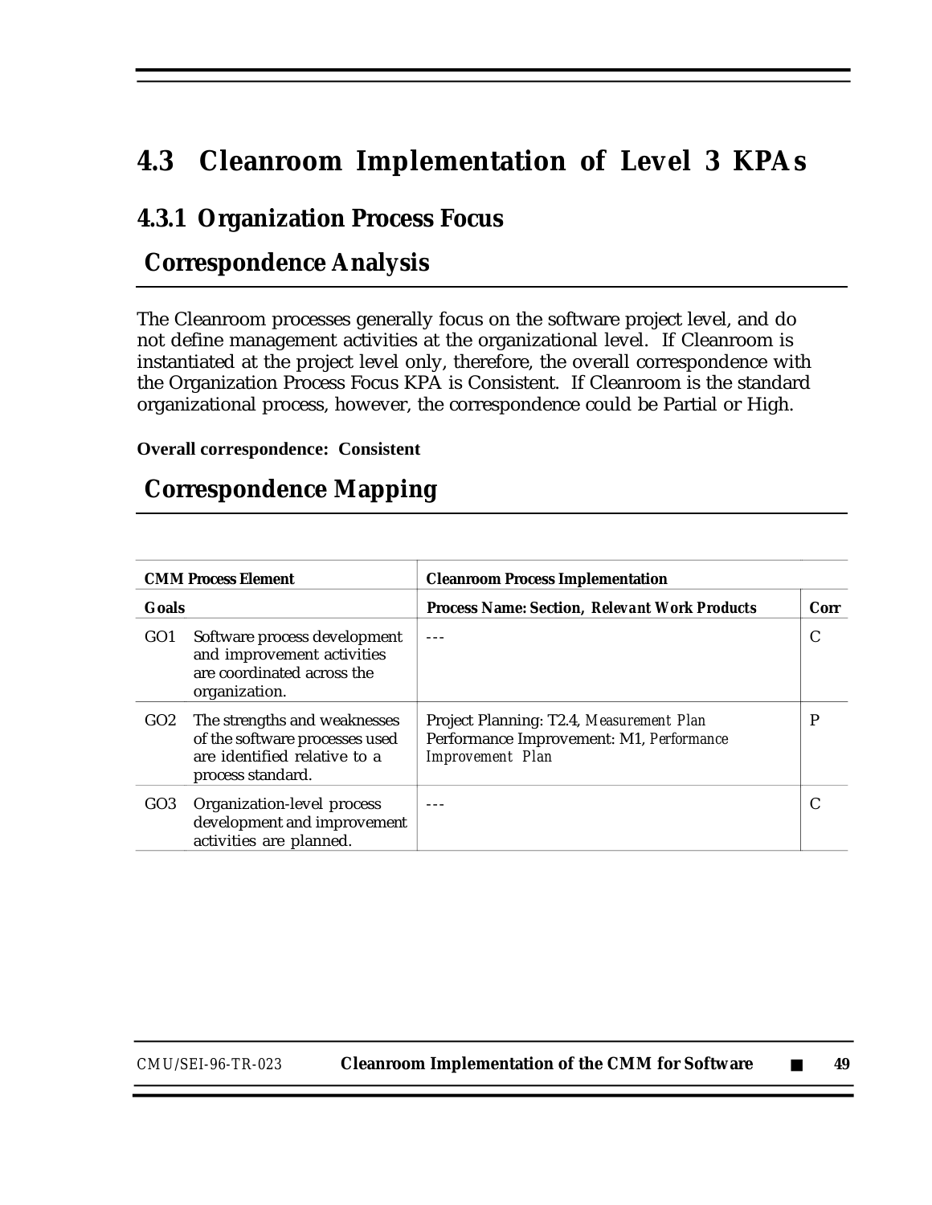## 4.3 Cleanroom Implementation of Level 3 KPAs

### 4.3.1 Organization Process Focus

#### Correspondence Analysis

The Cleanroom processes generally focus on the software project level, and do not define management activities at the organizational level. If Cleanroom is instantiated at the project level only, therefore, the overall correspondence with the Organization Process Focus KPA is Consistent. If Cleanroom is the standard organizational process, however, the correspondence could be Partial or High.

**Overall correspondence: Consistent**

#### Correspondence Mapping

| CMM Process Element | | Cleanroom Process Implementation | |
|---|---|---|---|
| **Goals** | | **Process Name: Section, *Relevant Work Products*** | **Corr** |
| GO1 | Software process development and improvement activities are coordinated across the organization. | --- | C |
| GO2 | The strengths and weaknesses of the software processes used are identified relative to a process standard. | Project Planning: T2.4, *Measurement Plan*<br>Performance Improvement: M1, *Performance Improvement Plan* | P |
| GO3 | Organization-level process development and improvement activities are planned. | --- | C |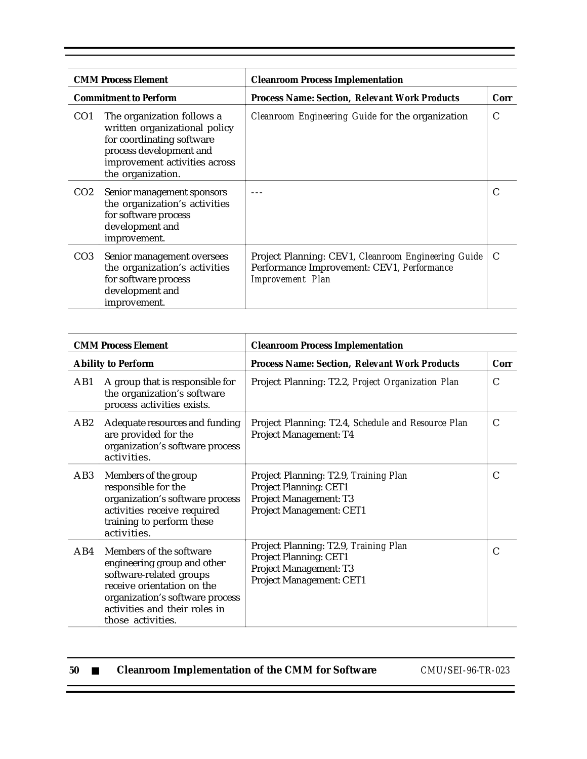| CMM Process Element | | Cleanroom Process Implementation | |
|---|---|---|---|
| **Commitment to Perform** | | **Process Name: Section, Relevant Work Products** | **Corr** |
| CO1 | The organization follows a written organizational policy for coordinating software process development and improvement activities across the organization. | *Cleanroom Engineering Guide* for the organization | C |
| CO2 | Senior management sponsors the organization's activities for software process development and improvement. | --- | C |
| CO3 | Senior management oversees the organization's activities for software process development and improvement. | Project Planning: CEV1, *Cleanroom Engineering Guide*<br>Performance Improvement: CEV1, *Performance Improvement Plan* | C |

| CMM Process Element | | Cleanroom Process Implementation | |
|---|---|---|---|
| **Ability to Perform** | | **Process Name: Section, Relevant Work Products** | **Corr** |
| AB1 | A group that is responsible for the organization's software process activities exists. | Project Planning: T2.2, *Project Organization Plan* | C |
| AB2 | Adequate resources and funding are provided for the organization's software process activities. | Project Planning: T2.4, *Schedule and Resource Plan*<br>Project Management: T4 | C |
| AB3 | Members of the group responsible for the organization's software process activities receive required training to perform these activities. | Project Planning: T2.9, *Training Plan*<br>Project Planning: CET1<br>Project Management: T3<br>Project Management: CET1 | C |
| AB4 | Members of the software engineering group and other software-related groups receive orientation on the organization's software process activities and their roles in those activities. | Project Planning: T2.9, *Training Plan*<br>Project Planning: CET1<br>Project Management: T3<br>Project Management: CET1 | C |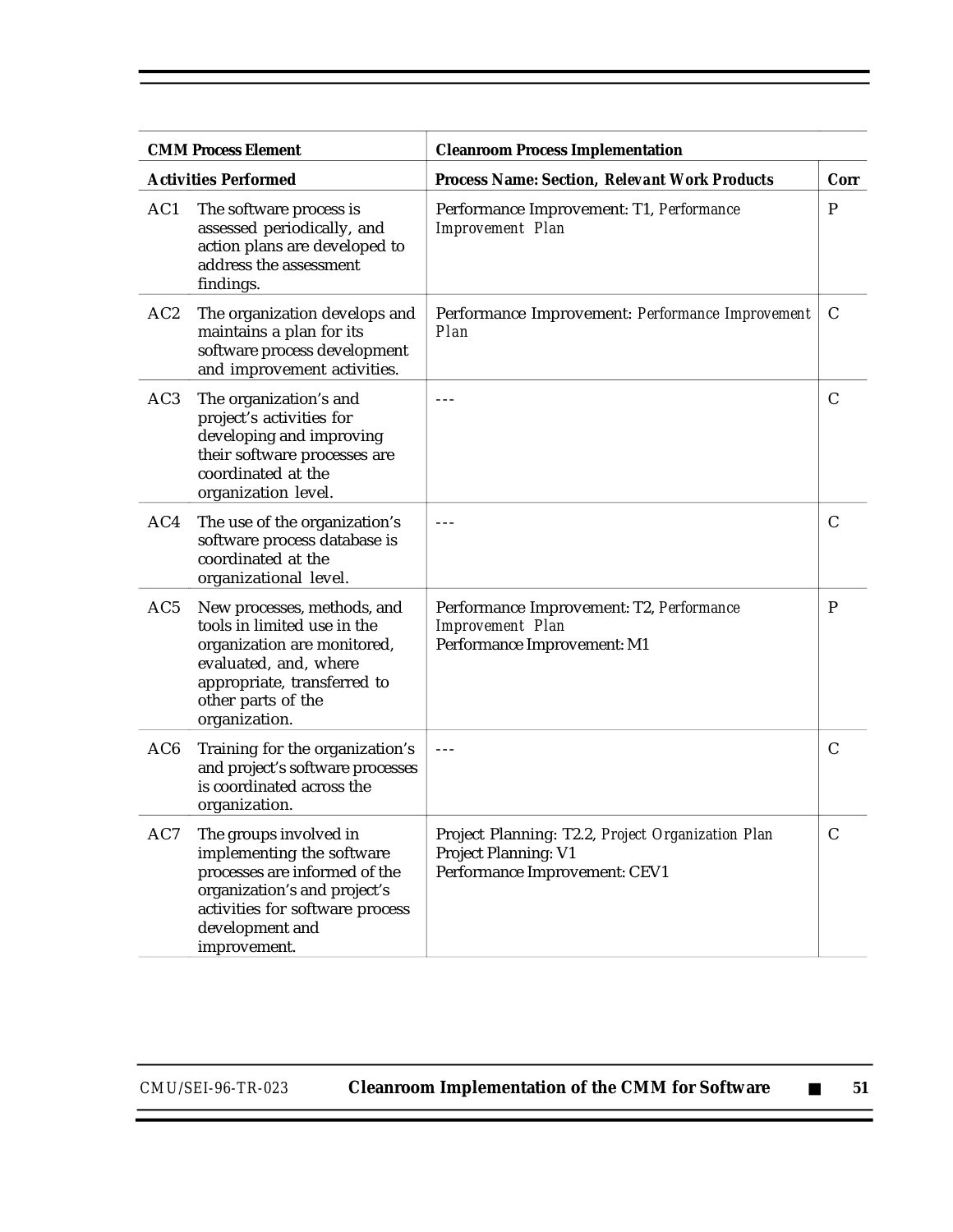| CMM Process Element | | Cleanroom Process Implementation | |
|---|---|---|---|
| **Activities Performed** | | **Process Name: Section,** ***Relevant Work Products*** | **Corr** |
| AC1 | The software process is assessed periodically, and action plans are developed to address the assessment findings. | Performance Improvement: T1, *Performance Improvement Plan* | P |
| AC2 | The organization develops and maintains a plan for its software process development and improvement activities. | Performance Improvement: *Performance Improvement Plan* | C |
| AC3 | The organization's and project's activities for developing and improving their software processes are coordinated at the organization level. | --- | C |
| AC4 | The use of the organization's software process database is coordinated at the organizational level. | --- | C |
| AC5 | New processes, methods, and tools in limited use in the organization are monitored, evaluated, and, where appropriate, transferred to other parts of the organization. | Performance Improvement: T2, *Performance Improvement Plan*<br>Performance Improvement: M1 | P |
| AC6 | Training for the organization's and project's software processes is coordinated across the organization. | --- | C |
| AC7 | The groups involved in implementing the software processes are informed of the organization's and project's activities for software process development and improvement. | Project Planning: T2.2, *Project Organization Plan*<br>Project Planning: V1<br>Performance Improvement: CEV1 | C |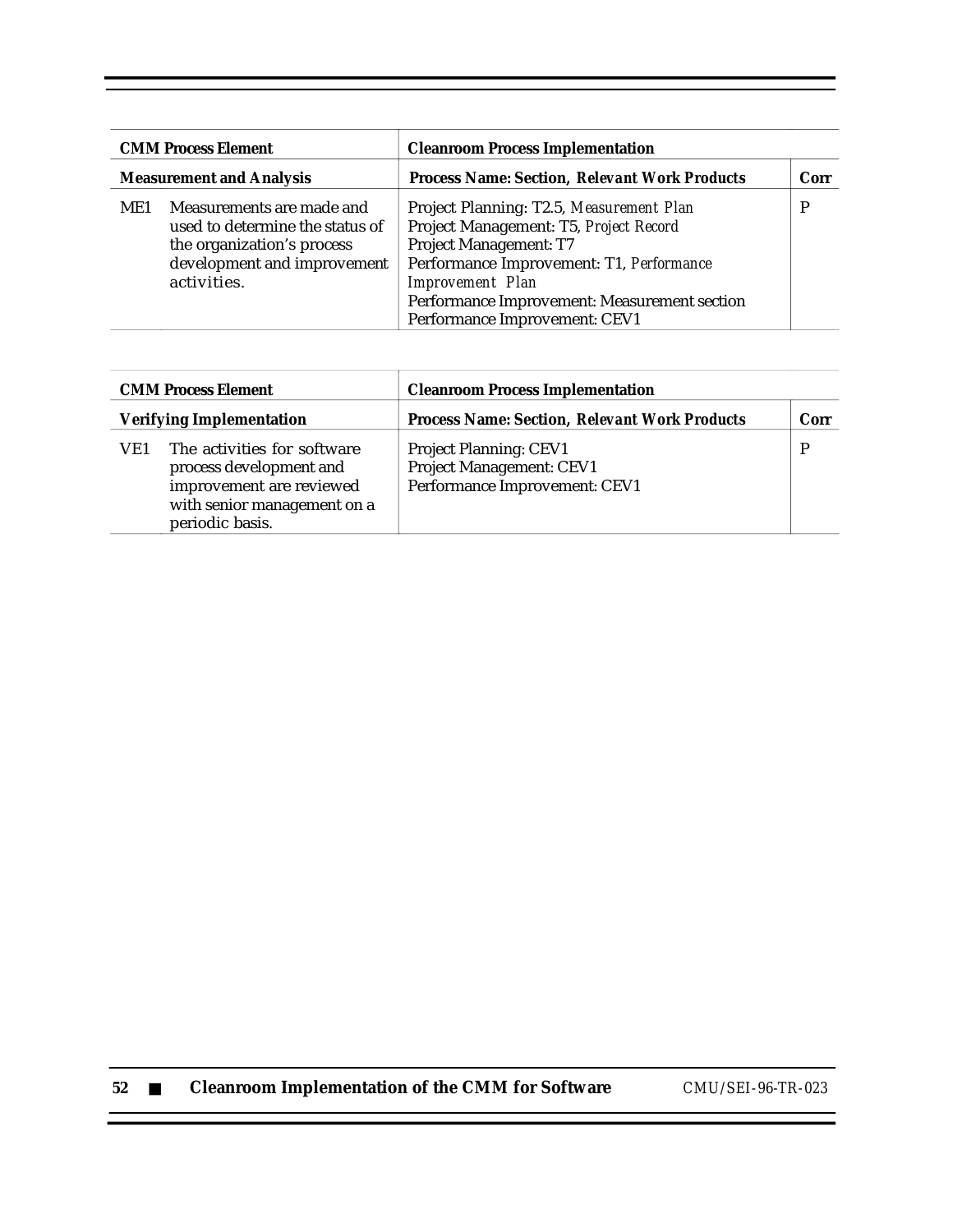| CMM Process Element | | Cleanroom Process Implementation | |
|---|---|---|---|
| **Measurement and Analysis** | | **Process Name: Section, *Relevant Work Products*** | **Corr** |
| ME1 | Measurements are made and used to determine the status of the organization's process development and improvement activities. | Project Planning: T2.5, *Measurement Plan*<br>Project Management: T5, *Project Record*<br>Project Management: T7<br>Performance Improvement: T1, *Performance Improvement Plan*<br>Performance Improvement: Measurement section<br>Performance Improvement: CEV1 | P |

| CMM Process Element | | Cleanroom Process Implementation | |
|---|---|---|---|
| **Verifying Implementation** | | **Process Name: Section, *Relevant Work Products*** | **Corr** |
| VE1 | The activities for software process development and improvement are reviewed with senior management on a periodic basis. | Project Planning: CEV1<br>Project Management: CEV1<br>Performance Improvement: CEV1 | P |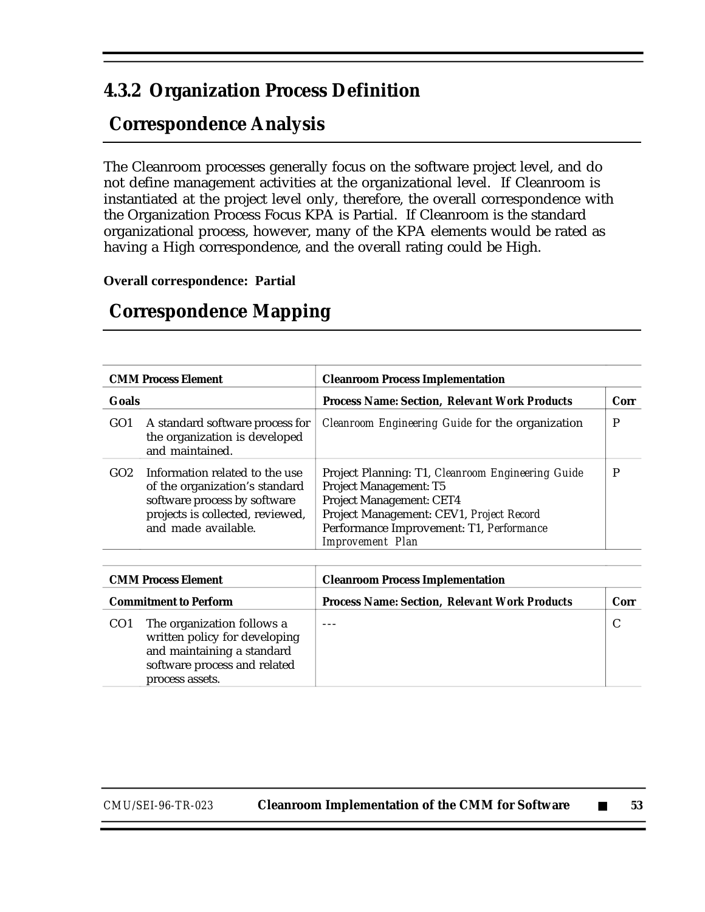### 4.3.2 Organization Process Definition

## Correspondence Analysis

The Cleanroom processes generally focus on the software project level, and do not define management activities at the organizational level. If Cleanroom is instantiated at the project level only, therefore, the overall correspondence with the Organization Process Focus KPA is Partial. If Cleanroom is the standard organizational process, however, many of the KPA elements would be rated as having a High correspondence, and the overall rating could be High.

**Overall correspondence: Partial**

## Correspondence Mapping

| **CMM Process Element** | | **Cleanroom Process Implementation** | |
|---|---|---|---|
| **Goals** | | **Process Name: Section, *Relevant Work Products*** | **Corr** |
| GO1 | A standard software process for the organization is developed and maintained. | *Cleanroom Engineering Guide* for the organization | P |
| GO2 | Information related to the use of the organization's standard software process by software projects is collected, reviewed, and made available. | Project Planning: T1, *Cleanroom Engineering Guide*<br>Project Management: T5<br>Project Management: CET4<br>Project Management: CEV1, *Project Record*<br>Performance Improvement: T1, *Performance Improvement Plan* | P |

| **CMM Process Element** | | **Cleanroom Process Implementation** | |
|---|---|---|---|
| **Commitment to Perform** | | **Process Name: Section, *Relevant Work Products*** | **Corr** |
| CO1 | The organization follows a written policy for developing and maintaining a standard software process and related process assets. | --- | C |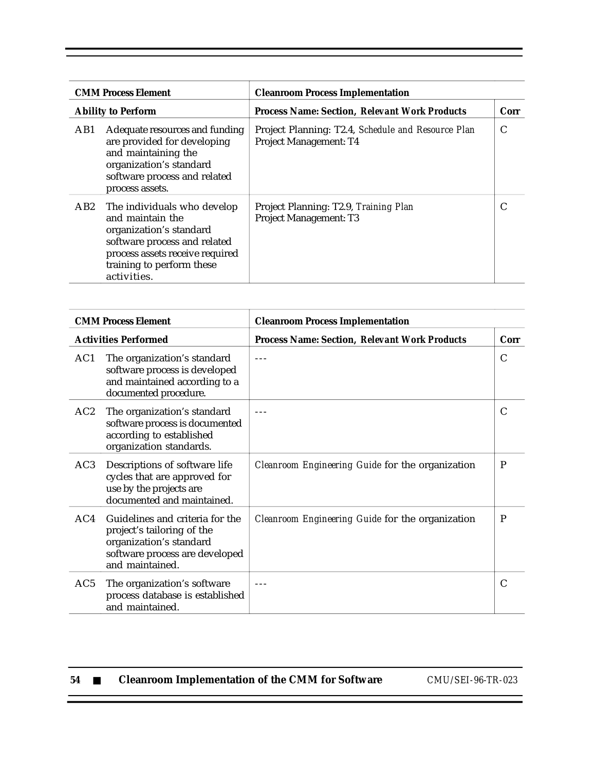| CMM Process Element | | Cleanroom Process Implementation | |
|---|---|---|---|
| **Ability to Perform** | | **Process Name: Section, Relevant Work Products** | **Corr** |
| AB1 | Adequate resources and funding are provided for developing and maintaining the organization's standard software process and related process assets. | Project Planning: T2.4, *Schedule and Resource Plan*<br>Project Management: T4 | C |
| AB2 | The individuals who develop and maintain the organization's standard software process and related process assets receive required training to perform these activities. | Project Planning: T2.9, *Training Plan*<br>Project Management: T3 | C |

| CMM Process Element | | Cleanroom Process Implementation | |
|---|---|---|---|
| **Activities Performed** | | **Process Name: Section, Relevant Work Products** | **Corr** |
| AC1 | The organization's standard software process is developed and maintained according to a documented procedure. | --- | C |
| AC2 | The organization's standard software process is documented according to established organization standards. | --- | C |
| AC3 | Descriptions of software life cycles that are approved for use by the projects are documented and maintained. | *Cleanroom Engineering Guide* for the organization | P |
| AC4 | Guidelines and criteria for the project's tailoring of the organization's standard software process are developed and maintained. | *Cleanroom Engineering Guide* for the organization | P |
| AC5 | The organization's software process database is established and maintained. | --- | C |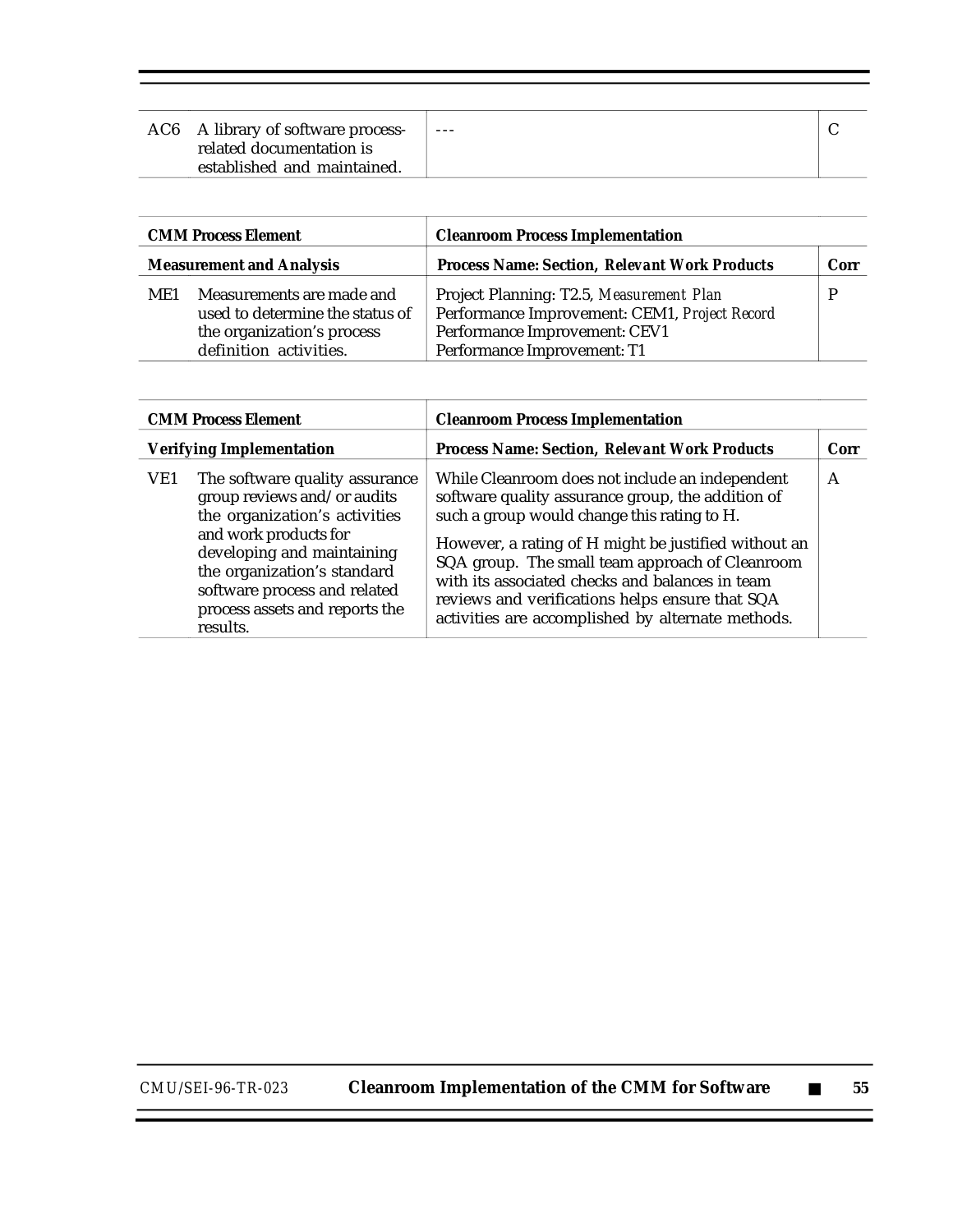| | | | |
|---|---|---|---|
| AC6 | A library of software process-related documentation is established and maintained. | --- | C |

| CMM Process Element | | Cleanroom Process Implementation | |
|---|---|---|---|
| **Measurement and Analysis** | | ***Process Name: Section, Relevant Work Products*** | **Corr** |
| ME1 | Measurements are made and used to determine the status of the organization's process definition activities. | Project Planning: T2.5, *Measurement Plan*<br>Performance Improvement: CEM1, *Project Record*<br>Performance Improvement: CEV1<br>Performance Improvement: T1 | P |

| CMM Process Element | | Cleanroom Process Implementation | |
|---|---|---|---|
| **Verifying Implementation** | | ***Process Name: Section, Relevant Work Products*** | **Corr** |
| VE1 | The software quality assurance group reviews and/or audits the organization's activities and work products for developing and maintaining the organization's standard software process and related process assets and reports the results. | While Cleanroom does not include an independent software quality assurance group, the addition of such a group would change this rating to H.<br><br>However, a rating of H might be justified without an SQA group. The small team approach of Cleanroom with its associated checks and balances in team reviews and verifications helps ensure that SQA activities are accomplished by alternate methods. | A |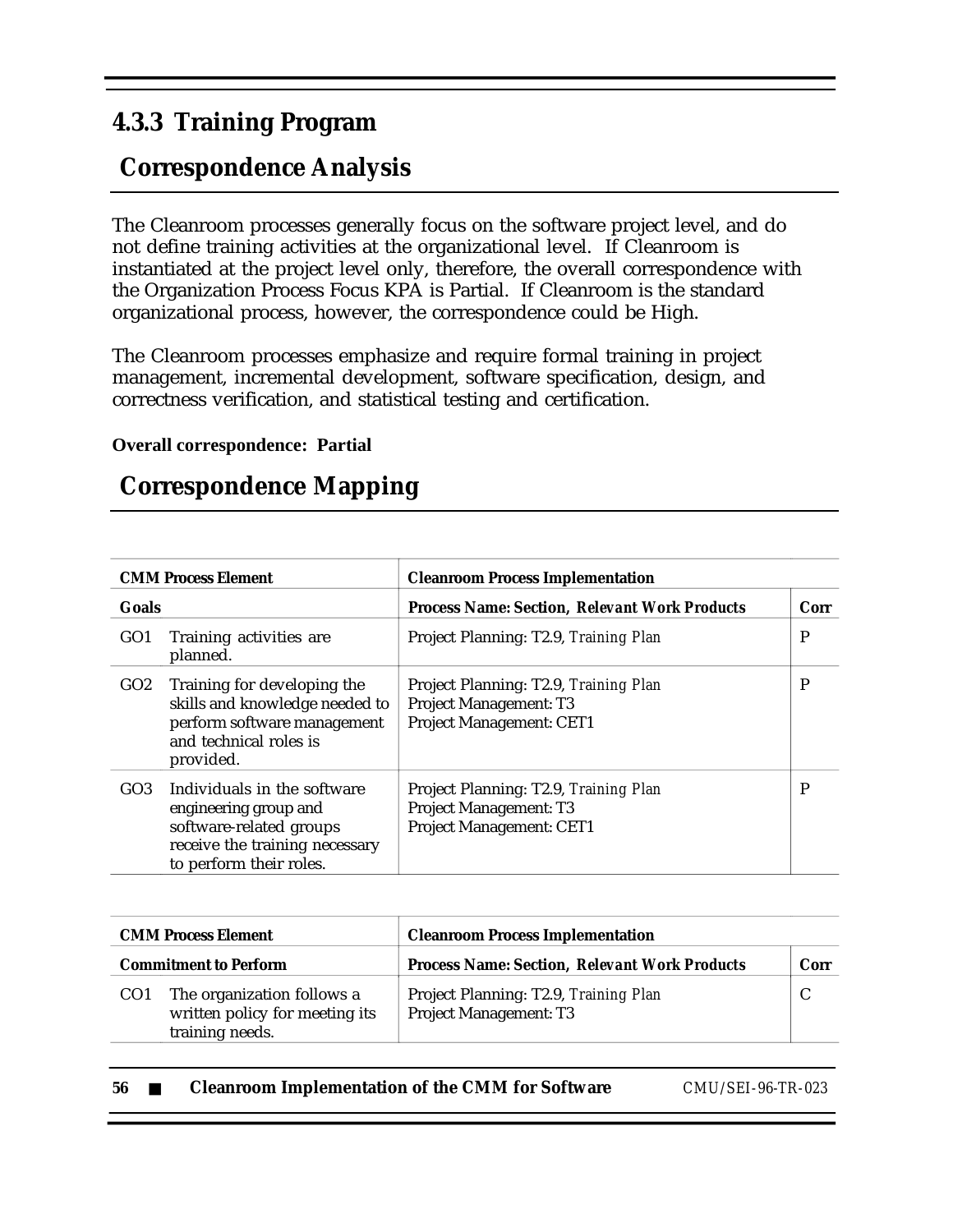### 4.3.3 Training Program

## Correspondence Analysis

The Cleanroom processes generally focus on the software project level, and do not define training activities at the organizational level. If Cleanroom is instantiated at the project level only, therefore, the overall correspondence with the Organization Process Focus KPA is Partial. If Cleanroom is the standard organizational process, however, the correspondence could be High.

The Cleanroom processes emphasize and require formal training in project management, incremental development, software specification, design, and correctness verification, and statistical testing and certification.

**Overall correspondence: Partial**

## Correspondence Mapping

| CMM Process Element | | Cleanroom Process Implementation | |
|---|---|---|---|
| **Goals** | | **Process Name: Section, Relevant Work Products** | **Corr** |
| GO1 | Training activities are planned. | Project Planning: T2.9, *Training Plan* | P |
| GO2 | Training for developing the skills and knowledge needed to perform software management and technical roles is provided. | Project Planning: T2.9, *Training Plan*<br>Project Management: T3<br>Project Management: CET1 | P |
| GO3 | Individuals in the software engineering group and software-related groups receive the training necessary to perform their roles. | Project Planning: T2.9, *Training Plan*<br>Project Management: T3<br>Project Management: CET1 | P |

| CMM Process Element | | Cleanroom Process Implementation | |
|---|---|---|---|
| **Commitment to Perform** | | **Process Name: Section, Relevant Work Products** | **Corr** |
| CO1 | The organization follows a written policy for meeting its training needs. | Project Planning: T2.9, *Training Plan*<br>Project Management: T3 | C |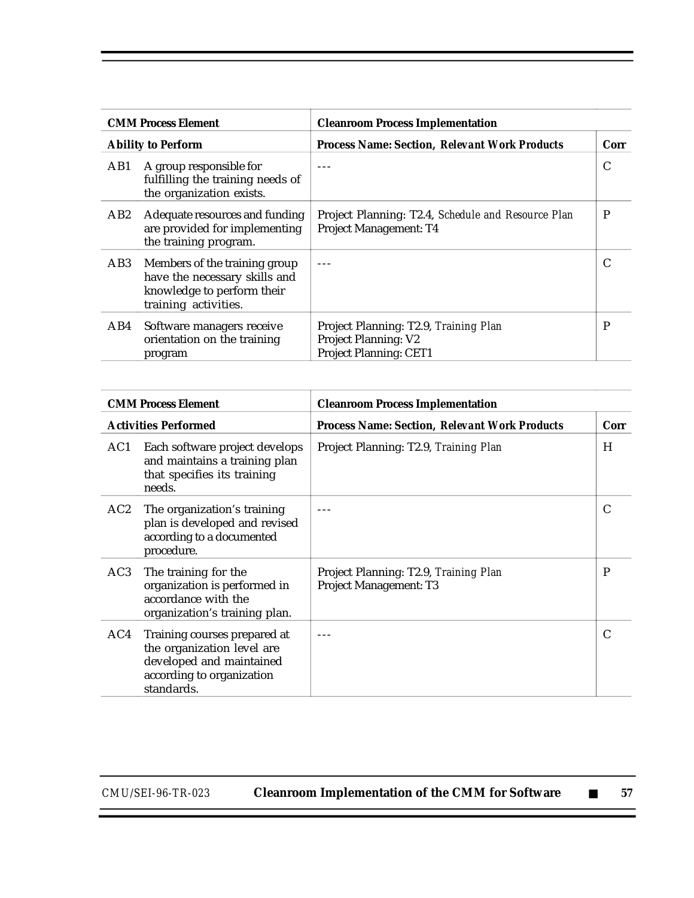| CMM Process Element | | Cleanroom Process Implementation | |
|---|---|---|---|
| **Ability to Perform** | | **Process Name: Section,** ***Relevant Work Products*** | **Corr** |
| AB1 | A group responsible for fulfilling the training needs of the organization exists. | --- | C |
| AB2 | Adequate resources and funding are provided for implementing the training program. | Project Planning: T2.4, *Schedule and Resource Plan*<br>Project Management: T4 | P |
| AB3 | Members of the training group have the necessary skills and knowledge to perform their training activities. | --- | C |
| AB4 | Software managers receive orientation on the training program | Project Planning: T2.9, *Training Plan*<br>Project Planning: V2<br>Project Planning: CET1 | P |

| CMM Process Element | | Cleanroom Process Implementation | |
|---|---|---|---|
| **Activities Performed** | | **Process Name: Section,** ***Relevant Work Products*** | **Corr** |
| AC1 | Each software project develops and maintains a training plan that specifies its training needs. | Project Planning: T2.9, *Training Plan* | H |
| AC2 | The organization's training plan is developed and revised according to a documented procedure. | --- | C |
| AC3 | The training for the organization is performed in accordance with the organization's training plan. | Project Planning: T2.9, *Training Plan*<br>Project Management: T3 | P |
| AC4 | Training courses prepared at the organization level are developed and maintained according to organization standards. | --- | C |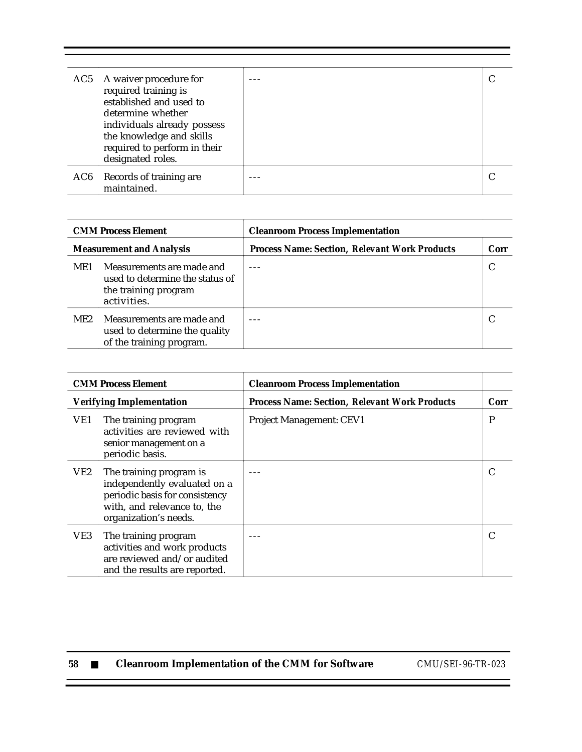| | | | |
|---|---|---|---|
| AC5 | A waiver procedure for required training is established and used to determine whether individuals already possess the knowledge and skills required to perform in their designated roles. | --- | C |
| AC6 | Records of training are maintained. | --- | C |

| **CMM Process Element** | | **Cleanroom Process Implementation** | |
|---|---|---|---|
| **Measurement and Analysis** | | **Process Name: Section,** ***Relevant Work Products*** | **Corr** |
| ME1 | Measurements are made and used to determine the status of the training program activities. | --- | C |
| ME2 | Measurements are made and used to determine the quality of the training program. | --- | C |

| **CMM Process Element** | | **Cleanroom Process Implementation** | |
|---|---|---|---|
| **Verifying Implementation** | | **Process Name: Section,** ***Relevant Work Products*** | **Corr** |
| VE1 | The training program activities are reviewed with senior management on a periodic basis. | Project Management: CEV1 | P |
| VE2 | The training program is independently evaluated on a periodic basis for consistency with, and relevance to, the organization's needs. | --- | C |
| VE3 | The training program activities and work products are reviewed and/or audited and the results are reported. | --- | C |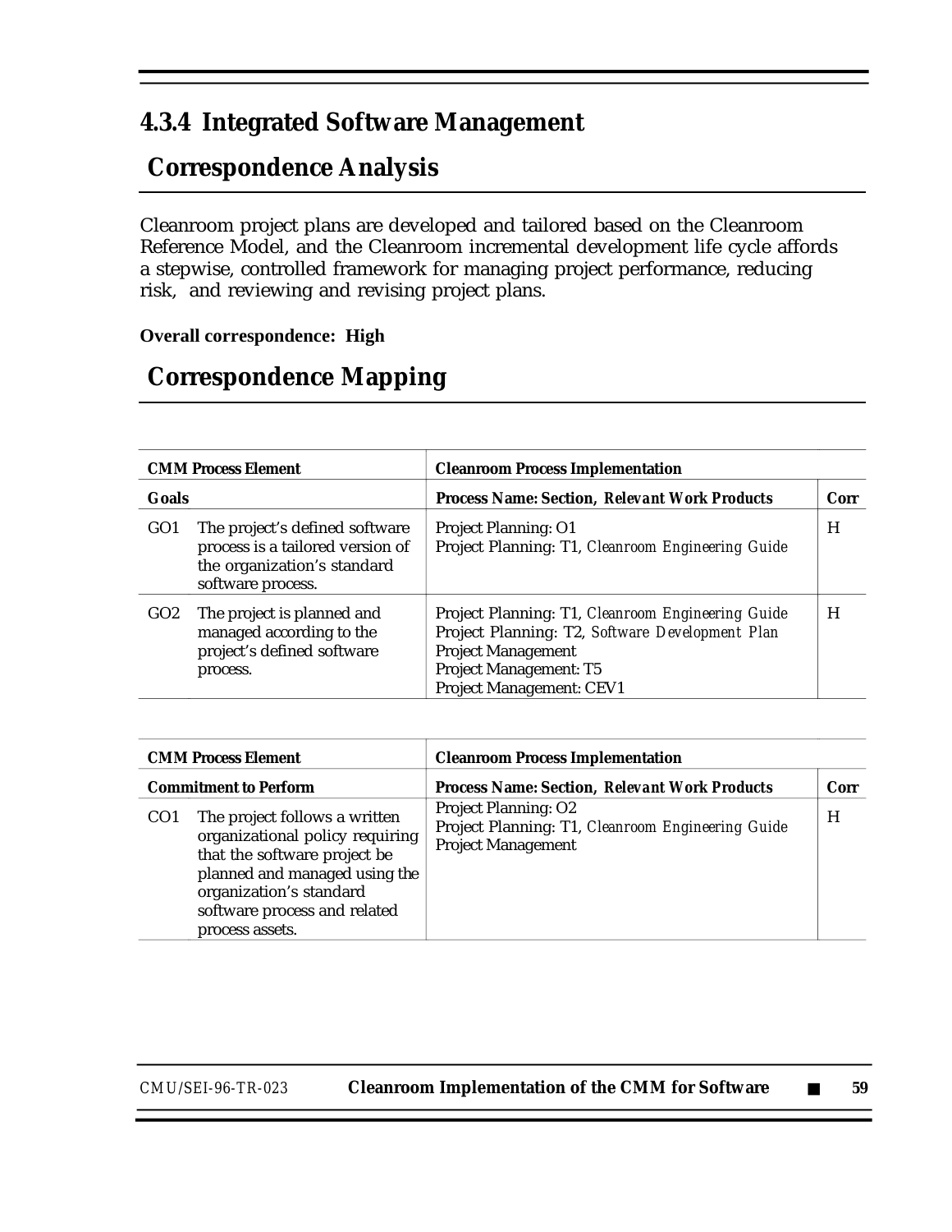## 4.3.4 Integrated Software Management

### Correspondence Analysis

Cleanroom project plans are developed and tailored based on the Cleanroom Reference Model, and the Cleanroom incremental development life cycle affords a stepwise, controlled framework for managing project performance, reducing risk, and reviewing and revising project plans.

**Overall correspondence: High**

### Correspondence Mapping

| CMM Process Element | | Cleanroom Process Implementation | |
|---|---|---|---|
| **Goals** | | **Process Name: Section, *Relevant Work Products*** | **Corr** |
| GO1 | The project's defined software process is a tailored version of the organization's standard software process. | Project Planning: O1<br>Project Planning: T1, *Cleanroom Engineering Guide* | H |
| GO2 | The project is planned and managed according to the project's defined software process. | Project Planning: T1, *Cleanroom Engineering Guide*<br>Project Planning: T2, *Software Development Plan*<br>Project Management<br>Project Management: T5<br>Project Management: CEV1 | H |

| CMM Process Element | | Cleanroom Process Implementation | |
|---|---|---|---|
| **Commitment to Perform** | | **Process Name: Section, *Relevant Work Products*** | **Corr** |
| CO1 | The project follows a written organizational policy requiring that the software project be planned and managed using the organization's standard software process and related process assets. | Project Planning: O2<br>Project Planning: T1, *Cleanroom Engineering Guide*<br>Project Management | H |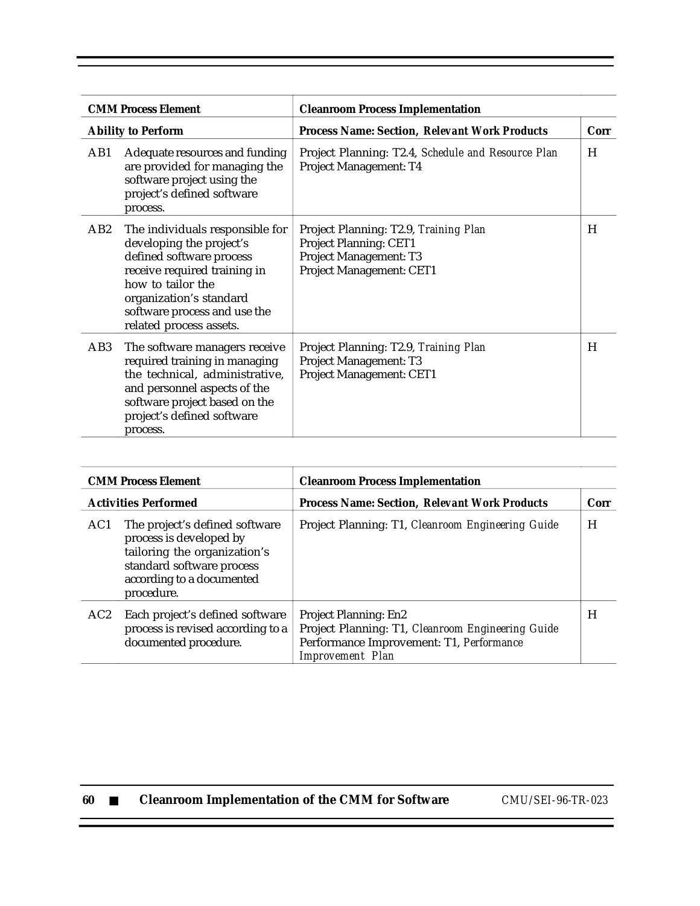| CMM Process Element | | Cleanroom Process Implementation | |
|---|---|---|---|
| **Ability to Perform** | | **Process Name: Section, Relevant Work Products** | **Corr** |
| AB1 | Adequate resources and funding are provided for managing the software project using the project's defined software process. | Project Planning: T2.4, *Schedule and Resource Plan*<br>Project Management: T4 | H |
| AB2 | The individuals responsible for developing the project's defined software process receive required training in how to tailor the organization's standard software process and use the related process assets. | Project Planning: T2.9, *Training Plan*<br>Project Planning: CET1<br>Project Management: T3<br>Project Management: CET1 | H |
| AB3 | The software managers receive required training in managing the technical, administrative, and personnel aspects of the software project based on the project's defined software process. | Project Planning: T2.9, *Training Plan*<br>Project Management: T3<br>Project Management: CET1 | H |

| CMM Process Element | | Cleanroom Process Implementation | |
|---|---|---|---|
| **Activities Performed** | | **Process Name: Section, Relevant Work Products** | **Corr** |
| AC1 | The project's defined software process is developed by tailoring the organization's standard software process according to a documented procedure. | Project Planning: T1, *Cleanroom Engineering Guide* | H |
| AC2 | Each project's defined software process is revised according to a documented procedure. | Project Planning: En2<br>Project Planning: T1, *Cleanroom Engineering Guide*<br>Performance Improvement: T1, *Performance Improvement Plan* | H |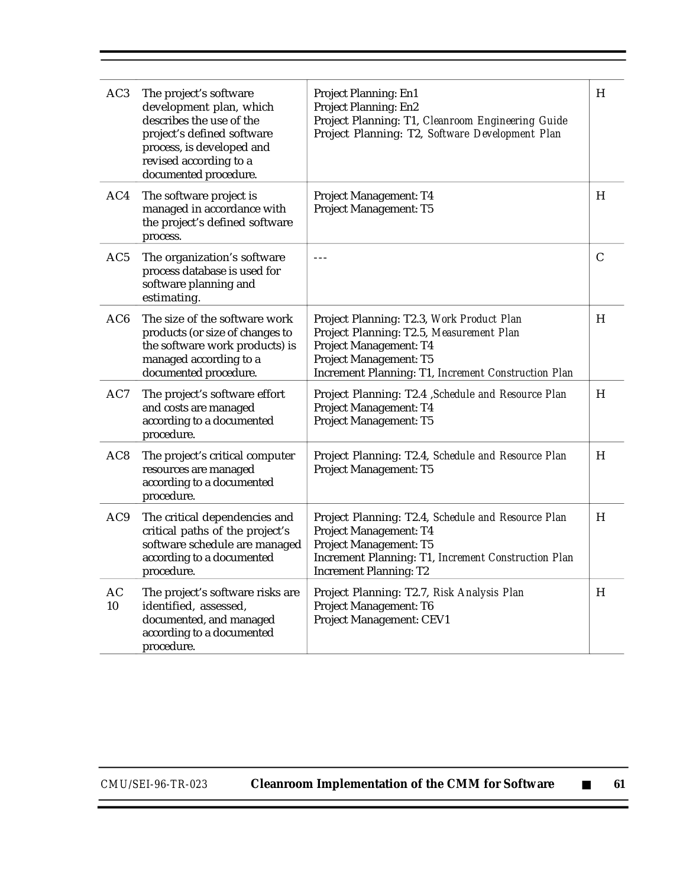| | | | |
|---|---|---|---|
| AC3 | The project's software development plan, which describes the use of the project's defined software process, is developed and revised according to a documented procedure. | Project Planning: En1<br>Project Planning: En2<br>Project Planning: T1, *Cleanroom Engineering Guide*<br>Project Planning: T2, *Software Development Plan* | H |
| AC4 | The software project is managed in accordance with the project's defined software process. | Project Management: T4<br>Project Management: T5 | H |
| AC5 | The organization's software process database is used for software planning and estimating. | --- | C |
| AC6 | The size of the software work products (or size of changes to the software work products) is managed according to a documented procedure. | Project Planning: T2.3, *Work Product Plan*<br>Project Planning: T2.5, *Measurement Plan*<br>Project Management: T4<br>Project Management: T5<br>Increment Planning: T1, *Increment Construction Plan* | H |
| AC7 | The project's software effort and costs are managed according to a documented procedure. | Project Planning: T2.4 ,*Schedule and Resource Plan*<br>Project Management: T4<br>Project Management: T5 | H |
| AC8 | The project's critical computer resources are managed according to a documented procedure. | Project Planning: T2.4, *Schedule and Resource Plan*<br>Project Management: T5 | H |
| AC9 | The critical dependencies and critical paths of the project's software schedule are managed according to a documented procedure. | Project Planning: T2.4, *Schedule and Resource Plan*<br>Project Management: T4<br>Project Management: T5<br>Increment Planning: T1, *Increment Construction Plan*<br>Increment Planning: T2 | H |
| AC 10 | The project's software risks are identified, assessed, documented, and managed according to a documented procedure. | Project Planning: T2.7, *Risk Analysis Plan*<br>Project Management: T6<br>Project Management: CEV1 | H |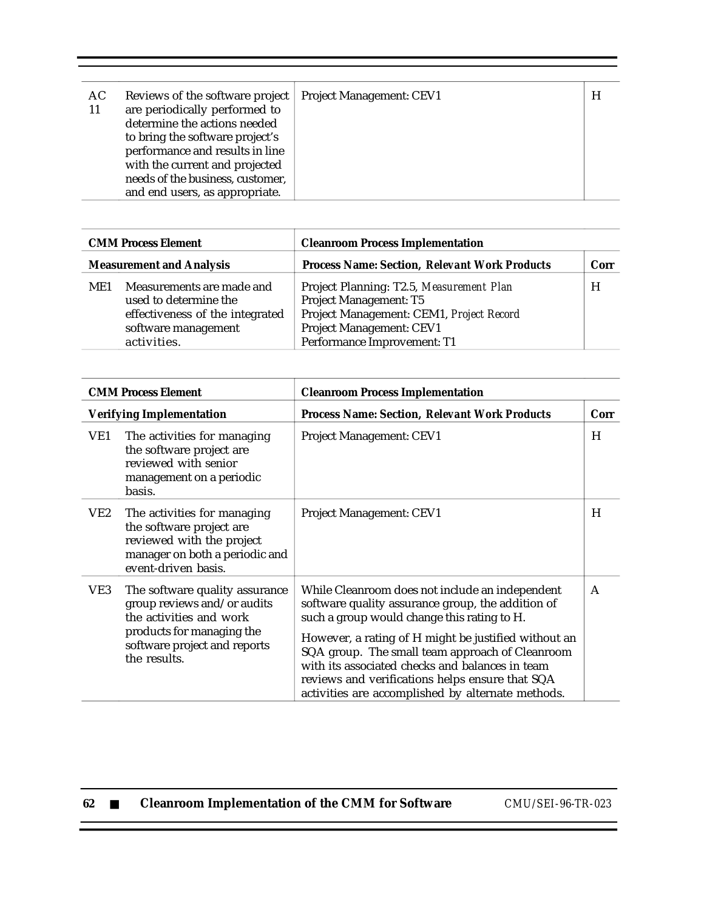| | | | |
|---|---|---|---|
| AC 11 | Reviews of the software project are periodically performed to determine the actions needed to bring the software project's performance and results in line with the current and projected needs of the business, customer, and end users, as appropriate. | Project Management: CEV1 | H |

| CMM Process Element | | Cleanroom Process Implementation | |
|---|---|---|---|
| **Measurement and Analysis** | | **Process Name: Section, *Relevant Work Products*** | **Corr** |
| ME1 | Measurements are made and used to determine the effectiveness of the integrated software management activities. | Project Planning: T2.5, *Measurement Plan*<br>Project Management: T5<br>Project Management: CEM1, *Project Record*<br>Project Management: CEV1<br>Performance Improvement: T1 | H |

| CMM Process Element | | Cleanroom Process Implementation | |
|---|---|---|---|
| **Verifying Implementation** | | **Process Name: Section, *Relevant Work Products*** | **Corr** |
| VE1 | The activities for managing the software project are reviewed with senior management on a periodic basis. | Project Management: CEV1 | H |
| VE2 | The activities for managing the software project are reviewed with the project manager on both a periodic and event-driven basis. | Project Management: CEV1 | H |
| VE3 | The software quality assurance group reviews and/or audits the activities and work products for managing the software project and reports the results. | While Cleanroom does not include an independent software quality assurance group, the addition of such a group would change this rating to H.<br><br>However, a rating of H might be justified without an SQA group. The small team approach of Cleanroom with its associated checks and balances in team reviews and verifications helps ensure that SQA activities are accomplished by alternate methods. | A |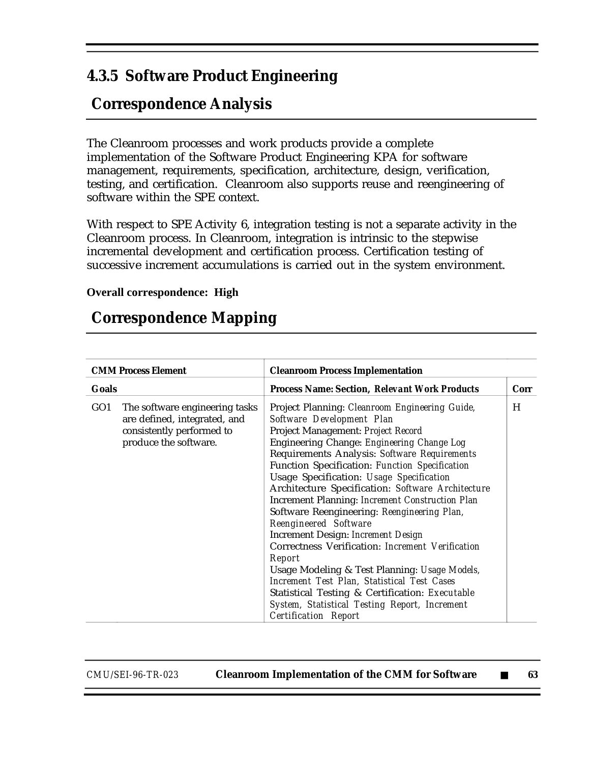## 4.3.5 Software Product Engineering

### Correspondence Analysis

The Cleanroom processes and work products provide a complete implementation of the Software Product Engineering KPA for software management, requirements, specification, architecture, design, verification, testing, and certification. Cleanroom also supports reuse and reengineering of software within the SPE context.

With respect to SPE Activity 6, integration testing is not a separate activity in the Cleanroom process. In Cleanroom, integration is intrinsic to the stepwise incremental development and certification process. Certification testing of successive increment accumulations is carried out in the system environment.

**Overall correspondence: High**

### Correspondence Mapping

| CMM Process Element | | Cleanroom Process Implementation | |
|---|---|---|---|
| **Goals** | | **Process Name: Section, *Relevant Work Products*** | **Corr** |
| GO1 | The software engineering tasks are defined, integrated, and consistently performed to produce the software. | Project Planning: *Cleanroom Engineering Guide, Software Development Plan*<br>Project Management: *Project Record*<br>Engineering Change: *Engineering Change Log*<br>Requirements Analysis: *Software Requirements*<br>Function Specification: *Function Specification*<br>Usage Specification: *Usage Specification*<br>Architecture Specification: *Software Architecture*<br>Increment Planning: *Increment Construction Plan*<br>Software Reengineering: *Reengineering Plan, Reengineered Software*<br>Increment Design: *Increment Design*<br>Correctness Verification: *Increment Verification Report*<br>Usage Modeling & Test Planning: *Usage Models, Increment Test Plan, Statistical Test Cases*<br>Statistical Testing & Certification: *Executable System, Statistical Testing Report, Increment Certification Report* | H |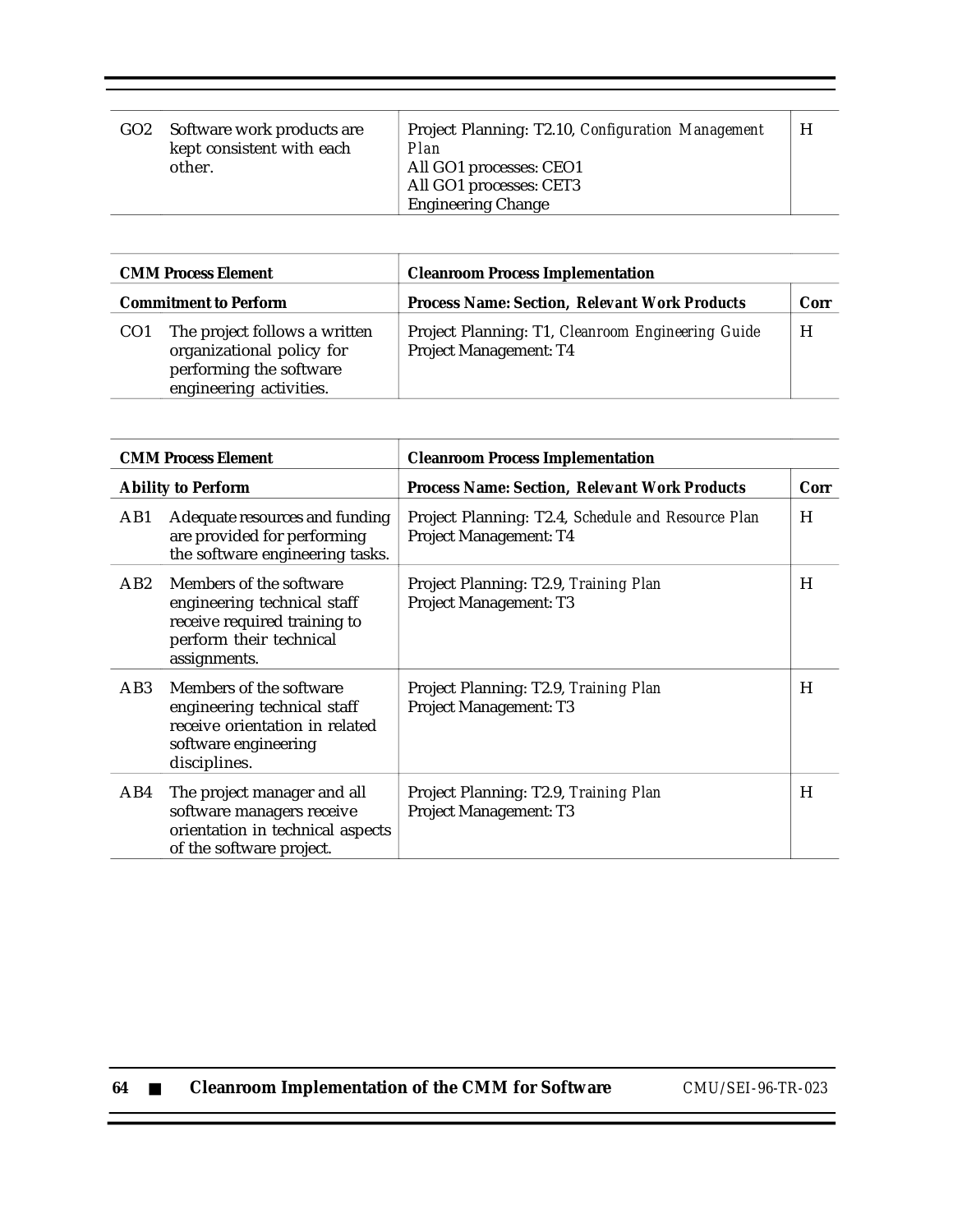| | | | |
|---|---|---|---|
| GO2 | Software work products are kept consistent with each other. | Project Planning: T2.10, *Configuration Management Plan*<br>All GO1 processes: CEO1<br>All GO1 processes: CET3<br>Engineering Change | H |

| **CMM Process Element** | | **Cleanroom Process Implementation** | |
|---|---|---|---|
| **Commitment to Perform** | | **Process Name: Section, *Relevant Work Products*** | **Corr** |
| CO1 | The project follows a written organizational policy for performing the software engineering activities. | Project Planning: T1, *Cleanroom Engineering Guide*<br>Project Management: T4 | H |

| **CMM Process Element** | | **Cleanroom Process Implementation** | |
|---|---|---|---|
| **Ability to Perform** | | **Process Name: Section, *Relevant Work Products*** | **Corr** |
| AB1 | Adequate resources and funding are provided for performing the software engineering tasks. | Project Planning: T2.4, *Schedule and Resource Plan*<br>Project Management: T4 | H |
| AB2 | Members of the software engineering technical staff receive required training to perform their technical assignments. | Project Planning: T2.9, *Training Plan*<br>Project Management: T3 | H |
| AB3 | Members of the software engineering technical staff receive orientation in related software engineering disciplines. | Project Planning: T2.9, *Training Plan*<br>Project Management: T3 | H |
| AB4 | The project manager and all software managers receive orientation in technical aspects of the software project. | Project Planning: T2.9, *Training Plan*<br>Project Management: T3 | H |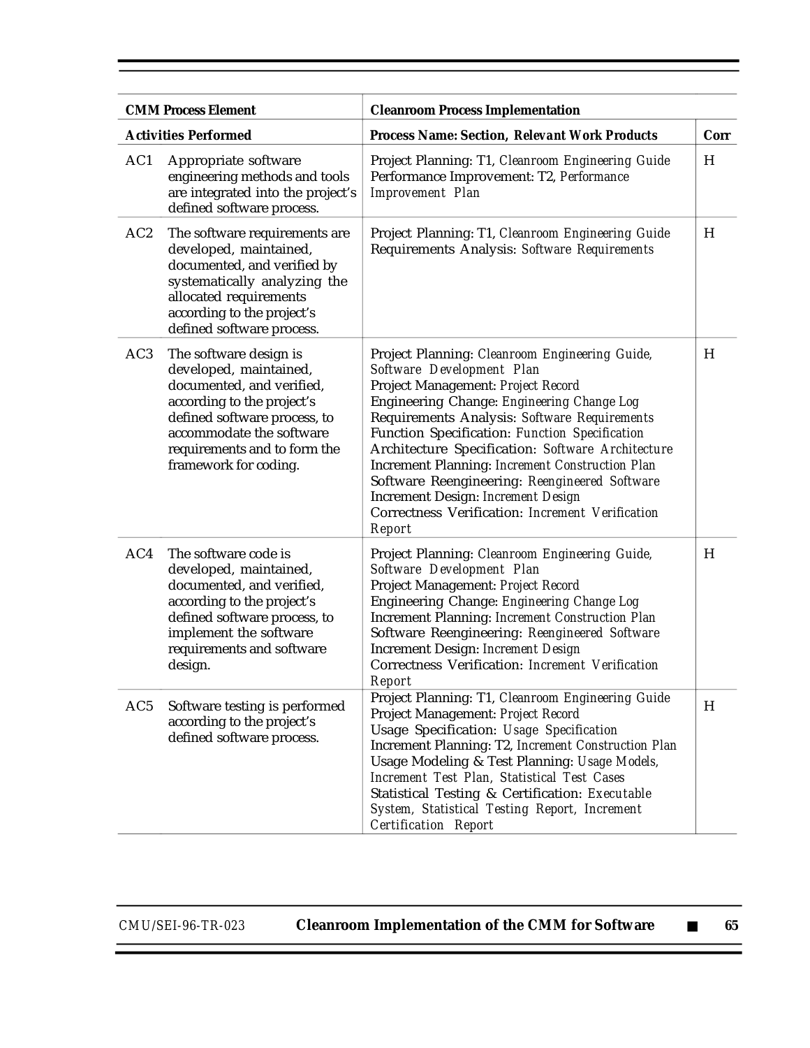| CMM Process Element | | Cleanroom Process Implementation | |
|---|---|---|---|
| **Activities Performed** | | **Process Name: Section, *Relevant Work Products*** | **Corr** |
| AC1 | Appropriate software engineering methods and tools are integrated into the project's defined software process. | Project Planning: T1, *Cleanroom Engineering Guide*<br>Performance Improvement: T2, *Performance Improvement Plan* | H |
| AC2 | The software requirements are developed, maintained, documented, and verified by systematically analyzing the allocated requirements according to the project's defined software process. | Project Planning: T1, *Cleanroom Engineering Guide*<br>Requirements Analysis: *Software Requirements* | H |
| AC3 | The software design is developed, maintained, documented, and verified, according to the project's defined software process, to accommodate the software requirements and to form the framework for coding. | Project Planning: *Cleanroom Engineering Guide, Software Development Plan*<br>Project Management: *Project Record*<br>Engineering Change: *Engineering Change Log*<br>Requirements Analysis: *Software Requirements*<br>Function Specification: *Function Specification*<br>Architecture Specification: *Software Architecture*<br>Increment Planning: *Increment Construction Plan*<br>Software Reengineering: *Reengineered Software*<br>Increment Design: *Increment Design*<br>Correctness Verification: *Increment Verification Report* | H |
| AC4 | The software code is developed, maintained, documented, and verified, according to the project's defined software process, to implement the software requirements and software design. | Project Planning: *Cleanroom Engineering Guide, Software Development Plan*<br>Project Management: *Project Record*<br>Engineering Change: *Engineering Change Log*<br>Increment Planning: *Increment Construction Plan*<br>Software Reengineering: *Reengineered Software*<br>Increment Design: *Increment Design*<br>Correctness Verification: *Increment Verification Report* | H |
| AC5 | Software testing is performed according to the project's defined software process. | Project Planning: T1, *Cleanroom Engineering Guide*<br>Project Management: *Project Record*<br>Usage Specification: *Usage Specification*<br>Increment Planning: T2, *Increment Construction Plan*<br>Usage Modeling & Test Planning: *Usage Models, Increment Test Plan, Statistical Test Cases*<br>Statistical Testing & Certification: *Executable System, Statistical Testing Report, Increment Certification Report* | H |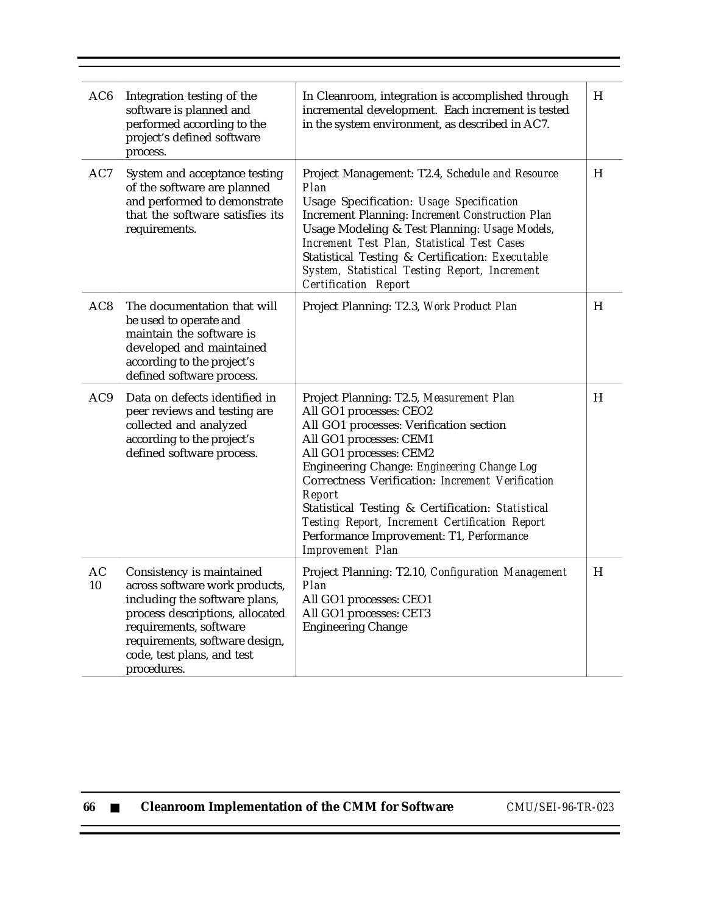| | | | |
|---|---|---|---|
| AC6 | Integration testing of the software is planned and performed according to the project's defined software process. | In Cleanroom, integration is accomplished through incremental development. Each increment is tested in the system environment, as described in AC7. | H |
| AC7 | System and acceptance testing of the software are planned and performed to demonstrate that the software satisfies its requirements. | Project Management: T2.4, *Schedule and Resource Plan*<br>Usage Specification: *Usage Specification*<br>Increment Planning: *Increment Construction Plan*<br>Usage Modeling & Test Planning: *Usage Models, Increment Test Plan, Statistical Test Cases*<br>Statistical Testing & Certification: *Executable System, Statistical Testing Report, Increment Certification Report* | H |
| AC8 | The documentation that will be used to operate and maintain the software is developed and maintained according to the project's defined software process. | Project Planning: T2.3, *Work Product Plan* | H |
| AC9 | Data on defects identified in peer reviews and testing are collected and analyzed according to the project's defined software process. | Project Planning: T2.5, *Measurement Plan*<br>All GO1 processes: CEO2<br>All GO1 processes: Verification section<br>All GO1 processes: CEM1<br>All GO1 processes: CEM2<br>Engineering Change: *Engineering Change Log*<br>Correctness Verification: *Increment Verification Report*<br>Statistical Testing & Certification: *Statistical Testing Report, Increment Certification Report*<br>Performance Improvement: T1, *Performance Improvement Plan* | H |
| AC 10 | Consistency is maintained across software work products, including the software plans, process descriptions, allocated requirements, software requirements, software design, code, test plans, and test procedures. | Project Planning: T2.10, *Configuration Management Plan*<br>All GO1 processes: CEO1<br>All GO1 processes: CET3<br>Engineering Change | H |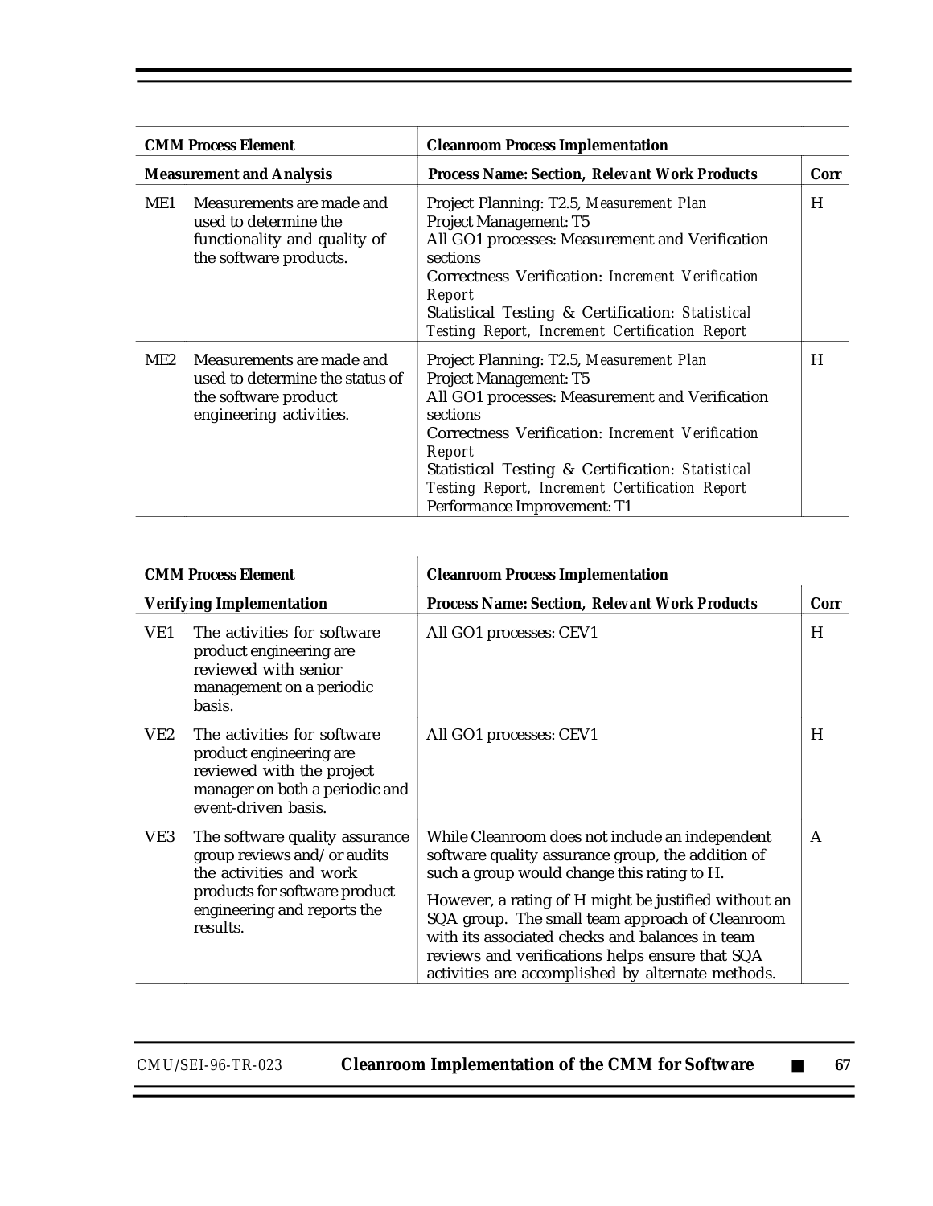| CMM Process Element | | Cleanroom Process Implementation | |
|---|---|---|---|
| **Measurement and Analysis** | | **Process Name: Section,** ***Relevant Work Products*** | **Corr** |
| ME1 | Measurements are made and used to determine the functionality and quality of the software products. | Project Planning: T2.5, *Measurement Plan*<br>Project Management: T5<br>All GO1 processes: Measurement and Verification sections<br>Correctness Verification: *Increment Verification Report*<br>Statistical Testing & Certification: *Statistical Testing Report, Increment Certification Report* | H |
| ME2 | Measurements are made and used to determine the status of the software product engineering activities. | Project Planning: T2.5, *Measurement Plan*<br>Project Management: T5<br>All GO1 processes: Measurement and Verification sections<br>Correctness Verification: *Increment Verification Report*<br>Statistical Testing & Certification: *Statistical Testing Report, Increment Certification Report*<br>Performance Improvement: T1 | H |

| CMM Process Element | | Cleanroom Process Implementation | |
|---|---|---|---|
| **Verifying Implementation** | | **Process Name: Section,** ***Relevant Work Products*** | **Corr** |
| VE1 | The activities for software product engineering are reviewed with senior management on a periodic basis. | All GO1 processes: CEV1 | H |
| VE2 | The activities for software product engineering are reviewed with the project manager on both a periodic and event-driven basis. | All GO1 processes: CEV1 | H |
| VE3 | The software quality assurance group reviews and/or audits the activities and work products for software product engineering and reports the results. | While Cleanroom does not include an independent software quality assurance group, the addition of such a group would change this rating to H.<br><br>However, a rating of H might be justified without an SQA group. The small team approach of Cleanroom with its associated checks and balances in team reviews and verifications helps ensure that SQA activities are accomplished by alternate methods. | A |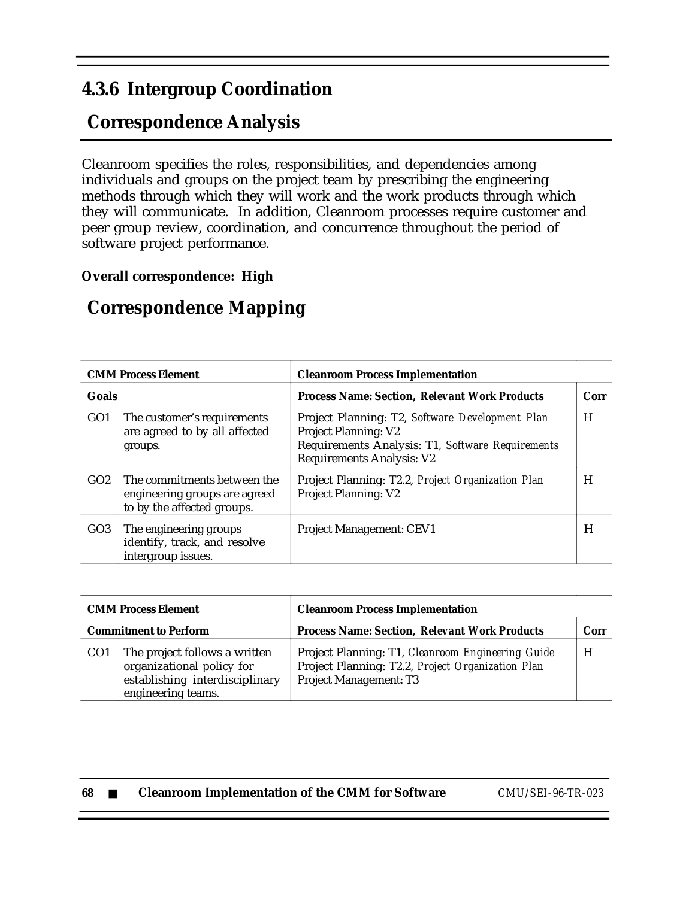## 4.3.6 Intergroup Coordination

### Correspondence Analysis

Cleanroom specifies the roles, responsibilities, and dependencies among individuals and groups on the project team by prescribing the engineering methods through which they will work and the work products through which they will communicate. In addition, Cleanroom processes require customer and peer group review, coordination, and concurrence throughout the period of software project performance.

**Overall correspondence: High**

### Correspondence Mapping

| CMM Process Element | | Cleanroom Process Implementation | |
|---|---|---|---|
| **Goals** | | **Process Name: Section, *Relevant Work Products*** | **Corr** |
| GO1 | The customer's requirements are agreed to by all affected groups. | Project Planning: T2, *Software Development Plan*<br>Project Planning: V2<br>Requirements Analysis: T1, *Software Requirements*<br>Requirements Analysis: V2 | H |
| GO2 | The commitments between the engineering groups are agreed to by the affected groups. | Project Planning: T2.2, *Project Organization Plan*<br>Project Planning: V2 | H |
| GO3 | The engineering groups identify, track, and resolve intergroup issues. | Project Management: CEV1 | H |

| CMM Process Element | | Cleanroom Process Implementation | |
|---|---|---|---|
| **Commitment to Perform** | | **Process Name: Section, *Relevant Work Products*** | **Corr** |
| CO1 | The project follows a written organizational policy for establishing interdisciplinary engineering teams. | Project Planning: T1, *Cleanroom Engineering Guide*<br>Project Planning: T2.2, *Project Organization Plan*<br>Project Management: T3 | H |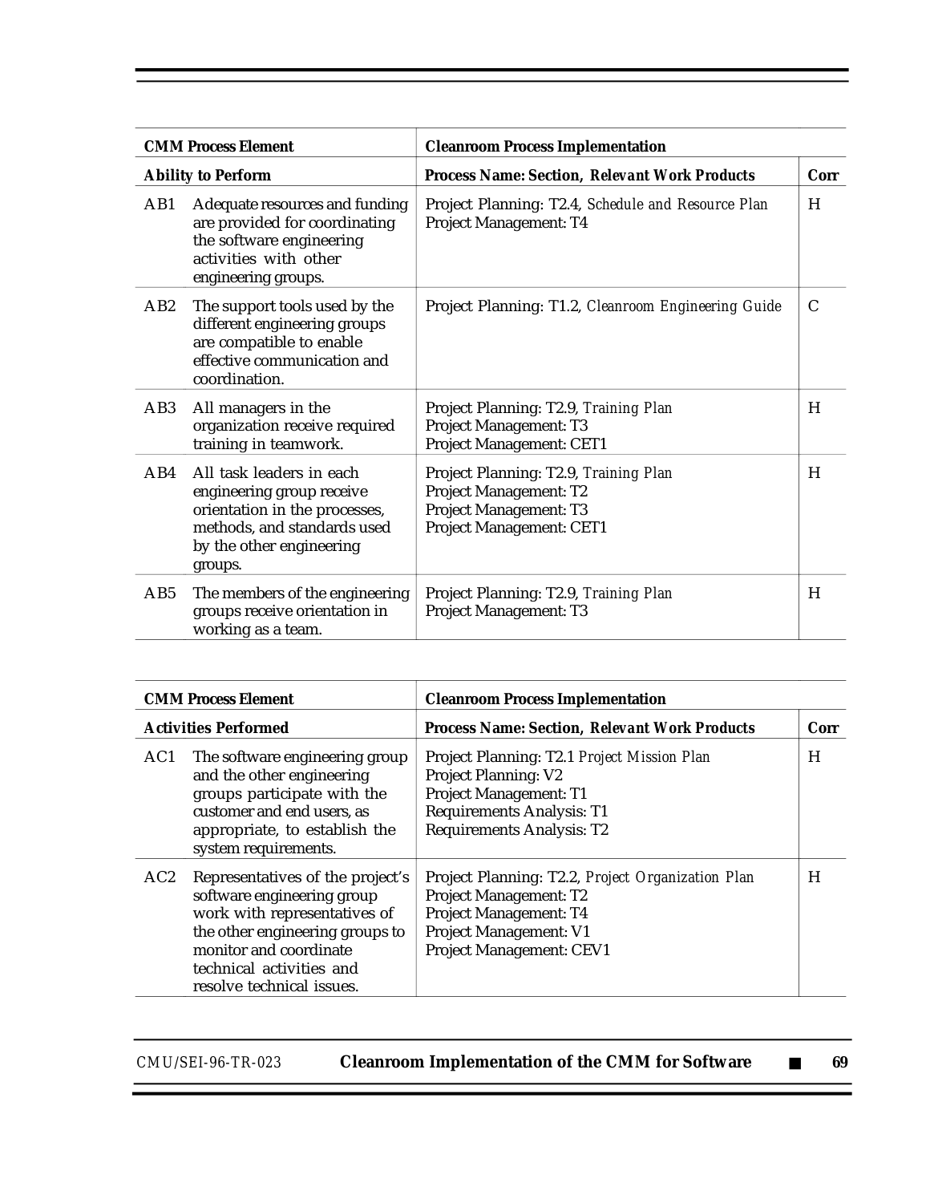| CMM Process Element | | Cleanroom Process Implementation | |
|---|---|---|---|
| **Ability to Perform** | | **Process Name: Section, *Relevant Work Products*** | **Corr** |
| AB1 | Adequate resources and funding are provided for coordinating the software engineering activities with other engineering groups. | Project Planning: T2.4, *Schedule and Resource Plan*<br>Project Management: T4 | H |
| AB2 | The support tools used by the different engineering groups are compatible to enable effective communication and coordination. | Project Planning: T1.2, *Cleanroom Engineering Guide* | C |
| AB3 | All managers in the organization receive required training in teamwork. | Project Planning: T2.9, *Training Plan*<br>Project Management: T3<br>Project Management: CET1 | H |
| AB4 | All task leaders in each engineering group receive orientation in the processes, methods, and standards used by the other engineering groups. | Project Planning: T2.9, *Training Plan*<br>Project Management: T2<br>Project Management: T3<br>Project Management: CET1 | H |
| AB5 | The members of the engineering groups receive orientation in working as a team. | Project Planning: T2.9, *Training Plan*<br>Project Management: T3 | H |

| CMM Process Element | | Cleanroom Process Implementation | |
|---|---|---|---|
| **Activities Performed** | | **Process Name: Section, *Relevant Work Products*** | **Corr** |
| AC1 | The software engineering group and the other engineering groups participate with the customer and end users, as appropriate, to establish the system requirements. | Project Planning: T2.1 *Project Mission Plan*<br>Project Planning: V2<br>Project Management: T1<br>Requirements Analysis: T1<br>Requirements Analysis: T2 | H |
| AC2 | Representatives of the project's software engineering group work with representatives of the other engineering groups to monitor and coordinate technical activities and resolve technical issues. | Project Planning: T2.2, *Project Organization Plan*<br>Project Management: T2<br>Project Management: T4<br>Project Management: V1<br>Project Management: CEV1 | H |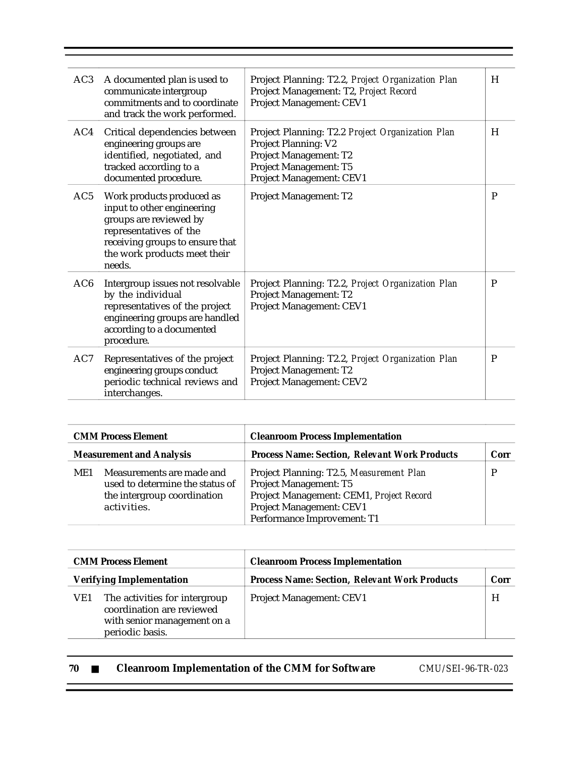| | | | |
|---|---|---|---|
| AC3 | A documented plan is used to communicate intergroup commitments and to coordinate and track the work performed. | Project Planning: T2.2, *Project Organization Plan*<br>Project Management: T2, *Project Record*<br>Project Management: CEV1 | H |
| AC4 | Critical dependencies between engineering groups are identified, negotiated, and tracked according to a documented procedure. | Project Planning: T2.2 *Project Organization Plan*<br>Project Planning: V2<br>Project Management: T2<br>Project Management: T5<br>Project Management: CEV1 | H |
| AC5 | Work products produced as input to other engineering groups are reviewed by representatives of the receiving groups to ensure that the work products meet their needs. | Project Management: T2 | P |
| AC6 | Intergroup issues not resolvable by the individual representatives of the project engineering groups are handled according to a documented procedure. | Project Planning: T2.2, *Project Organization Plan*<br>Project Management: T2<br>Project Management: CEV1 | P |
| AC7 | Representatives of the project engineering groups conduct periodic technical reviews and interchanges. | Project Planning: T2.2, *Project Organization Plan*<br>Project Management: T2<br>Project Management: CEV2 | P |

| **CMM Process Element** | | **Cleanroom Process Implementation** | |
|---|---|---|---|
| **Measurement and Analysis** | | **Process Name: Section, *Relevant Work Products*** | **Corr** |
| ME1 | Measurements are made and used to determine the status of the intergroup coordination activities. | Project Planning: T2.5, *Measurement Plan*<br>Project Management: T5<br>Project Management: CEM1, *Project Record*<br>Project Management: CEV1<br>Performance Improvement: T1 | P |

| **CMM Process Element** | | **Cleanroom Process Implementation** | |
|---|---|---|---|
| **Verifying Implementation** | | **Process Name: Section, *Relevant Work Products*** | **Corr** |
| VE1 | The activities for intergroup coordination are reviewed with senior management on a periodic basis. | Project Management: CEV1 | H |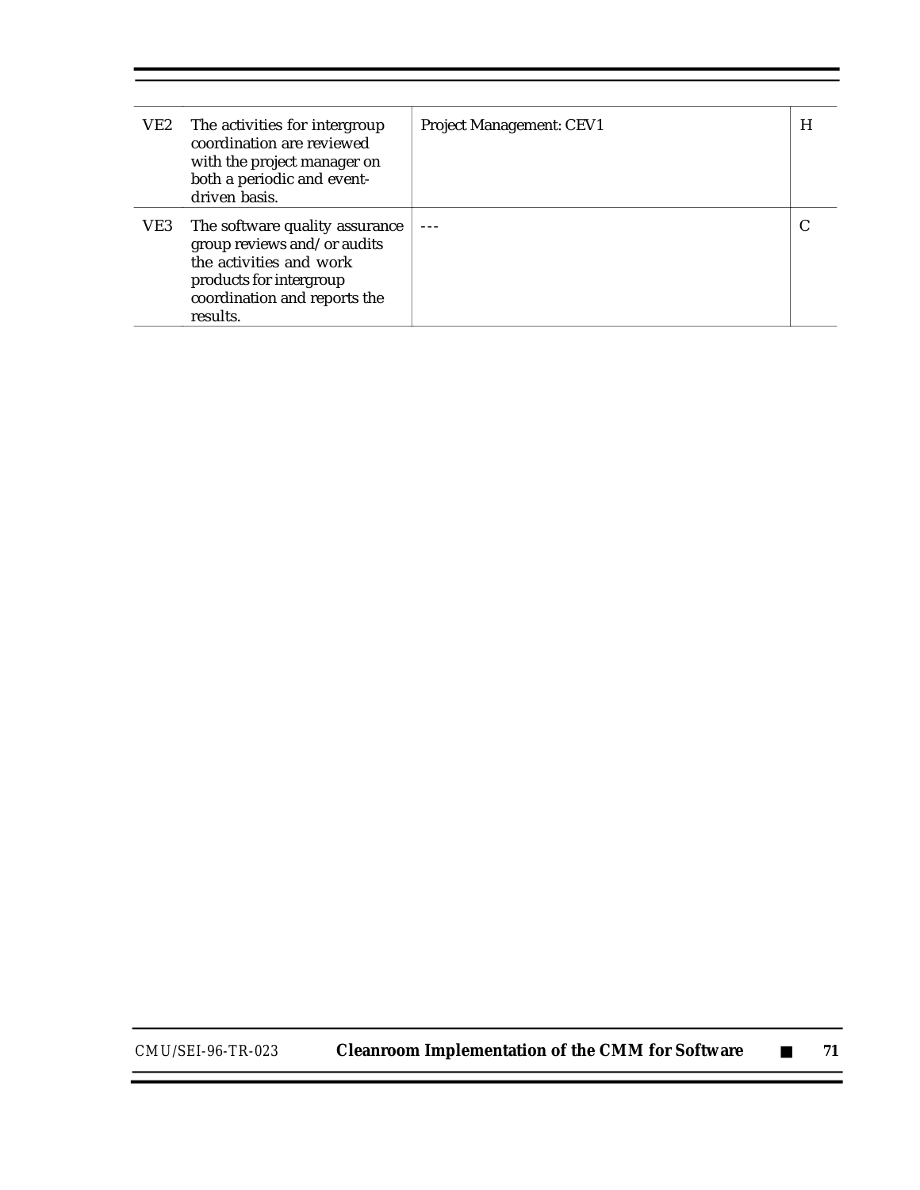| | | | |
|---|---|---|---|
| VE2 | The activities for intergroup coordination are reviewed with the project manager on both a periodic and event-driven basis. | Project Management: CEV1 | H |
| VE3 | The software quality assurance group reviews and/or audits the activities and work products for intergroup coordination and reports the results. | --- | C |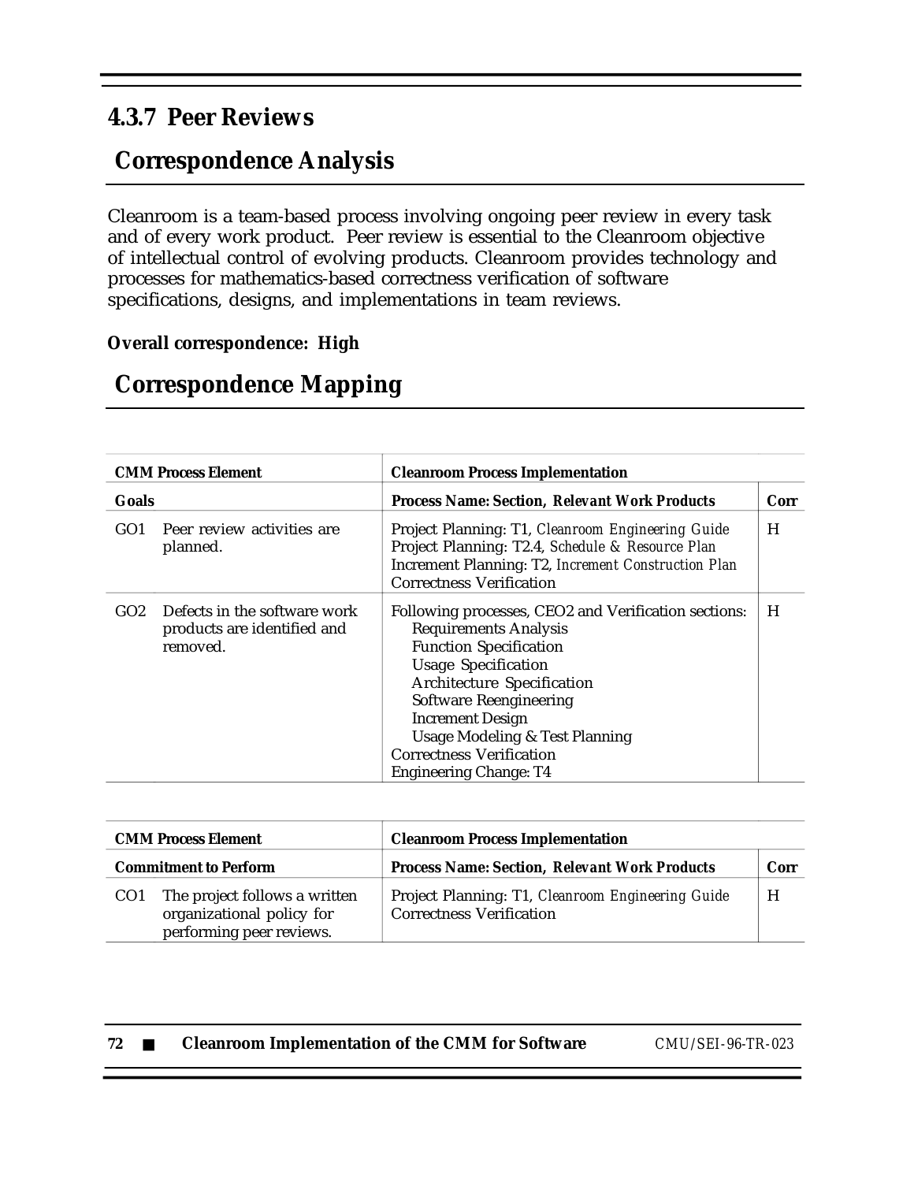### 4.3.7 Peer Reviews

## Correspondence Analysis

Cleanroom is a team-based process involving ongoing peer review in every task and of every work product. Peer review is essential to the Cleanroom objective of intellectual control of evolving products. Cleanroom provides technology and processes for mathematics-based correctness verification of software specifications, designs, and implementations in team reviews.

**Overall correspondence: High**

## Correspondence Mapping

| CMM Process Element | Cleanroom Process Implementation | |
|---|---|---|
| **Goals** | **Process Name: Section, Relevant Work Products** | **Corr** |
| GO1 Peer review activities are planned. | Project Planning: T1, *Cleanroom Engineering Guide*<br>Project Planning: T2.4, *Schedule & Resource Plan*<br>Increment Planning: T2, *Increment Construction Plan*<br>Correctness Verification | H |
| GO2 Defects in the software work products are identified and removed. | Following processes, CEO2 and Verification sections:<br>Requirements Analysis<br>Function Specification<br>Usage Specification<br>Architecture Specification<br>Software Reengineering<br>Increment Design<br>Usage Modeling & Test Planning<br>Correctness Verification<br>Engineering Change: T4 | H |

| CMM Process Element | Cleanroom Process Implementation | |
|---|---|---|
| **Commitment to Perform** | **Process Name: Section, Relevant Work Products** | **Corr** |
| CO1 The project follows a written organizational policy for performing peer reviews. | Project Planning: T1, *Cleanroom Engineering Guide*<br>Correctness Verification | H |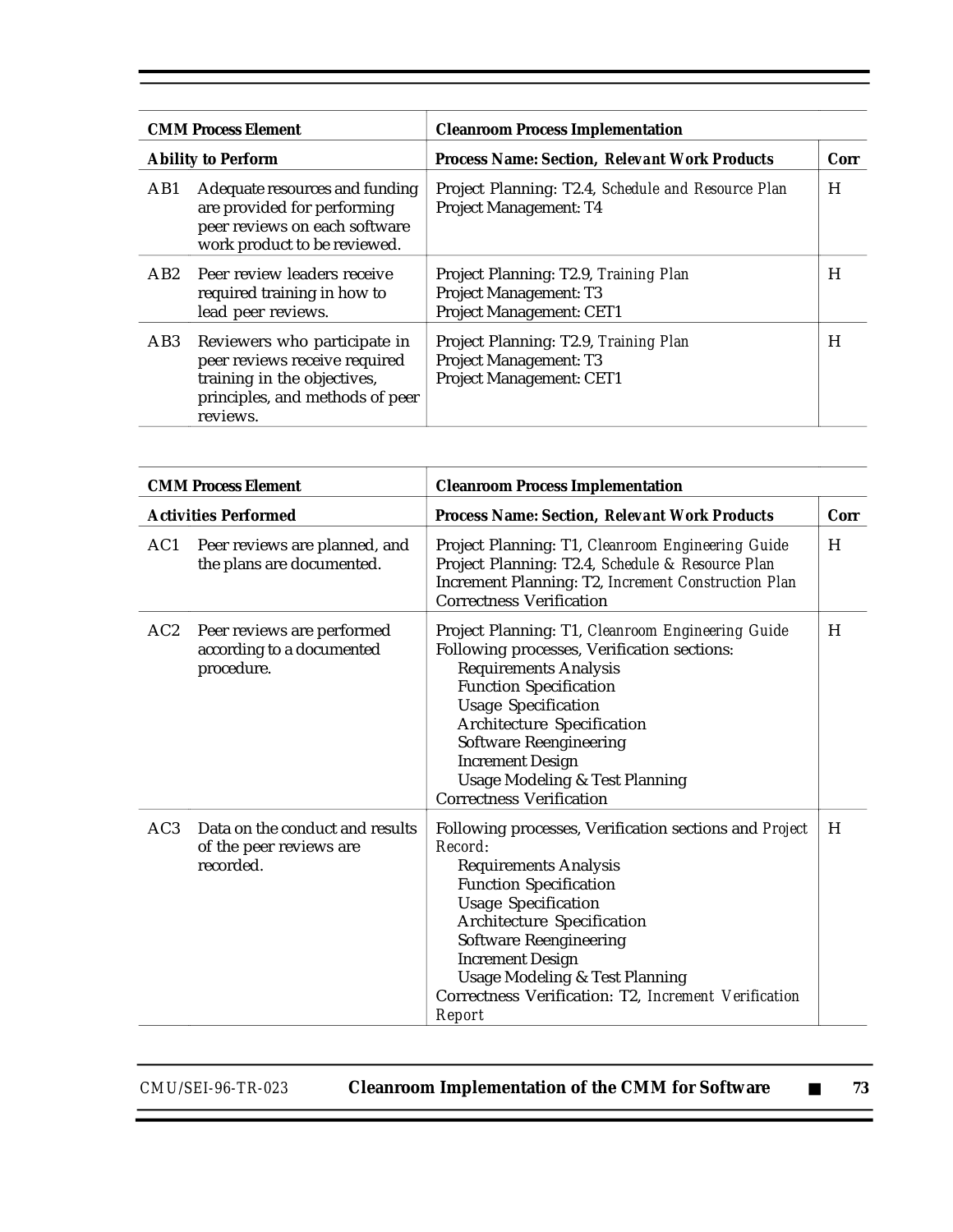| CMM Process Element | | Cleanroom Process Implementation | |
|---|---|---|---|
| **Ability to Perform** | | **Process Name: Section,** ***Relevant Work Products*** | **Corr** |
| AB1 | Adequate resources and funding are provided for performing peer reviews on each software work product to be reviewed. | Project Planning: T2.4, *Schedule and Resource Plan*<br>Project Management: T4 | H |
| AB2 | Peer review leaders receive required training in how to lead peer reviews. | Project Planning: T2.9, *Training Plan*<br>Project Management: T3<br>Project Management: CET1 | H |
| AB3 | Reviewers who participate in peer reviews receive required training in the objectives, principles, and methods of peer reviews. | Project Planning: T2.9, *Training Plan*<br>Project Management: T3<br>Project Management: CET1 | H |

| CMM Process Element | | Cleanroom Process Implementation | |
|---|---|---|---|
| **Activities Performed** | | **Process Name: Section,** ***Relevant Work Products*** | **Corr** |
| AC1 | Peer reviews are planned, and the plans are documented. | Project Planning: T1, *Cleanroom Engineering Guide*<br>Project Planning: T2.4, *Schedule & Resource Plan*<br>Increment Planning: T2, *Increment Construction Plan*<br>Correctness Verification | H |
| AC2 | Peer reviews are performed according to a documented procedure. | Project Planning: T1, *Cleanroom Engineering Guide*<br>Following processes, Verification sections:<br>Requirements Analysis<br>Function Specification<br>Usage Specification<br>Architecture Specification<br>Software Reengineering<br>Increment Design<br>Usage Modeling & Test Planning<br>Correctness Verification | H |
| AC3 | Data on the conduct and results of the peer reviews are recorded. | Following processes, Verification sections and *Project Record*:<br>Requirements Analysis<br>Function Specification<br>Usage Specification<br>Architecture Specification<br>Software Reengineering<br>Increment Design<br>Usage Modeling & Test Planning<br>Correctness Verification: T2, *Increment Verification Report* | H |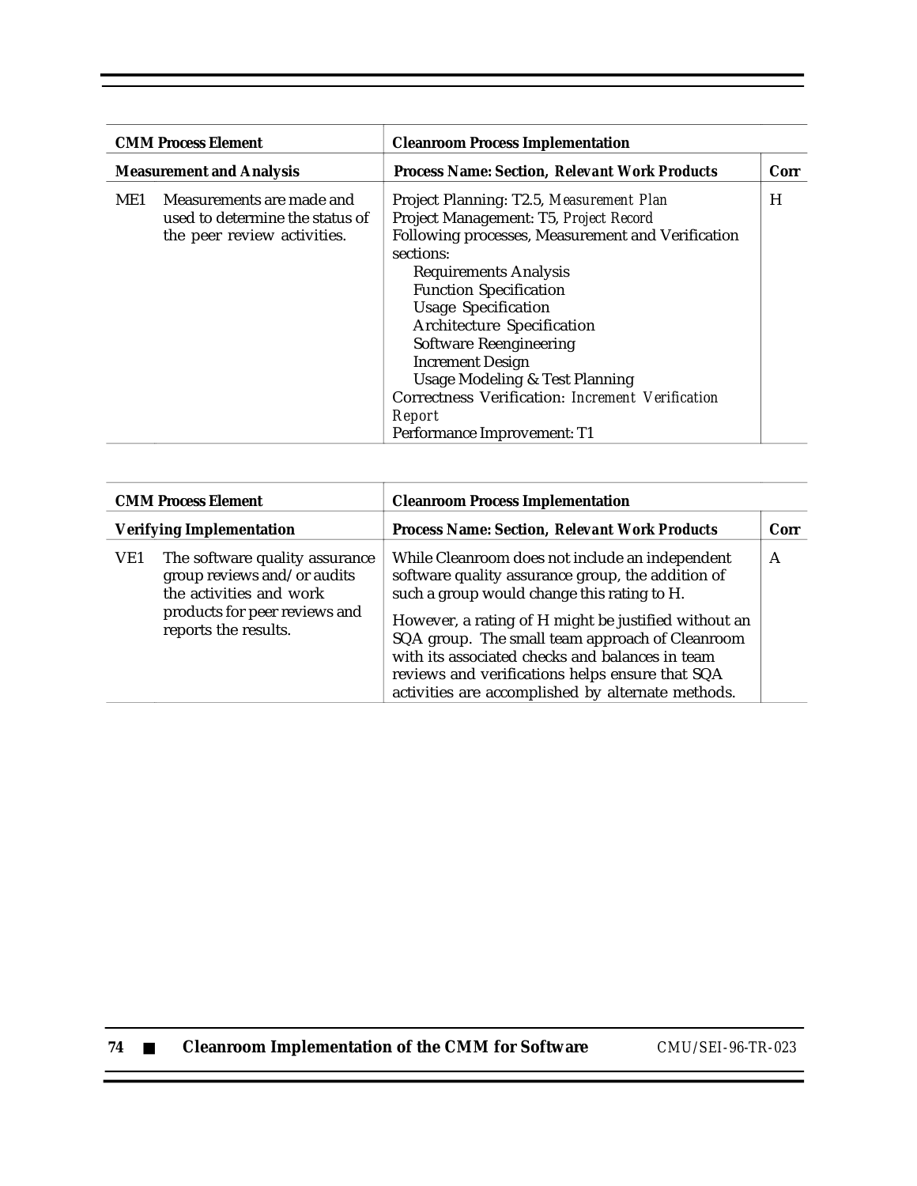| CMM Process Element | Cleanroom Process Implementation | |
|---|---|---|
| **Measurement and Analysis** | **Process Name: Section, *Relevant Work Products*** | **Corr** |
| ME1 Measurements are made and used to determine the status of the peer review activities. | Project Planning: T2.5, *Measurement Plan*<br>Project Management: T5, *Project Record*<br>Following processes, Measurement and Verification sections:<br>Requirements Analysis<br>Function Specification<br>Usage Specification<br>Architecture Specification<br>Software Reengineering<br>Increment Design<br>Usage Modeling & Test Planning<br>Correctness Verification: *Increment Verification Report*<br>Performance Improvement: T1 | H |

| CMM Process Element | Cleanroom Process Implementation | |
|---|---|---|
| **Verifying Implementation** | **Process Name: Section, *Relevant Work Products*** | **Corr** |
| VE1 The software quality assurance group reviews and/or audits the activities and work products for peer reviews and reports the results. | While Cleanroom does not include an independent software quality assurance group, the addition of such a group would change this rating to H.<br><br>However, a rating of H might be justified without an SQA group. The small team approach of Cleanroom with its associated checks and balances in team reviews and verifications helps ensure that SQA activities are accomplished by alternate methods. | A |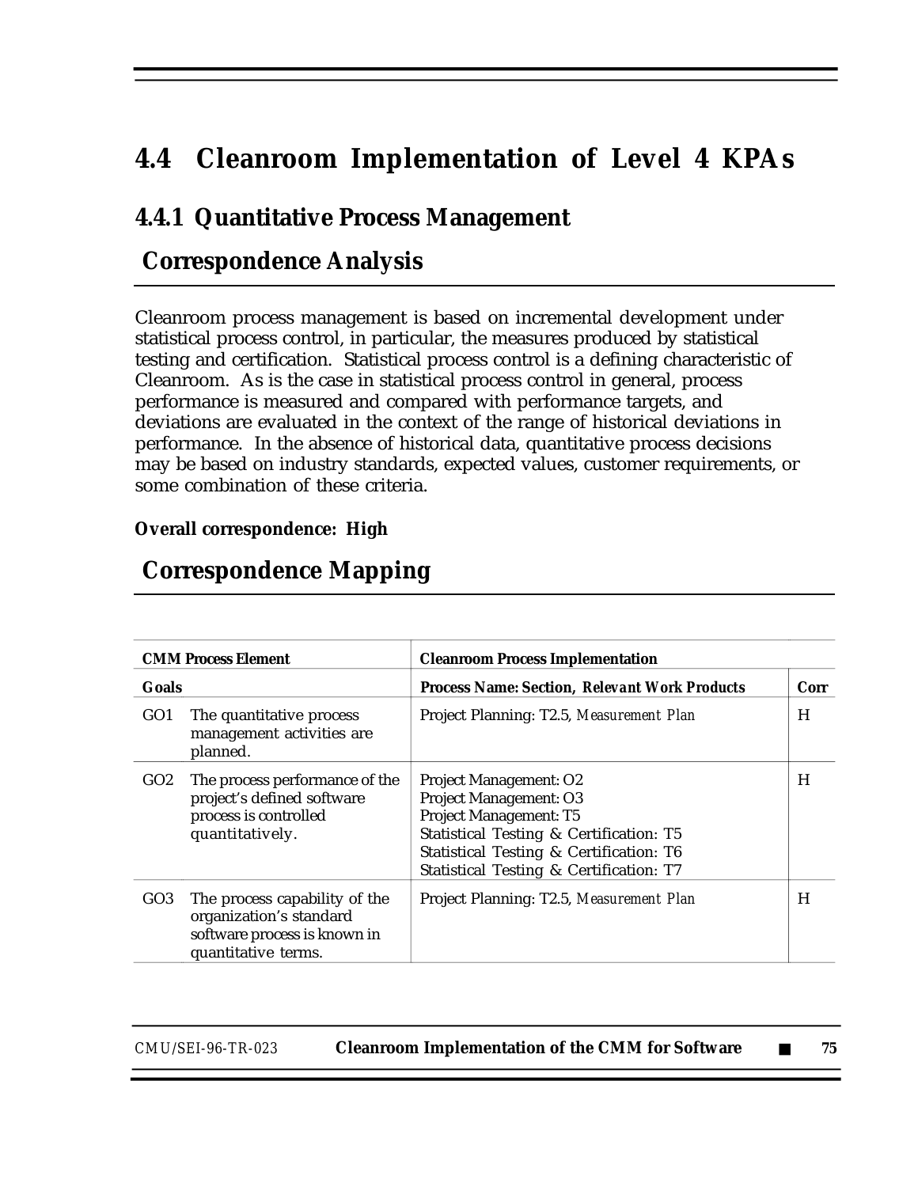## 4.4 Cleanroom Implementation of Level 4 KPAs

### 4.4.1 Quantitative Process Management

#### Correspondence Analysis

Cleanroom process management is based on incremental development under statistical process control, in particular, the measures produced by statistical testing and certification. Statistical process control is a defining characteristic of Cleanroom. As is the case in statistical process control in general, process performance is measured and compared with performance targets, and deviations are evaluated in the context of the range of historical deviations in performance. In the absence of historical data, quantitative process decisions may be based on industry standards, expected values, customer requirements, or some combination of these criteria.

**Overall correspondence: High**

#### Correspondence Mapping

| CMM Process Element | | Cleanroom Process Implementation | |
|---|---|---|---|
| **Goals** | | **Process Name: Section, *Relevant Work Products*** | **Corr** |
| GO1 | The quantitative process management activities are planned. | Project Planning: T2.5, *Measurement Plan* | H |
| GO2 | The process performance of the project's defined software process is controlled quantitatively. | Project Management: O2<br>Project Management: O3<br>Project Management: T5<br>Statistical Testing & Certification: T5<br>Statistical Testing & Certification: T6<br>Statistical Testing & Certification: T7 | H |
| GO3 | The process capability of the organization's standard software process is known in quantitative terms. | Project Planning: T2.5, *Measurement Plan* | H |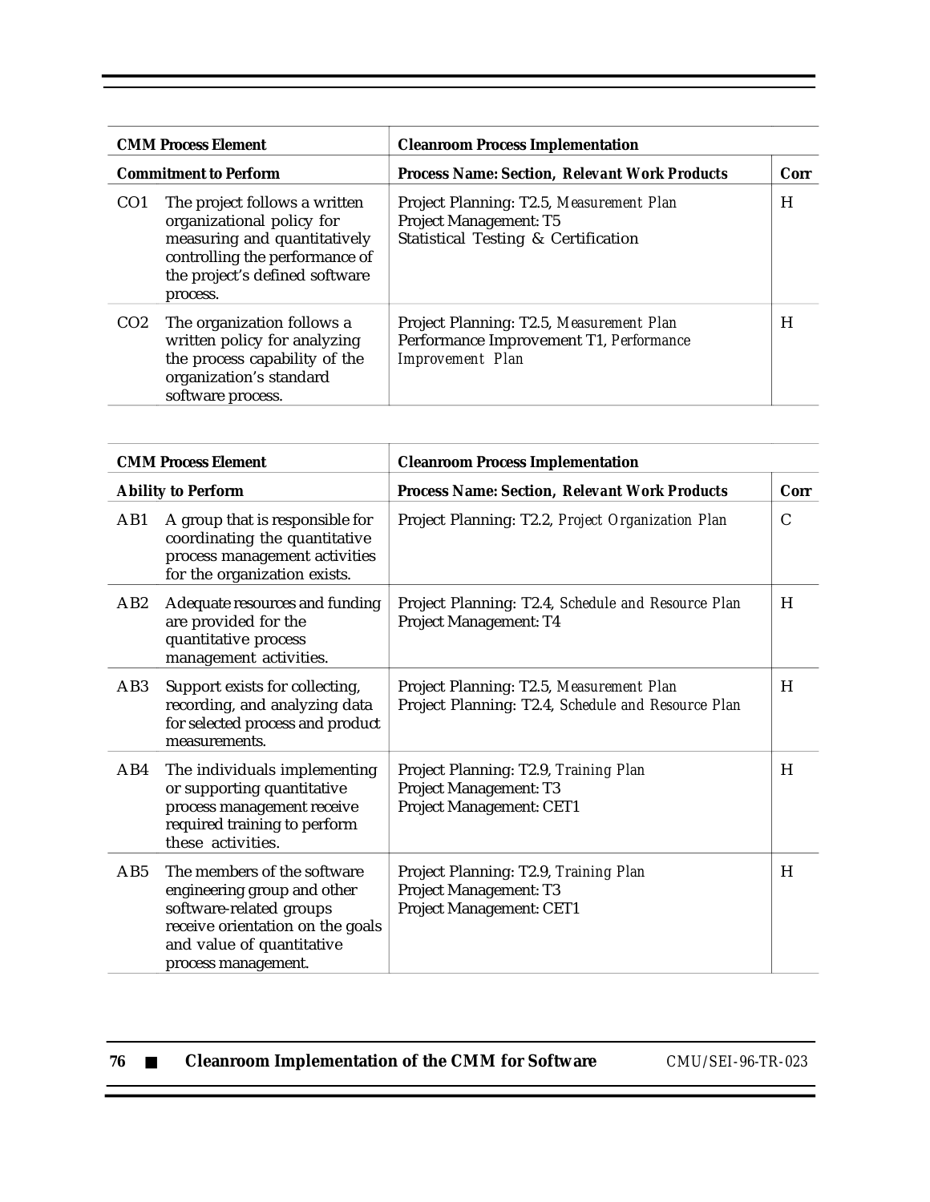| CMM Process Element | | Cleanroom Process Implementation | |
|---|---|---|---|
| **Commitment to Perform** | | **Process Name: Section, Relevant Work Products** | **Corr** |
| CO1 | The project follows a written organizational policy for measuring and quantitatively controlling the performance of the project's defined software process. | Project Planning: T2.5, *Measurement Plan*<br>Project Management: T5<br>Statistical Testing & Certification | H |
| CO2 | The organization follows a written policy for analyzing the process capability of the organization's standard software process. | Project Planning: T2.5, *Measurement Plan*<br>Performance Improvement T1, *Performance Improvement Plan* | H |

| CMM Process Element | | Cleanroom Process Implementation | |
|---|---|---|---|
| **Ability to Perform** | | **Process Name: Section, Relevant Work Products** | **Corr** |
| AB1 | A group that is responsible for coordinating the quantitative process management activities for the organization exists. | Project Planning: T2.2, *Project Organization Plan* | C |
| AB2 | Adequate resources and funding are provided for the quantitative process management activities. | Project Planning: T2.4, *Schedule and Resource Plan*<br>Project Management: T4 | H |
| AB3 | Support exists for collecting, recording, and analyzing data for selected process and product measurements. | Project Planning: T2.5, *Measurement Plan*<br>Project Planning: T2.4, *Schedule and Resource Plan* | H |
| AB4 | The individuals implementing or supporting quantitative process management receive required training to perform these activities. | Project Planning: T2.9, *Training Plan*<br>Project Management: T3<br>Project Management: CET1 | H |
| AB5 | The members of the software engineering group and other software-related groups receive orientation on the goals and value of quantitative process management. | Project Planning: T2.9, *Training Plan*<br>Project Management: T3<br>Project Management: CET1 | H |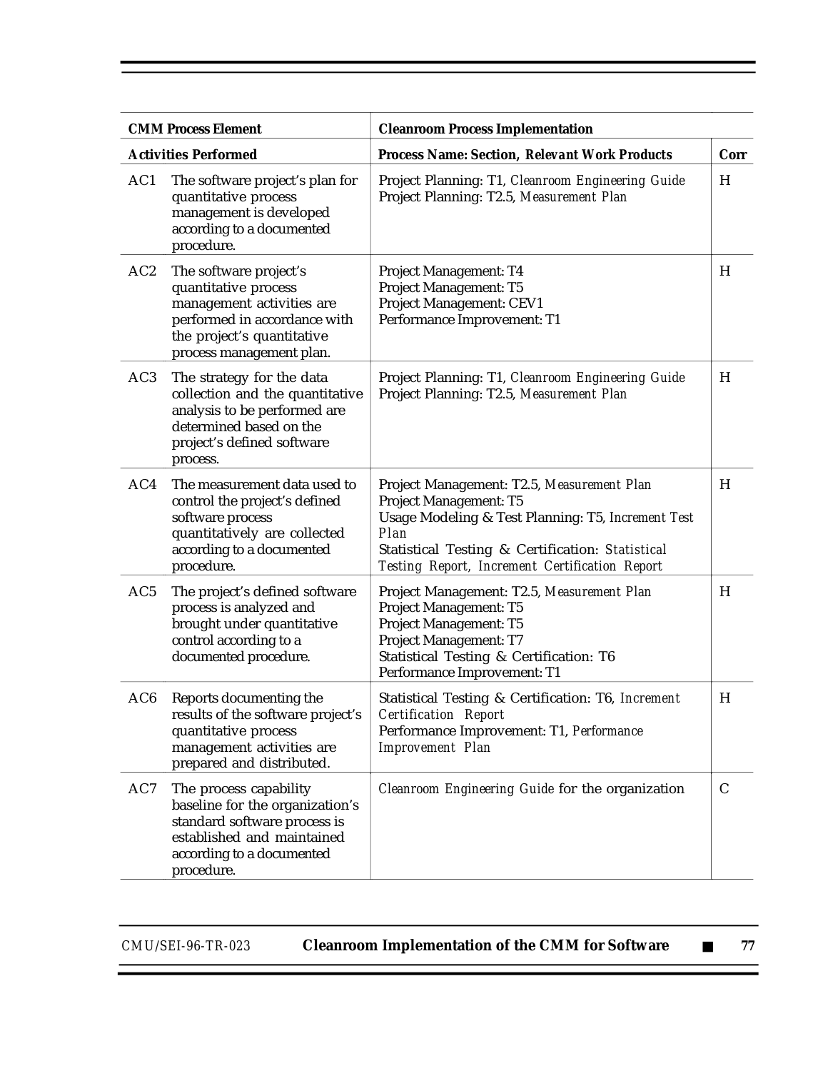| CMM Process Element | | Cleanroom Process Implementation | |
|---|---|---|---|
| **Activities Performed** | | **Process Name: Section, *Relevant Work Products*** | **Corr** |
| AC1 | The software project's plan for quantitative process management is developed according to a documented procedure. | Project Planning: T1, *Cleanroom Engineering Guide*<br>Project Planning: T2.5, *Measurement Plan* | H |
| AC2 | The software project's quantitative process management activities are performed in accordance with the project's quantitative process management plan. | Project Management: T4<br>Project Management: T5<br>Project Management: CEV1<br>Performance Improvement: T1 | H |
| AC3 | The strategy for the data collection and the quantitative analysis to be performed are determined based on the project's defined software process. | Project Planning: T1, *Cleanroom Engineering Guide*<br>Project Planning: T2.5, *Measurement Plan* | H |
| AC4 | The measurement data used to control the project's defined software process quantitatively are collected according to a documented procedure. | Project Management: T2.5, *Measurement Plan*<br>Project Management: T5<br>Usage Modeling & Test Planning: T5, *Increment Test Plan*<br>Statistical Testing & Certification: *Statistical Testing Report, Increment Certification Report* | H |
| AC5 | The project's defined software process is analyzed and brought under quantitative control according to a documented procedure. | Project Management: T2.5, *Measurement Plan*<br>Project Management: T5<br>Project Management: T5<br>Project Management: T7<br>Statistical Testing & Certification: T6<br>Performance Improvement: T1 | H |
| AC6 | Reports documenting the results of the software project's quantitative process management activities are prepared and distributed. | Statistical Testing & Certification: T6, *Increment Certification Report*<br>Performance Improvement: T1, *Performance Improvement Plan* | H |
| AC7 | The process capability baseline for the organization's standard software process is established and maintained according to a documented procedure. | *Cleanroom Engineering Guide* for the organization | C |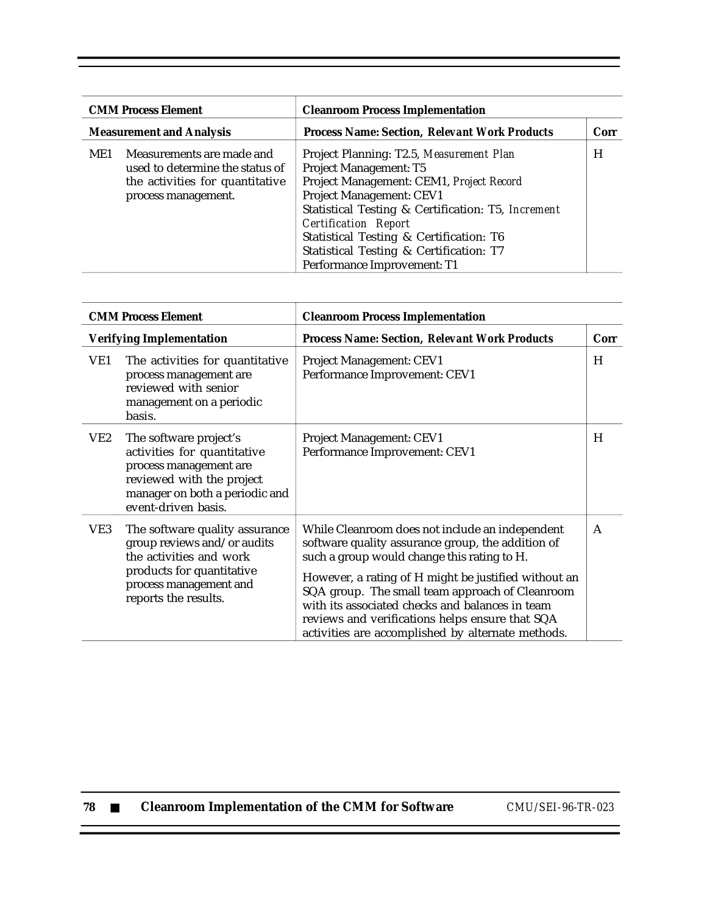| CMM Process Element | | Cleanroom Process Implementation | |
|---|---|---|---|
| **Measurement and Analysis** | | **Process Name: Section,** ***Relevant Work Products*** | **Corr** |
| ME1 | Measurements are made and used to determine the status of the activities for quantitative process management. | Project Planning: T2.5, *Measurement Plan*<br>Project Management: T5<br>Project Management: CEM1, *Project Record*<br>Project Management: CEV1<br>Statistical Testing & Certification: T5, *Increment Certification Report*<br>Statistical Testing & Certification: T6<br>Statistical Testing & Certification: T7<br>Performance Improvement: T1 | H |

| CMM Process Element | | Cleanroom Process Implementation | |
|---|---|---|---|
| **Verifying Implementation** | | **Process Name: Section,** ***Relevant Work Products*** | **Corr** |
| VE1 | The activities for quantitative process management are reviewed with senior management on a periodic basis. | Project Management: CEV1<br>Performance Improvement: CEV1 | H |
| VE2 | The software project's activities for quantitative process management are reviewed with the project manager on both a periodic and event-driven basis. | Project Management: CEV1<br>Performance Improvement: CEV1 | H |
| VE3 | The software quality assurance group reviews and/or audits the activities and work products for quantitative process management and reports the results. | While Cleanroom does not include an independent software quality assurance group, the addition of such a group would change this rating to H.<br><br>However, a rating of H might be justified without an SQA group. The small team approach of Cleanroom with its associated checks and balances in team reviews and verifications helps ensure that SQA activities are accomplished by alternate methods. | A |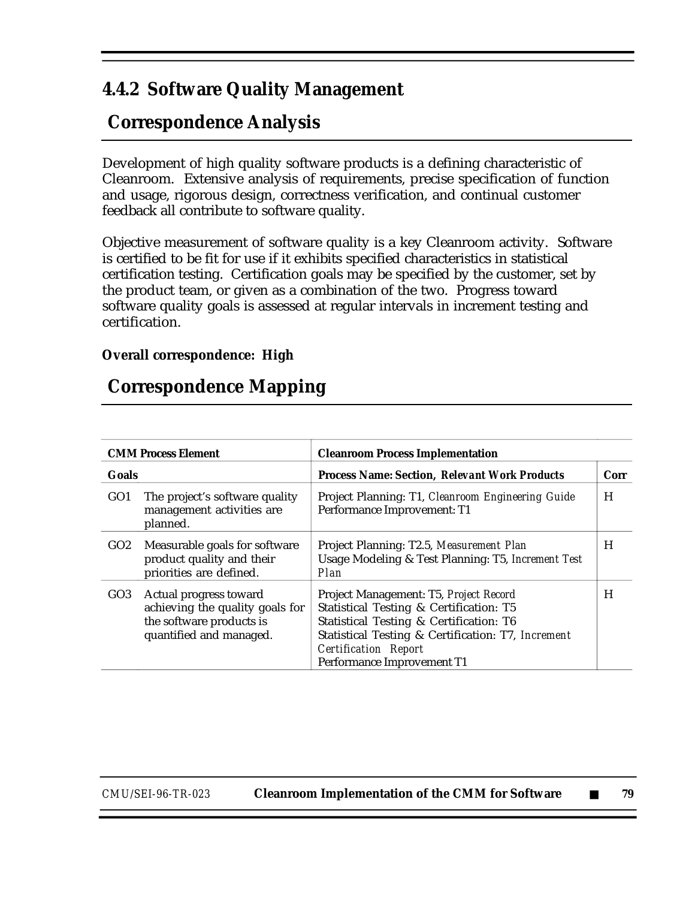## 4.4.2 Software Quality Management

### Correspondence Analysis

Development of high quality software products is a defining characteristic of Cleanroom. Extensive analysis of requirements, precise specification of function and usage, rigorous design, correctness verification, and continual customer feedback all contribute to software quality.

Objective measurement of software quality is a key Cleanroom activity. Software is certified to be fit for use if it exhibits specified characteristics in statistical certification testing. Certification goals may be specified by the customer, set by the product team, or given as a combination of the two. Progress toward software quality goals is assessed at regular intervals in increment testing and certification.

**Overall correspondence: High**

### Correspondence Mapping

| **CMM Process Element** | | **Cleanroom Process Implementation** | |
|---|---|---|---|
| **Goals** | | **Process Name: Section, *Relevant Work Products*** | **Corr** |
| GO1 | The project's software quality management activities are planned. | Project Planning: T1, *Cleanroom Engineering Guide*<br>Performance Improvement: T1 | H |
| GO2 | Measurable goals for software product quality and their priorities are defined. | Project Planning: T2.5, *Measurement Plan*<br>Usage Modeling & Test Planning: T5, *Increment Test Plan* | H |
| GO3 | Actual progress toward achieving the quality goals for the software products is quantified and managed. | Project Management: T5, *Project Record*<br>Statistical Testing & Certification: T5<br>Statistical Testing & Certification: T6<br>Statistical Testing & Certification: T7, *Increment Certification Report*<br>Performance Improvement T1 | H |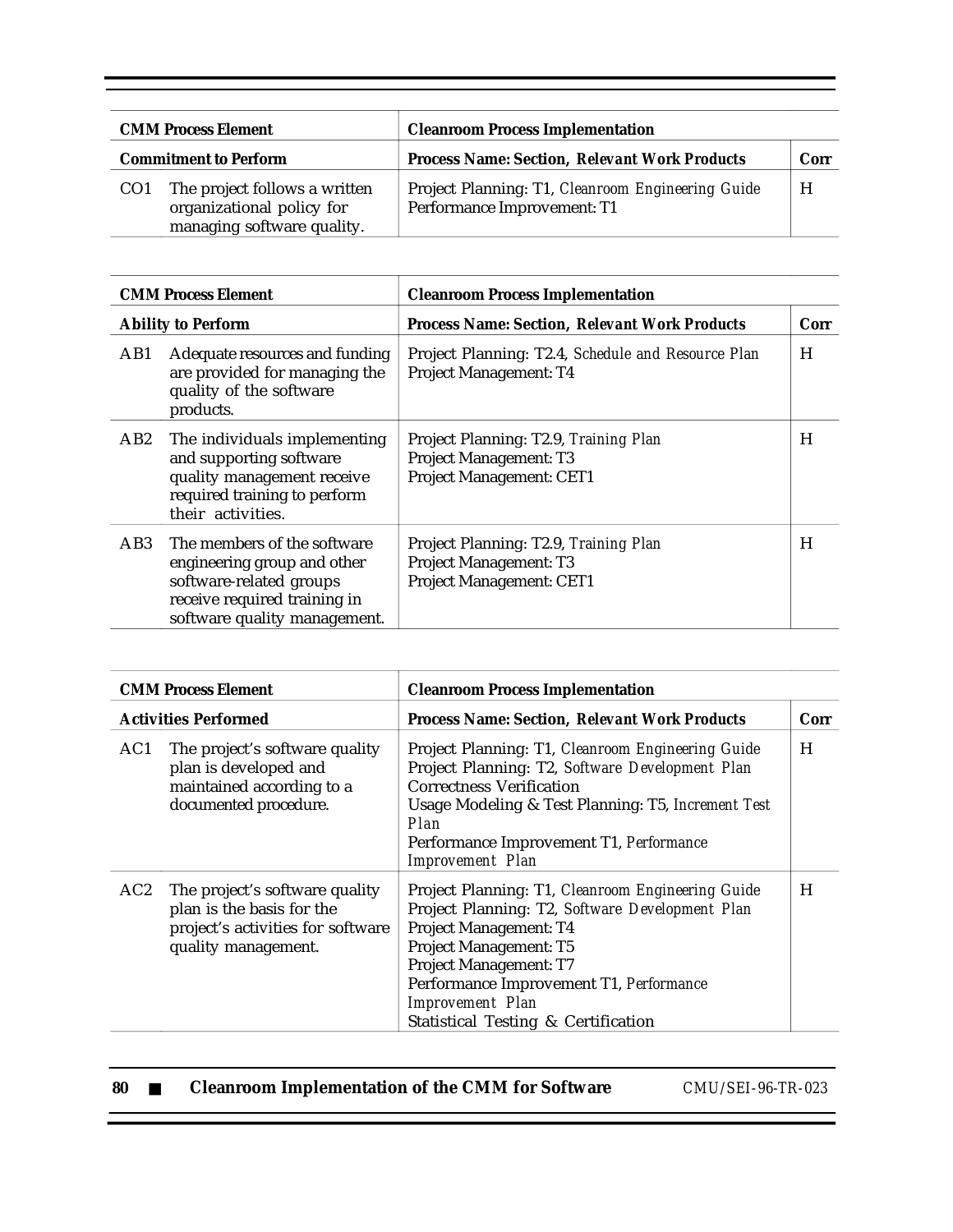| CMM Process Element | | Cleanroom Process Implementation | |
|---|---|---|---|
| **Commitment to Perform** | | **Process Name: Section, Relevant Work Products** | **Corr** |
| CO1 | The project follows a written organizational policy for managing software quality. | Project Planning: T1, *Cleanroom Engineering Guide*<br>Performance Improvement: T1 | H |

| CMM Process Element | | Cleanroom Process Implementation | |
|---|---|---|---|
| **Ability to Perform** | | **Process Name: Section, Relevant Work Products** | **Corr** |
| AB1 | Adequate resources and funding are provided for managing the quality of the software products. | Project Planning: T2.4, *Schedule and Resource Plan*<br>Project Management: T4 | H |
| AB2 | The individuals implementing and supporting software quality management receive required training to perform their activities. | Project Planning: T2.9, *Training Plan*<br>Project Management: T3<br>Project Management: CET1 | H |
| AB3 | The members of the software engineering group and other software-related groups receive required training in software quality management. | Project Planning: T2.9, *Training Plan*<br>Project Management: T3<br>Project Management: CET1 | H |

| CMM Process Element | | Cleanroom Process Implementation | |
|---|---|---|---|
| **Activities Performed** | | **Process Name: Section, Relevant Work Products** | **Corr** |
| AC1 | The project's software quality plan is developed and maintained according to a documented procedure. | Project Planning: T1, *Cleanroom Engineering Guide*<br>Project Planning: T2, *Software Development Plan*<br>Correctness Verification<br>Usage Modeling & Test Planning: T5, *Increment Test Plan*<br>Performance Improvement T1, *Performance Improvement Plan* | H |
| AC2 | The project's software quality plan is the basis for the project's activities for software quality management. | Project Planning: T1, *Cleanroom Engineering Guide*<br>Project Planning: T2, *Software Development Plan*<br>Project Management: T4<br>Project Management: T5<br>Project Management: T7<br>Performance Improvement T1, *Performance Improvement Plan*<br>Statistical Testing & Certification | H |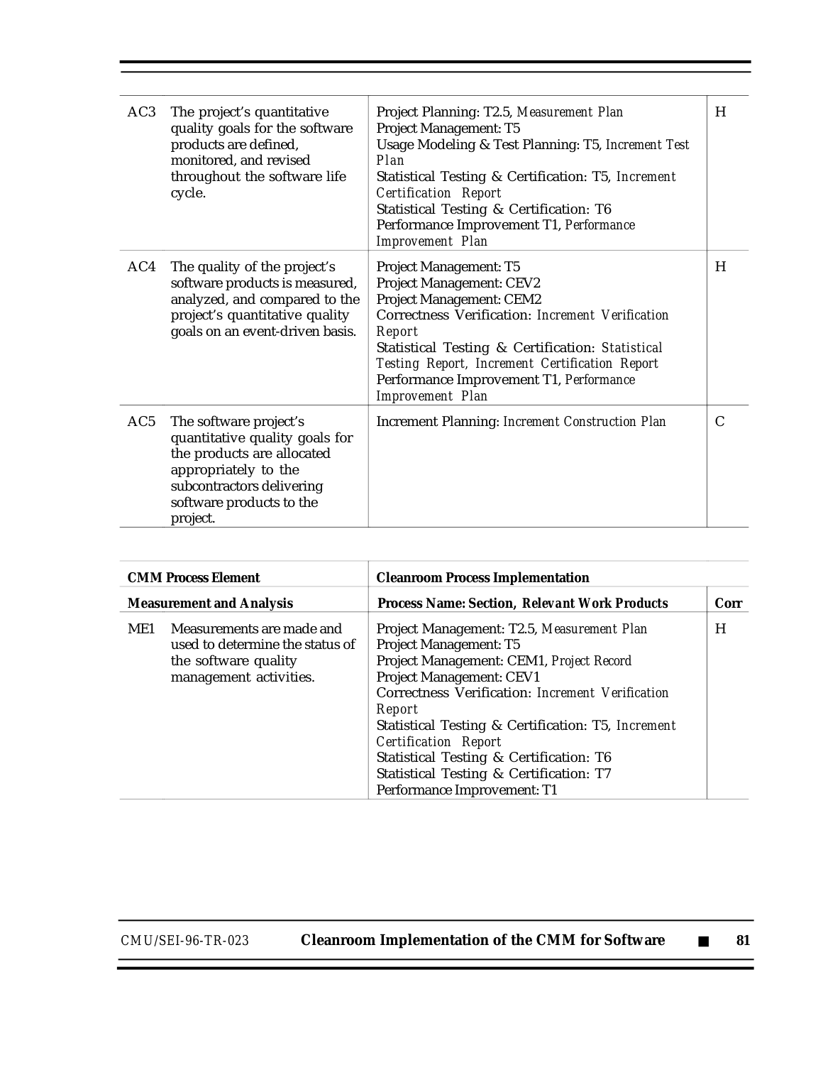| | | | |
|---|---|---|---|
| AC3 | The project's quantitative quality goals for the software products are defined, monitored, and revised throughout the software life cycle. | Project Planning: T2.5, *Measurement Plan*<br>Project Management: T5<br>Usage Modeling & Test Planning: T5, *Increment Test Plan*<br>Statistical Testing & Certification: T5, *Increment Certification Report*<br>Statistical Testing & Certification: T6<br>Performance Improvement T1, *Performance Improvement Plan* | H |
| AC4 | The quality of the project's software products is measured, analyzed, and compared to the project's quantitative quality goals on an event-driven basis. | Project Management: T5<br>Project Management: CEV2<br>Project Management: CEM2<br>Correctness Verification: *Increment Verification Report*<br>Statistical Testing & Certification: *Statistical Testing Report, Increment Certification Report*<br>Performance Improvement T1, *Performance Improvement Plan* | H |
| AC5 | The software project's quantitative quality goals for the products are allocated appropriately to the subcontractors delivering software products to the project. | Increment Planning: *Increment Construction Plan* | C |

| **CMM Process Element** | | **Cleanroom Process Implementation** | |
|---|---|---|---|
| **Measurement and Analysis** | | **Process Name: Section, *Relevant Work Products*** | **Corr** |
| ME1 | Measurements are made and used to determine the status of the software quality management activities. | Project Management: T2.5, *Measurement Plan*<br>Project Management: T5<br>Project Management: CEM1, *Project Record*<br>Project Management: CEV1<br>Correctness Verification: *Increment Verification Report*<br>Statistical Testing & Certification: T5, *Increment Certification Report*<br>Statistical Testing & Certification: T6<br>Statistical Testing & Certification: T7<br>Performance Improvement: T1 | H |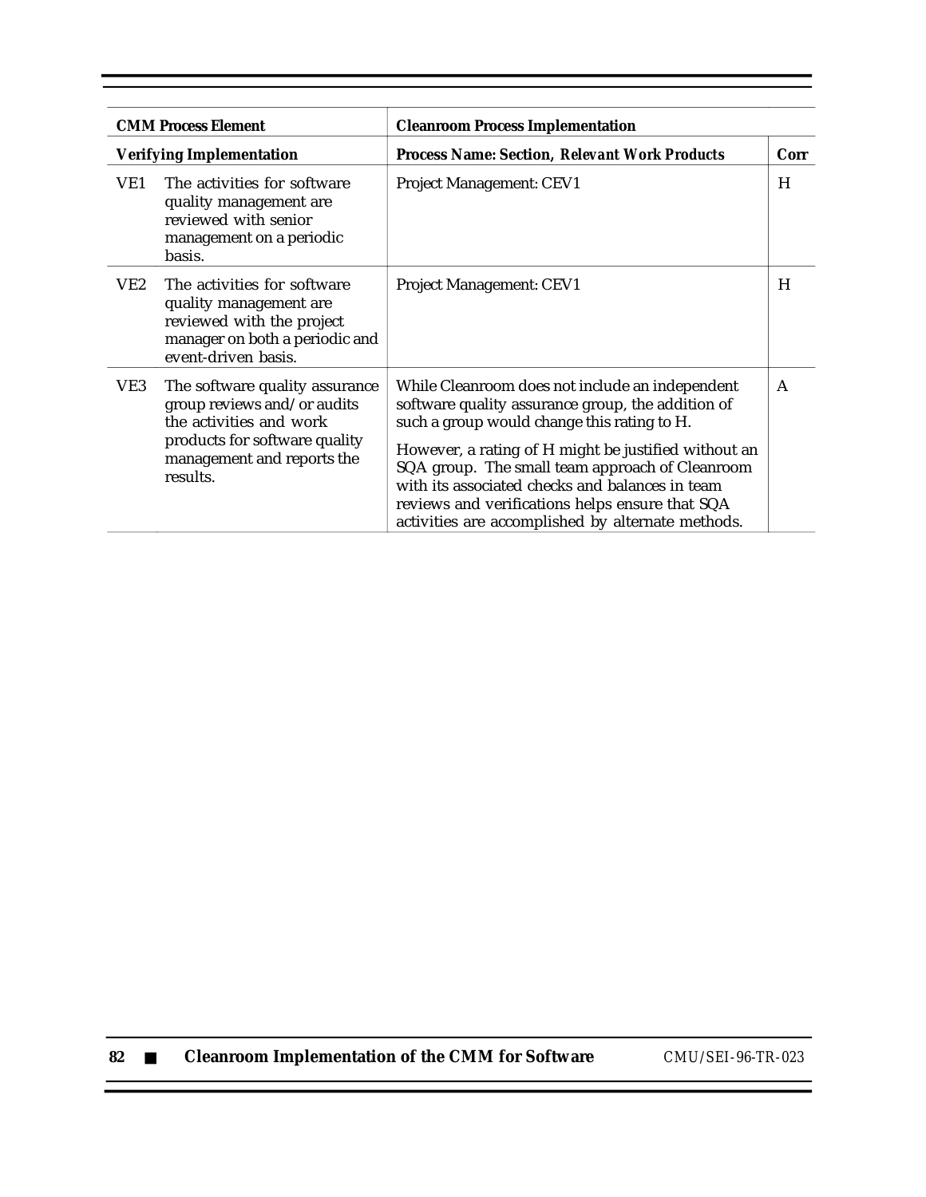| CMM Process Element | | Cleanroom Process Implementation | |
|---|---|---|---|
| **Verifying Implementation** | | **Process Name: Section, Relevant Work Products** | **Corr** |
| VE1 | The activities for software quality management are reviewed with senior management on a periodic basis. | Project Management: CEV1 | H |
| VE2 | The activities for software quality management are reviewed with the project manager on both a periodic and event-driven basis. | Project Management: CEV1 | H |
| VE3 | The software quality assurance group reviews and/or audits the activities and work products for software quality management and reports the results. | While Cleanroom does not include an independent software quality assurance group, the addition of such a group would change this rating to H.<br><br>However, a rating of H might be justified without an SQA group. The small team approach of Cleanroom with its associated checks and balances in team reviews and verifications helps ensure that SQA activities are accomplished by alternate methods. | A |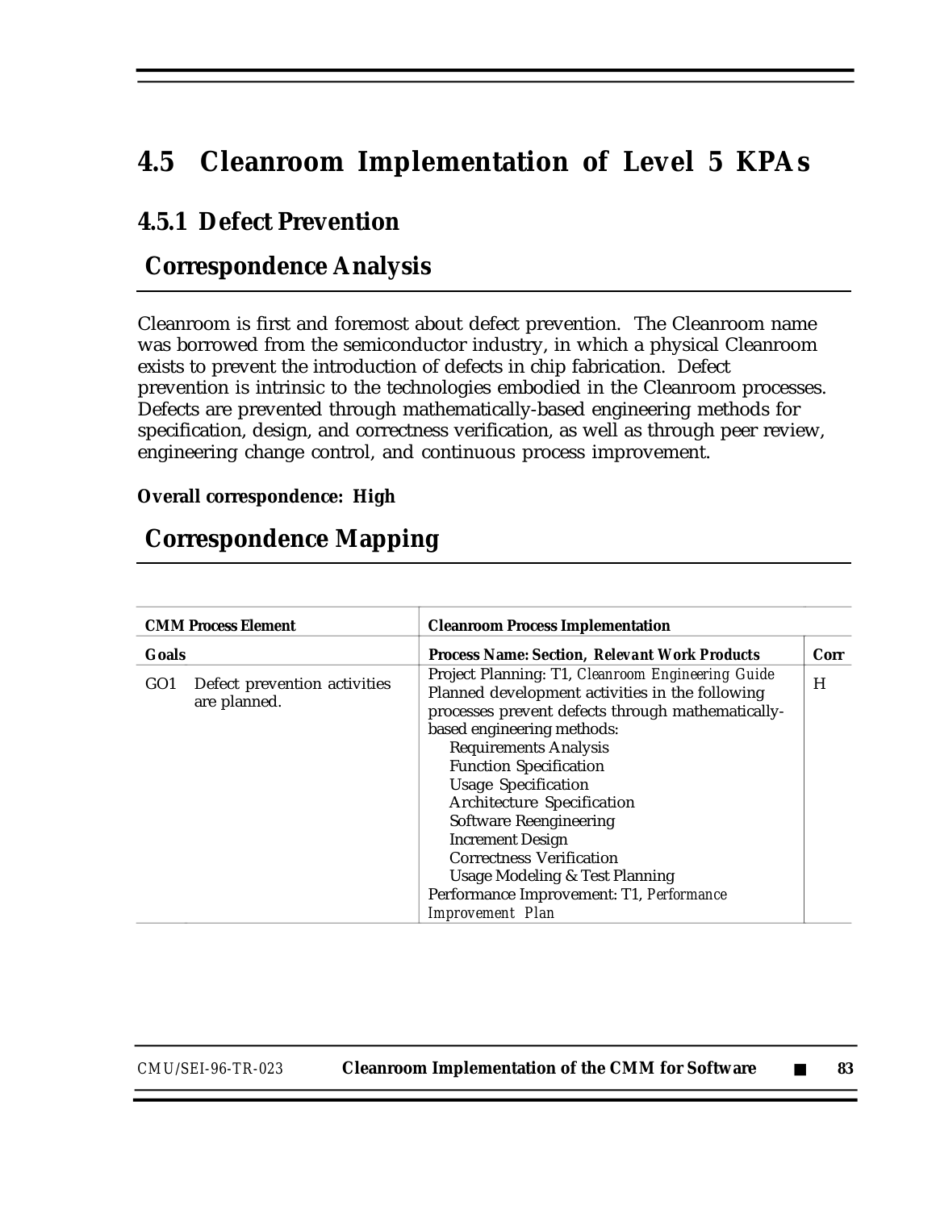# 4.5 Cleanroom Implementation of Level 5 KPAs

## 4.5.1 Defect Prevention

### Correspondence Analysis

Cleanroom is first and foremost about defect prevention. The Cleanroom name was borrowed from the semiconductor industry, in which a physical Cleanroom exists to prevent the introduction of defects in chip fabrication. Defect prevention is intrinsic to the technologies embodied in the Cleanroom processes. Defects are prevented through mathematically-based engineering methods for specification, design, and correctness verification, as well as through peer review, engineering change control, and continuous process improvement.

**Overall correspondence: High**

### Correspondence Mapping

| CMM Process Element | Cleanroom Process Implementation | |
|---|---|---|
| **Goals** | **Process Name: Section, *Relevant Work Products*** | **Corr** |
| GO1 Defect prevention activities are planned. | Project Planning: T1, *Cleanroom Engineering Guide*<br>Planned development activities in the following processes prevent defects through mathematically-based engineering methods:<br>Requirements Analysis<br>Function Specification<br>Usage Specification<br>Architecture Specification<br>Software Reengineering<br>Increment Design<br>Correctness Verification<br>Usage Modeling & Test Planning<br>Performance Improvement: T1, *Performance Improvement Plan* | H |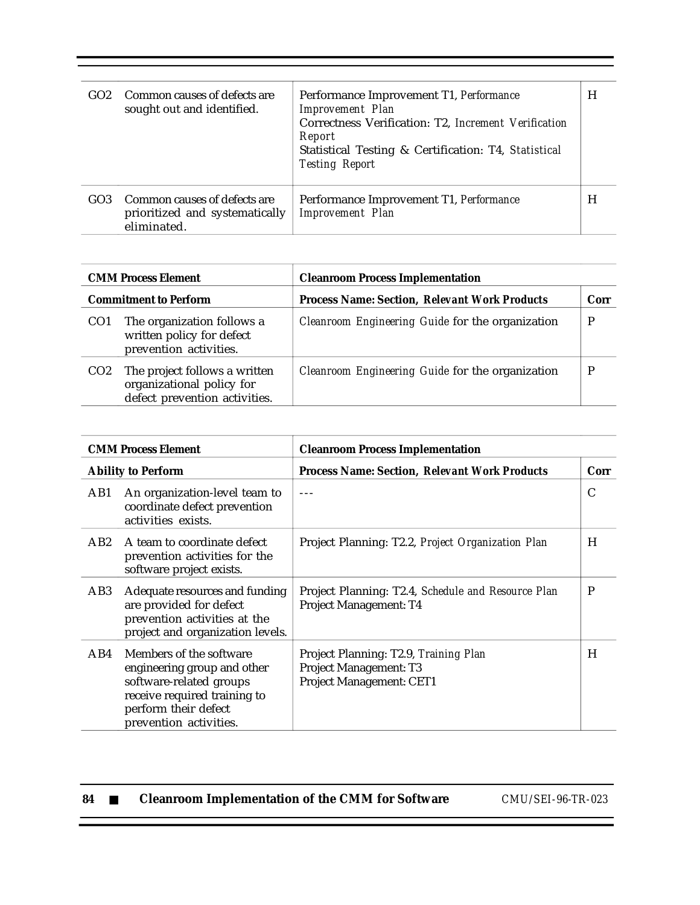| | | | |
|---|---|---|---|
| GO2 | Common causes of defects are sought out and identified. | Performance Improvement T1, *Performance Improvement Plan*<br>Correctness Verification: T2, *Increment Verification Report*<br>Statistical Testing & Certification: T4, *Statistical Testing Report* | H |
| GO3 | Common causes of defects are prioritized and systematically eliminated. | Performance Improvement T1, *Performance Improvement Plan* | H |

| **CMM Process Element** | | **Cleanroom Process Implementation** | |
|---|---|---|---|
| **Commitment to Perform** | | **Process Name: Section, *Relevant Work Products*** | **Corr** |
| CO1 | The organization follows a written policy for defect prevention activities. | *Cleanroom Engineering Guide* for the organization | P |
| CO2 | The project follows a written organizational policy for defect prevention activities. | *Cleanroom Engineering Guide* for the organization | P |

| **CMM Process Element** | | **Cleanroom Process Implementation** | |
|---|---|---|---|
| **Ability to Perform** | | **Process Name: Section, *Relevant Work Products*** | **Corr** |
| AB1 | An organization-level team to coordinate defect prevention activities exists. | --- | C |
| AB2 | A team to coordinate defect prevention activities for the software project exists. | Project Planning: T2.2, *Project Organization Plan* | H |
| AB3 | Adequate resources and funding are provided for defect prevention activities at the project and organization levels. | Project Planning: T2.4, *Schedule and Resource Plan*<br>Project Management: T4 | P |
| AB4 | Members of the software engineering group and other software-related groups receive required training to perform their defect prevention activities. | Project Planning: T2.9, *Training Plan*<br>Project Management: T3<br>Project Management: CET1 | H |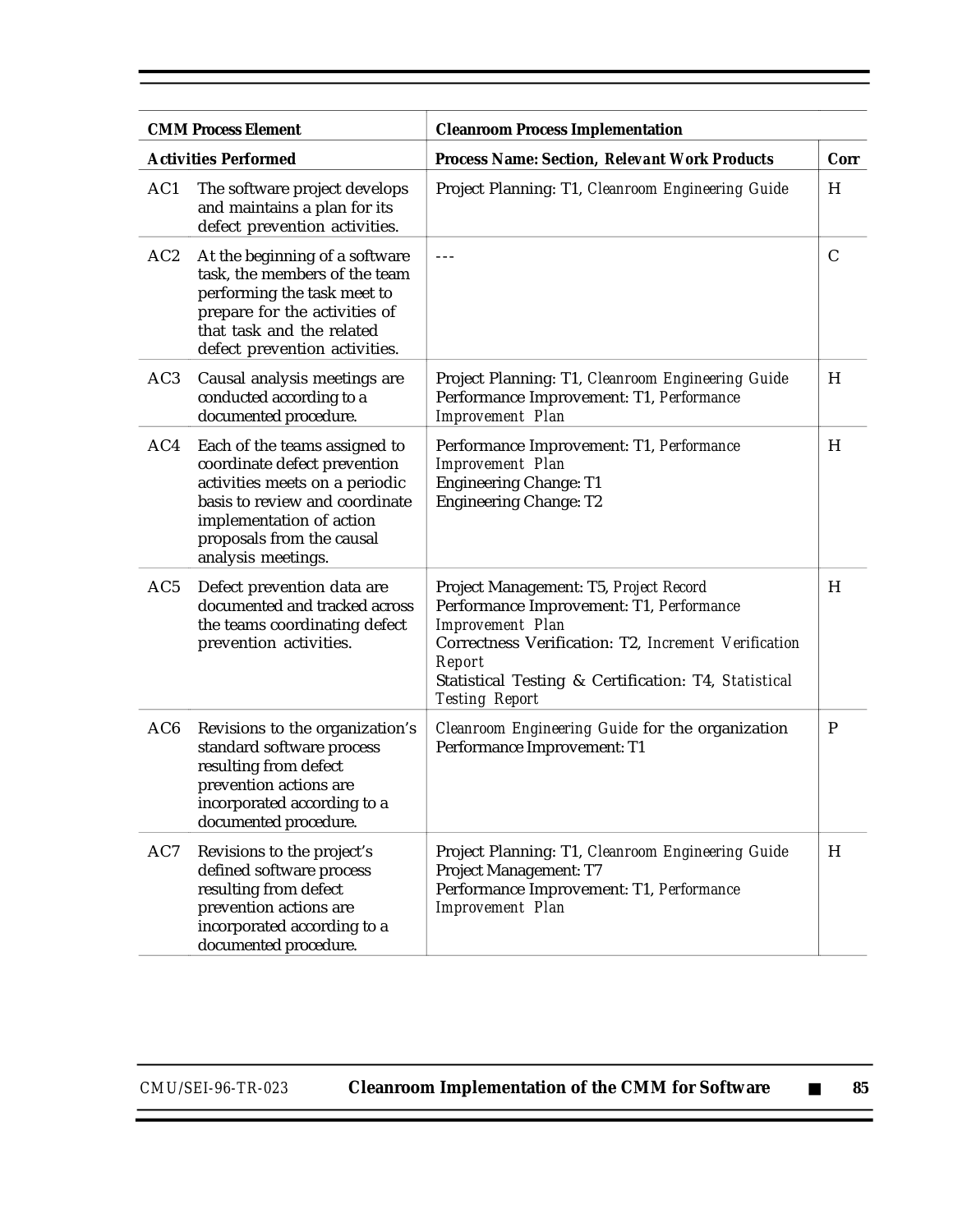| CMM Process Element | Cleanroom Process Implementation | |
|---|---|---|
| **Activities Performed** | **Process Name: Section, *Relevant Work Products*** | **Corr** |
| AC1 The software project develops and maintains a plan for its defect prevention activities. | Project Planning: T1, *Cleanroom Engineering Guide* | H |
| AC2 At the beginning of a software task, the members of the team performing the task meet to prepare for the activities of that task and the related defect prevention activities. | --- | C |
| AC3 Causal analysis meetings are conducted according to a documented procedure. | Project Planning: T1, *Cleanroom Engineering Guide*<br>Performance Improvement: T1, *Performance Improvement Plan* | H |
| AC4 Each of the teams assigned to coordinate defect prevention activities meets on a periodic basis to review and coordinate implementation of action proposals from the causal analysis meetings. | Performance Improvement: T1, *Performance Improvement Plan*<br>Engineering Change: T1<br>Engineering Change: T2 | H |
| AC5 Defect prevention data are documented and tracked across the teams coordinating defect prevention activities. | Project Management: T5, *Project Record*<br>Performance Improvement: T1, *Performance Improvement Plan*<br>Correctness Verification: T2, *Increment Verification Report*<br>Statistical Testing & Certification: T4, *Statistical Testing Report* | H |
| AC6 Revisions to the organization's standard software process resulting from defect prevention actions are incorporated according to a documented procedure. | *Cleanroom Engineering Guide* for the organization<br>Performance Improvement: T1 | P |
| AC7 Revisions to the project's defined software process resulting from defect prevention actions are incorporated according to a documented procedure. | Project Planning: T1, *Cleanroom Engineering Guide*<br>Project Management: T7<br>Performance Improvement: T1, *Performance Improvement Plan* | H |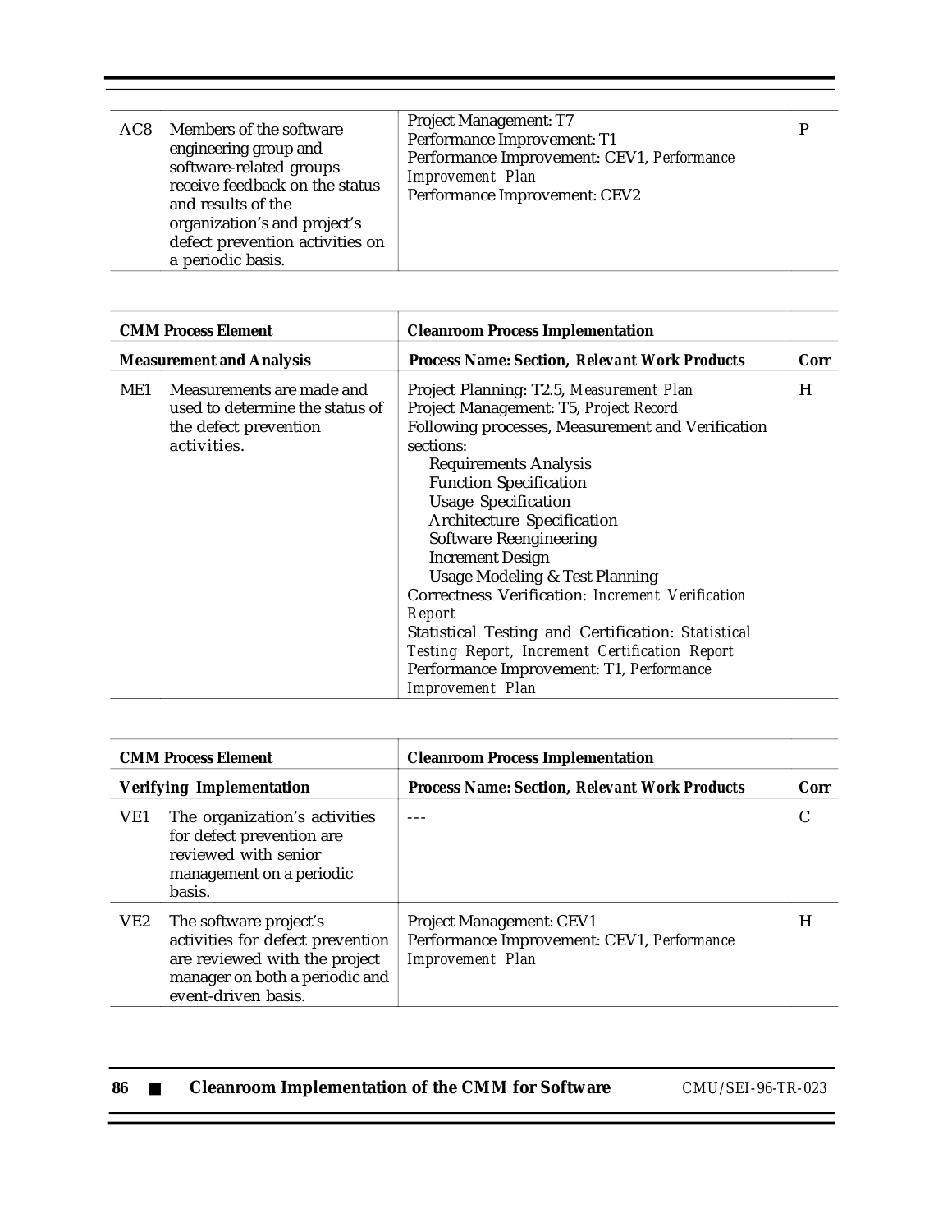| | | | |
|---|---|---|---|
| AC8 | Members of the software engineering group and software-related groups receive feedback on the status and results of the organization's and project's defect prevention activities on a periodic basis. | Project Management: T7<br>Performance Improvement: T1<br>Performance Improvement: CEV1, *Performance Improvement Plan*<br>Performance Improvement: CEV2 | P |

| **CMM Process Element** | | **Cleanroom Process Implementation** | |
|---|---|---|---|
| **Measurement and Analysis** | | **Process Name: Section, Relevant Work Products** | **Corr** |
| ME1 | Measurements are made and used to determine the status of the defect prevention activities. | Project Planning: T2.5, *Measurement Plan*<br>Project Management: T5, *Project Record*<br>Following processes, Measurement and Verification sections:<br>Requirements Analysis<br>Function Specification<br>Usage Specification<br>Architecture Specification<br>Software Reengineering<br>Increment Design<br>Usage Modeling & Test Planning<br>Correctness Verification: *Increment Verification Report*<br>Statistical Testing and Certification: *Statistical Testing Report, Increment Certification Report*<br>Performance Improvement: T1, *Performance Improvement Plan* | H |

| **CMM Process Element** | | **Cleanroom Process Implementation** | |
|---|---|---|---|
| **Verifying Implementation** | | **Process Name: Section, Relevant Work Products** | **Corr** |
| VE1 | The organization's activities for defect prevention are reviewed with senior management on a periodic basis. | --- | C |
| VE2 | The software project's activities for defect prevention are reviewed with the project manager on both a periodic and event-driven basis. | Project Management: CEV1<br>Performance Improvement: CEV1, *Performance Improvement Plan* | H |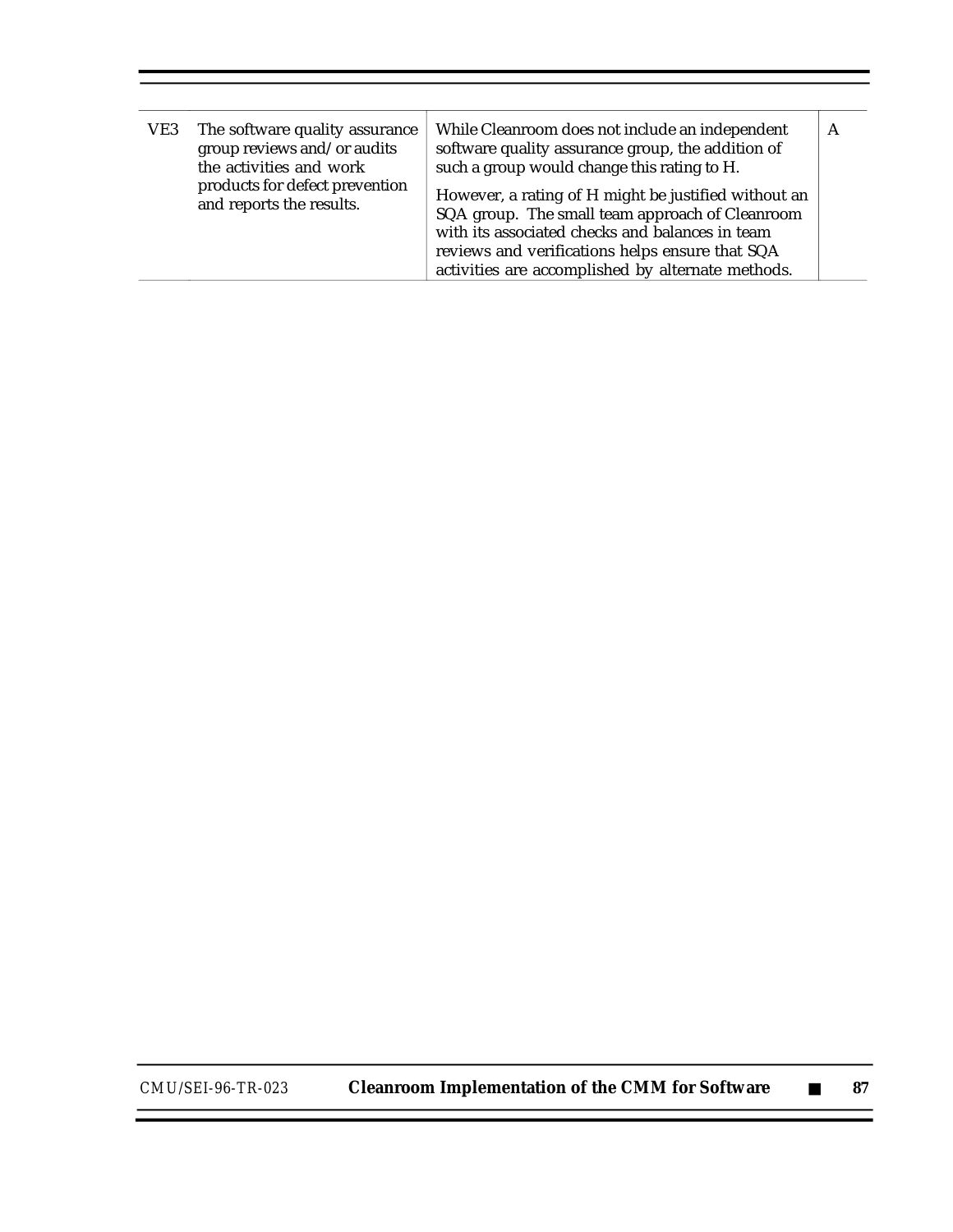| | | | |
|---|---|---|---|
| VE3 | The software quality assurance group reviews and/or audits the activities and work products for defect prevention and reports the results. | While Cleanroom does not include an independent software quality assurance group, the addition of such a group would change this rating to H.<br><br>However, a rating of H might be justified without an SQA group. The small team approach of Cleanroom with its associated checks and balances in team reviews and verifications helps ensure that SQA activities are accomplished by alternate methods. | A |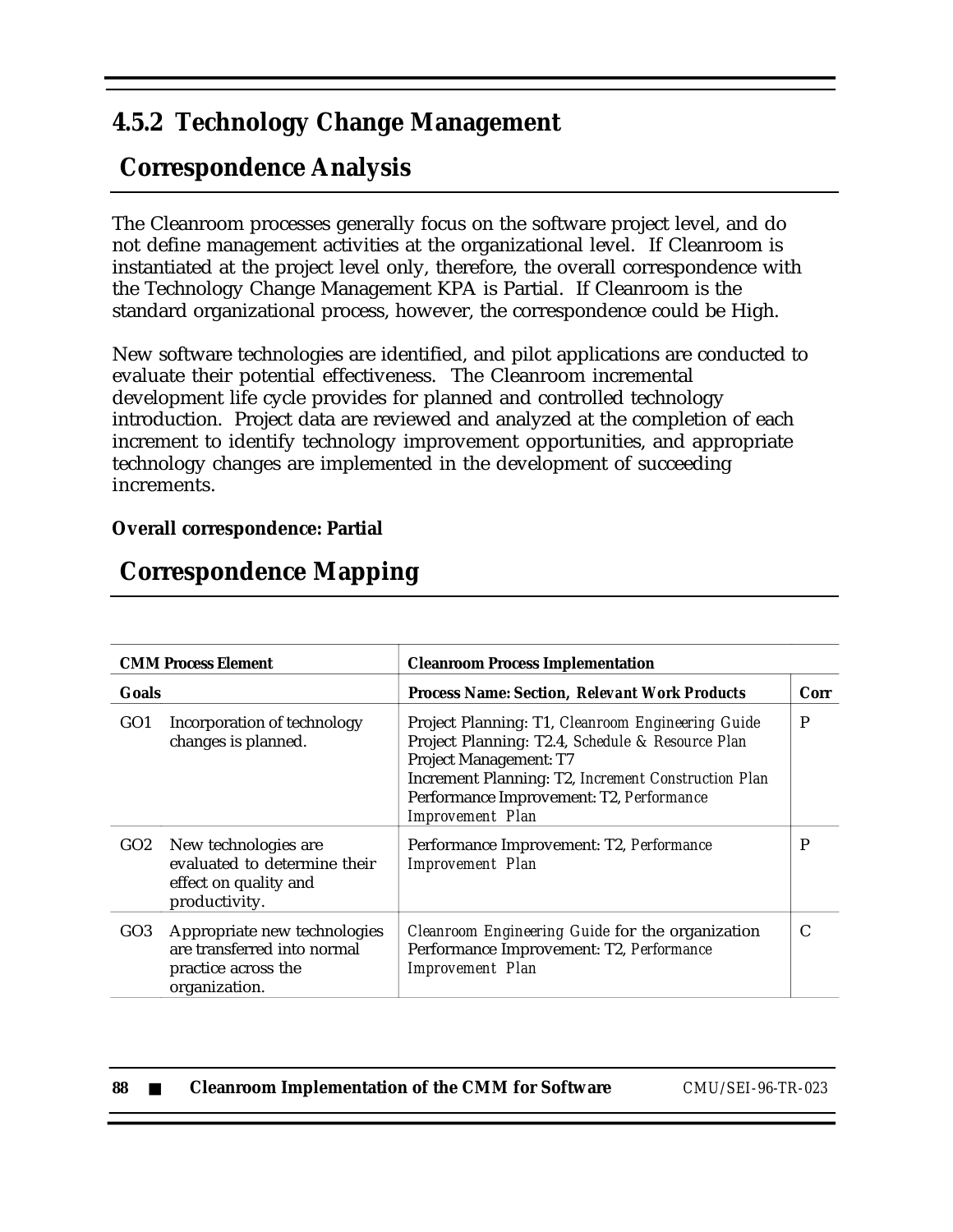### 4.5.2 Technology Change Management

## Correspondence Analysis

The Cleanroom processes generally focus on the software project level, and do not define management activities at the organizational level. If Cleanroom is instantiated at the project level only, therefore, the overall correspondence with the Technology Change Management KPA is Partial. If Cleanroom is the standard organizational process, however, the correspondence could be High.

New software technologies are identified, and pilot applications are conducted to evaluate their potential effectiveness. The Cleanroom incremental development life cycle provides for planned and controlled technology introduction. Project data are reviewed and analyzed at the completion of each increment to identify technology improvement opportunities, and appropriate technology changes are implemented in the development of succeeding increments.

**Overall correspondence: Partial**

## Correspondence Mapping

| **CMM Process Element** | | **Cleanroom Process Implementation** | |
|---|---|---|---|
| **Goals** | | **Process Name: Section,** ***Relevant Work Products*** | **Corr** |
| GO1 | Incorporation of technology changes is planned. | Project Planning: T1, *Cleanroom Engineering Guide*<br>Project Planning: T2.4, *Schedule & Resource Plan*<br>Project Management: T7<br>Increment Planning: T2, *Increment Construction Plan*<br>Performance Improvement: T2, *Performance Improvement Plan* | P |
| GO2 | New technologies are evaluated to determine their effect on quality and productivity. | Performance Improvement: T2, *Performance Improvement Plan* | P |
| GO3 | Appropriate new technologies are transferred into normal practice across the organization. | *Cleanroom Engineering Guide* for the organization<br>Performance Improvement: T2, *Performance Improvement Plan* | C |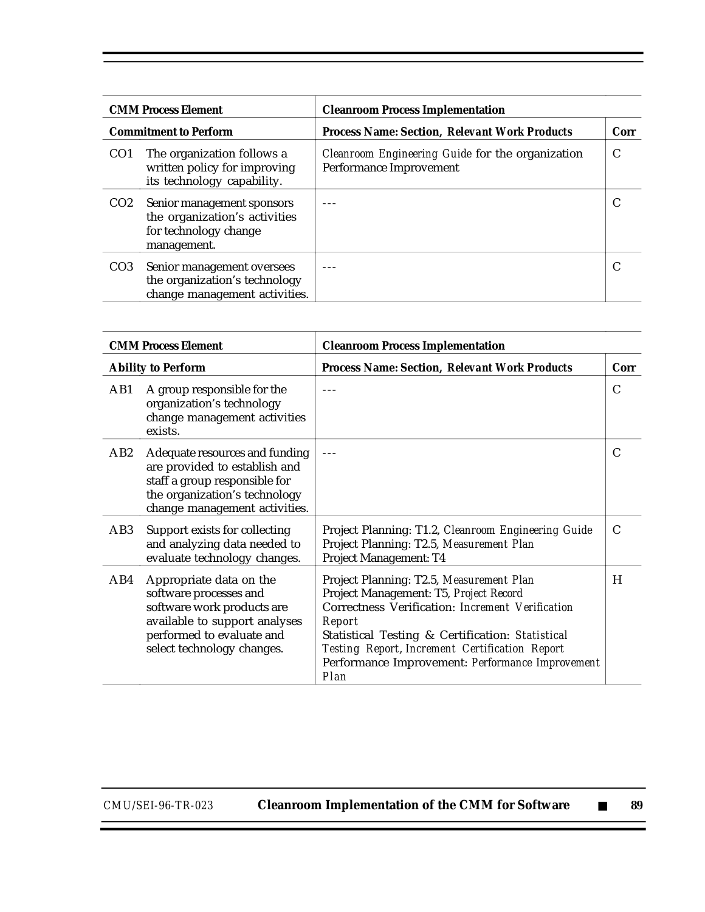| CMM Process Element | | Cleanroom Process Implementation | |
|---|---|---|---|
| **Commitment to Perform** | | **Process Name: Section, *Relevant Work Products*** | **Corr** |
| CO1 | The organization follows a written policy for improving its technology capability. | *Cleanroom Engineering Guide* for the organization<br>Performance Improvement | C |
| CO2 | Senior management sponsors the organization's activities for technology change management. | --- | C |
| CO3 | Senior management oversees the organization's technology change management activities. | --- | C |

| CMM Process Element | | Cleanroom Process Implementation | |
|---|---|---|---|
| **Ability to Perform** | | **Process Name: Section, *Relevant Work Products*** | **Corr** |
| AB1 | A group responsible for the organization's technology change management activities exists. | --- | C |
| AB2 | Adequate resources and funding are provided to establish and staff a group responsible for the organization's technology change management activities. | --- | C |
| AB3 | Support exists for collecting and analyzing data needed to evaluate technology changes. | Project Planning: T1.2, *Cleanroom Engineering Guide*<br>Project Planning: T2.5, *Measurement Plan*<br>Project Management: T4 | C |
| AB4 | Appropriate data on the software processes and software work products are available to support analyses performed to evaluate and select technology changes. | Project Planning: T2.5, *Measurement Plan*<br>Project Management: T5, *Project Record*<br>Correctness Verification: *Increment Verification Report*<br>Statistical Testing & Certification: *Statistical Testing Report*, *Increment Certification Report*<br>Performance Improvement: *Performance Improvement Plan* | H |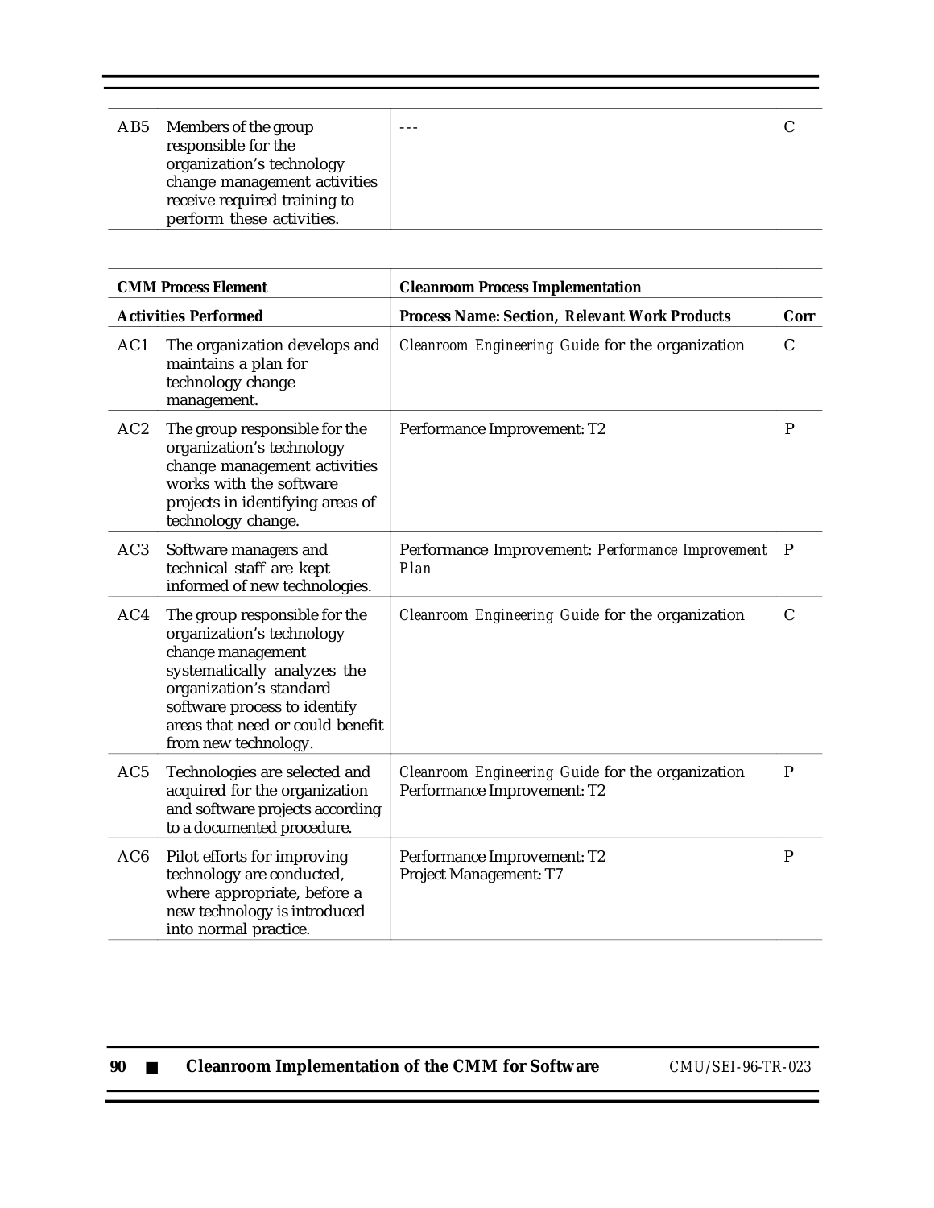| | | | |
|---|---|---|---|
| AB5 | Members of the group responsible for the organization's technology change management activities receive required training to perform these activities. | --- | C |

| CMM Process Element | | Cleanroom Process Implementation | |
|---|---|---|---|
| **Activities Performed** | | **Process Name: Section, *Relevant Work Products*** | **Corr** |
| AC1 | The organization develops and maintains a plan for technology change management. | *Cleanroom Engineering Guide* for the organization | C |
| AC2 | The group responsible for the organization's technology change management activities works with the software projects in identifying areas of technology change. | Performance Improvement: T2 | P |
| AC3 | Software managers and technical staff are kept informed of new technologies. | Performance Improvement: *Performance Improvement Plan* | P |
| AC4 | The group responsible for the organization's technology change management systematically analyzes the organization's standard software process to identify areas that need or could benefit from new technology. | *Cleanroom Engineering Guide* for the organization | C |
| AC5 | Technologies are selected and acquired for the organization and software projects according to a documented procedure. | *Cleanroom Engineering Guide* for the organization<br>Performance Improvement: T2 | P |
| AC6 | Pilot efforts for improving technology are conducted, where appropriate, before a new technology is introduced into normal practice. | Performance Improvement: T2<br>Project Management: T7 | P |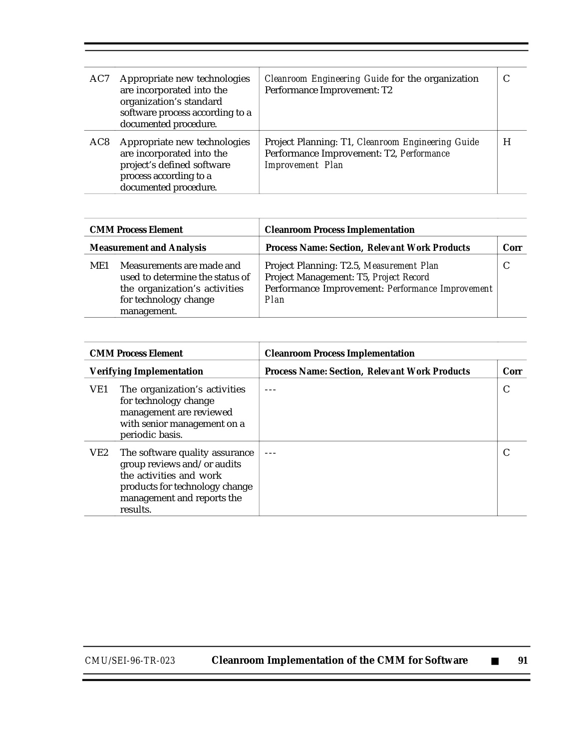| | | | |
|---|---|---|---|
| AC7 | Appropriate new technologies are incorporated into the organization's standard software process according to a documented procedure. | *Cleanroom Engineering Guide* for the organization<br>Performance Improvement: T2 | C |
| AC8 | Appropriate new technologies are incorporated into the project's defined software process according to a documented procedure. | Project Planning: T1, *Cleanroom Engineering Guide*<br>Performance Improvement: T2, *Performance Improvement Plan* | H |

| **CMM Process Element** | | **Cleanroom Process Implementation** | |
|---|---|---|---|
| **Measurement and Analysis** | | **Process Name: Section, *Relevant Work Products*** | **Corr** |
| ME1 | Measurements are made and used to determine the status of the organization's activities for technology change management. | Project Planning: T2.5, *Measurement Plan*<br>Project Management: T5, *Project Record*<br>Performance Improvement: *Performance Improvement Plan* | C |

| **CMM Process Element** | | **Cleanroom Process Implementation** | |
|---|---|---|---|
| **Verifying Implementation** | | **Process Name: Section, *Relevant Work Products*** | **Corr** |
| VE1 | The organization's activities for technology change management are reviewed with senior management on a periodic basis. | --- | C |
| VE2 | The software quality assurance group reviews and/or audits the activities and work products for technology change management and reports the results. | --- | C |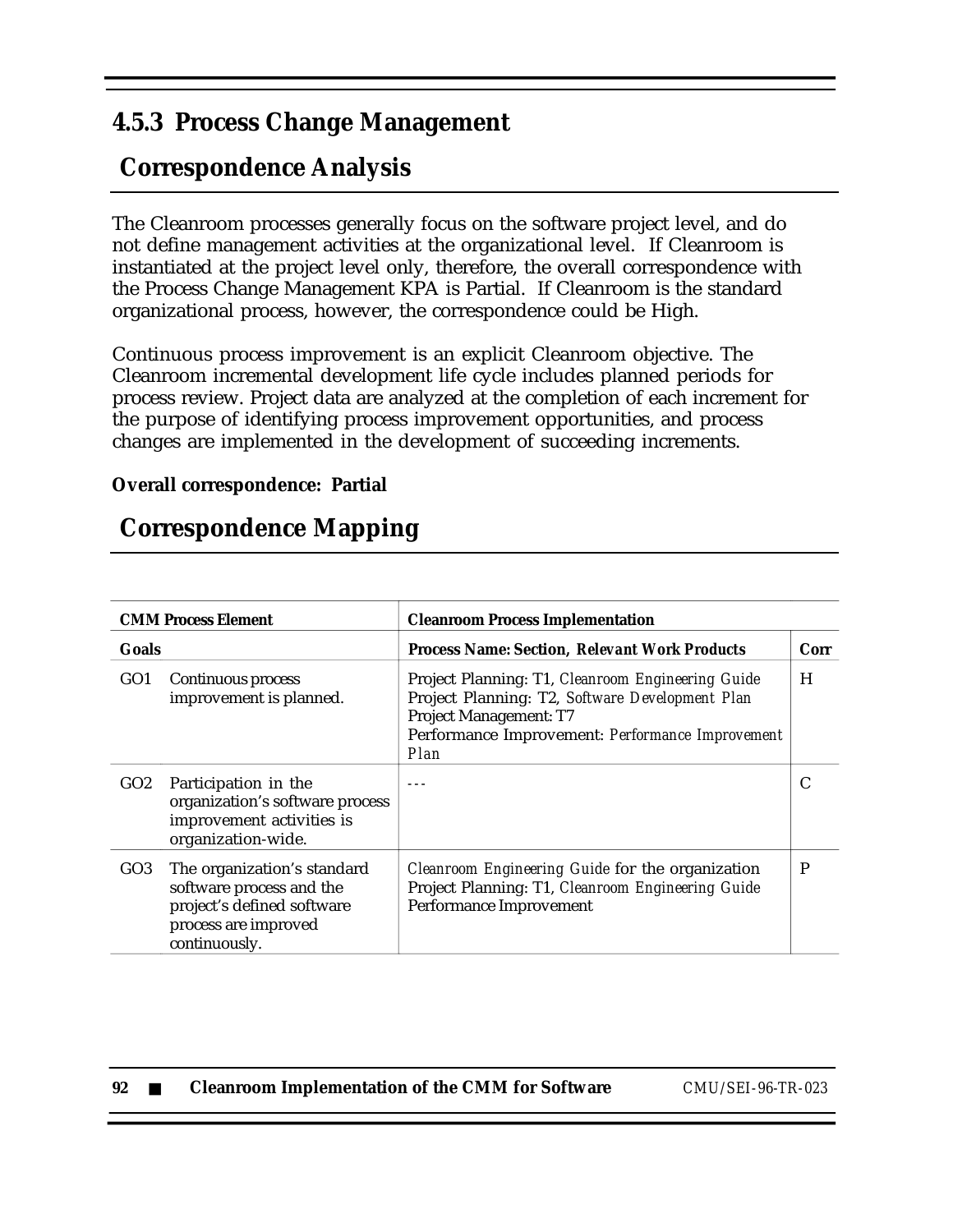### 4.5.3 Process Change Management

## Correspondence Analysis

The Cleanroom processes generally focus on the software project level, and do not define management activities at the organizational level. If Cleanroom is instantiated at the project level only, therefore, the overall correspondence with the Process Change Management KPA is Partial. If Cleanroom is the standard organizational process, however, the correspondence could be High.

Continuous process improvement is an explicit Cleanroom objective. The Cleanroom incremental development life cycle includes planned periods for process review. Project data are analyzed at the completion of each increment for the purpose of identifying process improvement opportunities, and process changes are implemented in the development of succeeding increments.

**Overall correspondence: Partial**

## Correspondence Mapping

| CMM Process Element | | Cleanroom Process Implementation | |
|---|---|---|---|
| **Goals** | | **Process Name: Section, *Relevant Work Products*** | **Corr** |
| GO1 | Continuous process improvement is planned. | Project Planning: T1, *Cleanroom Engineering Guide*<br>Project Planning: T2, *Software Development Plan*<br>Project Management: T7<br>Performance Improvement: *Performance Improvement Plan* | H |
| GO2 | Participation in the organization's software process improvement activities is organization-wide. | --- | C |
| GO3 | The organization's standard software process and the project's defined software process are improved continuously. | *Cleanroom Engineering Guide* for the organization<br>Project Planning: T1, *Cleanroom Engineering Guide*<br>Performance Improvement | P |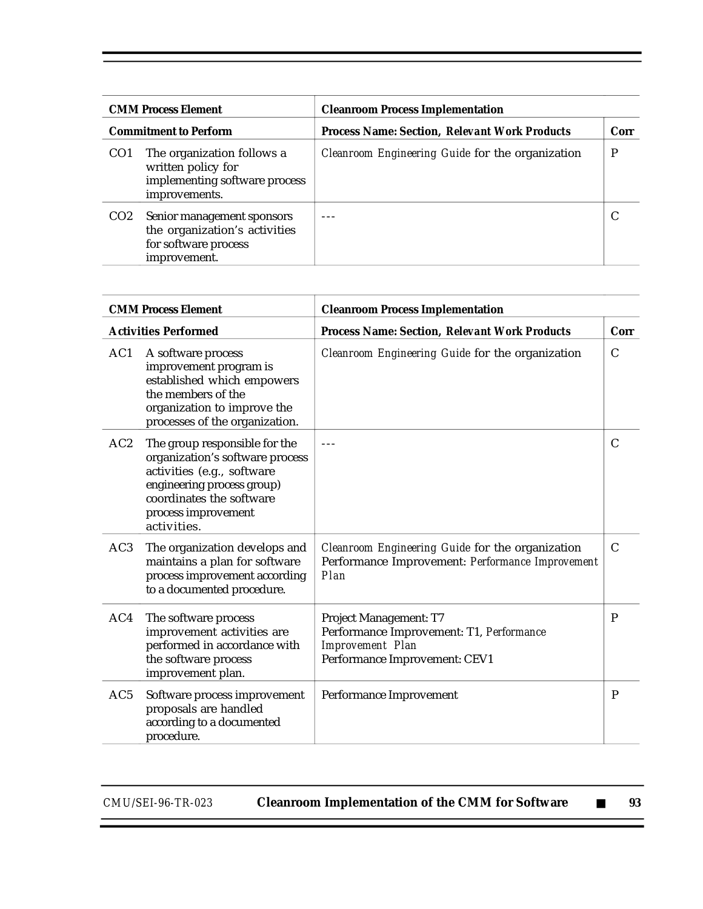| CMM Process Element | | Cleanroom Process Implementation | |
|---|---|---|---|
| **Commitment to Perform** | | **Process Name: Section, *Relevant Work Products*** | **Corr** |
| CO1 | The organization follows a written policy for implementing software process improvements. | *Cleanroom Engineering Guide* for the organization | P |
| CO2 | Senior management sponsors the organization's activities for software process improvement. | --- | C |

| CMM Process Element | | Cleanroom Process Implementation | |
|---|---|---|---|
| **Activities Performed** | | **Process Name: Section, *Relevant Work Products*** | **Corr** |
| AC1 | A software process improvement program is established which empowers the members of the organization to improve the processes of the organization. | *Cleanroom Engineering Guide* for the organization | C |
| AC2 | The group responsible for the organization's software process activities (e.g., software engineering process group) coordinates the software process improvement activities. | --- | C |
| AC3 | The organization develops and maintains a plan for software process improvement according to a documented procedure. | *Cleanroom Engineering Guide* for the organization<br>Performance Improvement: *Performance Improvement Plan* | C |
| AC4 | The software process improvement activities are performed in accordance with the software process improvement plan. | Project Management: T7<br>Performance Improvement: T1, *Performance Improvement Plan*<br>Performance Improvement: CEV1 | P |
| AC5 | Software process improvement proposals are handled according to a documented procedure. | Performance Improvement | P |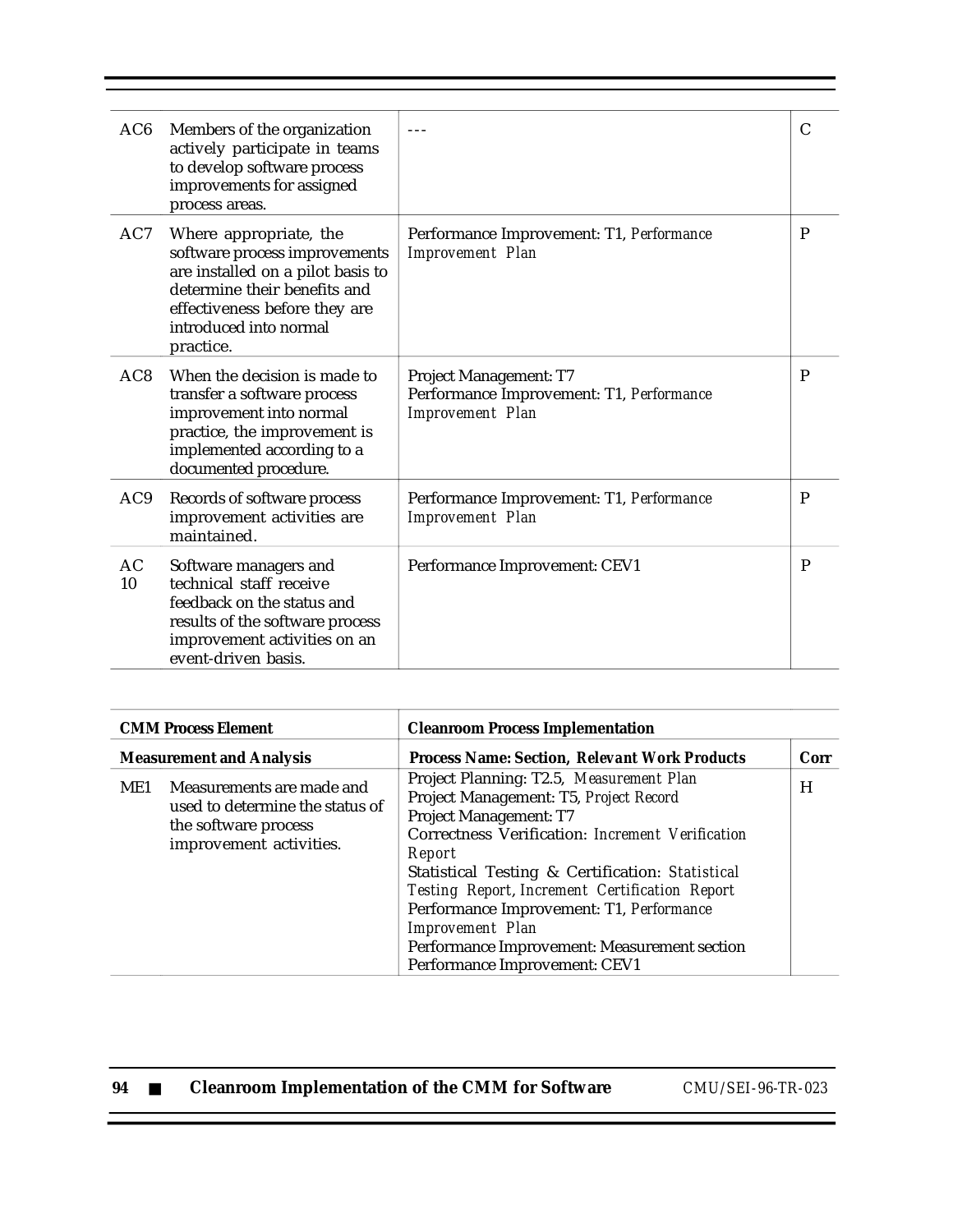| | | | |
|---|---|---|---|
| AC6 | Members of the organization actively participate in teams to develop software process improvements for assigned process areas. | --- | C |
| AC7 | Where appropriate, the software process improvements are installed on a pilot basis to determine their benefits and effectiveness before they are introduced into normal practice. | Performance Improvement: T1, *Performance Improvement Plan* | P |
| AC8 | When the decision is made to transfer a software process improvement into normal practice, the improvement is implemented according to a documented procedure. | Project Management: T7<br>Performance Improvement: T1, *Performance Improvement Plan* | P |
| AC9 | Records of software process improvement activities are maintained. | Performance Improvement: T1, *Performance Improvement Plan* | P |
| AC 10 | Software managers and technical staff receive feedback on the status and results of the software process improvement activities on an event-driven basis. | Performance Improvement: CEV1 | P |

| **CMM Process Element** | | **Cleanroom Process Implementation** | |
|---|---|---|---|
| **Measurement and Analysis** | | **Process Name: Section, Relevant Work Products** | **Corr** |
| ME1 | Measurements are made and used to determine the status of the software process improvement activities. | Project Planning: T2.5, *Measurement Plan*<br>Project Management: T5, *Project Record*<br>Project Management: T7<br>Correctness Verification: *Increment Verification Report*<br>Statistical Testing & Certification: *Statistical Testing Report*, *Increment Certification Report*<br>Performance Improvement: T1, *Performance Improvement Plan*<br>Performance Improvement: Measurement section<br>Performance Improvement: CEV1 | H |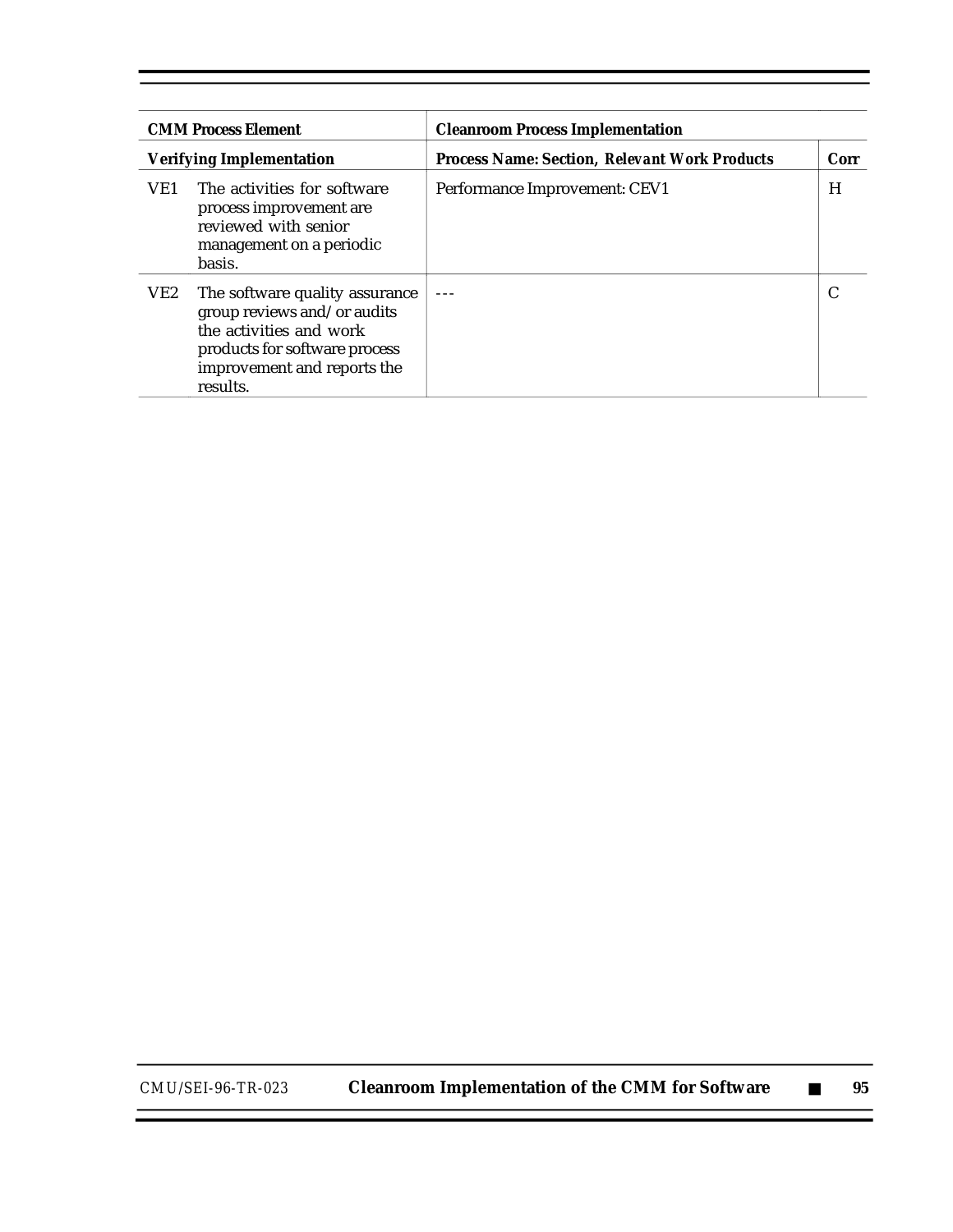| CMM Process Element | | Cleanroom Process Implementation | |
|---|---|---|---|
| **Verifying Implementation** | | **Process Name: Section,** ***Relevant Work Products*** | **Corr** |
| VE1 | The activities for software process improvement are reviewed with senior management on a periodic basis. | Performance Improvement: CEV1 | H |
| VE2 | The software quality assurance group reviews and/or audits the activities and work products for software process improvement and reports the results. | --- | C |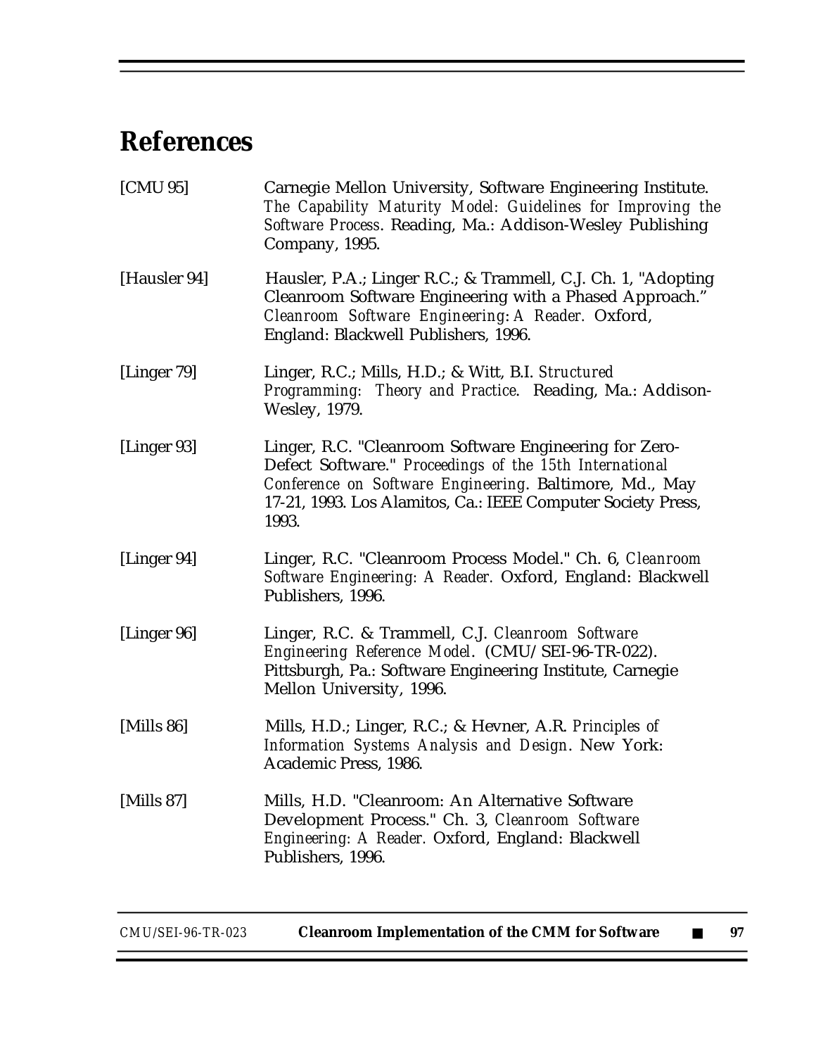# References

[CMU 95] Carnegie Mellon University, Software Engineering Institute. *The Capability Maturity Model: Guidelines for Improving the Software Process*. Reading, Ma.: Addison-Wesley Publishing Company, 1995.

[Hausler 94] Hausler, P.A.; Linger R.C.; & Trammell, C.J. Ch. 1, "Adopting Cleanroom Software Engineering with a Phased Approach." *Cleanroom Software Engineering: A Reader.* Oxford, England: Blackwell Publishers, 1996.

[Linger 79] Linger, R.C.; Mills, H.D.; & Witt, B.I. *Structured Programming: Theory and Practice*. Reading, Ma.: Addison-Wesley, 1979.

[Linger 93] Linger, R.C. "Cleanroom Software Engineering for Zero-Defect Software." *Proceedings of the 15th International Conference on Software Engineering*. Baltimore, Md., May 17-21, 1993. Los Alamitos, Ca.: IEEE Computer Society Press, 1993.

[Linger 94] Linger, R.C. "Cleanroom Process Model." Ch. 6, *Cleanroom Software Engineering: A Reader.* Oxford, England: Blackwell Publishers, 1996.

[Linger 96] Linger, R.C. & Trammell, C.J. *Cleanroom Software Engineering Reference Model*. (CMU/SEI-96-TR-022). Pittsburgh, Pa.: Software Engineering Institute, Carnegie Mellon University, 1996.

[Mills 86] Mills, H.D.; Linger, R.C.; & Hevner, A.R. *Principles of Information Systems Analysis and Design*. New York: Academic Press, 1986.

[Mills 87] Mills, H.D. "Cleanroom: An Alternative Software Development Process." Ch. 3, *Cleanroom Software Engineering: A Reader.* Oxford, England: Blackwell Publishers, 1996.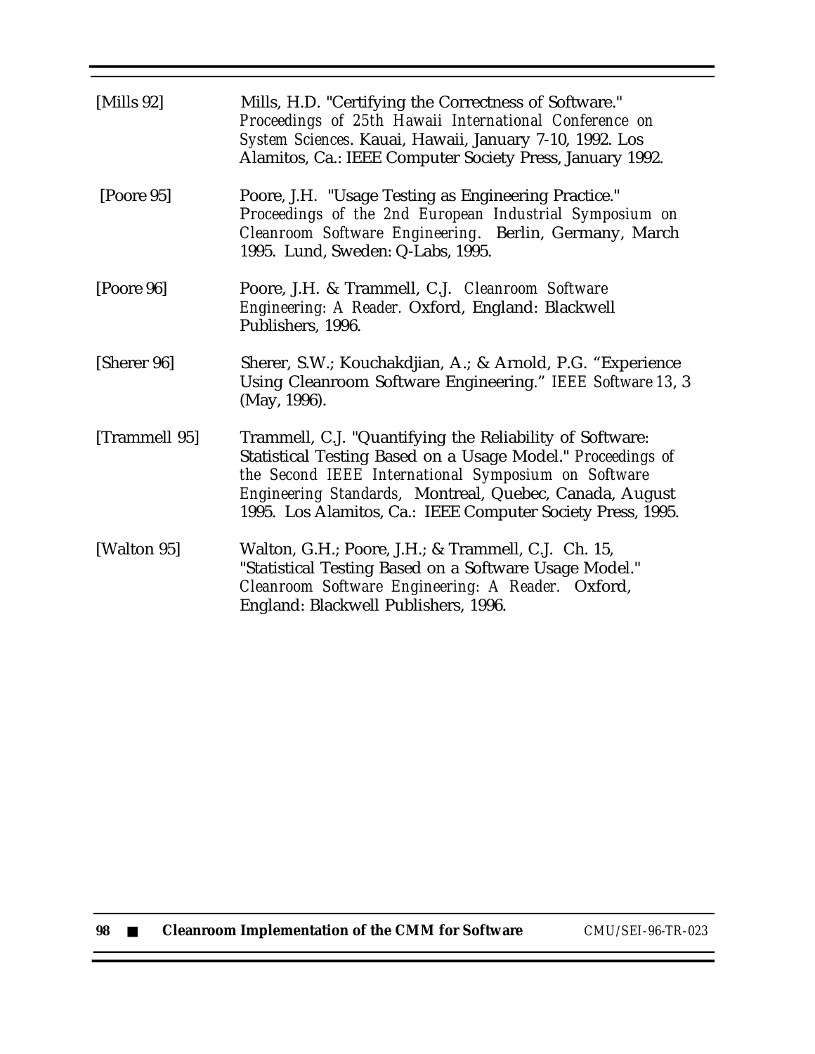[Mills 92] Mills, H.D. "Certifying the Correctness of Software." *Proceedings of 25th Hawaii International Conference on System Sciences*. Kauai, Hawaii, January 7-10, 1992. Los Alamitos, Ca.: IEEE Computer Society Press, January 1992.

[Poore 95] Poore, J.H. "Usage Testing as Engineering Practice." *Proceedings of the 2nd European Industrial Symposium on Cleanroom Software Engineering*. Berlin, Germany, March 1995. Lund, Sweden: Q-Labs, 1995.

[Poore 96] Poore, J.H. & Trammell, C.J. *Cleanroom Software Engineering: A Reader.* Oxford, England: Blackwell Publishers, 1996.

[Sherer 96] Sherer, S.W.; Kouchakdjian, A.; & Arnold, P.G. "Experience Using Cleanroom Software Engineering." *IEEE Software 13*, 3 (May, 1996).

[Trammell 95] Trammell, C.J. "Quantifying the Reliability of Software: Statistical Testing Based on a Usage Model." *Proceedings of the Second IEEE International Symposium on Software Engineering Standards,* Montreal, Quebec, Canada, August 1995. Los Alamitos, Ca.: IEEE Computer Society Press, 1995.

[Walton 95] Walton, G.H.; Poore, J.H.; & Trammell, C.J. Ch. 15, "Statistical Testing Based on a Software Usage Model." *Cleanroom Software Engineering: A Reader.* Oxford, England: Blackwell Publishers, 1996.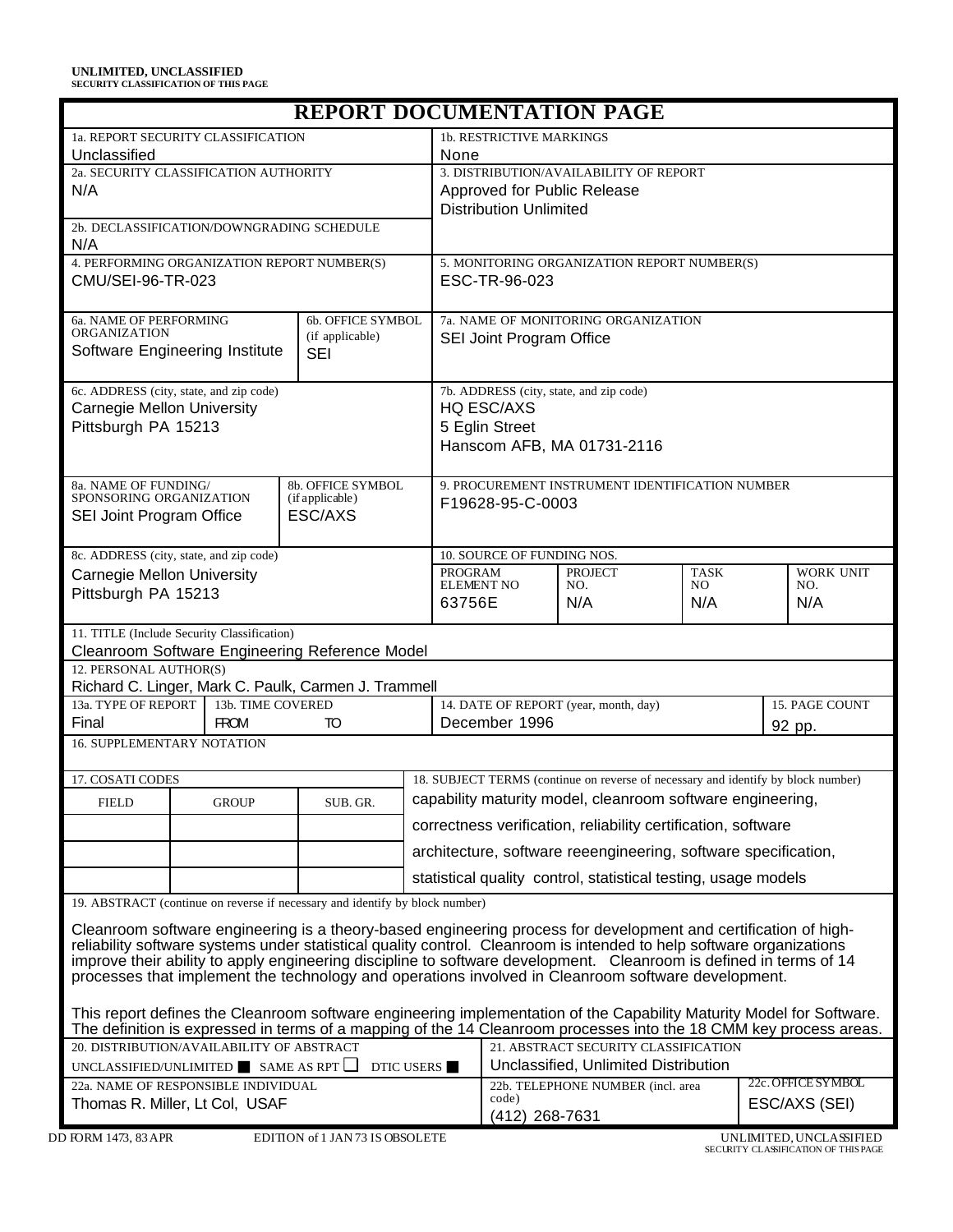UNLIMITED, UNCLASSIFIED
SECURITY CLASSIFICATION OF THIS PAGE

# REPORT DOCUMENTATION PAGE

| | |
|---|---|
| 1a. REPORT SECURITY CLASSIFICATION<br>Unclassified | 1b. RESTRICTIVE MARKINGS<br>None |
| 2a. SECURITY CLASSIFICATION AUTHORITY<br>N/A | 3. DISTRIBUTION/AVAILABILITY OF REPORT<br>Approved for Public Release<br>Distribution Unlimited |
| 2b. DECLASSIFICATION/DOWNGRADING SCHEDULE<br>N/A | |
| 4. PERFORMING ORGANIZATION REPORT NUMBER(S)<br>CMU/SEI-96-TR-023 | 5. MONITORING ORGANIZATION REPORT NUMBER(S)<br>ESC-TR-96-023 |
| 6a. NAME OF PERFORMING ORGANIZATION<br>Software Engineering Institute<br>6b. OFFICE SYMBOL (if applicable)<br>SEI | 7a. NAME OF MONITORING ORGANIZATION<br>SEI Joint Program Office |
| 6c. ADDRESS (city, state, and zip code)<br>Carnegie Mellon University<br>Pittsburgh PA 15213 | 7b. ADDRESS (city, state, and zip code)<br>HQ ESC/AXS<br>5 Eglin Street<br>Hanscom AFB, MA 01731-2116 |
| 8a. NAME OF FUNDING/SPONSORING ORGANIZATION<br>SEI Joint Program Office<br>8b. OFFICE SYMBOL (if applicable)<br>ESC/AXS | 9. PROCUREMENT INSTRUMENT IDENTIFICATION NUMBER<br>F19628-95-C-0003 |
| 8c. ADDRESS (city, state, and zip code)<br>Carnegie Mellon University<br>Pittsburgh PA 15213 | 10. SOURCE OF FUNDING NOS.<br>PROGRAM ELEMENT NO: 63756E<br>PROJECT NO.: N/A<br>TASK NO: N/A<br>WORK UNIT NO.: N/A |

11. TITLE (Include Security Classification)
Cleanroom Software Engineering Reference Model

12. PERSONAL AUTHOR(S)
Richard C. Linger, Mark C. Paulk, Carmen J. Trammell

| 13a. TYPE OF REPORT | 13b. TIME COVERED | 14. DATE OF REPORT (year, month, day) | 15. PAGE COUNT |
|---|---|---|---|
| Final | FROM TO | December 1996 | 92 pp. |

16. SUPPLEMENTARY NOTATION

| 17. COSATI CODES | | |
|---|---|---|
| FIELD | GROUP | SUB. GR. |
| | | |
| | | |
| | | |

18. SUBJECT TERMS (continue on reverse of necessary and identify by block number)
capability maturity model, cleanroom software engineering, correctness verification, reliability certification, software architecture, software reeengineering, software specification, statistical quality control, statistical testing, usage models

19. ABSTRACT (continue on reverse if necessary and identify by block number)

Cleanroom software engineering is a theory-based engineering process for development and certification of high-reliability software systems under statistical quality control. Cleanroom is intended to help software organizations improve their ability to apply engineering discipline to software development. Cleanroom is defined in terms of 14 processes that implement the technology and operations involved in Cleanroom software development.

This report defines the Cleanroom software engineering implementation of the Capability Maturity Model for Software. The definition is expressed in terms of a mapping of the 14 Cleanroom processes into the 18 CMM key process areas.

| | | |
|---|---|---|
| 20. DISTRIBUTION/AVAILABILITY OF ABSTRACT<br>UNCLASSIFIED/UNLIMITED ■ SAME AS RPT ❑ DTIC USERS ■ | 21. ABSTRACT SECURITY CLASSIFICATION<br>Unclassified, Unlimited Distribution | |
| 22a. NAME OF RESPONSIBLE INDIVIDUAL<br>Thomas R. Miller, Lt Col, USAF | 22b. TELEPHONE NUMBER (incl. area code)<br>(412) 268-7631 | 22c. OFFICE SYMBOL<br>ESC/AXS (SEI) |

DD FORM 1473, 83 APR    EDITION of 1 JAN 73 IS OBSOLETE    UNLIMITED, UNCLASSIFIED
SECURITY CLASSIFICATION OF THIS PAGE